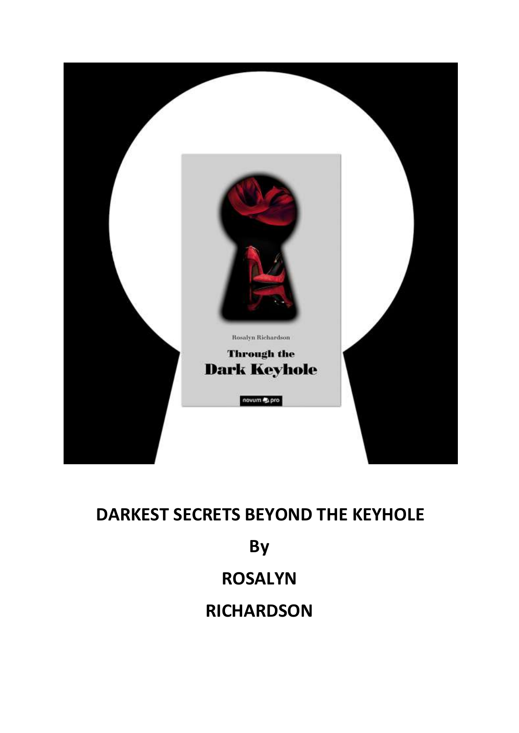# DARKEST SECRETS BEYOND THE KEYHOLE

## By

## ROSALYN

## RICHARDSON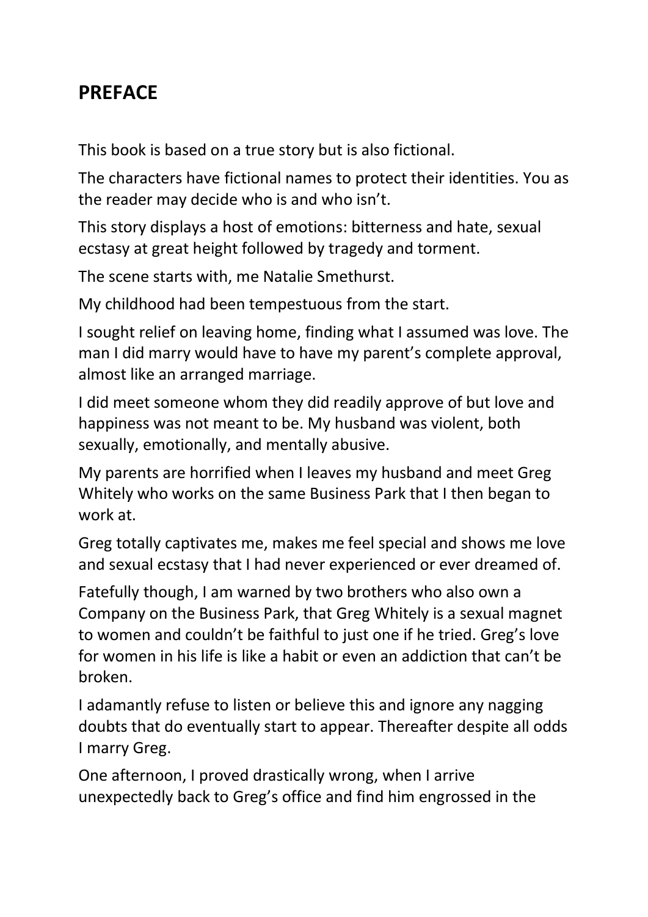## PREFACE

This book is based on a true story but is also fictional.

The characters have fictional names to protect their identities. You as the reader may decide who is and who isn't.

This story displays a host of emotions: bitterness and hate, sexual ecstasy at great height followed by tragedy and torment.

The scene starts with, me Natalie Smethurst.

My childhood had been tempestuous from the start.

I sought relief on leaving home, finding what I assumed was love. The man I did marry would have to have my parent's complete approval, almost like an arranged marriage.

I did meet someone whom they did readily approve of but love and happiness was not meant to be. My husband was violent, both sexually, emotionally, and mentally abusive.

My parents are horrified when I leaves my husband and meet Greg Whitely who works on the same Business Park that I then began to work at.

Greg totally captivates me, makes me feel special and shows me love and sexual ecstasy that I had never experienced or ever dreamed of.

Fatefully though, I am warned by two brothers who also own a Company on the Business Park, that Greg Whitely is a sexual magnet to women and couldn't be faithful to just one if he tried. Greg's love for women in his life is like a habit or even an addiction that can't be broken.

I adamantly refuse to listen or believe this and ignore any nagging doubts that do eventually start to appear. Thereafter despite all odds I marry Greg.

One afternoon, I proved drastically wrong, when I arrive unexpectedly back to Greg's office and find him engrossed in the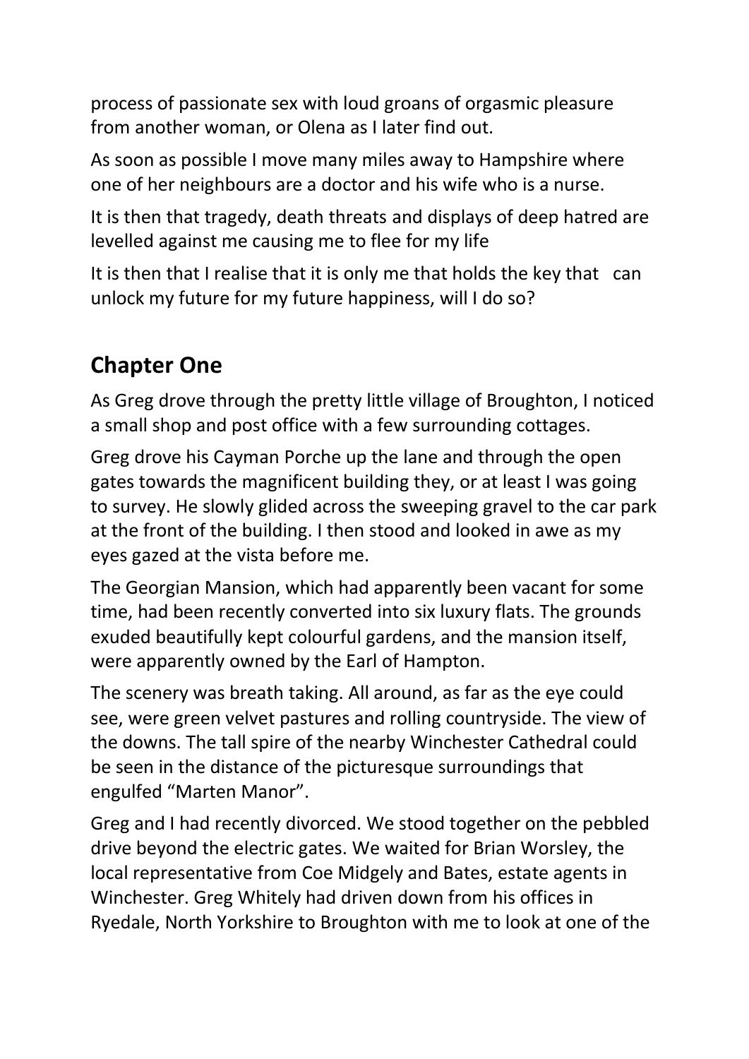process of passionate sex with loud groans of orgasmic pleasure from another woman, or Olena as I later find out.

As soon as possible I move many miles away to Hampshire where one of her neighbours are a doctor and his wife who is a nurse.

It is then that tragedy, death threats and displays of deep hatred are levelled against me causing me to flee for my life

It is then that I realise that it is only me that holds the key that can unlock my future for my future happiness, will I do so?

## Chapter One

As Greg drove through the pretty little village of Broughton, I noticed a small shop and post office with a few surrounding cottages.

Greg drove his Cayman Porche up the lane and through the open gates towards the magnificent building they, or at least I was going to survey. He slowly glided across the sweeping gravel to the car park at the front of the building. I then stood and looked in awe as my eyes gazed at the vista before me.

The Georgian Mansion, which had apparently been vacant for some time, had been recently converted into six luxury flats. The grounds exuded beautifully kept colourful gardens, and the mansion itself, were apparently owned by the Earl of Hampton.

The scenery was breath taking. All around, as far as the eye could see, were green velvet pastures and rolling countryside. The view of the downs. The tall spire of the nearby Winchester Cathedral could be seen in the distance of the picturesque surroundings that engulfed "Marten Manor".

Greg and I had recently divorced. We stood together on the pebbled drive beyond the electric gates. We waited for Brian Worsley, the local representative from Coe Midgely and Bates, estate agents in Winchester. Greg Whitely had driven down from his offices in Ryedale, North Yorkshire to Broughton with me to look at one of the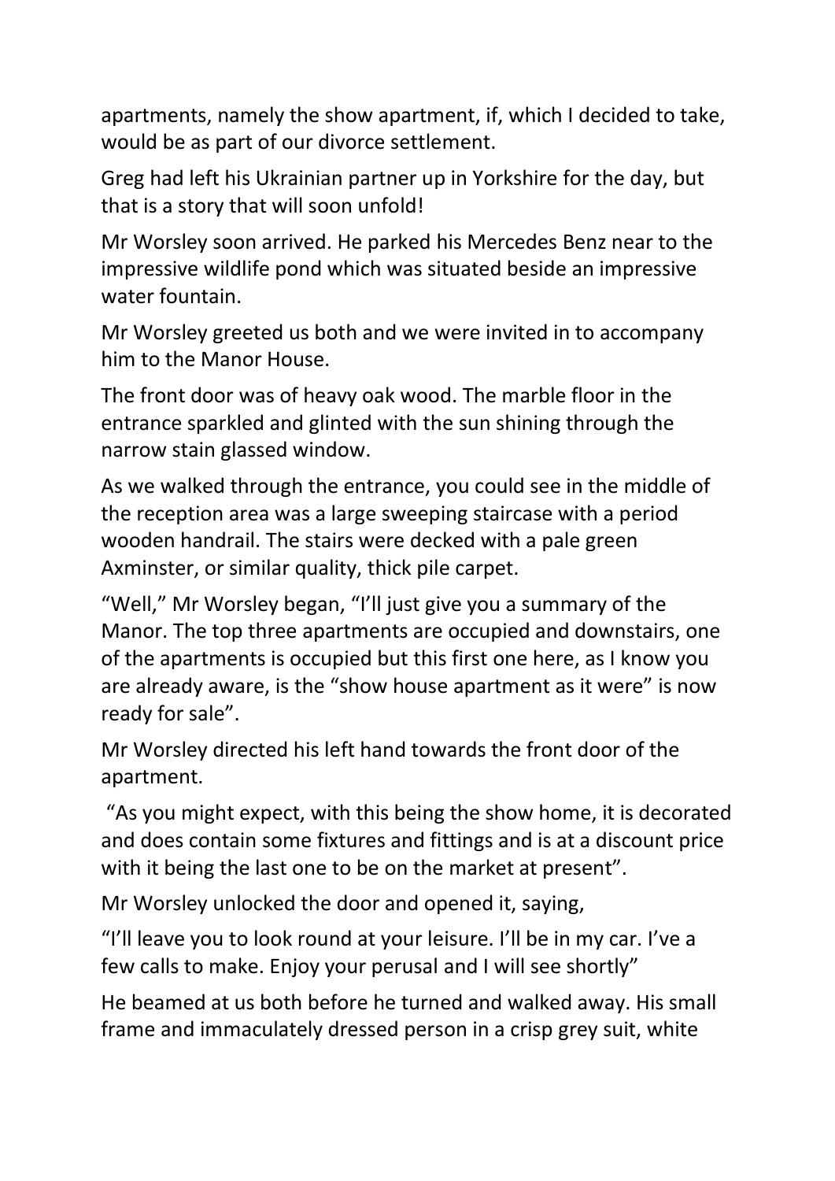apartments, namely the show apartment, if, which I decided to take, would be as part of our divorce settlement.

Greg had left his Ukrainian partner up in Yorkshire for the day, but that is a story that will soon unfold!

Mr Worsley soon arrived. He parked his Mercedes Benz near to the impressive wildlife pond which was situated beside an impressive water fountain.

Mr Worsley greeted us both and we were invited in to accompany him to the Manor House.

The front door was of heavy oak wood. The marble floor in the entrance sparkled and glinted with the sun shining through the narrow stain glassed window.

As we walked through the entrance, you could see in the middle of the reception area was a large sweeping staircase with a period wooden handrail. The stairs were decked with a pale green Axminster, or similar quality, thick pile carpet.

"Well," Mr Worsley began, "I'll just give you a summary of the Manor. The top three apartments are occupied and downstairs, one of the apartments is occupied but this first one here, as I know you are already aware, is the "show house apartment as it were" is now ready for sale".

Mr Worsley directed his left hand towards the front door of the apartment.

"As you might expect, with this being the show home, it is decorated and does contain some fixtures and fittings and is at a discount price with it being the last one to be on the market at present".

Mr Worsley unlocked the door and opened it, saying,

"I'll leave you to look round at your leisure. I'll be in my car. I've a few calls to make. Enjoy your perusal and I will see shortly"

He beamed at us both before he turned and walked away. His small frame and immaculately dressed person in a crisp grey suit, white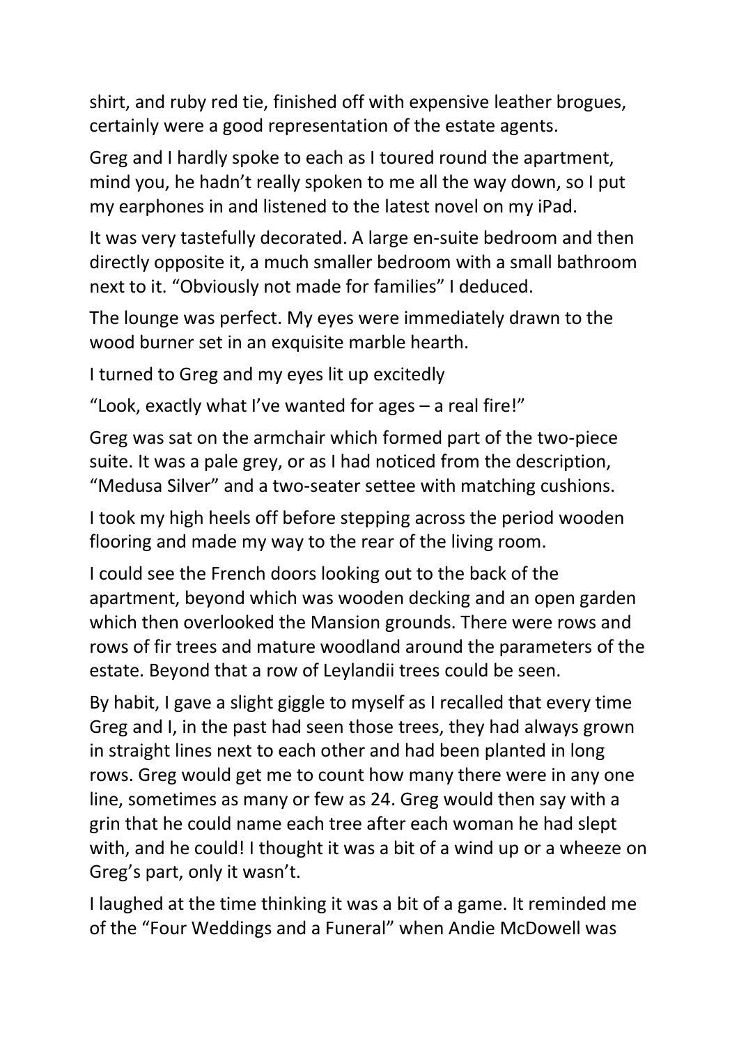shirt, and ruby red tie, finished off with expensive leather brogues, certainly were a good representation of the estate agents.

Greg and I hardly spoke to each as I toured round the apartment, mind you, he hadn't really spoken to me all the way down, so I put my earphones in and listened to the latest novel on my iPad.

It was very tastefully decorated. A large en-suite bedroom and then directly opposite it, a much smaller bedroom with a small bathroom next to it. "Obviously not made for families" I deduced.

The lounge was perfect. My eyes were immediately drawn to the wood burner set in an exquisite marble hearth.

I turned to Greg and my eyes lit up excitedly

"Look, exactly what I've wanted for ages – a real fire!"

Greg was sat on the armchair which formed part of the two-piece suite. It was a pale grey, or as I had noticed from the description, "Medusa Silver" and a two-seater settee with matching cushions.

I took my high heels off before stepping across the period wooden flooring and made my way to the rear of the living room.

I could see the French doors looking out to the back of the apartment, beyond which was wooden decking and an open garden which then overlooked the Mansion grounds. There were rows and rows of fir trees and mature woodland around the parameters of the estate. Beyond that a row of Leylandii trees could be seen.

By habit, I gave a slight giggle to myself as I recalled that every time Greg and I, in the past had seen those trees, they had always grown in straight lines next to each other and had been planted in long rows. Greg would get me to count how many there were in any one line, sometimes as many or few as 24. Greg would then say with a grin that he could name each tree after each woman he had slept with, and he could! I thought it was a bit of a wind up or a wheeze on Greg's part, only it wasn't.

I laughed at the time thinking it was a bit of a game. It reminded me of the "Four Weddings and a Funeral" when Andie McDowell was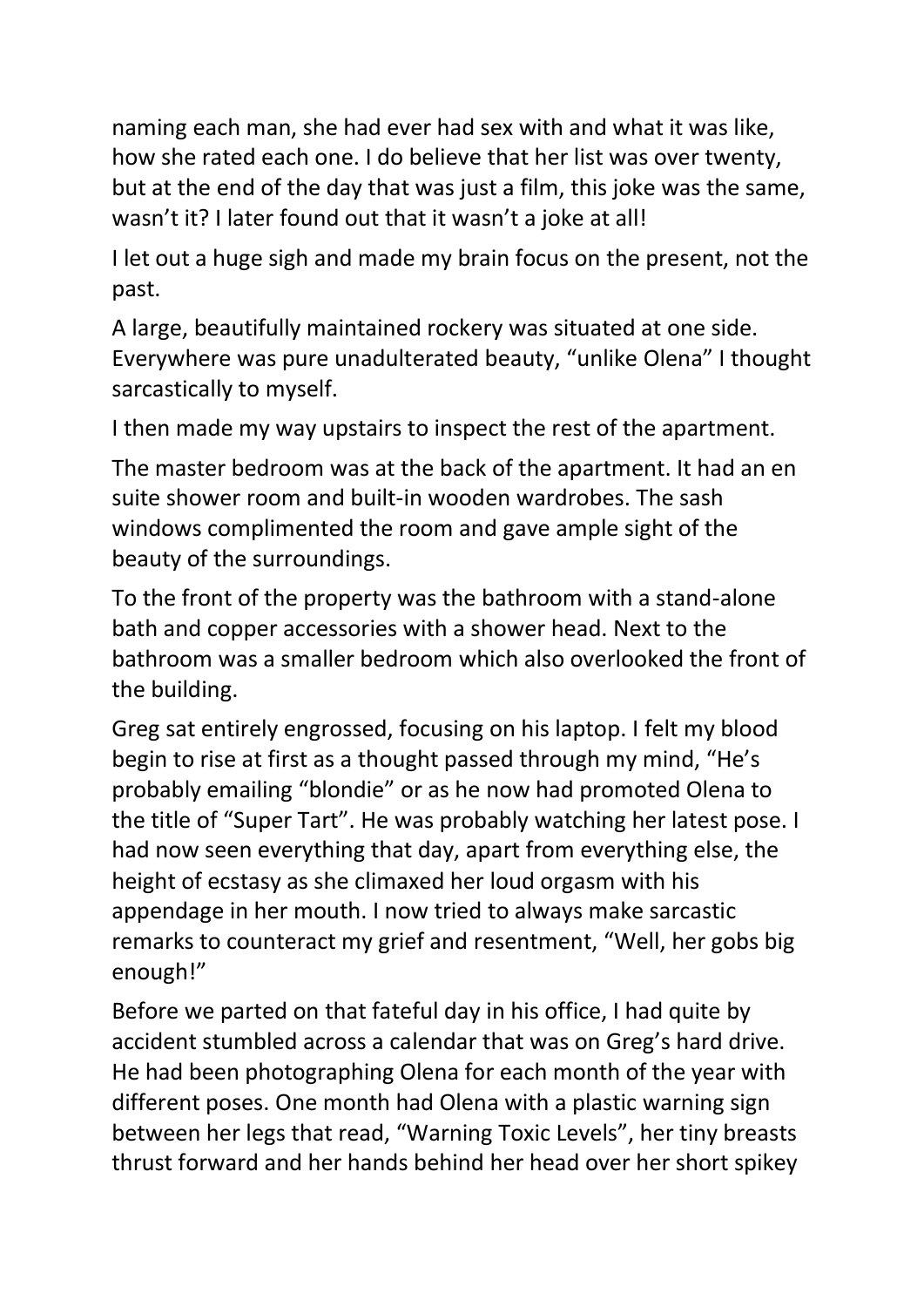naming each man, she had ever had sex with and what it was like, how she rated each one. I do believe that her list was over twenty, but at the end of the day that was just a film, this joke was the same, wasn't it? I later found out that it wasn't a joke at all!

I let out a huge sigh and made my brain focus on the present, not the past.

A large, beautifully maintained rockery was situated at one side. Everywhere was pure unadulterated beauty, "unlike Olena" I thought sarcastically to myself.

I then made my way upstairs to inspect the rest of the apartment.

The master bedroom was at the back of the apartment. It had an en suite shower room and built-in wooden wardrobes. The sash windows complimented the room and gave ample sight of the beauty of the surroundings.

To the front of the property was the bathroom with a stand-alone bath and copper accessories with a shower head. Next to the bathroom was a smaller bedroom which also overlooked the front of the building.

Greg sat entirely engrossed, focusing on his laptop. I felt my blood begin to rise at first as a thought passed through my mind, "He's probably emailing "blondie" or as he now had promoted Olena to the title of "Super Tart". He was probably watching her latest pose. I had now seen everything that day, apart from everything else, the height of ecstasy as she climaxed her loud orgasm with his appendage in her mouth. I now tried to always make sarcastic remarks to counteract my grief and resentment, "Well, her gobs big enough!"

Before we parted on that fateful day in his office, I had quite by accident stumbled across a calendar that was on Greg's hard drive. He had been photographing Olena for each month of the year with different poses. One month had Olena with a plastic warning sign between her legs that read, "Warning Toxic Levels", her tiny breasts thrust forward and her hands behind her head over her short spikey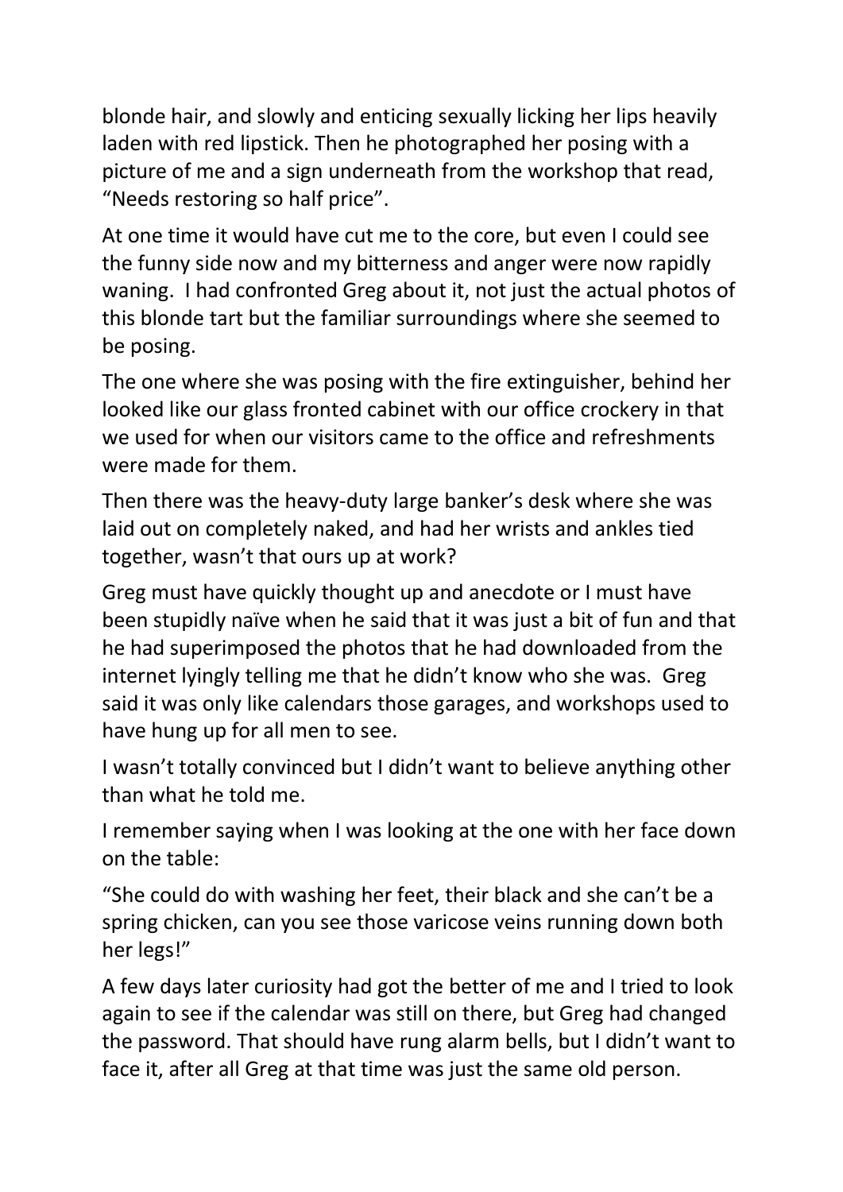blonde hair, and slowly and enticing sexually licking her lips heavily laden with red lipstick. Then he photographed her posing with a picture of me and a sign underneath from the workshop that read, "Needs restoring so half price".

At one time it would have cut me to the core, but even I could see the funny side now and my bitterness and anger were now rapidly waning. I had confronted Greg about it, not just the actual photos of this blonde tart but the familiar surroundings where she seemed to be posing.

The one where she was posing with the fire extinguisher, behind her looked like our glass fronted cabinet with our office crockery in that we used for when our visitors came to the office and refreshments were made for them.

Then there was the heavy-duty large banker's desk where she was laid out on completely naked, and had her wrists and ankles tied together, wasn't that ours up at work?

Greg must have quickly thought up and anecdote or I must have been stupidly naïve when he said that it was just a bit of fun and that he had superimposed the photos that he had downloaded from the internet lyingly telling me that he didn't know who she was. Greg said it was only like calendars those garages, and workshops used to have hung up for all men to see.

I wasn't totally convinced but I didn't want to believe anything other than what he told me.

I remember saying when I was looking at the one with her face down on the table:

"She could do with washing her feet, their black and she can't be a spring chicken, can you see those varicose veins running down both her legs!"

A few days later curiosity had got the better of me and I tried to look again to see if the calendar was still on there, but Greg had changed the password. That should have rung alarm bells, but I didn't want to face it, after all Greg at that time was just the same old person.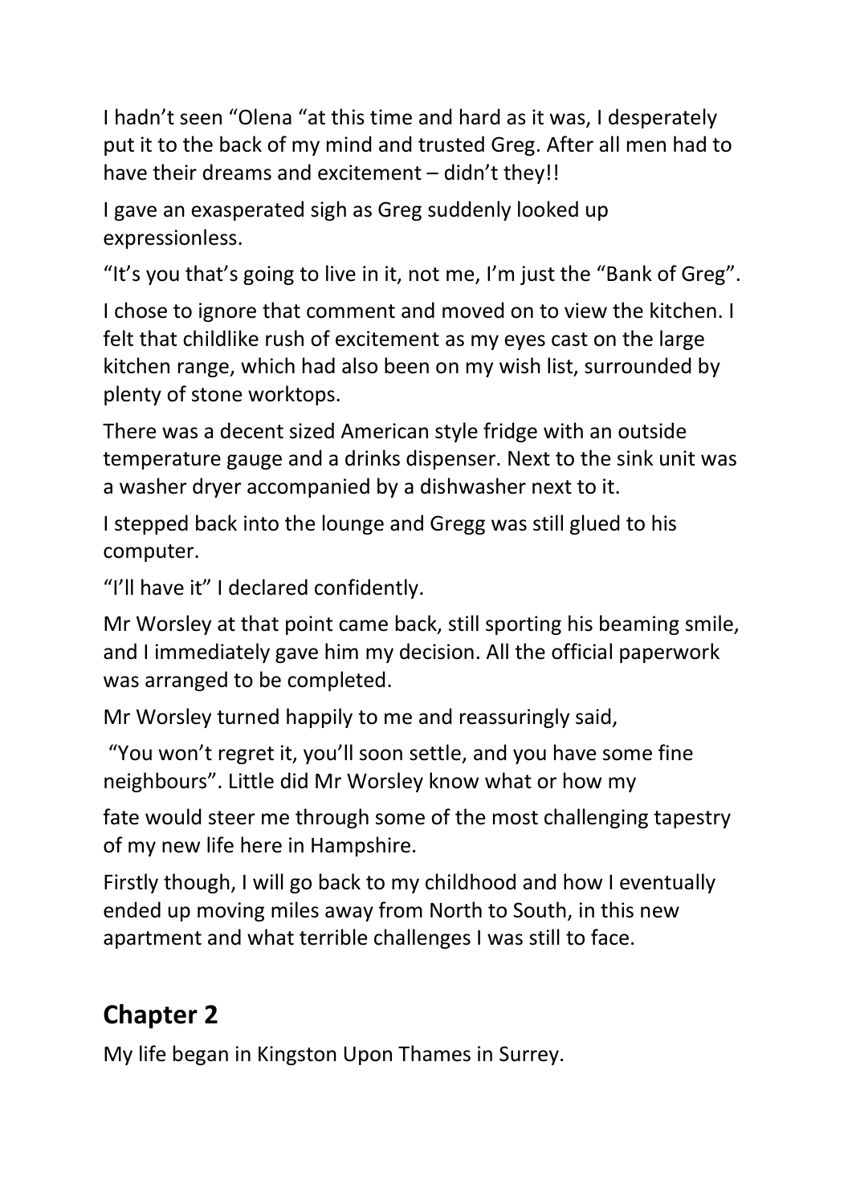I hadn't seen "Olena "at this time and hard as it was, I desperately put it to the back of my mind and trusted Greg. After all men had to have their dreams and excitement – didn't they!!

I gave an exasperated sigh as Greg suddenly looked up expressionless.

"It's you that's going to live in it, not me, I'm just the "Bank of Greg".

I chose to ignore that comment and moved on to view the kitchen. I felt that childlike rush of excitement as my eyes cast on the large kitchen range, which had also been on my wish list, surrounded by plenty of stone worktops.

There was a decent sized American style fridge with an outside temperature gauge and a drinks dispenser. Next to the sink unit was a washer dryer accompanied by a dishwasher next to it.

I stepped back into the lounge and Gregg was still glued to his computer.

"I'll have it" I declared confidently.

Mr Worsley at that point came back, still sporting his beaming smile, and I immediately gave him my decision. All the official paperwork was arranged to be completed.

Mr Worsley turned happily to me and reassuringly said,

"You won't regret it, you'll soon settle, and you have some fine neighbours". Little did Mr Worsley know what or how my fate would steer me through some of the most challenging tapestry of my new life here in Hampshire.

Firstly though, I will go back to my childhood and how I eventually ended up moving miles away from North to South, in this new apartment and what terrible challenges I was still to face.

## Chapter 2

My life began in Kingston Upon Thames in Surrey.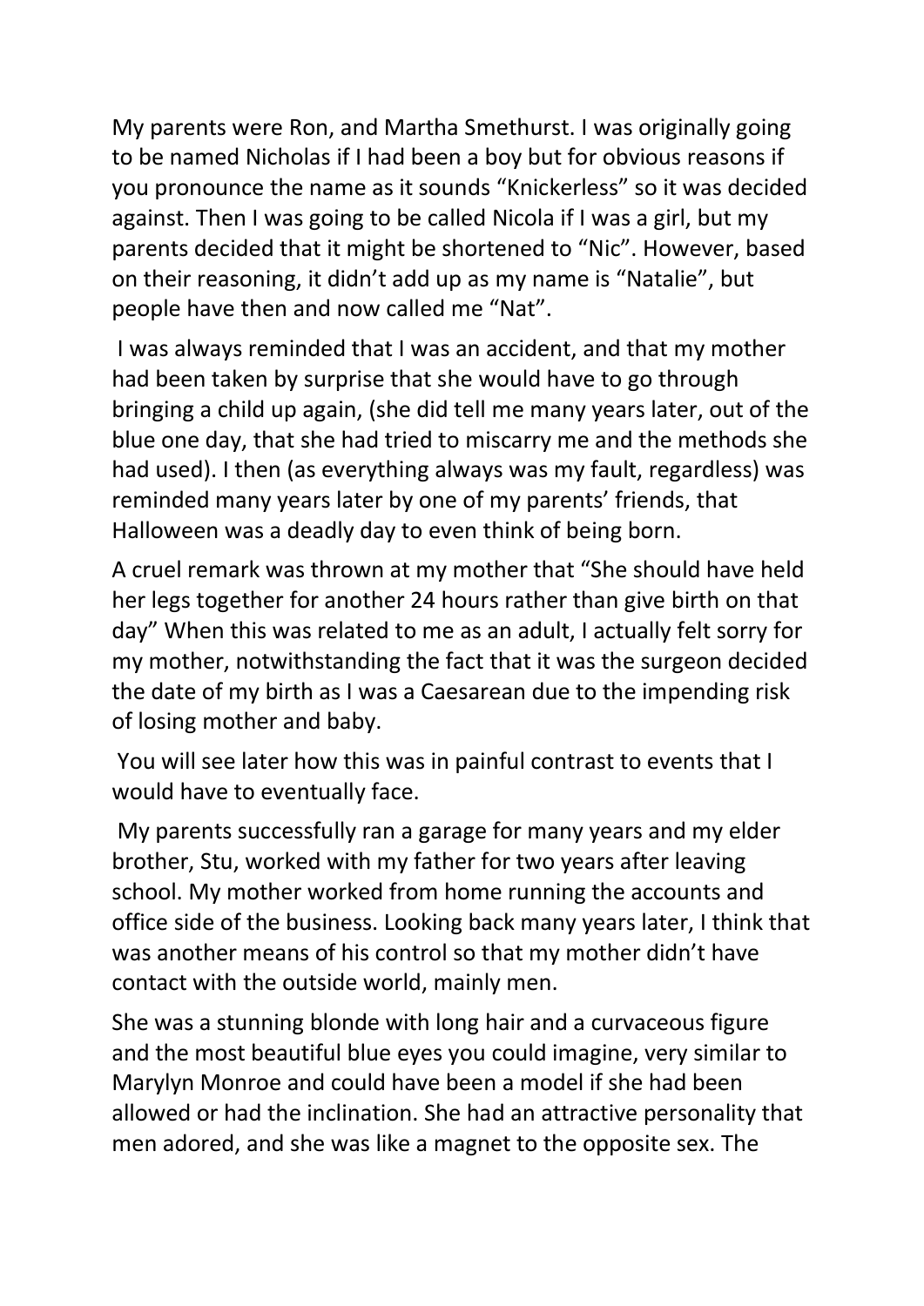My parents were Ron, and Martha Smethurst. I was originally going to be named Nicholas if I had been a boy but for obvious reasons if you pronounce the name as it sounds "Knickerless" so it was decided against. Then I was going to be called Nicola if I was a girl, but my parents decided that it might be shortened to "Nic". However, based on their reasoning, it didn't add up as my name is "Natalie", but people have then and now called me "Nat".

I was always reminded that I was an accident, and that my mother had been taken by surprise that she would have to go through bringing a child up again, (she did tell me many years later, out of the blue one day, that she had tried to miscarry me and the methods she had used). I then (as everything always was my fault, regardless) was reminded many years later by one of my parents' friends, that Halloween was a deadly day to even think of being born.

A cruel remark was thrown at my mother that "She should have held her legs together for another 24 hours rather than give birth on that day" When this was related to me as an adult, I actually felt sorry for my mother, notwithstanding the fact that it was the surgeon decided the date of my birth as I was a Caesarean due to the impending risk of losing mother and baby.

You will see later how this was in painful contrast to events that I would have to eventually face.

My parents successfully ran a garage for many years and my elder brother, Stu, worked with my father for two years after leaving school. My mother worked from home running the accounts and office side of the business. Looking back many years later, I think that was another means of his control so that my mother didn't have contact with the outside world, mainly men.

She was a stunning blonde with long hair and a curvaceous figure and the most beautiful blue eyes you could imagine, very similar to Marylyn Monroe and could have been a model if she had been allowed or had the inclination. She had an attractive personality that men adored, and she was like a magnet to the opposite sex. The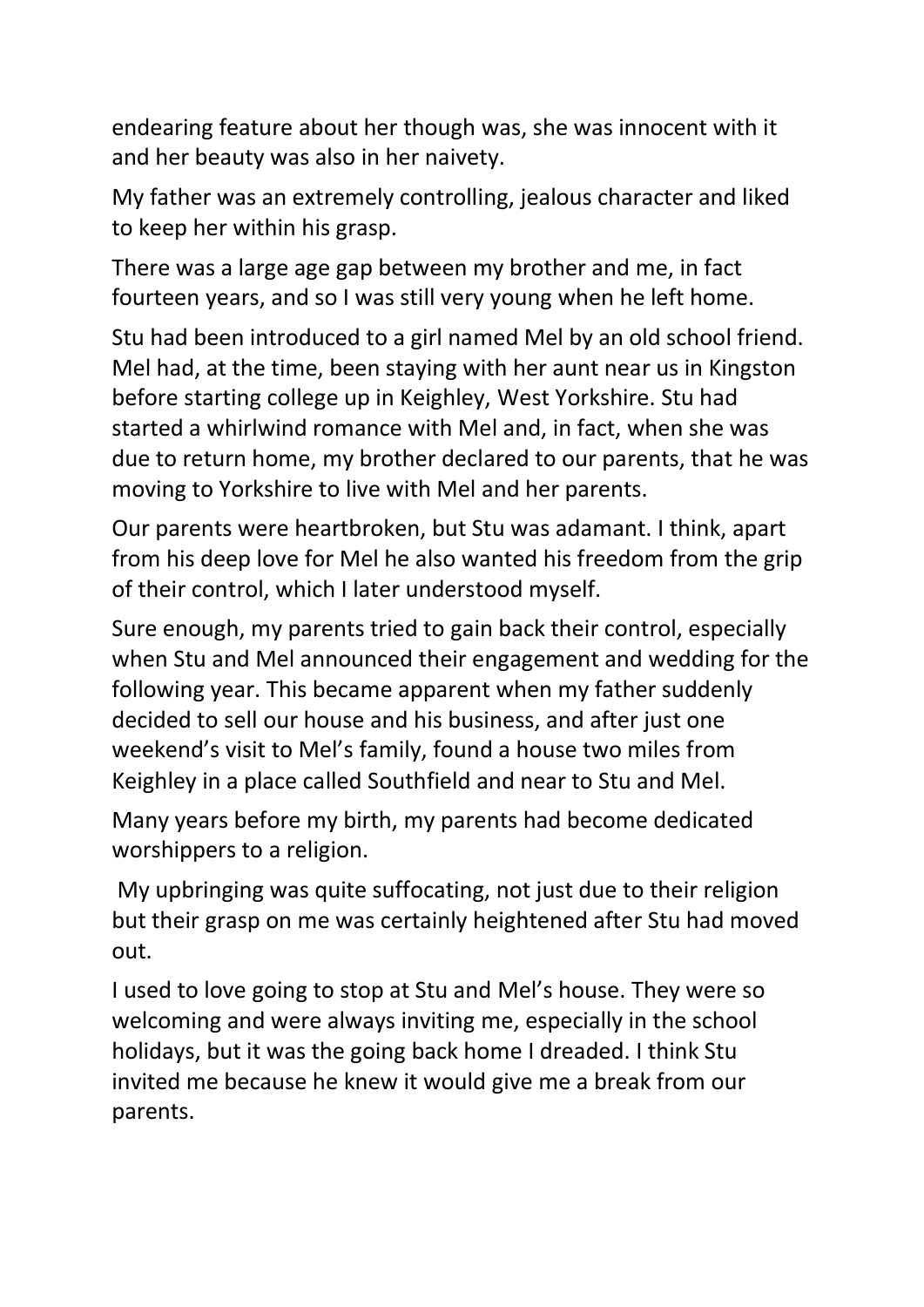endearing feature about her though was, she was innocent with it and her beauty was also in her naivety.

My father was an extremely controlling, jealous character and liked to keep her within his grasp.

There was a large age gap between my brother and me, in fact fourteen years, and so I was still very young when he left home.

Stu had been introduced to a girl named Mel by an old school friend. Mel had, at the time, been staying with her aunt near us in Kingston before starting college up in Keighley, West Yorkshire. Stu had started a whirlwind romance with Mel and, in fact, when she was due to return home, my brother declared to our parents, that he was moving to Yorkshire to live with Mel and her parents.

Our parents were heartbroken, but Stu was adamant. I think, apart from his deep love for Mel he also wanted his freedom from the grip of their control, which I later understood myself.

Sure enough, my parents tried to gain back their control, especially when Stu and Mel announced their engagement and wedding for the following year. This became apparent when my father suddenly decided to sell our house and his business, and after just one weekend's visit to Mel's family, found a house two miles from Keighley in a place called Southfield and near to Stu and Mel.

Many years before my birth, my parents had become dedicated worshippers to a religion.

My upbringing was quite suffocating, not just due to their religion but their grasp on me was certainly heightened after Stu had moved out.

I used to love going to stop at Stu and Mel's house. They were so welcoming and were always inviting me, especially in the school holidays, but it was the going back home I dreaded. I think Stu invited me because he knew it would give me a break from our parents.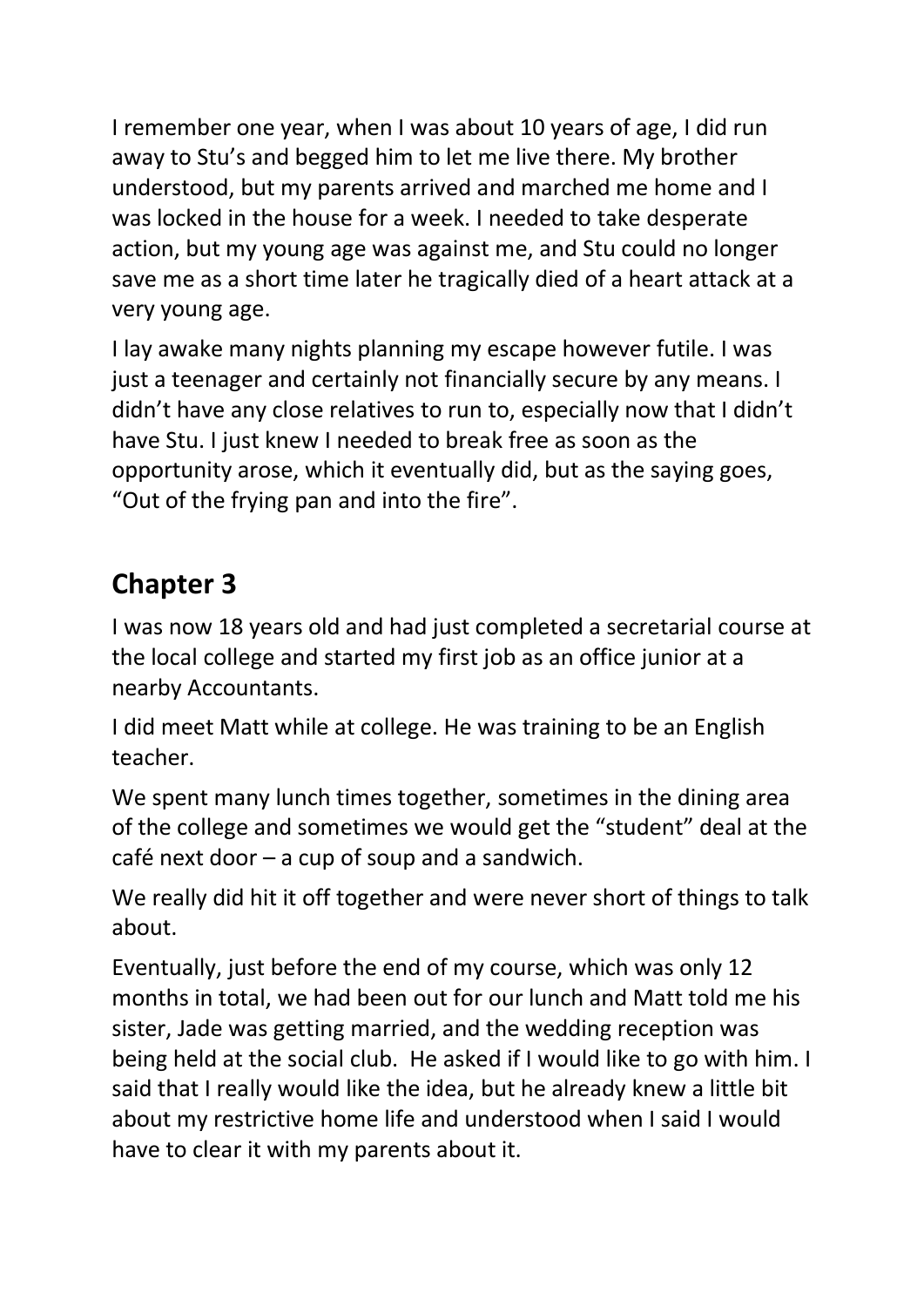I remember one year, when I was about 10 years of age, I did run away to Stu's and begged him to let me live there. My brother understood, but my parents arrived and marched me home and I was locked in the house for a week. I needed to take desperate action, but my young age was against me, and Stu could no longer save me as a short time later he tragically died of a heart attack at a very young age.

I lay awake many nights planning my escape however futile. I was just a teenager and certainly not financially secure by any means. I didn't have any close relatives to run to, especially now that I didn't have Stu. I just knew I needed to break free as soon as the opportunity arose, which it eventually did, but as the saying goes, "Out of the frying pan and into the fire".

## Chapter 3

I was now 18 years old and had just completed a secretarial course at the local college and started my first job as an office junior at a nearby Accountants.

I did meet Matt while at college. He was training to be an English teacher.

We spent many lunch times together, sometimes in the dining area of the college and sometimes we would get the "student" deal at the café next door – a cup of soup and a sandwich.

We really did hit it off together and were never short of things to talk about.

Eventually, just before the end of my course, which was only 12 months in total, we had been out for our lunch and Matt told me his sister, Jade was getting married, and the wedding reception was being held at the social club. He asked if I would like to go with him. I said that I really would like the idea, but he already knew a little bit about my restrictive home life and understood when I said I would have to clear it with my parents about it.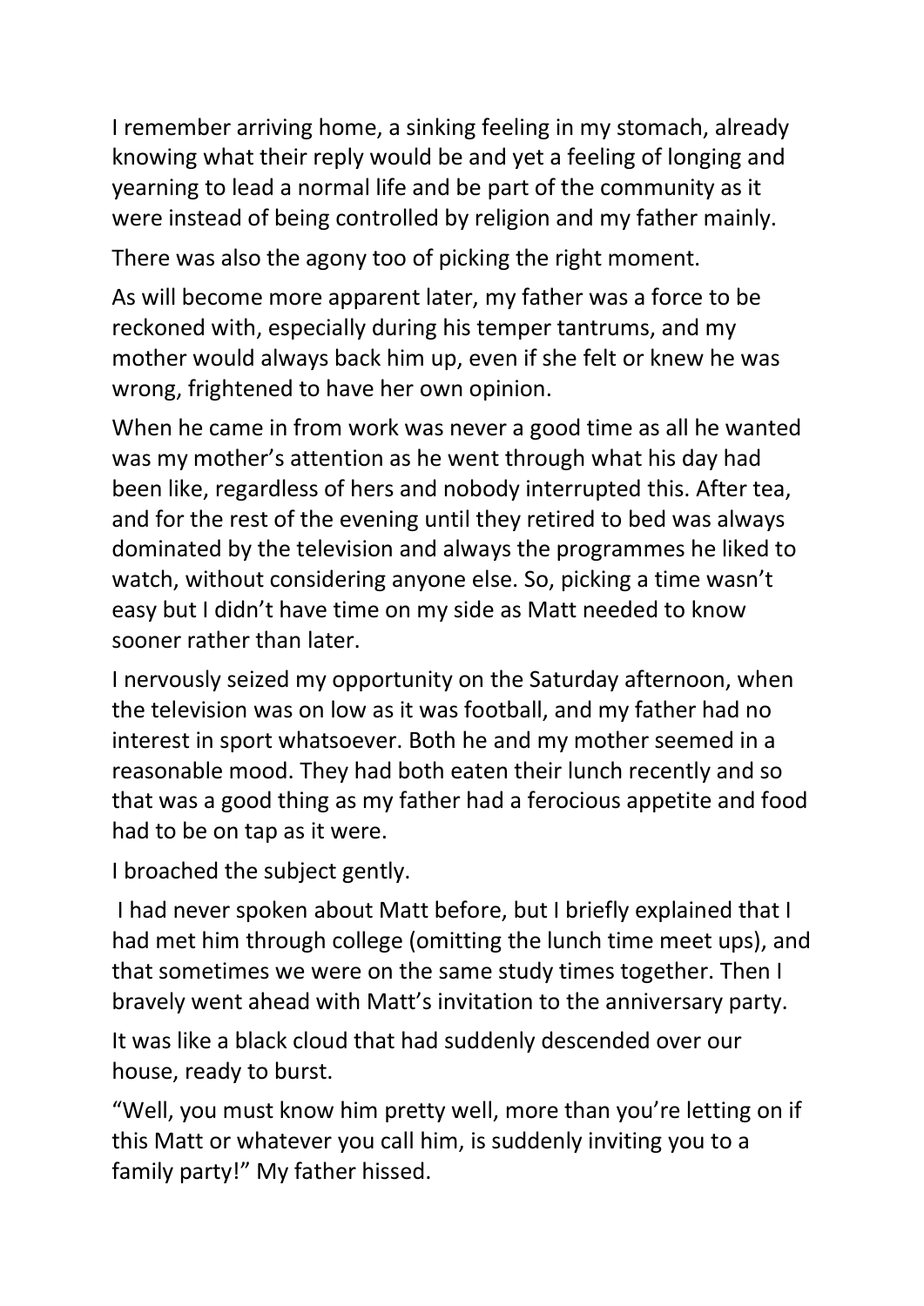I remember arriving home, a sinking feeling in my stomach, already knowing what their reply would be and yet a feeling of longing and yearning to lead a normal life and be part of the community as it were instead of being controlled by religion and my father mainly.

There was also the agony too of picking the right moment.

As will become more apparent later, my father was a force to be reckoned with, especially during his temper tantrums, and my mother would always back him up, even if she felt or knew he was wrong, frightened to have her own opinion.

When he came in from work was never a good time as all he wanted was my mother's attention as he went through what his day had been like, regardless of hers and nobody interrupted this. After tea, and for the rest of the evening until they retired to bed was always dominated by the television and always the programmes he liked to watch, without considering anyone else. So, picking a time wasn't easy but I didn't have time on my side as Matt needed to know sooner rather than later.

I nervously seized my opportunity on the Saturday afternoon, when the television was on low as it was football, and my father had no interest in sport whatsoever. Both he and my mother seemed in a reasonable mood. They had both eaten their lunch recently and so that was a good thing as my father had a ferocious appetite and food had to be on tap as it were.

I broached the subject gently.

I had never spoken about Matt before, but I briefly explained that I had met him through college (omitting the lunch time meet ups), and that sometimes we were on the same study times together. Then I bravely went ahead with Matt's invitation to the anniversary party.

It was like a black cloud that had suddenly descended over our house, ready to burst.

"Well, you must know him pretty well, more than you're letting on if this Matt or whatever you call him, is suddenly inviting you to a family party!" My father hissed.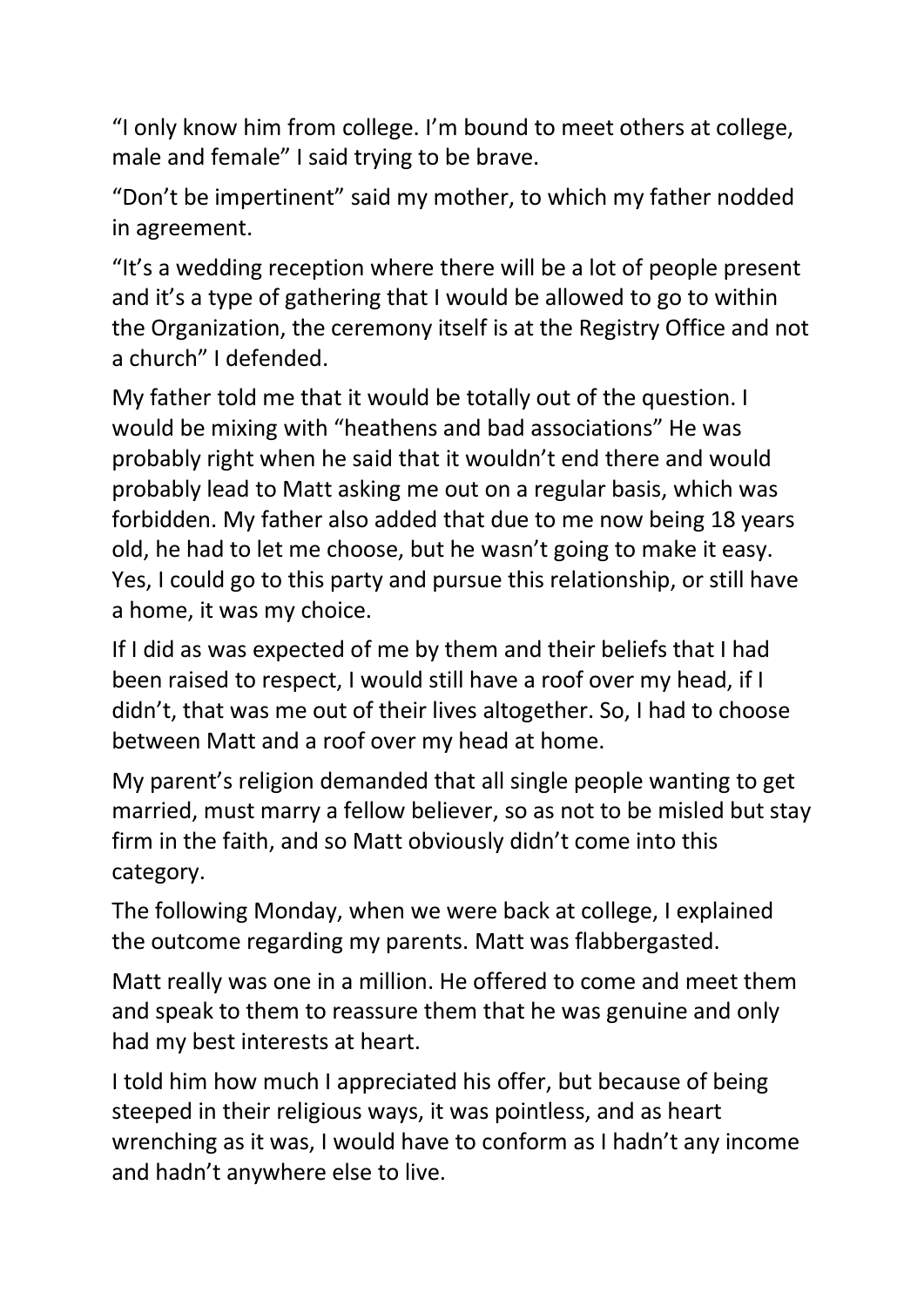"I only know him from college. I'm bound to meet others at college, male and female" I said trying to be brave.

"Don't be impertinent" said my mother, to which my father nodded in agreement.

"It's a wedding reception where there will be a lot of people present and it's a type of gathering that I would be allowed to go to within the Organization, the ceremony itself is at the Registry Office and not a church" I defended.

My father told me that it would be totally out of the question. I would be mixing with "heathens and bad associations" He was probably right when he said that it wouldn't end there and would probably lead to Matt asking me out on a regular basis, which was forbidden. My father also added that due to me now being 18 years old, he had to let me choose, but he wasn't going to make it easy. Yes, I could go to this party and pursue this relationship, or still have a home, it was my choice.

If I did as was expected of me by them and their beliefs that I had been raised to respect, I would still have a roof over my head, if I didn't, that was me out of their lives altogether. So, I had to choose between Matt and a roof over my head at home.

My parent's religion demanded that all single people wanting to get married, must marry a fellow believer, so as not to be misled but stay firm in the faith, and so Matt obviously didn't come into this category.

The following Monday, when we were back at college, I explained the outcome regarding my parents. Matt was flabbergasted.

Matt really was one in a million. He offered to come and meet them and speak to them to reassure them that he was genuine and only had my best interests at heart.

I told him how much I appreciated his offer, but because of being steeped in their religious ways, it was pointless, and as heart wrenching as it was, I would have to conform as I hadn't any income and hadn't anywhere else to live.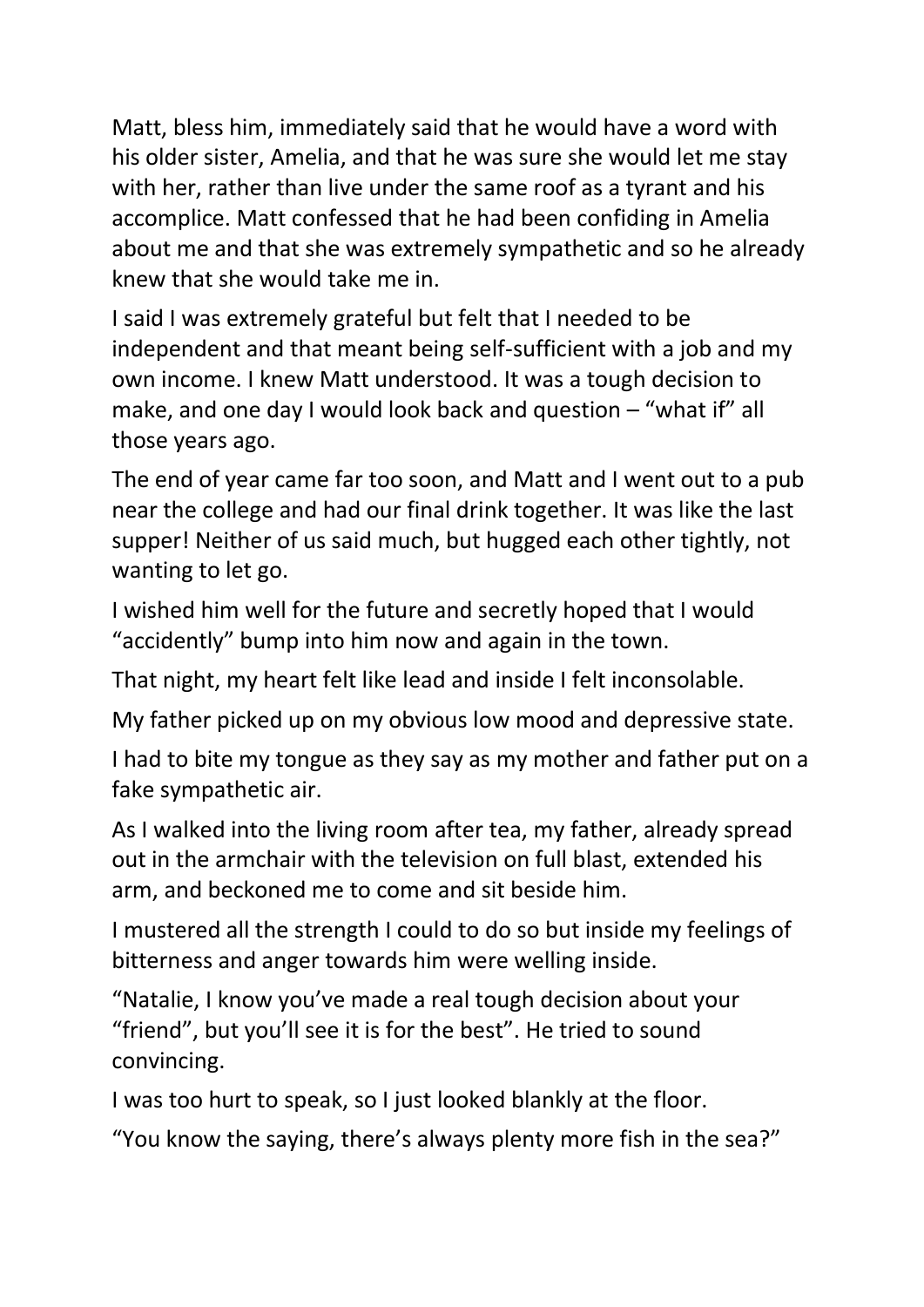Matt, bless him, immediately said that he would have a word with his older sister, Amelia, and that he was sure she would let me stay with her, rather than live under the same roof as a tyrant and his accomplice. Matt confessed that he had been confiding in Amelia about me and that she was extremely sympathetic and so he already knew that she would take me in.

I said I was extremely grateful but felt that I needed to be independent and that meant being self-sufficient with a job and my own income. I knew Matt understood. It was a tough decision to make, and one day I would look back and question – "what if" all those years ago.

The end of year came far too soon, and Matt and I went out to a pub near the college and had our final drink together. It was like the last supper! Neither of us said much, but hugged each other tightly, not wanting to let go.

I wished him well for the future and secretly hoped that I would "accidently" bump into him now and again in the town.

That night, my heart felt like lead and inside I felt inconsolable.

My father picked up on my obvious low mood and depressive state.

I had to bite my tongue as they say as my mother and father put on a fake sympathetic air.

As I walked into the living room after tea, my father, already spread out in the armchair with the television on full blast, extended his arm, and beckoned me to come and sit beside him.

I mustered all the strength I could to do so but inside my feelings of bitterness and anger towards him were welling inside.

"Natalie, I know you've made a real tough decision about your "friend", but you'll see it is for the best". He tried to sound convincing.

I was too hurt to speak, so I just looked blankly at the floor.

"You know the saying, there's always plenty more fish in the sea?"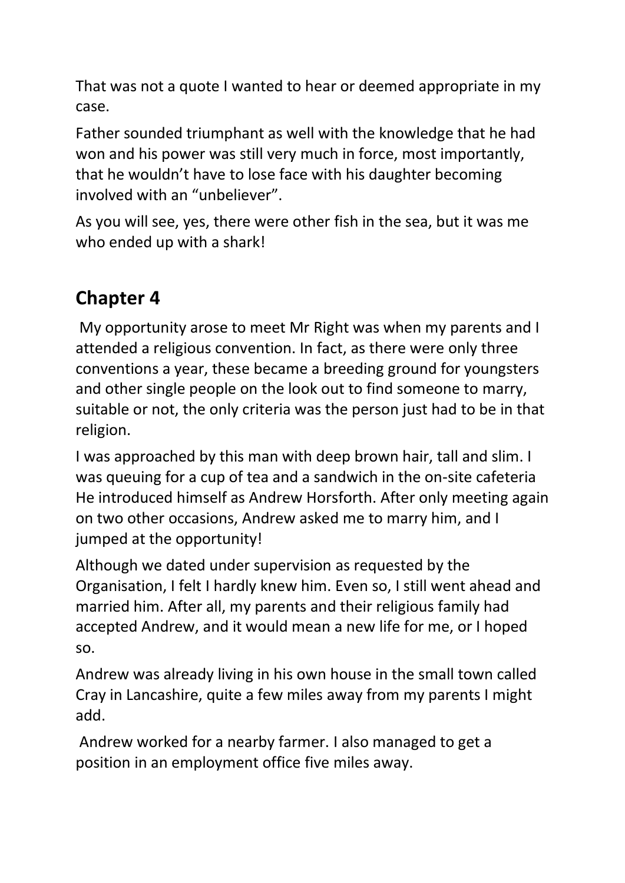That was not a quote I wanted to hear or deemed appropriate in my case.

Father sounded triumphant as well with the knowledge that he had won and his power was still very much in force, most importantly, that he wouldn't have to lose face with his daughter becoming involved with an "unbeliever".

As you will see, yes, there were other fish in the sea, but it was me who ended up with a shark!

## Chapter 4

My opportunity arose to meet Mr Right was when my parents and I attended a religious convention. In fact, as there were only three conventions a year, these became a breeding ground for youngsters and other single people on the look out to find someone to marry, suitable or not, the only criteria was the person just had to be in that religion.

I was approached by this man with deep brown hair, tall and slim. I was queuing for a cup of tea and a sandwich in the on-site cafeteria He introduced himself as Andrew Horsforth. After only meeting again on two other occasions, Andrew asked me to marry him, and I jumped at the opportunity!

Although we dated under supervision as requested by the Organisation, I felt I hardly knew him. Even so, I still went ahead and married him. After all, my parents and their religious family had accepted Andrew, and it would mean a new life for me, or I hoped so.

Andrew was already living in his own house in the small town called Cray in Lancashire, quite a few miles away from my parents I might add.

Andrew worked for a nearby farmer. I also managed to get a position in an employment office five miles away.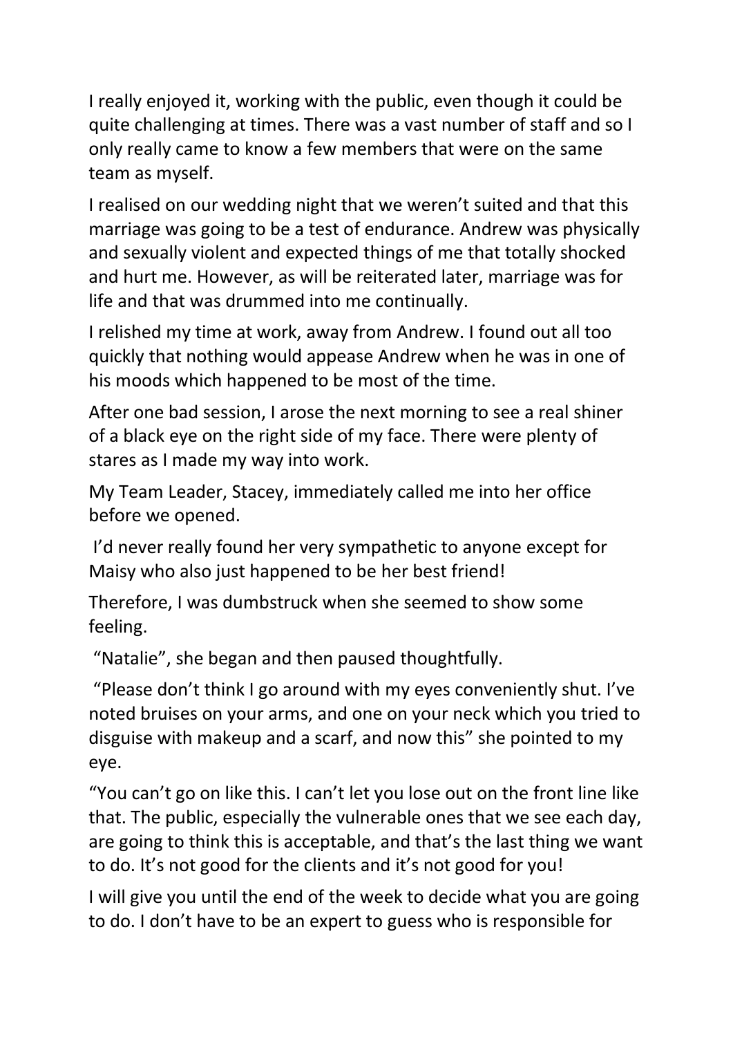I really enjoyed it, working with the public, even though it could be quite challenging at times. There was a vast number of staff and so I only really came to know a few members that were on the same team as myself.

I realised on our wedding night that we weren't suited and that this marriage was going to be a test of endurance. Andrew was physically and sexually violent and expected things of me that totally shocked and hurt me. However, as will be reiterated later, marriage was for life and that was drummed into me continually.

I relished my time at work, away from Andrew. I found out all too quickly that nothing would appease Andrew when he was in one of his moods which happened to be most of the time.

After one bad session, I arose the next morning to see a real shiner of a black eye on the right side of my face. There were plenty of stares as I made my way into work.

My Team Leader, Stacey, immediately called me into her office before we opened.

I'd never really found her very sympathetic to anyone except for Maisy who also just happened to be her best friend!

Therefore, I was dumbstruck when she seemed to show some feeling.

"Natalie", she began and then paused thoughtfully.

"Please don't think I go around with my eyes conveniently shut. I've noted bruises on your arms, and one on your neck which you tried to disguise with makeup and a scarf, and now this" she pointed to my eye.

"You can't go on like this. I can't let you lose out on the front line like that. The public, especially the vulnerable ones that we see each day, are going to think this is acceptable, and that's the last thing we want to do. It's not good for the clients and it's not good for you!

I will give you until the end of the week to decide what you are going to do. I don't have to be an expert to guess who is responsible for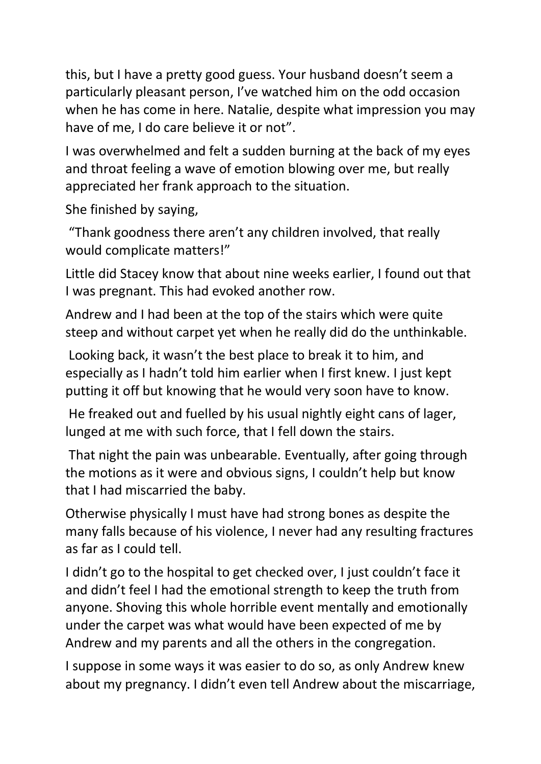this, but I have a pretty good guess. Your husband doesn't seem a particularly pleasant person, I've watched him on the odd occasion when he has come in here. Natalie, despite what impression you may have of me, I do care believe it or not".

I was overwhelmed and felt a sudden burning at the back of my eyes and throat feeling a wave of emotion blowing over me, but really appreciated her frank approach to the situation.

She finished by saying,

"Thank goodness there aren't any children involved, that really would complicate matters!"

Little did Stacey know that about nine weeks earlier, I found out that I was pregnant. This had evoked another row.

Andrew and I had been at the top of the stairs which were quite steep and without carpet yet when he really did do the unthinkable.

Looking back, it wasn't the best place to break it to him, and especially as I hadn't told him earlier when I first knew. I just kept putting it off but knowing that he would very soon have to know.

He freaked out and fuelled by his usual nightly eight cans of lager, lunged at me with such force, that I fell down the stairs.

That night the pain was unbearable. Eventually, after going through the motions as it were and obvious signs, I couldn't help but know that I had miscarried the baby.

Otherwise physically I must have had strong bones as despite the many falls because of his violence, I never had any resulting fractures as far as I could tell.

I didn't go to the hospital to get checked over, I just couldn't face it and didn't feel I had the emotional strength to keep the truth from anyone. Shoving this whole horrible event mentally and emotionally under the carpet was what would have been expected of me by Andrew and my parents and all the others in the congregation.

I suppose in some ways it was easier to do so, as only Andrew knew about my pregnancy. I didn't even tell Andrew about the miscarriage,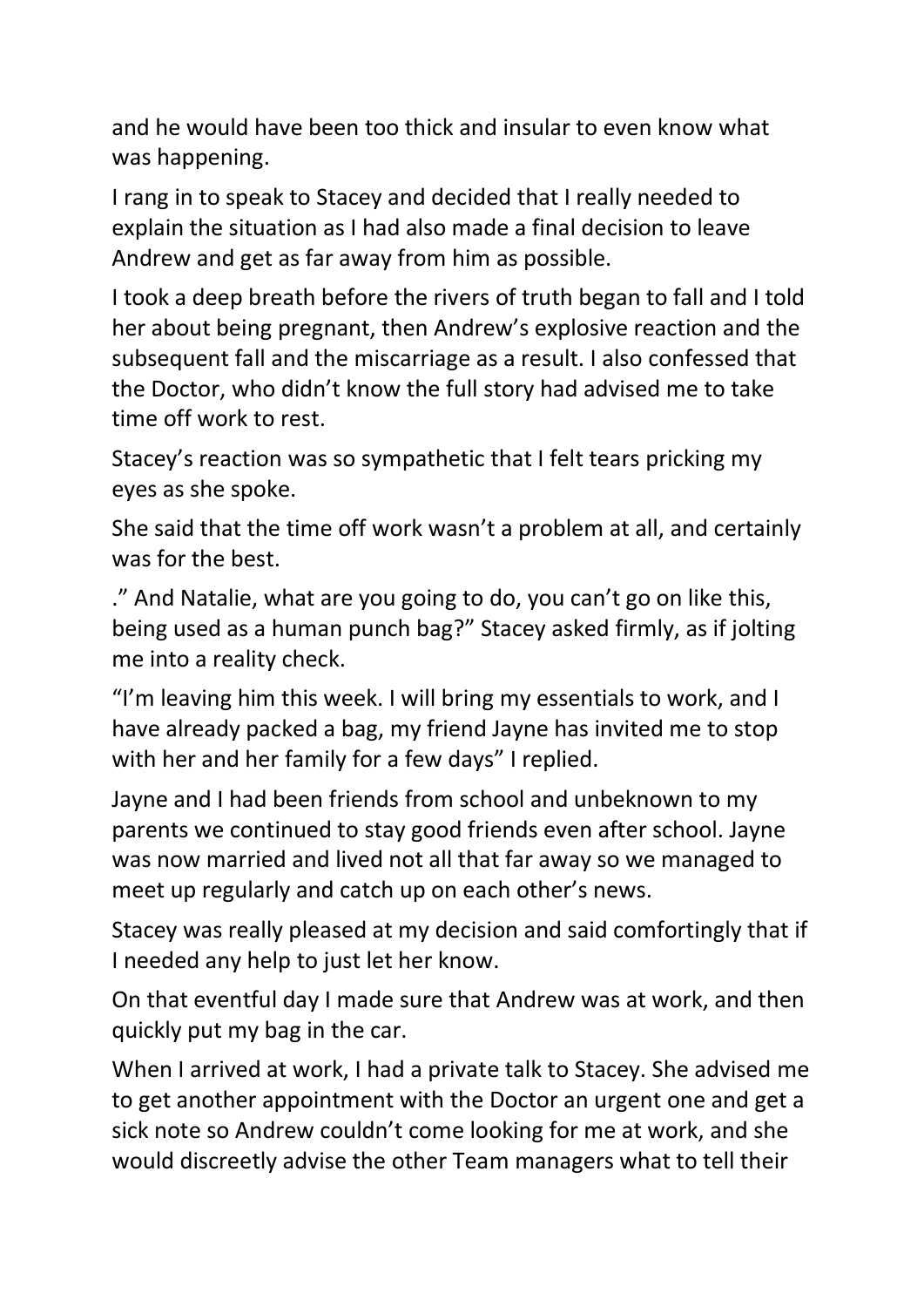and he would have been too thick and insular to even know what was happening.

I rang in to speak to Stacey and decided that I really needed to explain the situation as I had also made a final decision to leave Andrew and get as far away from him as possible.

I took a deep breath before the rivers of truth began to fall and I told her about being pregnant, then Andrew's explosive reaction and the subsequent fall and the miscarriage as a result. I also confessed that the Doctor, who didn't know the full story had advised me to take time off work to rest.

Stacey's reaction was so sympathetic that I felt tears pricking my eyes as she spoke.

She said that the time off work wasn't a problem at all, and certainly was for the best.

." And Natalie, what are you going to do, you can't go on like this, being used as a human punch bag?" Stacey asked firmly, as if jolting me into a reality check.

"I'm leaving him this week. I will bring my essentials to work, and I have already packed a bag, my friend Jayne has invited me to stop with her and her family for a few days" I replied.

Jayne and I had been friends from school and unbeknown to my parents we continued to stay good friends even after school. Jayne was now married and lived not all that far away so we managed to meet up regularly and catch up on each other's news.

Stacey was really pleased at my decision and said comfortingly that if I needed any help to just let her know.

On that eventful day I made sure that Andrew was at work, and then quickly put my bag in the car.

When I arrived at work, I had a private talk to Stacey. She advised me to get another appointment with the Doctor an urgent one and get a sick note so Andrew couldn't come looking for me at work, and she would discreetly advise the other Team managers what to tell their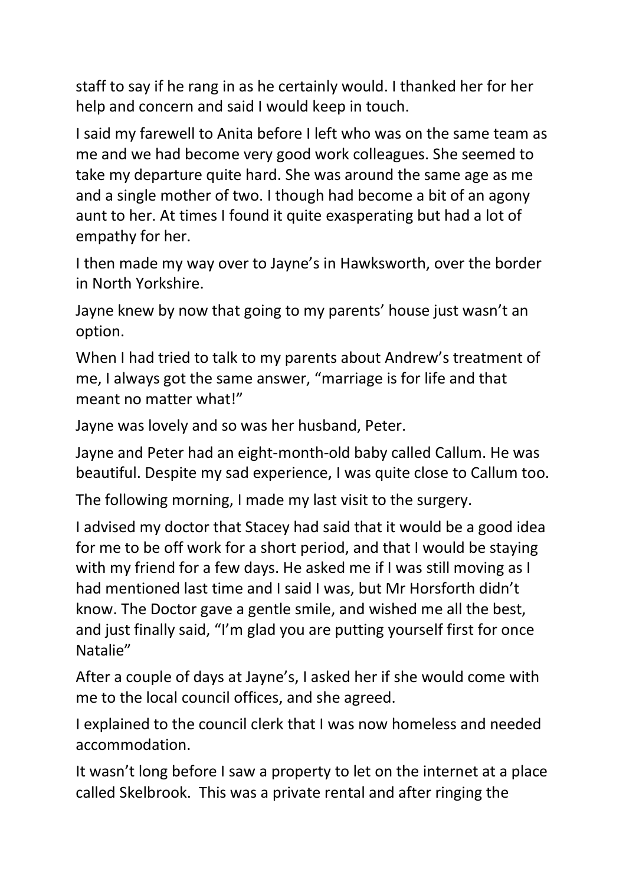staff to say if he rang in as he certainly would. I thanked her for her help and concern and said I would keep in touch.

I said my farewell to Anita before I left who was on the same team as me and we had become very good work colleagues. She seemed to take my departure quite hard. She was around the same age as me and a single mother of two. I though had become a bit of an agony aunt to her. At times I found it quite exasperating but had a lot of empathy for her.

I then made my way over to Jayne's in Hawksworth, over the border in North Yorkshire.

Jayne knew by now that going to my parents' house just wasn't an option.

When I had tried to talk to my parents about Andrew's treatment of me, I always got the same answer, "marriage is for life and that meant no matter what!"

Jayne was lovely and so was her husband, Peter.

Jayne and Peter had an eight-month-old baby called Callum. He was beautiful. Despite my sad experience, I was quite close to Callum too.

The following morning, I made my last visit to the surgery.

I advised my doctor that Stacey had said that it would be a good idea for me to be off work for a short period, and that I would be staying with my friend for a few days. He asked me if I was still moving as I had mentioned last time and I said I was, but Mr Horsforth didn't know. The Doctor gave a gentle smile, and wished me all the best, and just finally said, "I'm glad you are putting yourself first for once Natalie"

After a couple of days at Jayne's, I asked her if she would come with me to the local council offices, and she agreed.

I explained to the council clerk that I was now homeless and needed accommodation.

It wasn't long before I saw a property to let on the internet at a place called Skelbrook. This was a private rental and after ringing the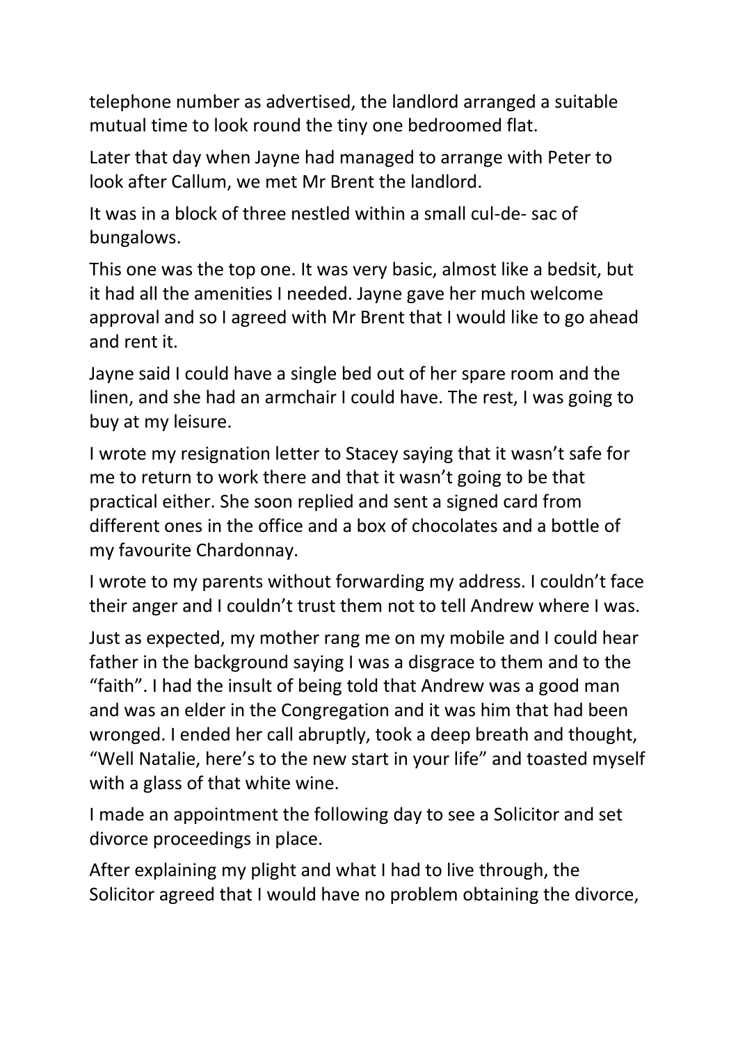telephone number as advertised, the landlord arranged a suitable mutual time to look round the tiny one bedroomed flat.

Later that day when Jayne had managed to arrange with Peter to look after Callum, we met Mr Brent the landlord.

It was in a block of three nestled within a small cul-de- sac of bungalows.

This one was the top one. It was very basic, almost like a bedsit, but it had all the amenities I needed. Jayne gave her much welcome approval and so I agreed with Mr Brent that I would like to go ahead and rent it.

Jayne said I could have a single bed out of her spare room and the linen, and she had an armchair I could have. The rest, I was going to buy at my leisure.

I wrote my resignation letter to Stacey saying that it wasn't safe for me to return to work there and that it wasn't going to be that practical either. She soon replied and sent a signed card from different ones in the office and a box of chocolates and a bottle of my favourite Chardonnay.

I wrote to my parents without forwarding my address. I couldn't face their anger and I couldn't trust them not to tell Andrew where I was.

Just as expected, my mother rang me on my mobile and I could hear father in the background saying I was a disgrace to them and to the "faith". I had the insult of being told that Andrew was a good man and was an elder in the Congregation and it was him that had been wronged. I ended her call abruptly, took a deep breath and thought, "Well Natalie, here's to the new start in your life" and toasted myself with a glass of that white wine.

I made an appointment the following day to see a Solicitor and set divorce proceedings in place.

After explaining my plight and what I had to live through, the Solicitor agreed that I would have no problem obtaining the divorce,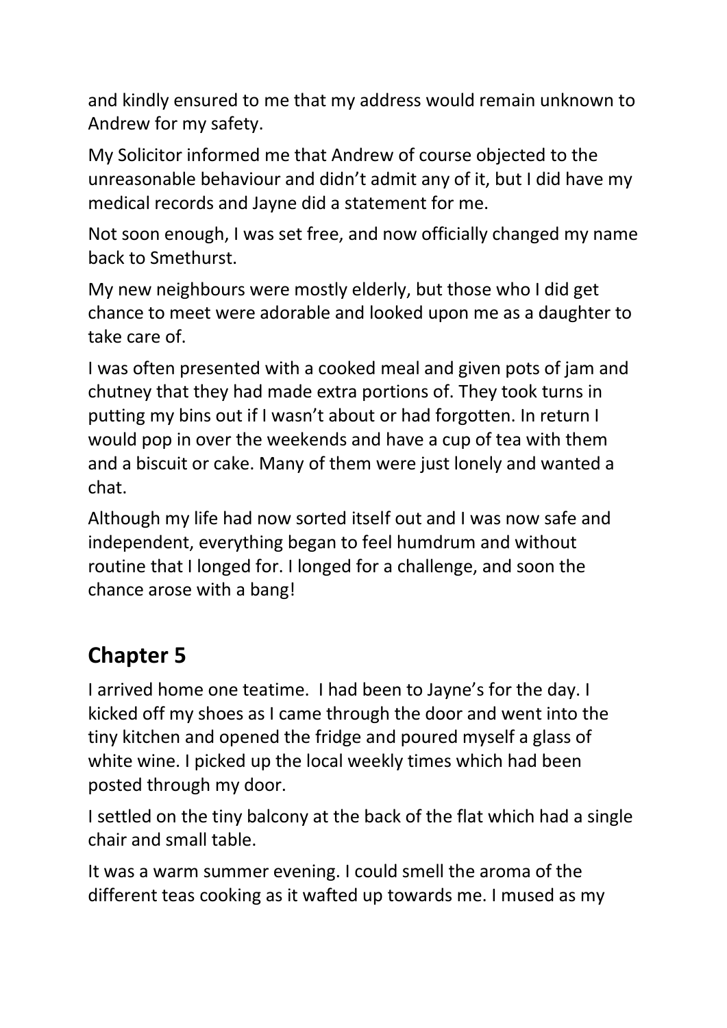and kindly ensured to me that my address would remain unknown to Andrew for my safety.

My Solicitor informed me that Andrew of course objected to the unreasonable behaviour and didn't admit any of it, but I did have my medical records and Jayne did a statement for me.

Not soon enough, I was set free, and now officially changed my name back to Smethurst.

My new neighbours were mostly elderly, but those who I did get chance to meet were adorable and looked upon me as a daughter to take care of.

I was often presented with a cooked meal and given pots of jam and chutney that they had made extra portions of. They took turns in putting my bins out if I wasn't about or had forgotten. In return I would pop in over the weekends and have a cup of tea with them and a biscuit or cake. Many of them were just lonely and wanted a chat.

Although my life had now sorted itself out and I was now safe and independent, everything began to feel humdrum and without routine that I longed for. I longed for a challenge, and soon the chance arose with a bang!

## Chapter 5

I arrived home one teatime. I had been to Jayne's for the day. I kicked off my shoes as I came through the door and went into the tiny kitchen and opened the fridge and poured myself a glass of white wine. I picked up the local weekly times which had been posted through my door.

I settled on the tiny balcony at the back of the flat which had a single chair and small table.

It was a warm summer evening. I could smell the aroma of the different teas cooking as it wafted up towards me. I mused as my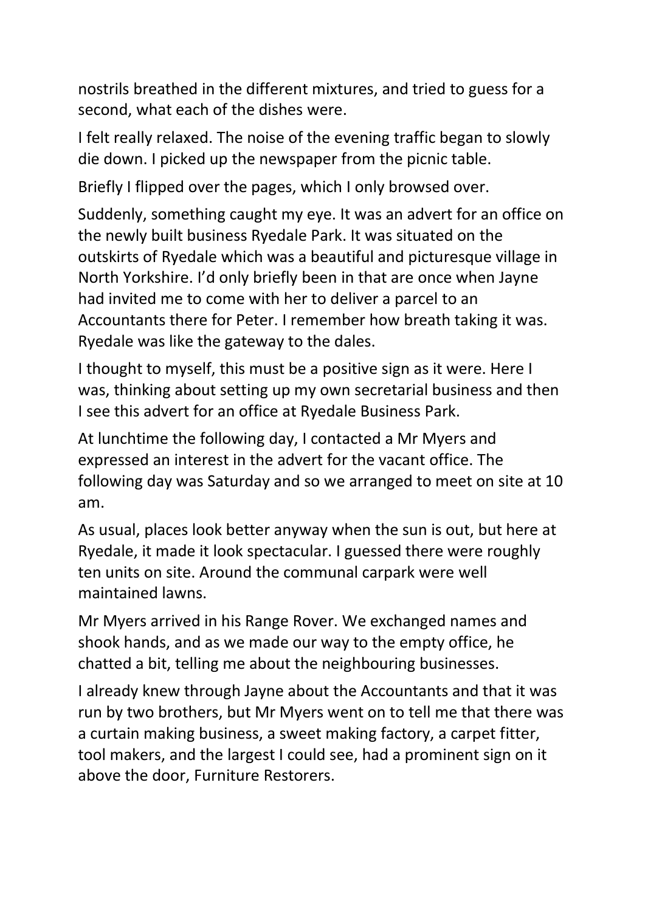nostrils breathed in the different mixtures, and tried to guess for a second, what each of the dishes were.

I felt really relaxed. The noise of the evening traffic began to slowly die down. I picked up the newspaper from the picnic table.

Briefly I flipped over the pages, which I only browsed over.

Suddenly, something caught my eye. It was an advert for an office on the newly built business Ryedale Park. It was situated on the outskirts of Ryedale which was a beautiful and picturesque village in North Yorkshire. I'd only briefly been in that are once when Jayne had invited me to come with her to deliver a parcel to an Accountants there for Peter. I remember how breath taking it was. Ryedale was like the gateway to the dales.

I thought to myself, this must be a positive sign as it were. Here I was, thinking about setting up my own secretarial business and then I see this advert for an office at Ryedale Business Park.

At lunchtime the following day, I contacted a Mr Myers and expressed an interest in the advert for the vacant office. The following day was Saturday and so we arranged to meet on site at 10 am.

As usual, places look better anyway when the sun is out, but here at Ryedale, it made it look spectacular. I guessed there were roughly ten units on site. Around the communal carpark were well maintained lawns.

Mr Myers arrived in his Range Rover. We exchanged names and shook hands, and as we made our way to the empty office, he chatted a bit, telling me about the neighbouring businesses.

I already knew through Jayne about the Accountants and that it was run by two brothers, but Mr Myers went on to tell me that there was a curtain making business, a sweet making factory, a carpet fitter, tool makers, and the largest I could see, had a prominent sign on it above the door, Furniture Restorers.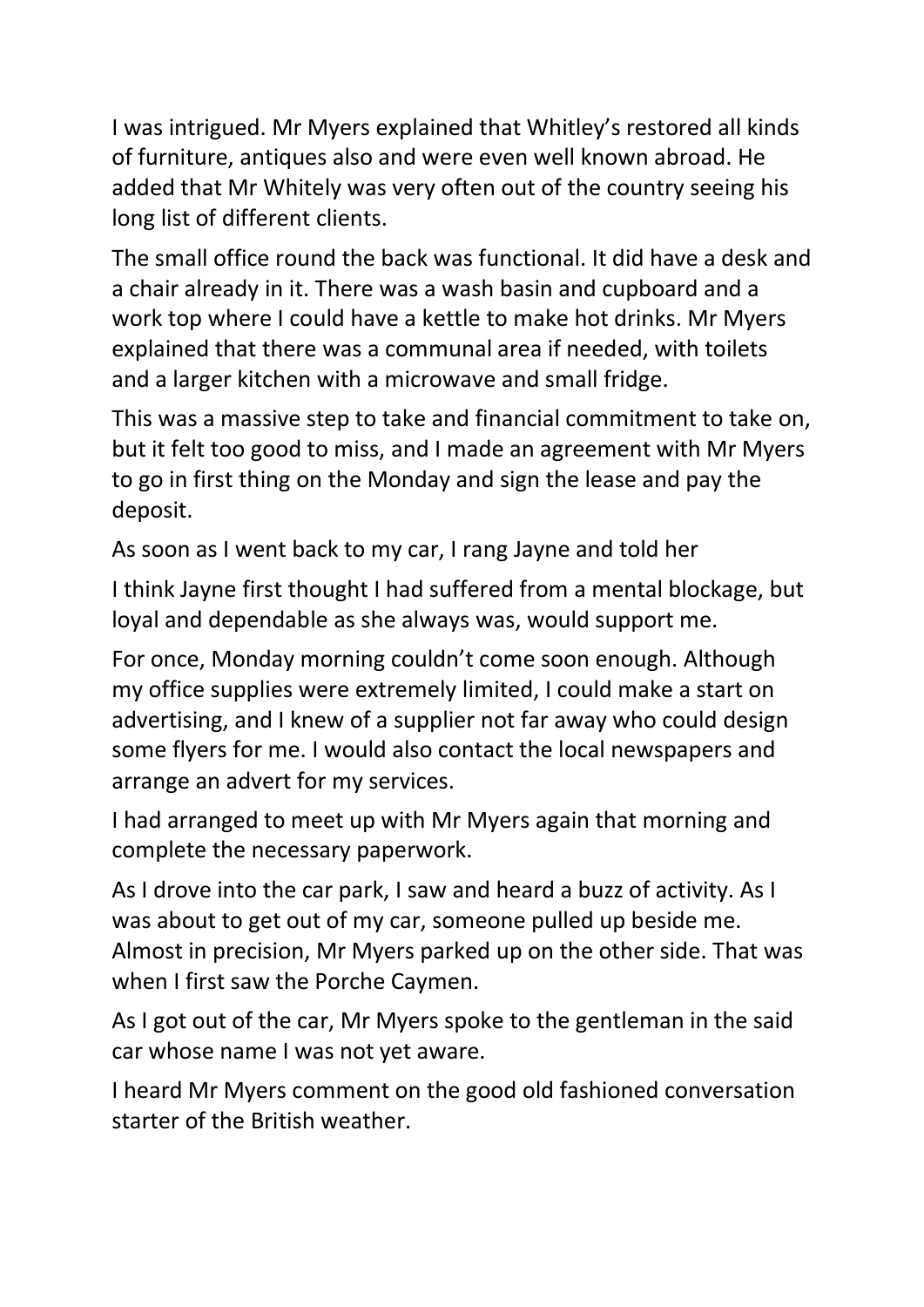I was intrigued. Mr Myers explained that Whitley's restored all kinds of furniture, antiques also and were even well known abroad. He added that Mr Whitely was very often out of the country seeing his long list of different clients.

The small office round the back was functional. It did have a desk and a chair already in it. There was a wash basin and cupboard and a work top where I could have a kettle to make hot drinks. Mr Myers explained that there was a communal area if needed, with toilets and a larger kitchen with a microwave and small fridge.

This was a massive step to take and financial commitment to take on, but it felt too good to miss, and I made an agreement with Mr Myers to go in first thing on the Monday and sign the lease and pay the deposit.

As soon as I went back to my car, I rang Jayne and told her

I think Jayne first thought I had suffered from a mental blockage, but loyal and dependable as she always was, would support me.

For once, Monday morning couldn't come soon enough. Although my office supplies were extremely limited, I could make a start on advertising, and I knew of a supplier not far away who could design some flyers for me. I would also contact the local newspapers and arrange an advert for my services.

I had arranged to meet up with Mr Myers again that morning and complete the necessary paperwork.

As I drove into the car park, I saw and heard a buzz of activity. As I was about to get out of my car, someone pulled up beside me. Almost in precision, Mr Myers parked up on the other side. That was when I first saw the Porche Caymen.

As I got out of the car, Mr Myers spoke to the gentleman in the said car whose name I was not yet aware.

I heard Mr Myers comment on the good old fashioned conversation starter of the British weather.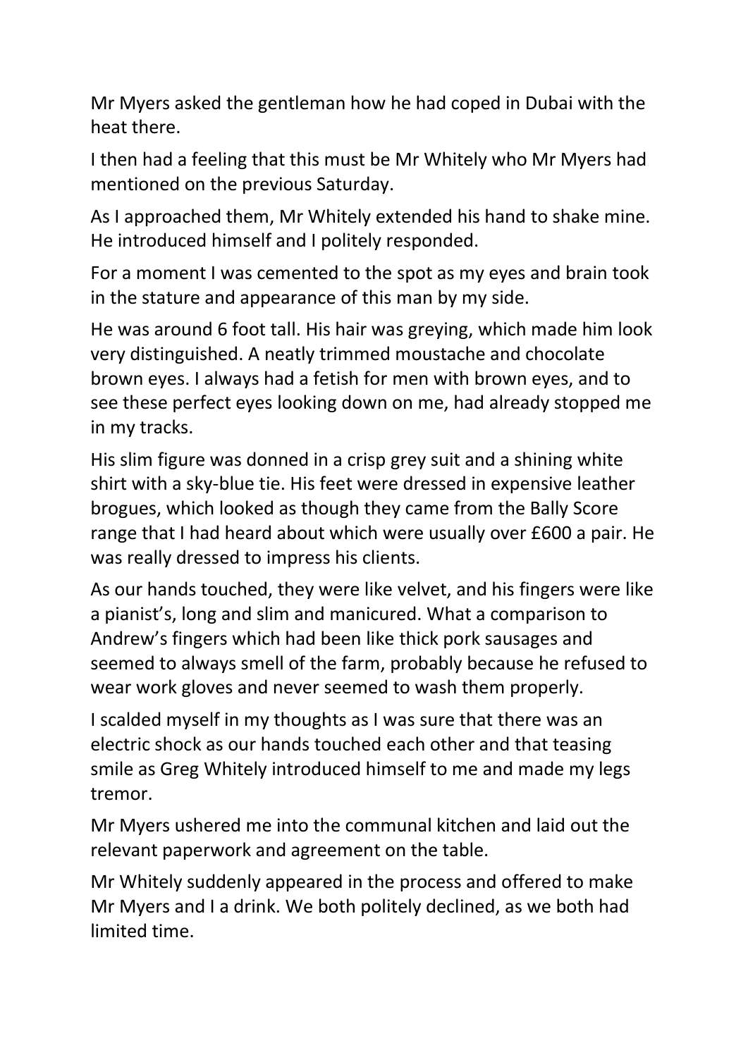Mr Myers asked the gentleman how he had coped in Dubai with the heat there.

I then had a feeling that this must be Mr Whitely who Mr Myers had mentioned on the previous Saturday.

As I approached them, Mr Whitely extended his hand to shake mine. He introduced himself and I politely responded.

For a moment I was cemented to the spot as my eyes and brain took in the stature and appearance of this man by my side.

He was around 6 foot tall. His hair was greying, which made him look very distinguished. A neatly trimmed moustache and chocolate brown eyes. I always had a fetish for men with brown eyes, and to see these perfect eyes looking down on me, had already stopped me in my tracks.

His slim figure was donned in a crisp grey suit and a shining white shirt with a sky-blue tie. His feet were dressed in expensive leather brogues, which looked as though they came from the Bally Score range that I had heard about which were usually over £600 a pair. He was really dressed to impress his clients.

As our hands touched, they were like velvet, and his fingers were like a pianist's, long and slim and manicured. What a comparison to Andrew's fingers which had been like thick pork sausages and seemed to always smell of the farm, probably because he refused to wear work gloves and never seemed to wash them properly.

I scalded myself in my thoughts as I was sure that there was an electric shock as our hands touched each other and that teasing smile as Greg Whitely introduced himself to me and made my legs tremor.

Mr Myers ushered me into the communal kitchen and laid out the relevant paperwork and agreement on the table.

Mr Whitely suddenly appeared in the process and offered to make Mr Myers and I a drink. We both politely declined, as we both had limited time.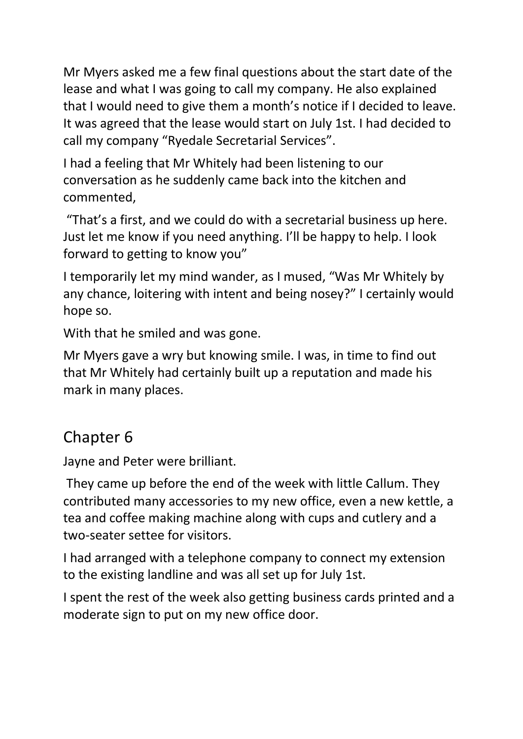Mr Myers asked me a few final questions about the start date of the lease and what I was going to call my company. He also explained that I would need to give them a month's notice if I decided to leave. It was agreed that the lease would start on July 1st. I had decided to call my company "Ryedale Secretarial Services".

I had a feeling that Mr Whitely had been listening to our conversation as he suddenly came back into the kitchen and commented,

"That's a first, and we could do with a secretarial business up here. Just let me know if you need anything. I'll be happy to help. I look forward to getting to know you"

I temporarily let my mind wander, as I mused, "Was Mr Whitely by any chance, loitering with intent and being nosey?" I certainly would hope so.

With that he smiled and was gone.

Mr Myers gave a wry but knowing smile. I was, in time to find out that Mr Whitely had certainly built up a reputation and made his mark in many places.

## Chapter 6

Jayne and Peter were brilliant.

They came up before the end of the week with little Callum. They contributed many accessories to my new office, even a new kettle, a tea and coffee making machine along with cups and cutlery and a two-seater settee for visitors.

I had arranged with a telephone company to connect my extension to the existing landline and was all set up for July 1st.

I spent the rest of the week also getting business cards printed and a moderate sign to put on my new office door.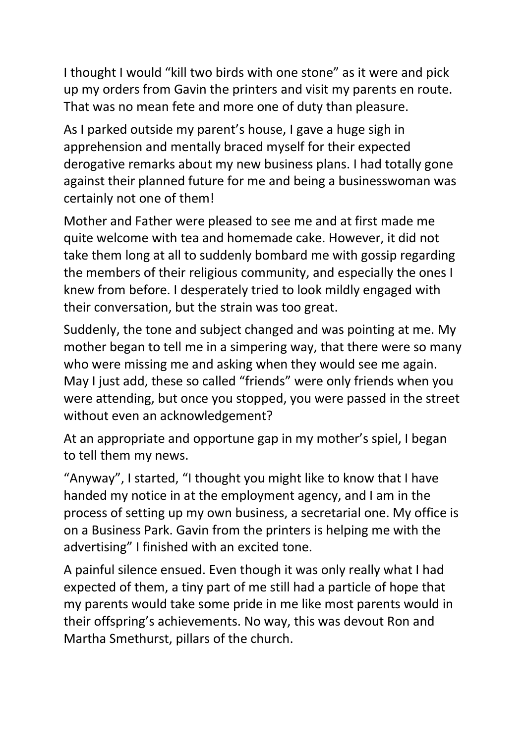I thought I would "kill two birds with one stone" as it were and pick up my orders from Gavin the printers and visit my parents en route. That was no mean fete and more one of duty than pleasure.

As I parked outside my parent's house, I gave a huge sigh in apprehension and mentally braced myself for their expected derogative remarks about my new business plans. I had totally gone against their planned future for me and being a businesswoman was certainly not one of them!

Mother and Father were pleased to see me and at first made me quite welcome with tea and homemade cake. However, it did not take them long at all to suddenly bombard me with gossip regarding the members of their religious community, and especially the ones I knew from before. I desperately tried to look mildly engaged with their conversation, but the strain was too great.

Suddenly, the tone and subject changed and was pointing at me. My mother began to tell me in a simpering way, that there were so many who were missing me and asking when they would see me again. May I just add, these so called "friends" were only friends when you were attending, but once you stopped, you were passed in the street without even an acknowledgement?

At an appropriate and opportune gap in my mother's spiel, I began to tell them my news.

"Anyway", I started, "I thought you might like to know that I have handed my notice in at the employment agency, and I am in the process of setting up my own business, a secretarial one. My office is on a Business Park. Gavin from the printers is helping me with the advertising" I finished with an excited tone.

A painful silence ensued. Even though it was only really what I had expected of them, a tiny part of me still had a particle of hope that my parents would take some pride in me like most parents would in their offspring's achievements. No way, this was devout Ron and Martha Smethurst, pillars of the church.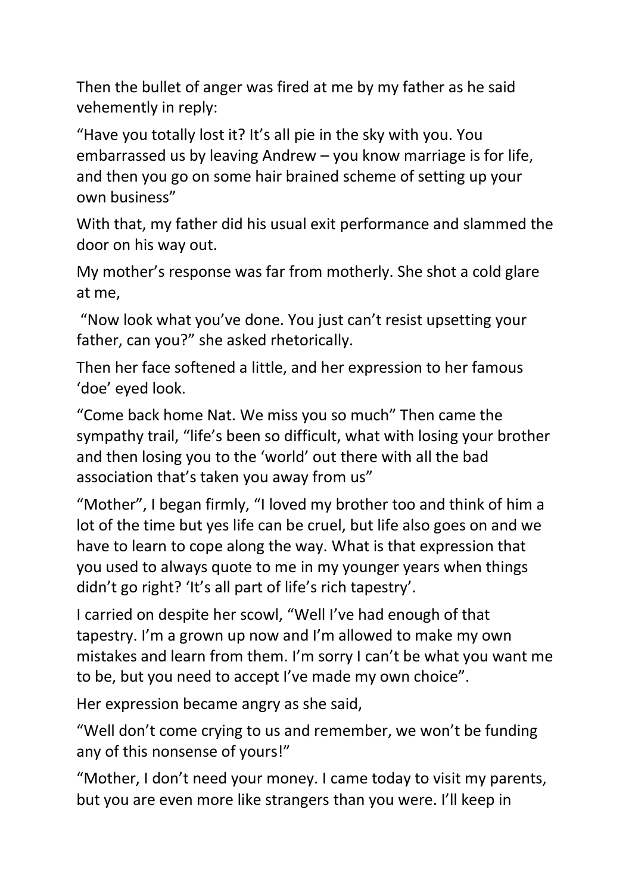Then the bullet of anger was fired at me by my father as he said vehemently in reply:

“Have you totally lost it? It’s all pie in the sky with you. You embarrassed us by leaving Andrew – you know marriage is for life, and then you go on some hair brained scheme of setting up your own business”

With that, my father did his usual exit performance and slammed the door on his way out.

My mother’s response was far from motherly. She shot a cold glare at me,

“Now look what you’ve done. You just can’t resist upsetting your father, can you?” she asked rhetorically.

Then her face softened a little, and her expression to her famous ‘doe’ eyed look.

“Come back home Nat. We miss you so much” Then came the sympathy trail, “life’s been so difficult, what with losing your brother and then losing you to the ‘world’ out there with all the bad association that’s taken you away from us”

“Mother”, I began firmly, “I loved my brother too and think of him a lot of the time but yes life can be cruel, but life also goes on and we have to learn to cope along the way. What is that expression that you used to always quote to me in my younger years when things didn’t go right? ‘It’s all part of life’s rich tapestry’.

I carried on despite her scowl, “Well I’ve had enough of that tapestry. I’m a grown up now and I’m allowed to make my own mistakes and learn from them. I’m sorry I can’t be what you want me to be, but you need to accept I’ve made my own choice”.

Her expression became angry as she said,

“Well don’t come crying to us and remember, we won’t be funding any of this nonsense of yours!”

“Mother, I don’t need your money. I came today to visit my parents, but you are even more like strangers than you were. I’ll keep in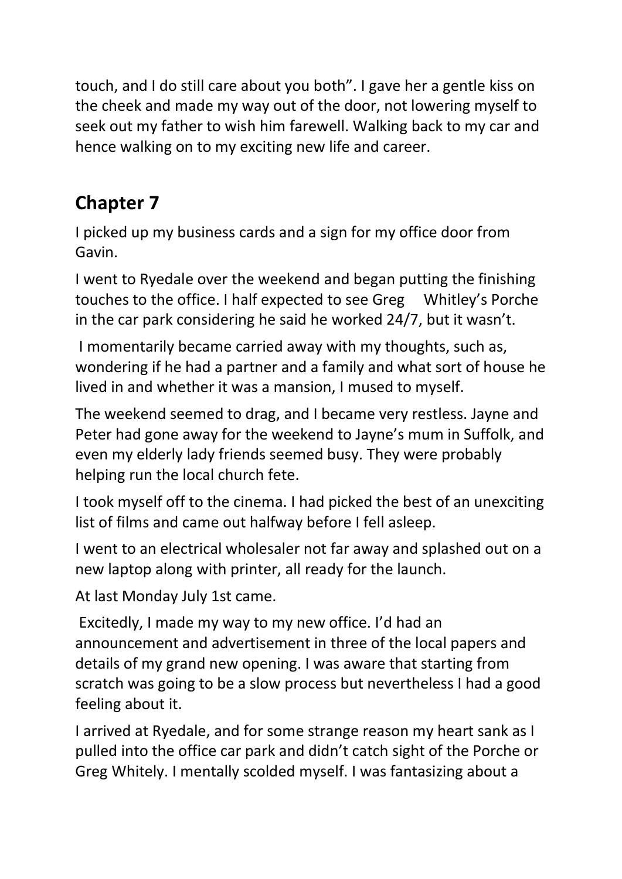touch, and I do still care about you both". I gave her a gentle kiss on the cheek and made my way out of the door, not lowering myself to seek out my father to wish him farewell. Walking back to my car and hence walking on to my exciting new life and career.

## Chapter 7

I picked up my business cards and a sign for my office door from Gavin.

I went to Ryedale over the weekend and began putting the finishing touches to the office. I half expected to see Greg Whitley's Porche in the car park considering he said he worked 24/7, but it wasn't.

I momentarily became carried away with my thoughts, such as, wondering if he had a partner and a family and what sort of house he lived in and whether it was a mansion, I mused to myself.

The weekend seemed to drag, and I became very restless. Jayne and Peter had gone away for the weekend to Jayne's mum in Suffolk, and even my elderly lady friends seemed busy. They were probably helping run the local church fete.

I took myself off to the cinema. I had picked the best of an unexciting list of films and came out halfway before I fell asleep.

I went to an electrical wholesaler not far away and splashed out on a new laptop along with printer, all ready for the launch.

At last Monday July 1st came.

Excitedly, I made my way to my new office. I'd had an announcement and advertisement in three of the local papers and details of my grand new opening. I was aware that starting from scratch was going to be a slow process but nevertheless I had a good feeling about it.

I arrived at Ryedale, and for some strange reason my heart sank as I pulled into the office car park and didn't catch sight of the Porche or Greg Whitely. I mentally scolded myself. I was fantasizing about a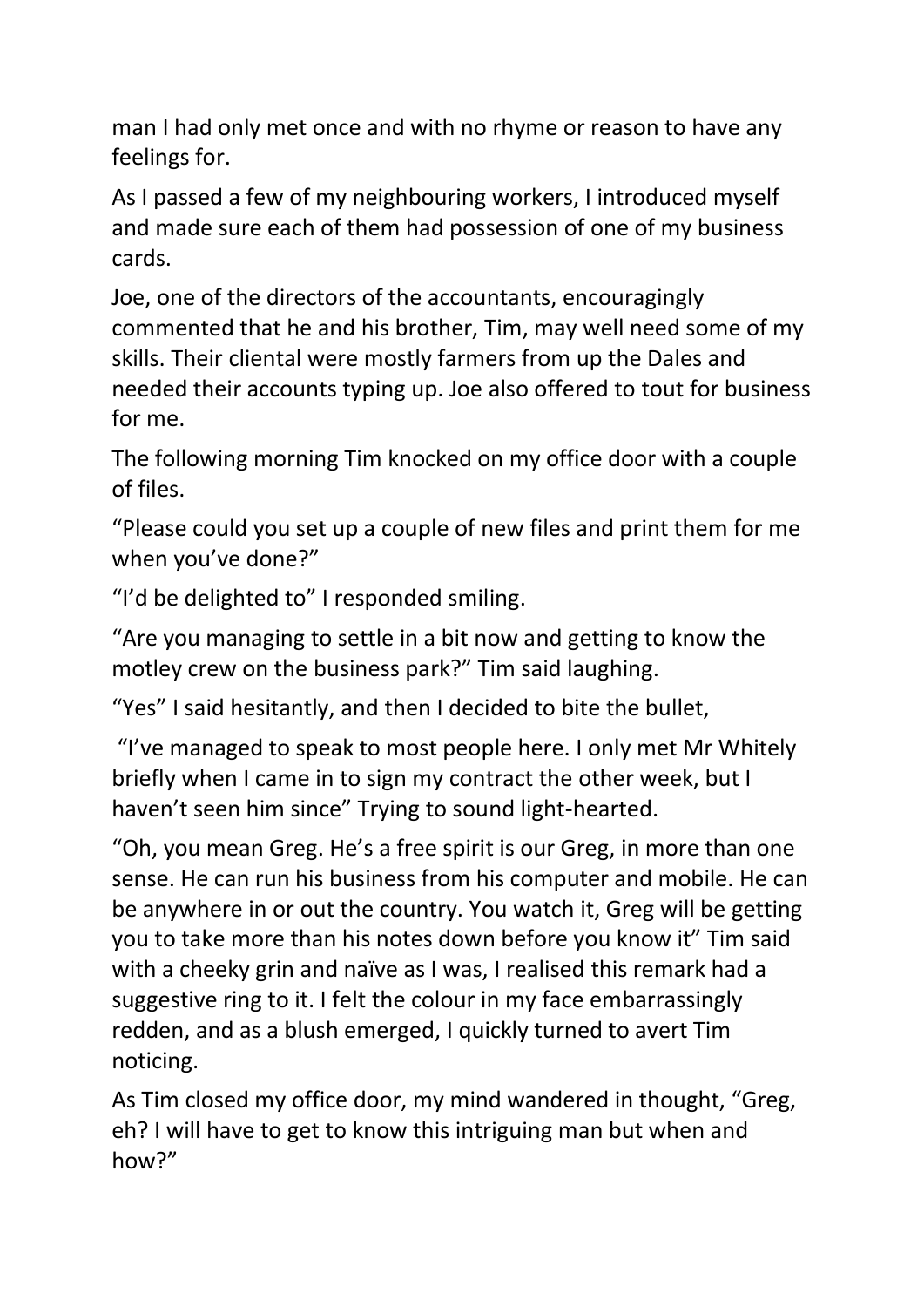man I had only met once and with no rhyme or reason to have any feelings for.

As I passed a few of my neighbouring workers, I introduced myself and made sure each of them had possession of one of my business cards.

Joe, one of the directors of the accountants, encouragingly commented that he and his brother, Tim, may well need some of my skills. Their cliental were mostly farmers from up the Dales and needed their accounts typing up. Joe also offered to tout for business for me.

The following morning Tim knocked on my office door with a couple of files.

"Please could you set up a couple of new files and print them for me when you've done?"

"I'd be delighted to" I responded smiling.

"Are you managing to settle in a bit now and getting to know the motley crew on the business park?" Tim said laughing.

"Yes" I said hesitantly, and then I decided to bite the bullet,

"I've managed to speak to most people here. I only met Mr Whitely briefly when I came in to sign my contract the other week, but I haven't seen him since" Trying to sound light-hearted.

"Oh, you mean Greg. He's a free spirit is our Greg, in more than one sense. He can run his business from his computer and mobile. He can be anywhere in or out the country. You watch it, Greg will be getting you to take more than his notes down before you know it" Tim said with a cheeky grin and naïve as I was, I realised this remark had a suggestive ring to it. I felt the colour in my face embarrassingly redden, and as a blush emerged, I quickly turned to avert Tim noticing.

As Tim closed my office door, my mind wandered in thought, "Greg, eh? I will have to get to know this intriguing man but when and how?"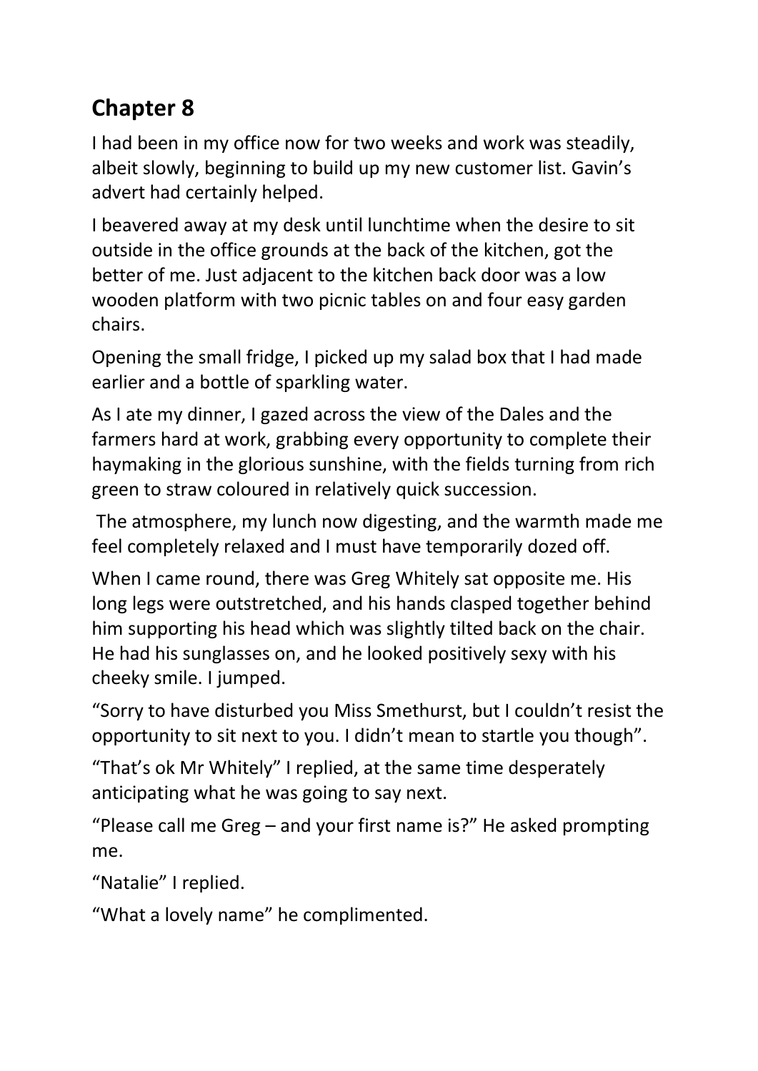## Chapter 8

I had been in my office now for two weeks and work was steadily, albeit slowly, beginning to build up my new customer list. Gavin's advert had certainly helped.

I beavered away at my desk until lunchtime when the desire to sit outside in the office grounds at the back of the kitchen, got the better of me. Just adjacent to the kitchen back door was a low wooden platform with two picnic tables on and four easy garden chairs.

Opening the small fridge, I picked up my salad box that I had made earlier and a bottle of sparkling water.

As I ate my dinner, I gazed across the view of the Dales and the farmers hard at work, grabbing every opportunity to complete their haymaking in the glorious sunshine, with the fields turning from rich green to straw coloured in relatively quick succession.

The atmosphere, my lunch now digesting, and the warmth made me feel completely relaxed and I must have temporarily dozed off.

When I came round, there was Greg Whitely sat opposite me. His long legs were outstretched, and his hands clasped together behind him supporting his head which was slightly tilted back on the chair. He had his sunglasses on, and he looked positively sexy with his cheeky smile. I jumped.

"Sorry to have disturbed you Miss Smethurst, but I couldn't resist the opportunity to sit next to you. I didn't mean to startle you though".

"That's ok Mr Whitely" I replied, at the same time desperately anticipating what he was going to say next.

"Please call me Greg – and your first name is?" He asked prompting me.

"Natalie" I replied.

"What a lovely name" he complimented.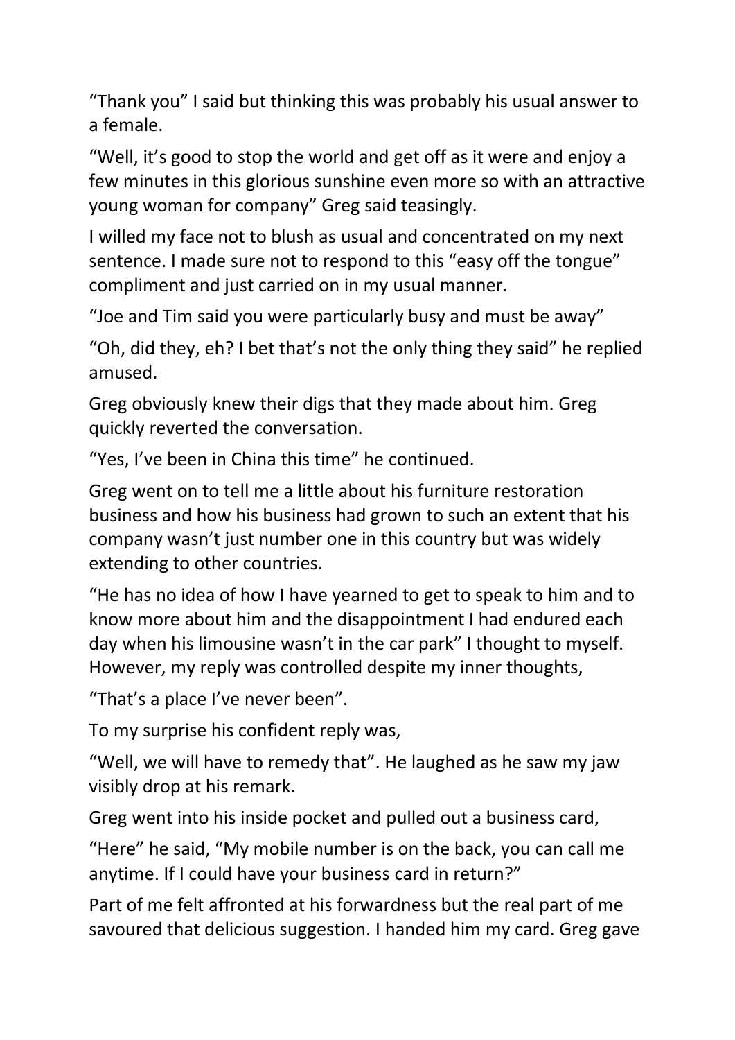“Thank you” I said but thinking this was probably his usual answer to a female.

“Well, it’s good to stop the world and get off as it were and enjoy a few minutes in this glorious sunshine even more so with an attractive young woman for company” Greg said teasingly.

I willed my face not to blush as usual and concentrated on my next sentence. I made sure not to respond to this “easy off the tongue” compliment and just carried on in my usual manner.

“Joe and Tim said you were particularly busy and must be away”

“Oh, did they, eh? I bet that’s not the only thing they said” he replied amused.

Greg obviously knew their digs that they made about him. Greg quickly reverted the conversation.

“Yes, I’ve been in China this time” he continued.

Greg went on to tell me a little about his furniture restoration business and how his business had grown to such an extent that his company wasn’t just number one in this country but was widely extending to other countries.

“He has no idea of how I have yearned to get to speak to him and to know more about him and the disappointment I had endured each day when his limousine wasn’t in the car park” I thought to myself. However, my reply was controlled despite my inner thoughts,

“That’s a place I’ve never been”.

To my surprise his confident reply was,

“Well, we will have to remedy that”. He laughed as he saw my jaw visibly drop at his remark.

Greg went into his inside pocket and pulled out a business card,

“Here” he said, “My mobile number is on the back, you can call me anytime. If I could have your business card in return?”

Part of me felt affronted at his forwardness but the real part of me savoured that delicious suggestion. I handed him my card. Greg gave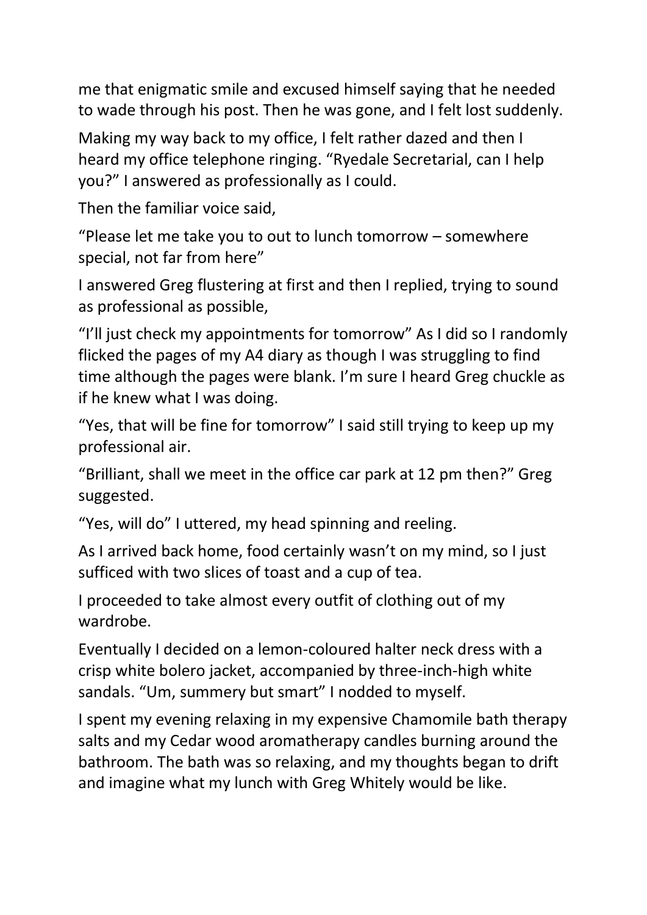me that enigmatic smile and excused himself saying that he needed to wade through his post. Then he was gone, and I felt lost suddenly.

Making my way back to my office, I felt rather dazed and then I heard my office telephone ringing. "Ryedale Secretarial, can I help you?" I answered as professionally as I could.

Then the familiar voice said,

"Please let me take you to out to lunch tomorrow – somewhere special, not far from here"

I answered Greg flustering at first and then I replied, trying to sound as professional as possible,

"I'll just check my appointments for tomorrow" As I did so I randomly flicked the pages of my A4 diary as though I was struggling to find time although the pages were blank. I'm sure I heard Greg chuckle as if he knew what I was doing.

"Yes, that will be fine for tomorrow" I said still trying to keep up my professional air.

"Brilliant, shall we meet in the office car park at 12 pm then?" Greg suggested.

"Yes, will do" I uttered, my head spinning and reeling.

As I arrived back home, food certainly wasn't on my mind, so I just sufficed with two slices of toast and a cup of tea.

I proceeded to take almost every outfit of clothing out of my wardrobe.

Eventually I decided on a lemon-coloured halter neck dress with a crisp white bolero jacket, accompanied by three-inch-high white sandals. "Um, summery but smart" I nodded to myself.

I spent my evening relaxing in my expensive Chamomile bath therapy salts and my Cedar wood aromatherapy candles burning around the bathroom. The bath was so relaxing, and my thoughts began to drift and imagine what my lunch with Greg Whitely would be like.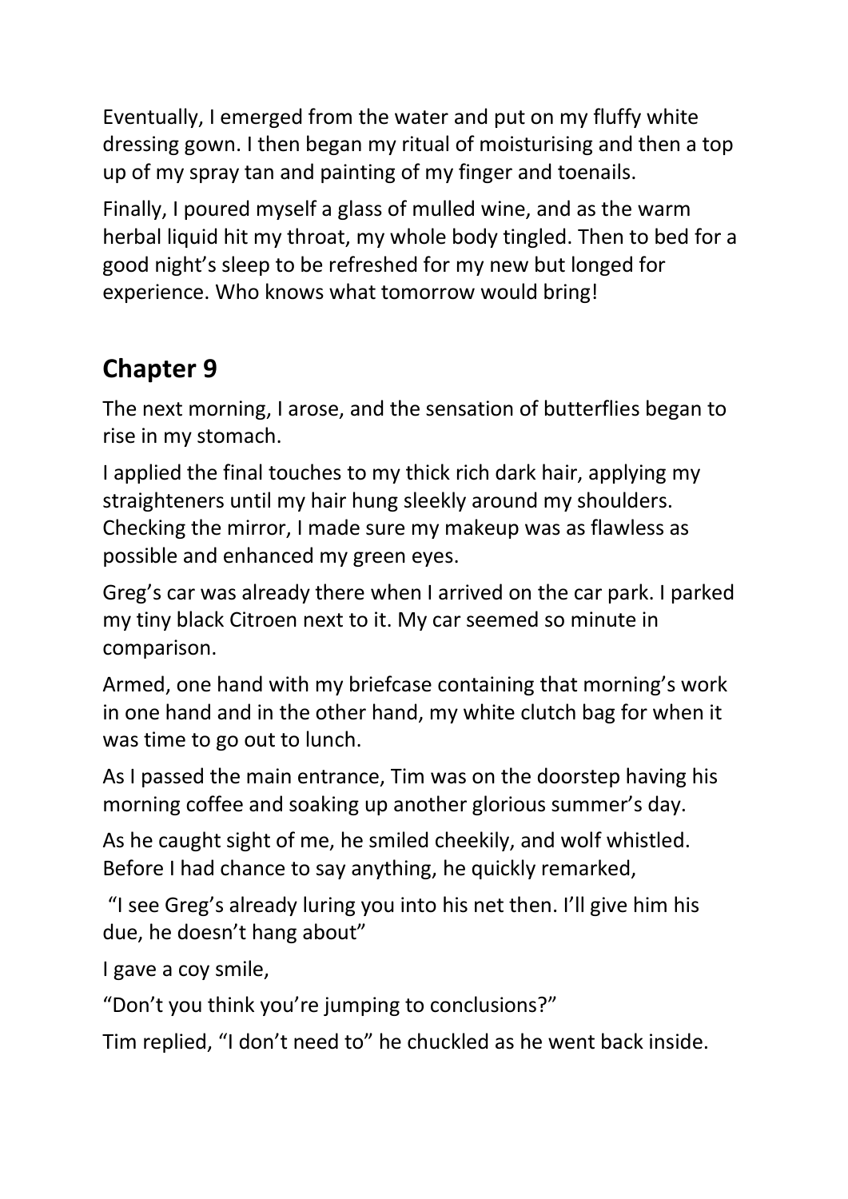Eventually, I emerged from the water and put on my fluffy white dressing gown. I then began my ritual of moisturising and then a top up of my spray tan and painting of my finger and toenails.

Finally, I poured myself a glass of mulled wine, and as the warm herbal liquid hit my throat, my whole body tingled. Then to bed for a good night's sleep to be refreshed for my new but longed for experience. Who knows what tomorrow would bring!

## Chapter 9

The next morning, I arose, and the sensation of butterflies began to rise in my stomach.

I applied the final touches to my thick rich dark hair, applying my straighteners until my hair hung sleekly around my shoulders. Checking the mirror, I made sure my makeup was as flawless as possible and enhanced my green eyes.

Greg's car was already there when I arrived on the car park. I parked my tiny black Citroen next to it. My car seemed so minute in comparison.

Armed, one hand with my briefcase containing that morning's work in one hand and in the other hand, my white clutch bag for when it was time to go out to lunch.

As I passed the main entrance, Tim was on the doorstep having his morning coffee and soaking up another glorious summer's day.

As he caught sight of me, he smiled cheekily, and wolf whistled. Before I had chance to say anything, he quickly remarked,

"I see Greg's already luring you into his net then. I'll give him his due, he doesn't hang about"

I gave a coy smile,

"Don't you think you're jumping to conclusions?"

Tim replied, "I don't need to" he chuckled as he went back inside.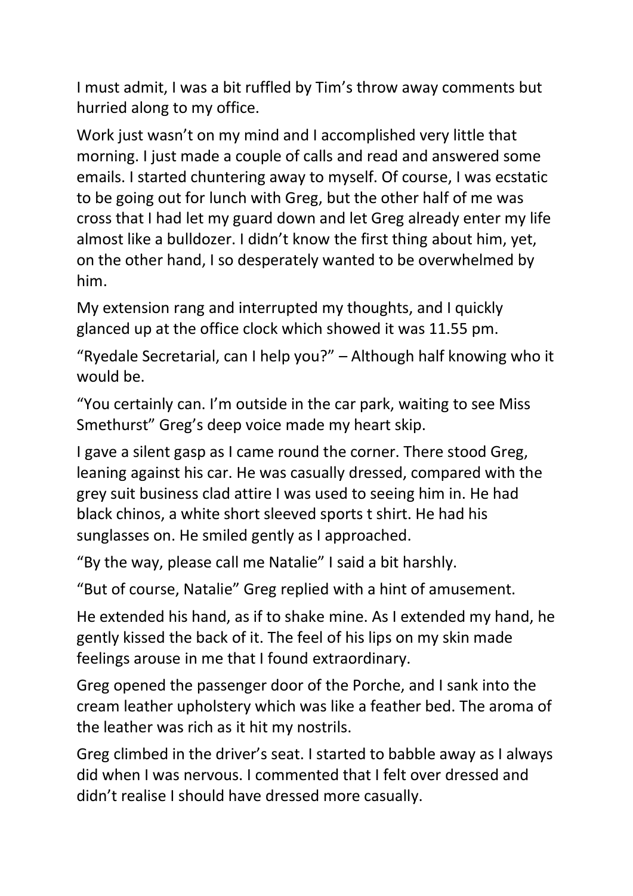I must admit, I was a bit ruffled by Tim's throw away comments but hurried along to my office.

Work just wasn't on my mind and I accomplished very little that morning. I just made a couple of calls and read and answered some emails. I started chuntering away to myself. Of course, I was ecstatic to be going out for lunch with Greg, but the other half of me was cross that I had let my guard down and let Greg already enter my life almost like a bulldozer. I didn't know the first thing about him, yet, on the other hand, I so desperately wanted to be overwhelmed by him.

My extension rang and interrupted my thoughts, and I quickly glanced up at the office clock which showed it was 11.55 pm.

"Ryedale Secretarial, can I help you?" – Although half knowing who it would be.

"You certainly can. I'm outside in the car park, waiting to see Miss Smethurst" Greg's deep voice made my heart skip.

I gave a silent gasp as I came round the corner. There stood Greg, leaning against his car. He was casually dressed, compared with the grey suit business clad attire I was used to seeing him in. He had black chinos, a white short sleeved sports t shirt. He had his sunglasses on. He smiled gently as I approached.

"By the way, please call me Natalie" I said a bit harshly.

"But of course, Natalie" Greg replied with a hint of amusement.

He extended his hand, as if to shake mine. As I extended my hand, he gently kissed the back of it. The feel of his lips on my skin made feelings arouse in me that I found extraordinary.

Greg opened the passenger door of the Porche, and I sank into the cream leather upholstery which was like a feather bed. The aroma of the leather was rich as it hit my nostrils.

Greg climbed in the driver's seat. I started to babble away as I always did when I was nervous. I commented that I felt over dressed and didn't realise I should have dressed more casually.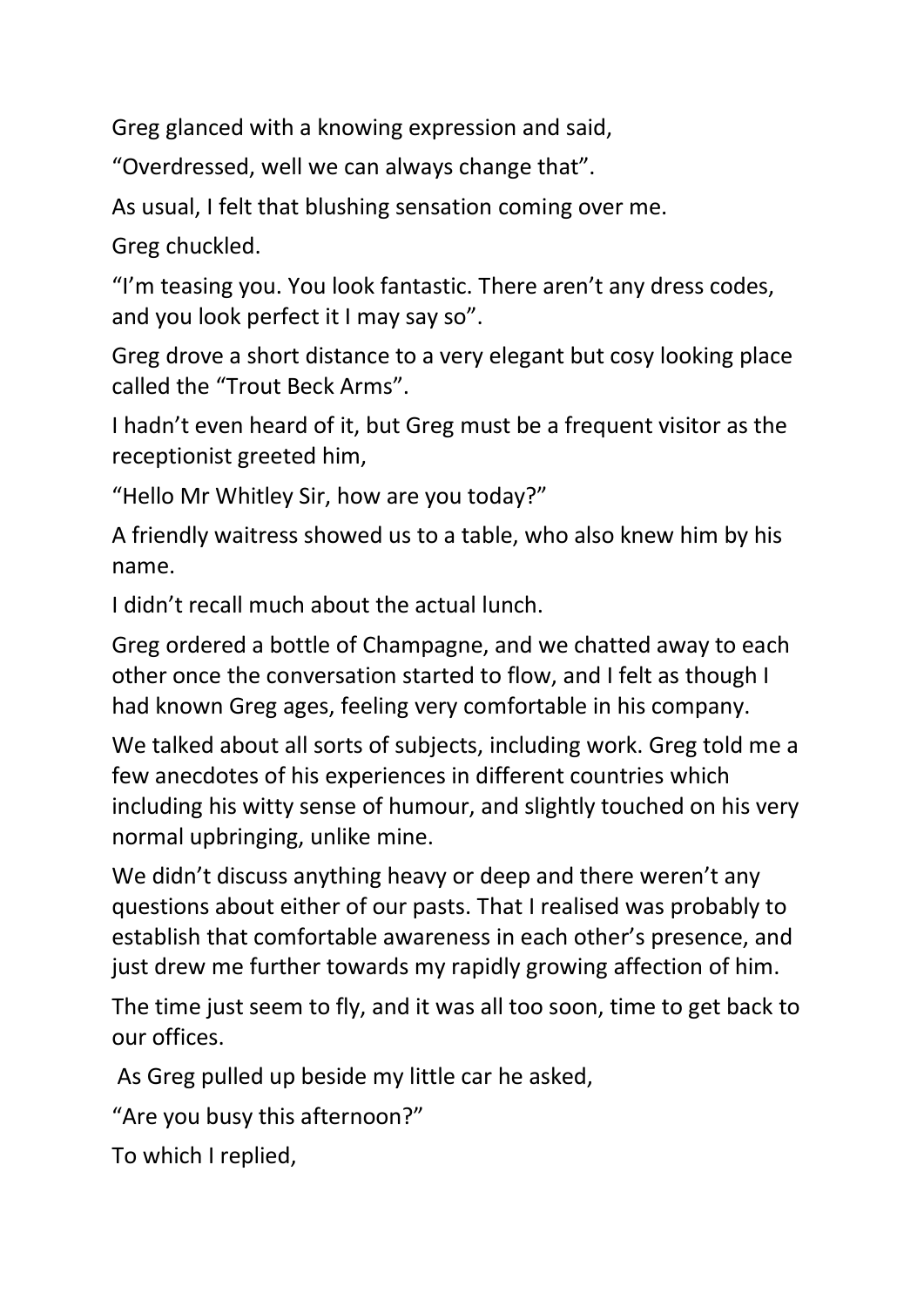Greg glanced with a knowing expression and said,

“Overdressed, well we can always change that”.

As usual, I felt that blushing sensation coming over me.

Greg chuckled.

“I’m teasing you. You look fantastic. There aren’t any dress codes, and you look perfect it I may say so”.

Greg drove a short distance to a very elegant but cosy looking place called the “Trout Beck Arms”.

I hadn’t even heard of it, but Greg must be a frequent visitor as the receptionist greeted him,

“Hello Mr Whitley Sir, how are you today?”

A friendly waitress showed us to a table, who also knew him by his name.

I didn’t recall much about the actual lunch.

Greg ordered a bottle of Champagne, and we chatted away to each other once the conversation started to flow, and I felt as though I had known Greg ages, feeling very comfortable in his company.

We talked about all sorts of subjects, including work. Greg told me a few anecdotes of his experiences in different countries which including his witty sense of humour, and slightly touched on his very normal upbringing, unlike mine.

We didn’t discuss anything heavy or deep and there weren’t any questions about either of our pasts. That I realised was probably to establish that comfortable awareness in each other’s presence, and just drew me further towards my rapidly growing affection of him.

The time just seem to fly, and it was all too soon, time to get back to our offices.

As Greg pulled up beside my little car he asked,

“Are you busy this afternoon?”

To which I replied,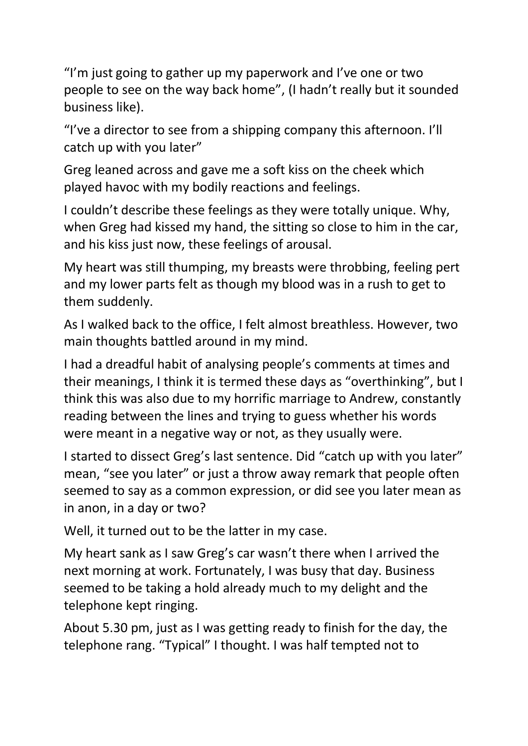"I'm just going to gather up my paperwork and I've one or two people to see on the way back home", (I hadn't really but it sounded business like).

"I've a director to see from a shipping company this afternoon. I'll catch up with you later"

Greg leaned across and gave me a soft kiss on the cheek which played havoc with my bodily reactions and feelings.

I couldn't describe these feelings as they were totally unique. Why, when Greg had kissed my hand, the sitting so close to him in the car, and his kiss just now, these feelings of arousal.

My heart was still thumping, my breasts were throbbing, feeling pert and my lower parts felt as though my blood was in a rush to get to them suddenly.

As I walked back to the office, I felt almost breathless. However, two main thoughts battled around in my mind.

I had a dreadful habit of analysing people's comments at times and their meanings, I think it is termed these days as "overthinking", but I think this was also due to my horrific marriage to Andrew, constantly reading between the lines and trying to guess whether his words were meant in a negative way or not, as they usually were.

I started to dissect Greg's last sentence. Did "catch up with you later" mean, "see you later" or just a throw away remark that people often seemed to say as a common expression, or did see you later mean as in anon, in a day or two?

Well, it turned out to be the latter in my case.

My heart sank as I saw Greg's car wasn't there when I arrived the next morning at work. Fortunately, I was busy that day. Business seemed to be taking a hold already much to my delight and the telephone kept ringing.

About 5.30 pm, just as I was getting ready to finish for the day, the telephone rang. "Typical" I thought. I was half tempted not to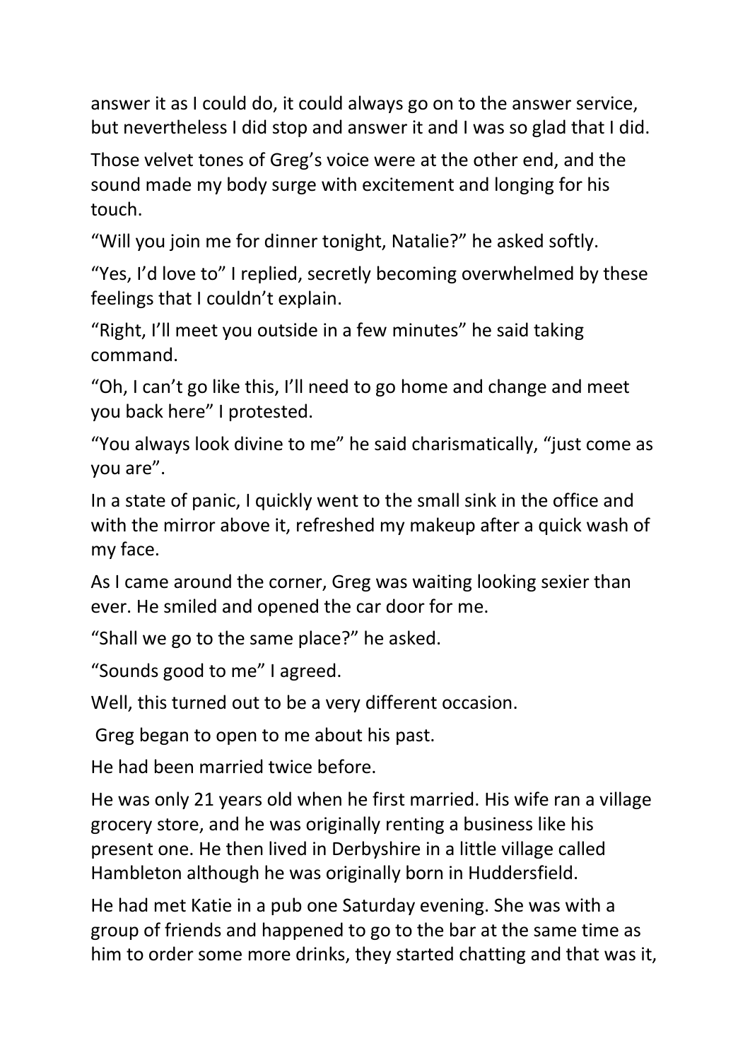answer it as I could do, it could always go on to the answer service, but nevertheless I did stop and answer it and I was so glad that I did.

Those velvet tones of Greg's voice were at the other end, and the sound made my body surge with excitement and longing for his touch.

"Will you join me for dinner tonight, Natalie?" he asked softly.

"Yes, I'd love to" I replied, secretly becoming overwhelmed by these feelings that I couldn't explain.

"Right, I'll meet you outside in a few minutes" he said taking command.

"Oh, I can't go like this, I'll need to go home and change and meet you back here" I protested.

"You always look divine to me" he said charismatically, "just come as you are".

In a state of panic, I quickly went to the small sink in the office and with the mirror above it, refreshed my makeup after a quick wash of my face.

As I came around the corner, Greg was waiting looking sexier than ever. He smiled and opened the car door for me.

"Shall we go to the same place?" he asked.

"Sounds good to me" I agreed.

Well, this turned out to be a very different occasion.

Greg began to open to me about his past.

He had been married twice before.

He was only 21 years old when he first married. His wife ran a village grocery store, and he was originally renting a business like his present one. He then lived in Derbyshire in a little village called Hambleton although he was originally born in Huddersfield.

He had met Katie in a pub one Saturday evening. She was with a group of friends and happened to go to the bar at the same time as him to order some more drinks, they started chatting and that was it,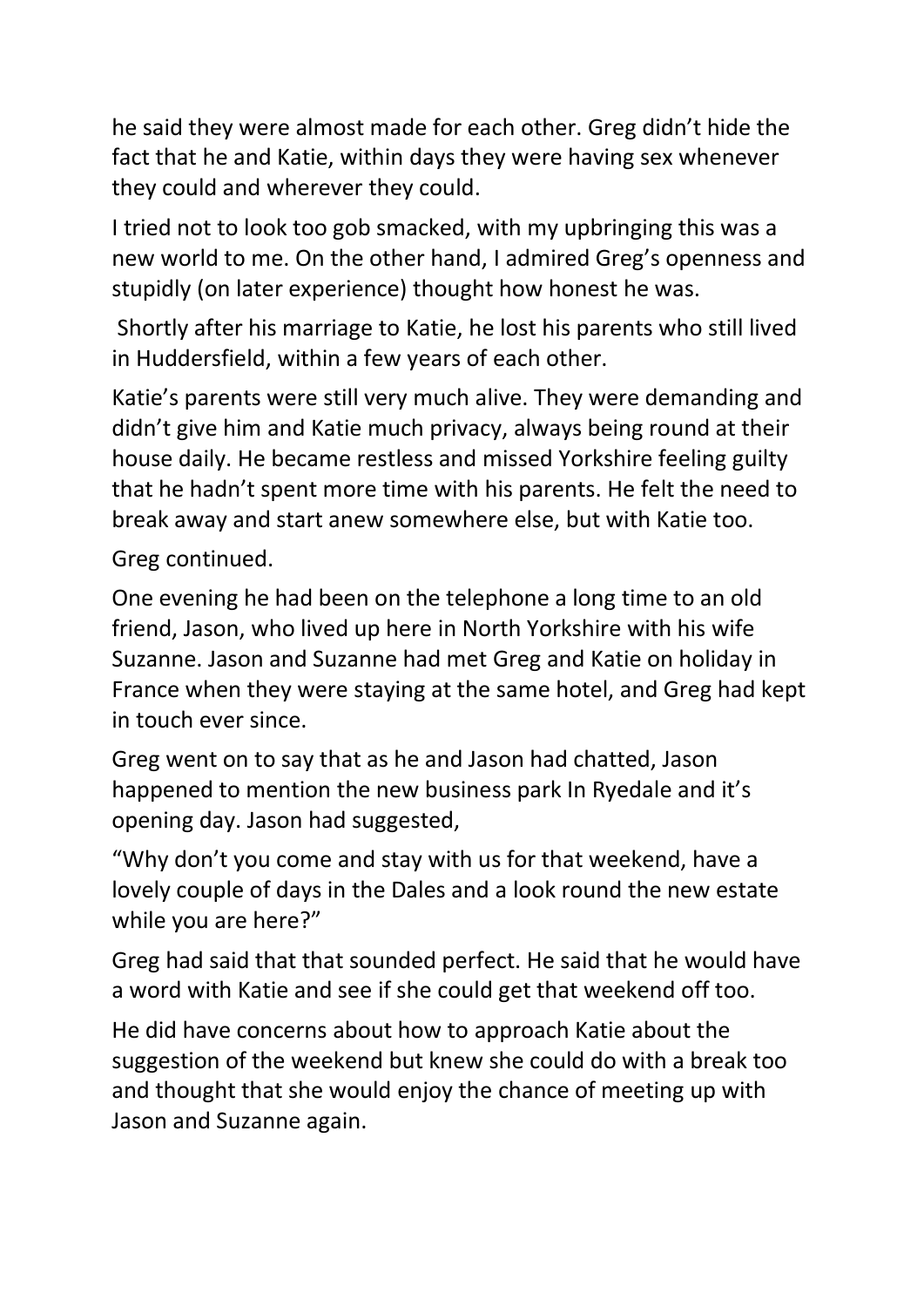he said they were almost made for each other. Greg didn't hide the fact that he and Katie, within days they were having sex whenever they could and wherever they could.

I tried not to look too gob smacked, with my upbringing this was a new world to me. On the other hand, I admired Greg's openness and stupidly (on later experience) thought how honest he was.

Shortly after his marriage to Katie, he lost his parents who still lived in Huddersfield, within a few years of each other.

Katie's parents were still very much alive. They were demanding and didn't give him and Katie much privacy, always being round at their house daily. He became restless and missed Yorkshire feeling guilty that he hadn't spent more time with his parents. He felt the need to break away and start anew somewhere else, but with Katie too.

Greg continued.

One evening he had been on the telephone a long time to an old friend, Jason, who lived up here in North Yorkshire with his wife Suzanne. Jason and Suzanne had met Greg and Katie on holiday in France when they were staying at the same hotel, and Greg had kept in touch ever since.

Greg went on to say that as he and Jason had chatted, Jason happened to mention the new business park In Ryedale and it's opening day. Jason had suggested,

"Why don't you come and stay with us for that weekend, have a lovely couple of days in the Dales and a look round the new estate while you are here?"

Greg had said that that sounded perfect. He said that he would have a word with Katie and see if she could get that weekend off too.

He did have concerns about how to approach Katie about the suggestion of the weekend but knew she could do with a break too and thought that she would enjoy the chance of meeting up with Jason and Suzanne again.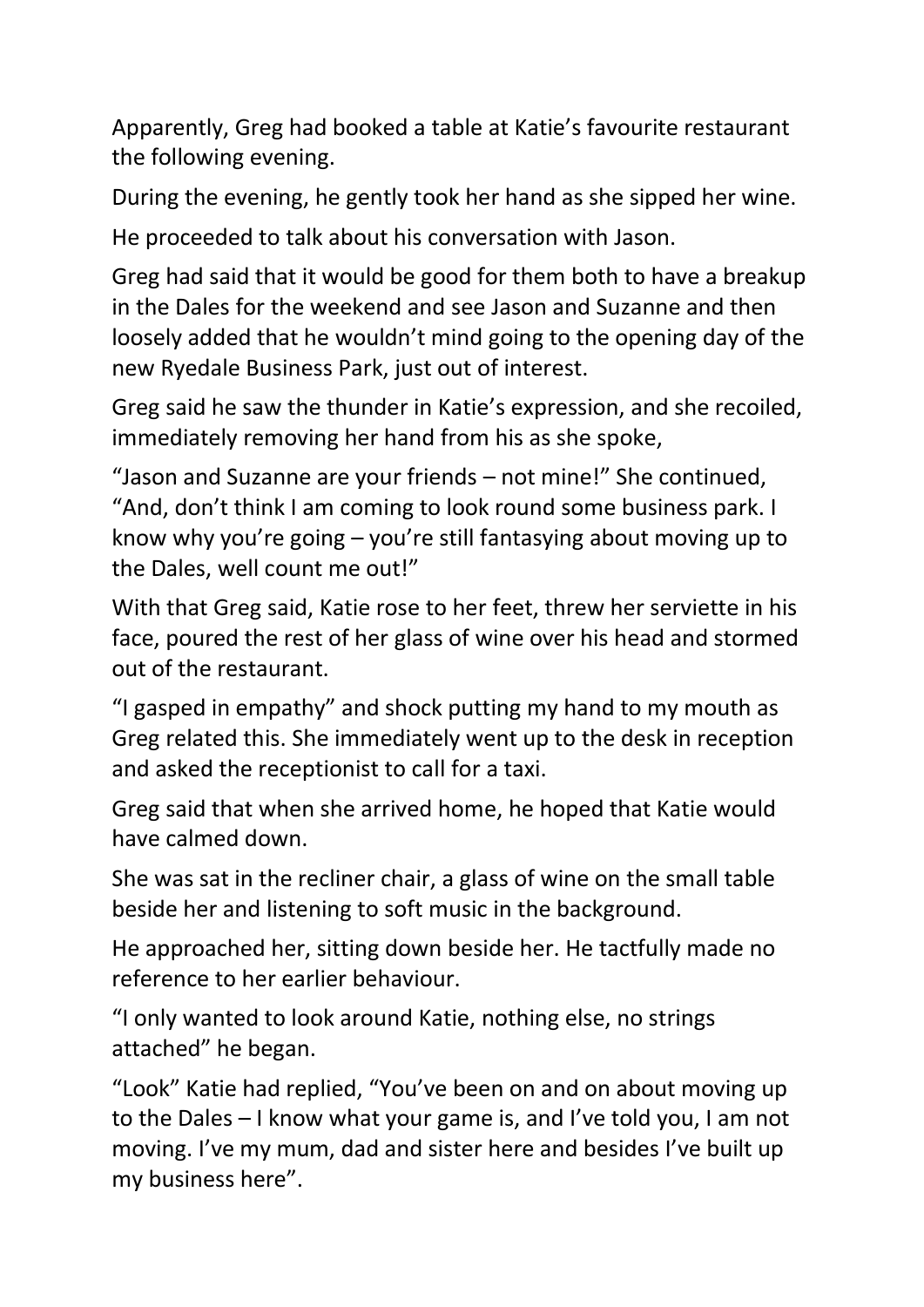Apparently, Greg had booked a table at Katie's favourite restaurant the following evening.

During the evening, he gently took her hand as she sipped her wine.

He proceeded to talk about his conversation with Jason.

Greg had said that it would be good for them both to have a breakup in the Dales for the weekend and see Jason and Suzanne and then loosely added that he wouldn't mind going to the opening day of the new Ryedale Business Park, just out of interest.

Greg said he saw the thunder in Katie's expression, and she recoiled, immediately removing her hand from his as she spoke,

"Jason and Suzanne are your friends – not mine!" She continued, "And, don't think I am coming to look round some business park. I know why you're going – you're still fantasying about moving up to the Dales, well count me out!"

With that Greg said, Katie rose to her feet, threw her serviette in his face, poured the rest of her glass of wine over his head and stormed out of the restaurant.

"I gasped in empathy" and shock putting my hand to my mouth as Greg related this. She immediately went up to the desk in reception and asked the receptionist to call for a taxi.

Greg said that when she arrived home, he hoped that Katie would have calmed down.

She was sat in the recliner chair, a glass of wine on the small table beside her and listening to soft music in the background.

He approached her, sitting down beside her. He tactfully made no reference to her earlier behaviour.

"I only wanted to look around Katie, nothing else, no strings attached" he began.

"Look" Katie had replied, "You've been on and on about moving up to the Dales – I know what your game is, and I've told you, I am not moving. I've my mum, dad and sister here and besides I've built up my business here".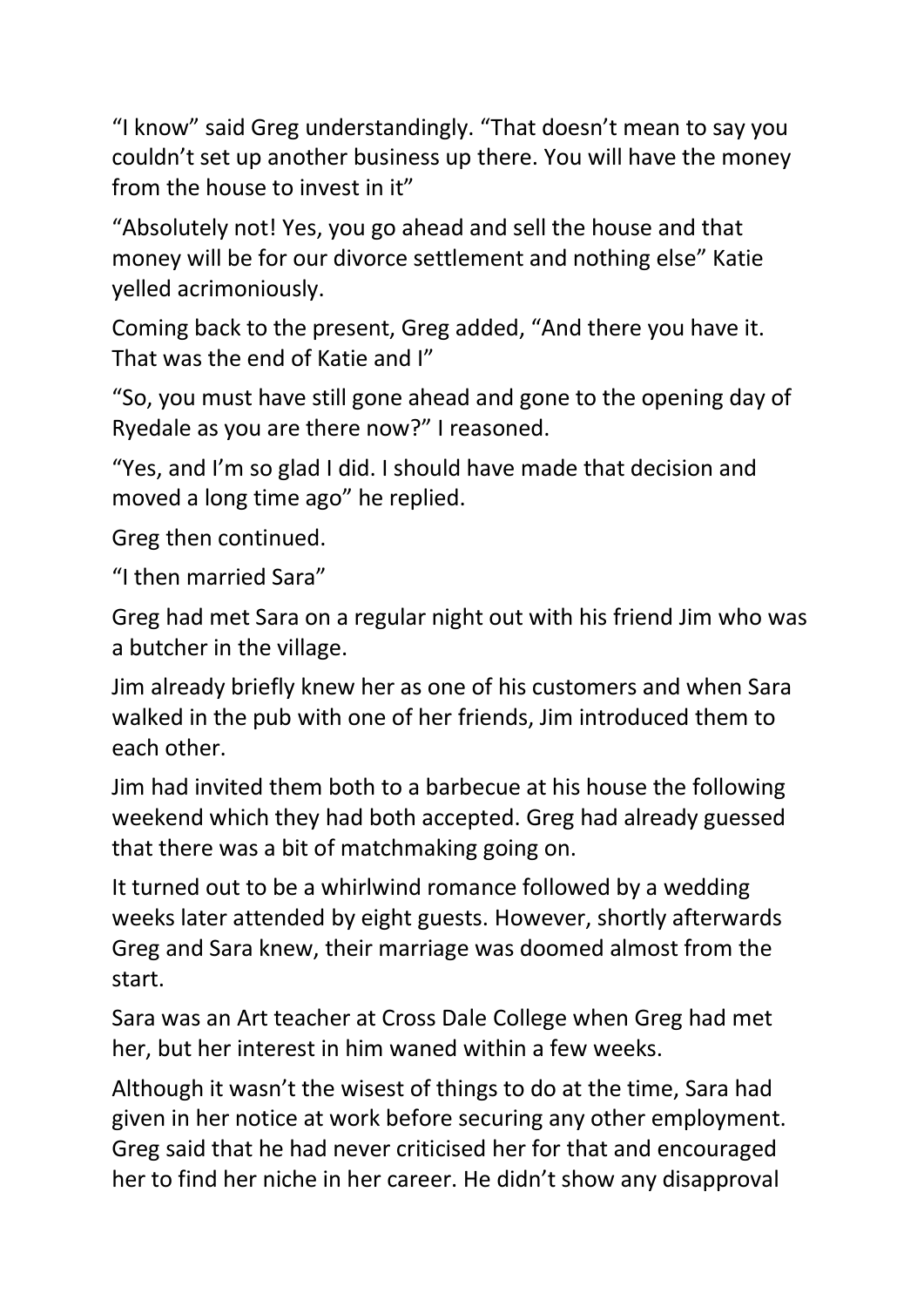“I know” said Greg understandingly. “That doesn’t mean to say you couldn’t set up another business up there. You will have the money from the house to invest in it”

“Absolutely not! Yes, you go ahead and sell the house and that money will be for our divorce settlement and nothing else” Katie yelled acrimoniously.

Coming back to the present, Greg added, “And there you have it. That was the end of Katie and I”

“So, you must have still gone ahead and gone to the opening day of Ryedale as you are there now?” I reasoned.

“Yes, and I’m so glad I did. I should have made that decision and moved a long time ago” he replied.

Greg then continued.

“I then married Sara”

Greg had met Sara on a regular night out with his friend Jim who was a butcher in the village.

Jim already briefly knew her as one of his customers and when Sara walked in the pub with one of her friends, Jim introduced them to each other.

Jim had invited them both to a barbecue at his house the following weekend which they had both accepted. Greg had already guessed that there was a bit of matchmaking going on.

It turned out to be a whirlwind romance followed by a wedding weeks later attended by eight guests. However, shortly afterwards Greg and Sara knew, their marriage was doomed almost from the start.

Sara was an Art teacher at Cross Dale College when Greg had met her, but her interest in him waned within a few weeks.

Although it wasn’t the wisest of things to do at the time, Sara had given in her notice at work before securing any other employment. Greg said that he had never criticised her for that and encouraged her to find her niche in her career. He didn’t show any disapproval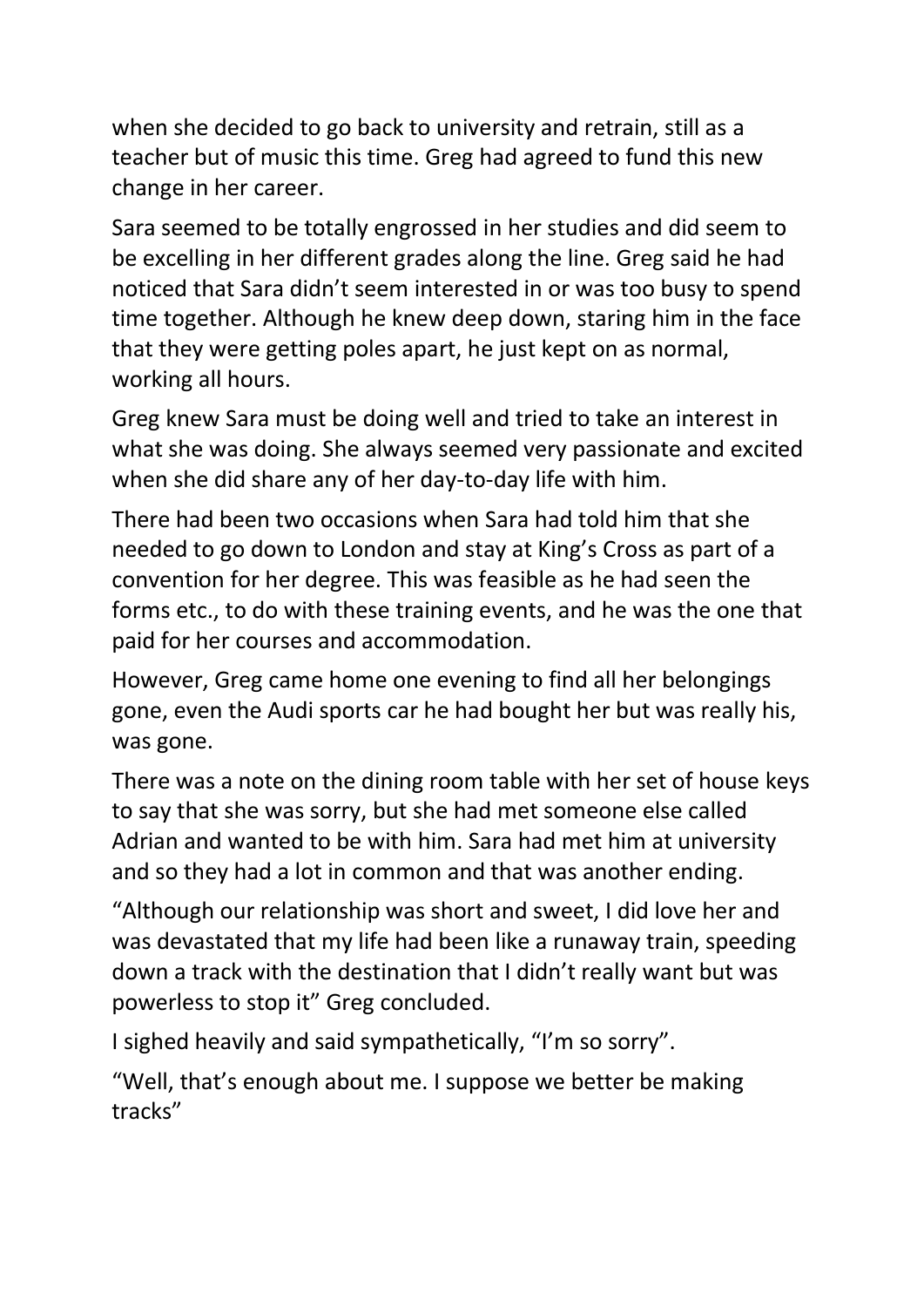when she decided to go back to university and retrain, still as a teacher but of music this time. Greg had agreed to fund this new change in her career.

Sara seemed to be totally engrossed in her studies and did seem to be excelling in her different grades along the line. Greg said he had noticed that Sara didn't seem interested in or was too busy to spend time together. Although he knew deep down, staring him in the face that they were getting poles apart, he just kept on as normal, working all hours.

Greg knew Sara must be doing well and tried to take an interest in what she was doing. She always seemed very passionate and excited when she did share any of her day-to-day life with him.

There had been two occasions when Sara had told him that she needed to go down to London and stay at King's Cross as part of a convention for her degree. This was feasible as he had seen the forms etc., to do with these training events, and he was the one that paid for her courses and accommodation.

However, Greg came home one evening to find all her belongings gone, even the Audi sports car he had bought her but was really his, was gone.

There was a note on the dining room table with her set of house keys to say that she was sorry, but she had met someone else called Adrian and wanted to be with him. Sara had met him at university and so they had a lot in common and that was another ending.

"Although our relationship was short and sweet, I did love her and was devastated that my life had been like a runaway train, speeding down a track with the destination that I didn't really want but was powerless to stop it" Greg concluded.

I sighed heavily and said sympathetically, "I'm so sorry".

"Well, that's enough about me. I suppose we better be making tracks"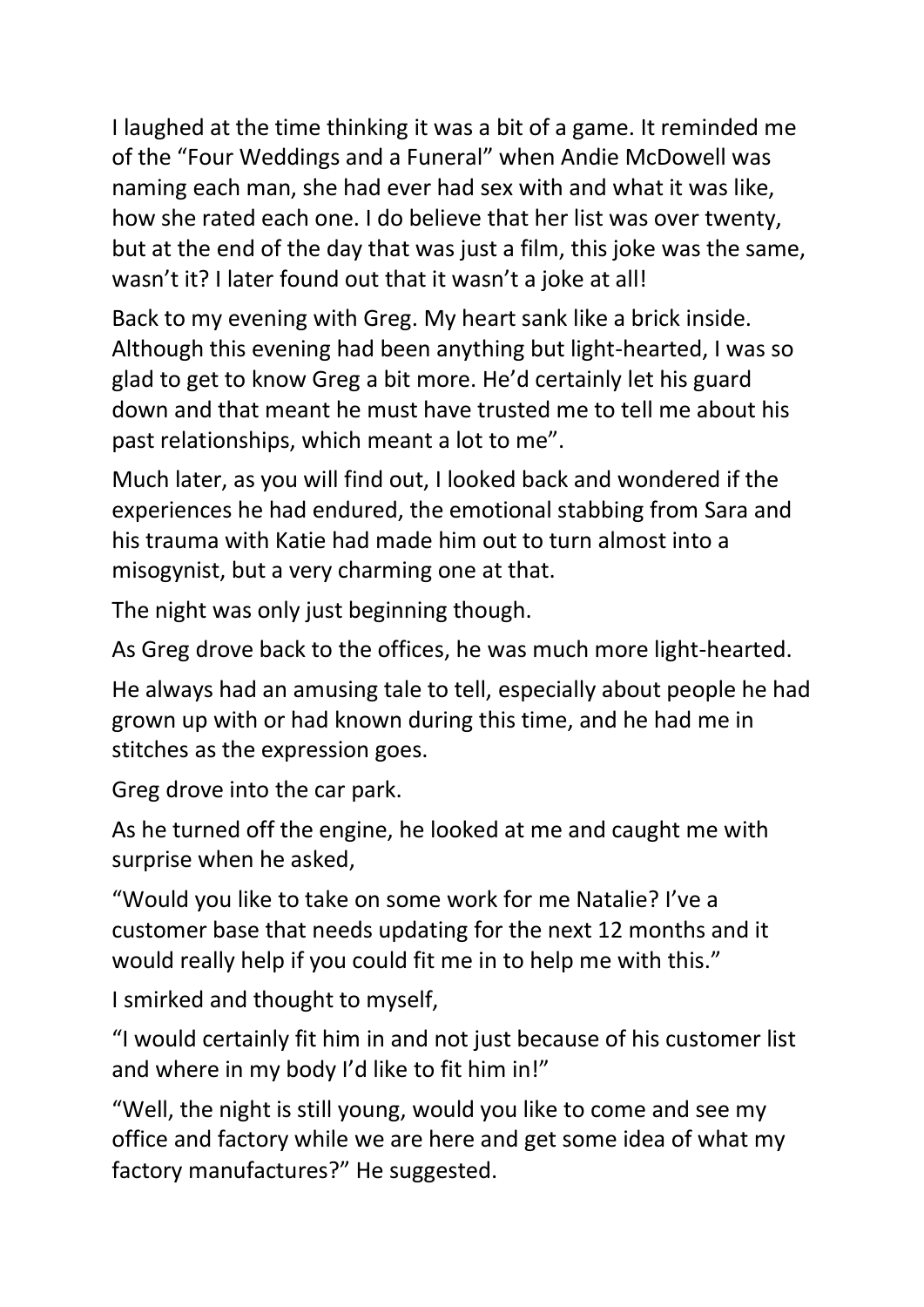I laughed at the time thinking it was a bit of a game. It reminded me of the "Four Weddings and a Funeral" when Andie McDowell was naming each man, she had ever had sex with and what it was like, how she rated each one. I do believe that her list was over twenty, but at the end of the day that was just a film, this joke was the same, wasn't it? I later found out that it wasn't a joke at all!

Back to my evening with Greg. My heart sank like a brick inside. Although this evening had been anything but light-hearted, I was so glad to get to know Greg a bit more. He'd certainly let his guard down and that meant he must have trusted me to tell me about his past relationships, which meant a lot to me".

Much later, as you will find out, I looked back and wondered if the experiences he had endured, the emotional stabbing from Sara and his trauma with Katie had made him out to turn almost into a misogynist, but a very charming one at that.

The night was only just beginning though.

As Greg drove back to the offices, he was much more light-hearted.

He always had an amusing tale to tell, especially about people he had grown up with or had known during this time, and he had me in stitches as the expression goes.

Greg drove into the car park.

As he turned off the engine, he looked at me and caught me with surprise when he asked,

"Would you like to take on some work for me Natalie? I've a customer base that needs updating for the next 12 months and it would really help if you could fit me in to help me with this."

I smirked and thought to myself,

"I would certainly fit him in and not just because of his customer list and where in my body I'd like to fit him in!"

"Well, the night is still young, would you like to come and see my office and factory while we are here and get some idea of what my factory manufactures?" He suggested.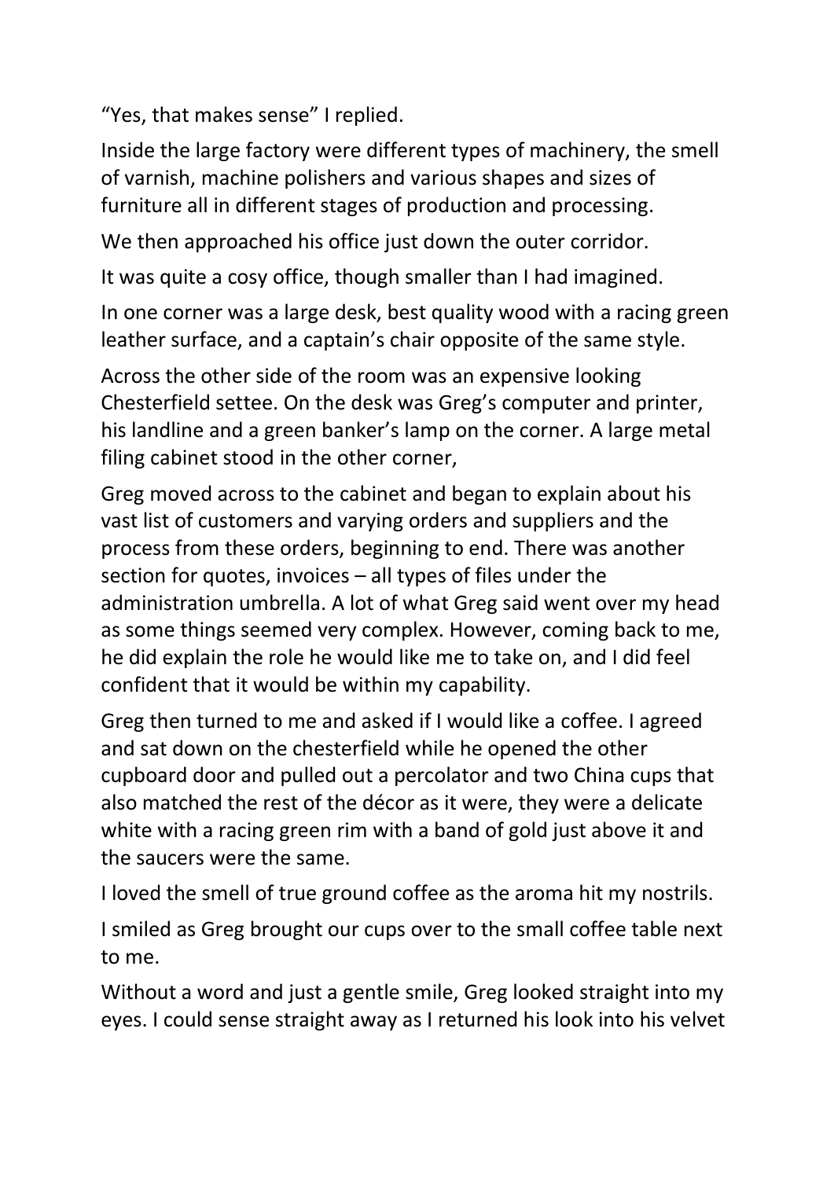"Yes, that makes sense" I replied.

Inside the large factory were different types of machinery, the smell of varnish, machine polishers and various shapes and sizes of furniture all in different stages of production and processing.

We then approached his office just down the outer corridor.

It was quite a cosy office, though smaller than I had imagined.

In one corner was a large desk, best quality wood with a racing green leather surface, and a captain's chair opposite of the same style.

Across the other side of the room was an expensive looking Chesterfield settee. On the desk was Greg's computer and printer, his landline and a green banker's lamp on the corner. A large metal filing cabinet stood in the other corner,

Greg moved across to the cabinet and began to explain about his vast list of customers and varying orders and suppliers and the process from these orders, beginning to end. There was another section for quotes, invoices – all types of files under the administration umbrella. A lot of what Greg said went over my head as some things seemed very complex. However, coming back to me, he did explain the role he would like me to take on, and I did feel confident that it would be within my capability.

Greg then turned to me and asked if I would like a coffee. I agreed and sat down on the chesterfield while he opened the other cupboard door and pulled out a percolator and two China cups that also matched the rest of the décor as it were, they were a delicate white with a racing green rim with a band of gold just above it and the saucers were the same.

I loved the smell of true ground coffee as the aroma hit my nostrils.

I smiled as Greg brought our cups over to the small coffee table next to me.

Without a word and just a gentle smile, Greg looked straight into my eyes. I could sense straight away as I returned his look into his velvet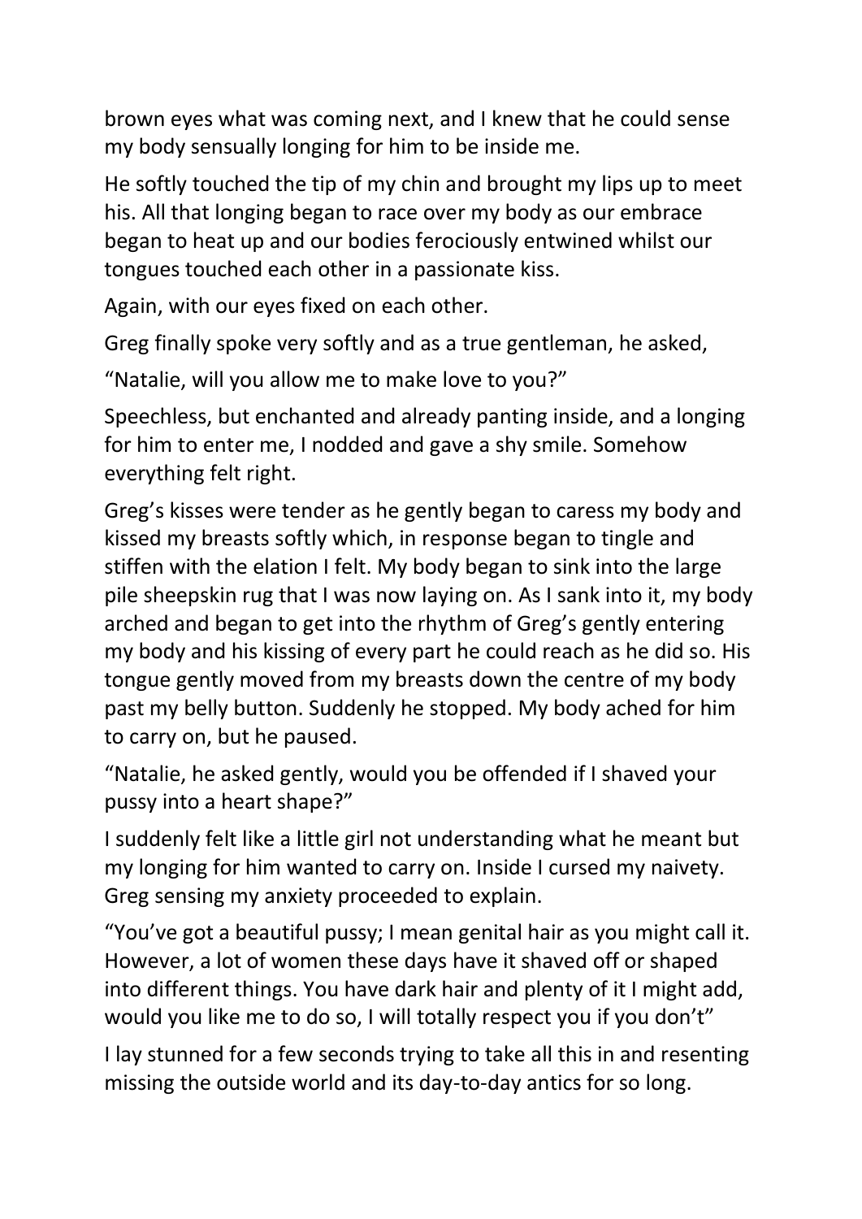brown eyes what was coming next, and I knew that he could sense my body sensually longing for him to be inside me.

He softly touched the tip of my chin and brought my lips up to meet his. All that longing began to race over my body as our embrace began to heat up and our bodies ferociously entwined whilst our tongues touched each other in a passionate kiss.

Again, with our eyes fixed on each other.

Greg finally spoke very softly and as a true gentleman, he asked,

"Natalie, will you allow me to make love to you?"

Speechless, but enchanted and already panting inside, and a longing for him to enter me, I nodded and gave a shy smile. Somehow everything felt right.

Greg's kisses were tender as he gently began to caress my body and kissed my breasts softly which, in response began to tingle and stiffen with the elation I felt. My body began to sink into the large pile sheepskin rug that I was now laying on. As I sank into it, my body arched and began to get into the rhythm of Greg's gently entering my body and his kissing of every part he could reach as he did so. His tongue gently moved from my breasts down the centre of my body past my belly button. Suddenly he stopped. My body ached for him to carry on, but he paused.

"Natalie, he asked gently, would you be offended if I shaved your pussy into a heart shape?"

I suddenly felt like a little girl not understanding what he meant but my longing for him wanted to carry on. Inside I cursed my naivety. Greg sensing my anxiety proceeded to explain.

"You've got a beautiful pussy; I mean genital hair as you might call it. However, a lot of women these days have it shaved off or shaped into different things. You have dark hair and plenty of it I might add, would you like me to do so, I will totally respect you if you don't"

I lay stunned for a few seconds trying to take all this in and resenting missing the outside world and its day-to-day antics for so long.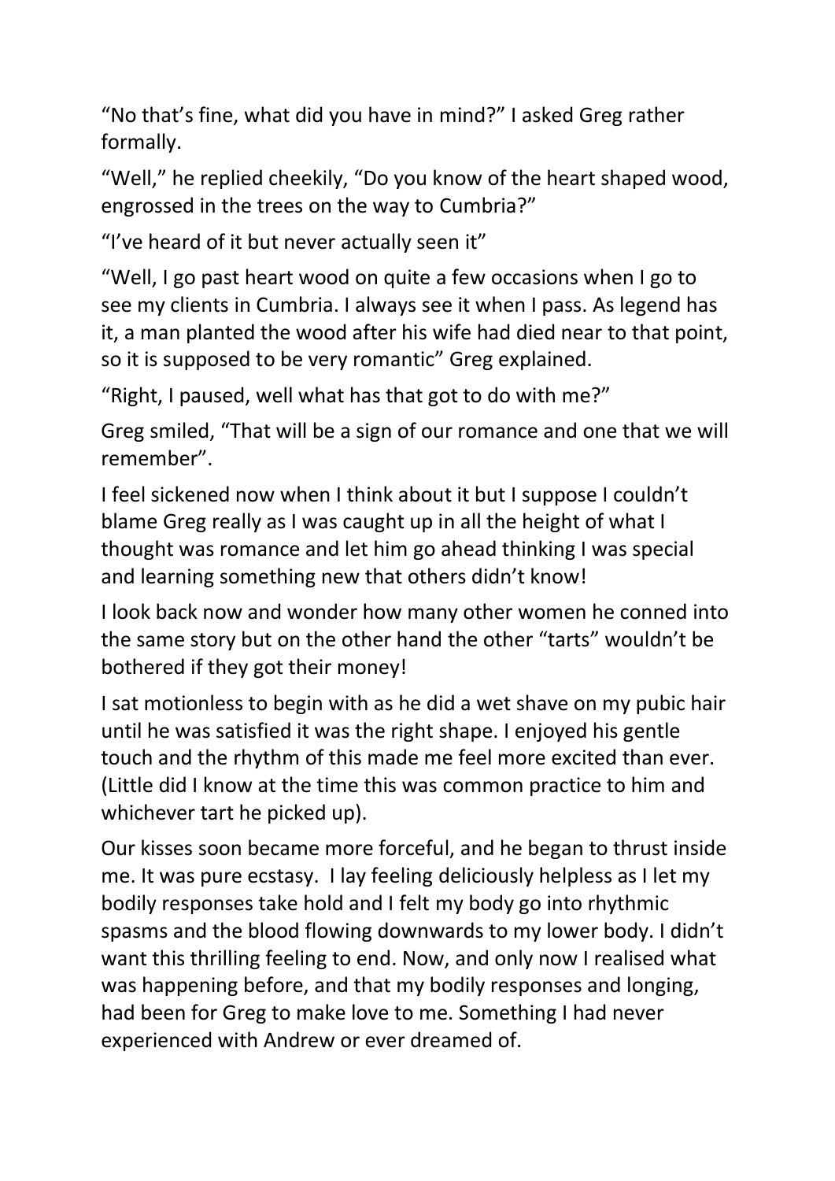"No that's fine, what did you have in mind?" I asked Greg rather formally.

"Well," he replied cheekily, "Do you know of the heart shaped wood, engrossed in the trees on the way to Cumbria?"

"I've heard of it but never actually seen it"

"Well, I go past heart wood on quite a few occasions when I go to see my clients in Cumbria. I always see it when I pass. As legend has it, a man planted the wood after his wife had died near to that point, so it is supposed to be very romantic" Greg explained.

"Right, I paused, well what has that got to do with me?"

Greg smiled, "That will be a sign of our romance and one that we will remember".

I feel sickened now when I think about it but I suppose I couldn't blame Greg really as I was caught up in all the height of what I thought was romance and let him go ahead thinking I was special and learning something new that others didn't know!

I look back now and wonder how many other women he conned into the same story but on the other hand the other "tarts" wouldn't be bothered if they got their money!

I sat motionless to begin with as he did a wet shave on my pubic hair until he was satisfied it was the right shape. I enjoyed his gentle touch and the rhythm of this made me feel more excited than ever. (Little did I know at the time this was common practice to him and whichever tart he picked up).

Our kisses soon became more forceful, and he began to thrust inside me. It was pure ecstasy. I lay feeling deliciously helpless as I let my bodily responses take hold and I felt my body go into rhythmic spasms and the blood flowing downwards to my lower body. I didn't want this thrilling feeling to end. Now, and only now I realised what was happening before, and that my bodily responses and longing, had been for Greg to make love to me. Something I had never experienced with Andrew or ever dreamed of.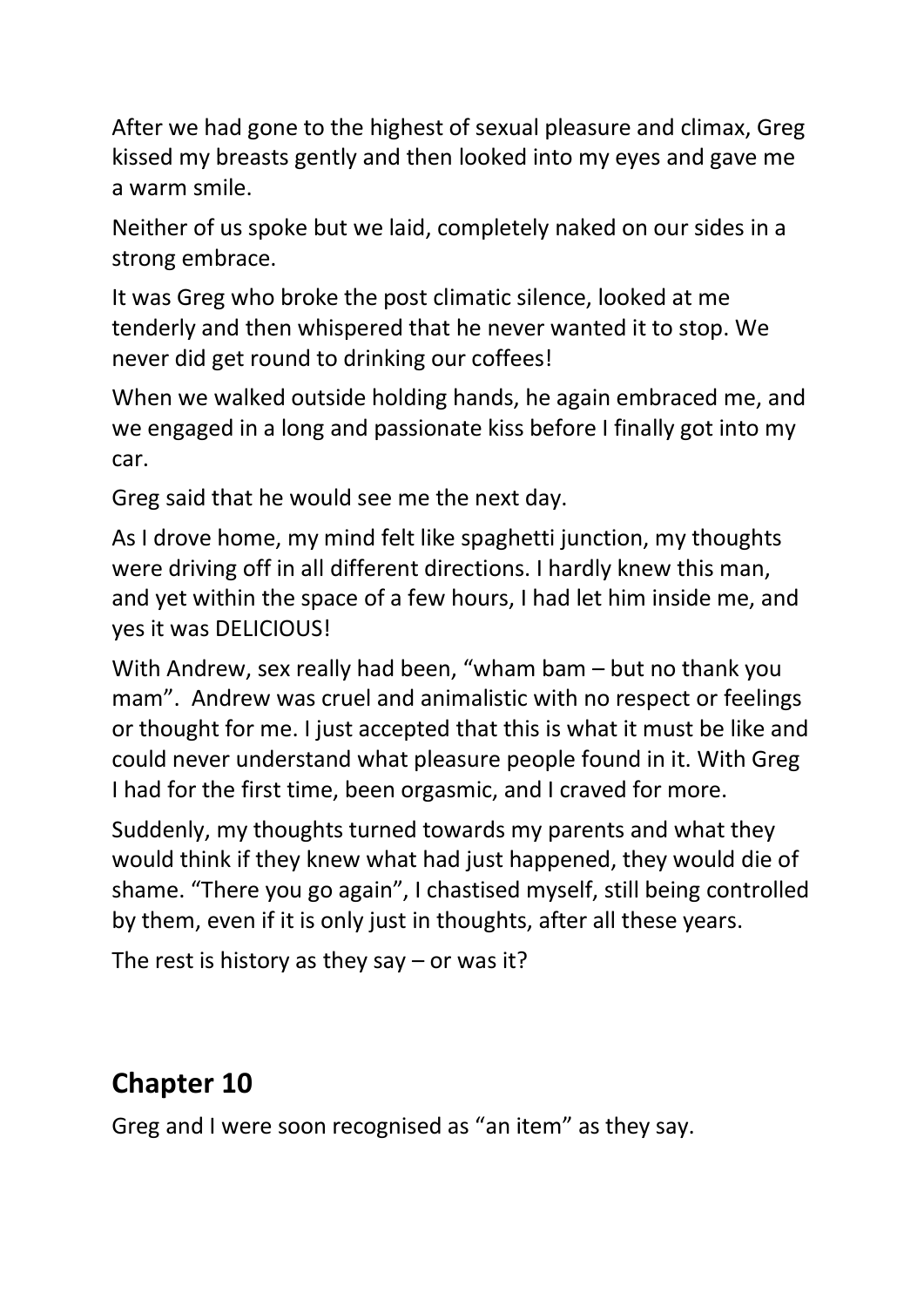After we had gone to the highest of sexual pleasure and climax, Greg kissed my breasts gently and then looked into my eyes and gave me a warm smile.

Neither of us spoke but we laid, completely naked on our sides in a strong embrace.

It was Greg who broke the post climatic silence, looked at me tenderly and then whispered that he never wanted it to stop. We never did get round to drinking our coffees!

When we walked outside holding hands, he again embraced me, and we engaged in a long and passionate kiss before I finally got into my car.

Greg said that he would see me the next day.

As I drove home, my mind felt like spaghetti junction, my thoughts were driving off in all different directions. I hardly knew this man, and yet within the space of a few hours, I had let him inside me, and yes it was DELICIOUS!

With Andrew, sex really had been, "wham bam – but no thank you mam". Andrew was cruel and animalistic with no respect or feelings or thought for me. I just accepted that this is what it must be like and could never understand what pleasure people found in it. With Greg I had for the first time, been orgasmic, and I craved for more.

Suddenly, my thoughts turned towards my parents and what they would think if they knew what had just happened, they would die of shame. "There you go again", I chastised myself, still being controlled by them, even if it is only just in thoughts, after all these years.

The rest is history as they say – or was it?

## Chapter 10

Greg and I were soon recognised as "an item" as they say.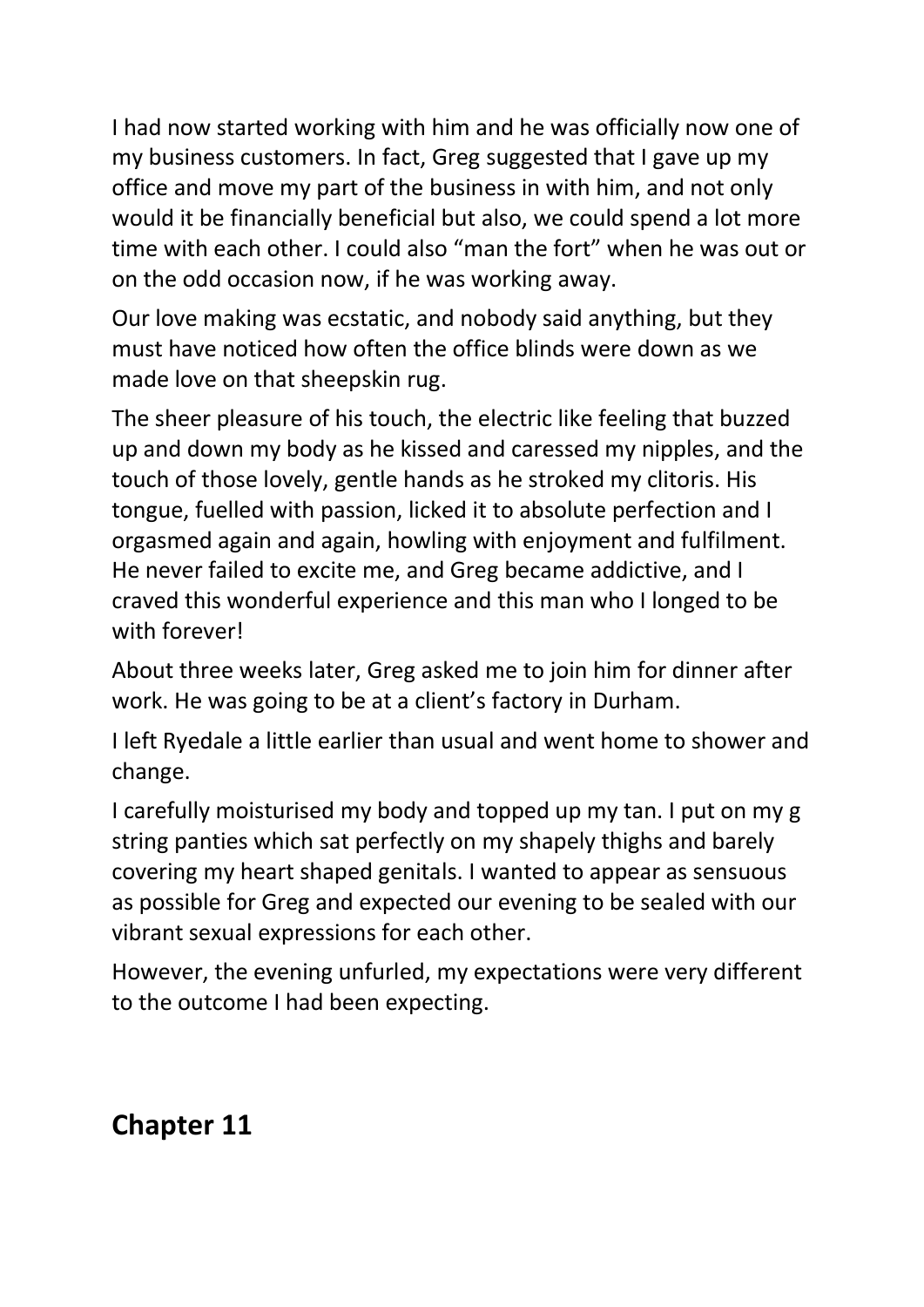I had now started working with him and he was officially now one of my business customers. In fact, Greg suggested that I gave up my office and move my part of the business in with him, and not only would it be financially beneficial but also, we could spend a lot more time with each other. I could also "man the fort" when he was out or on the odd occasion now, if he was working away.

Our love making was ecstatic, and nobody said anything, but they must have noticed how often the office blinds were down as we made love on that sheepskin rug.

The sheer pleasure of his touch, the electric like feeling that buzzed up and down my body as he kissed and caressed my nipples, and the touch of those lovely, gentle hands as he stroked my clitoris. His tongue, fuelled with passion, licked it to absolute perfection and I orgasmed again and again, howling with enjoyment and fulfilment. He never failed to excite me, and Greg became addictive, and I craved this wonderful experience and this man who I longed to be with forever!

About three weeks later, Greg asked me to join him for dinner after work. He was going to be at a client's factory in Durham.

I left Ryedale a little earlier than usual and went home to shower and change.

I carefully moisturised my body and topped up my tan. I put on my g string panties which sat perfectly on my shapely thighs and barely covering my heart shaped genitals. I wanted to appear as sensuous as possible for Greg and expected our evening to be sealed with our vibrant sexual expressions for each other.

However, the evening unfurled, my expectations were very different to the outcome I had been expecting.

## Chapter 11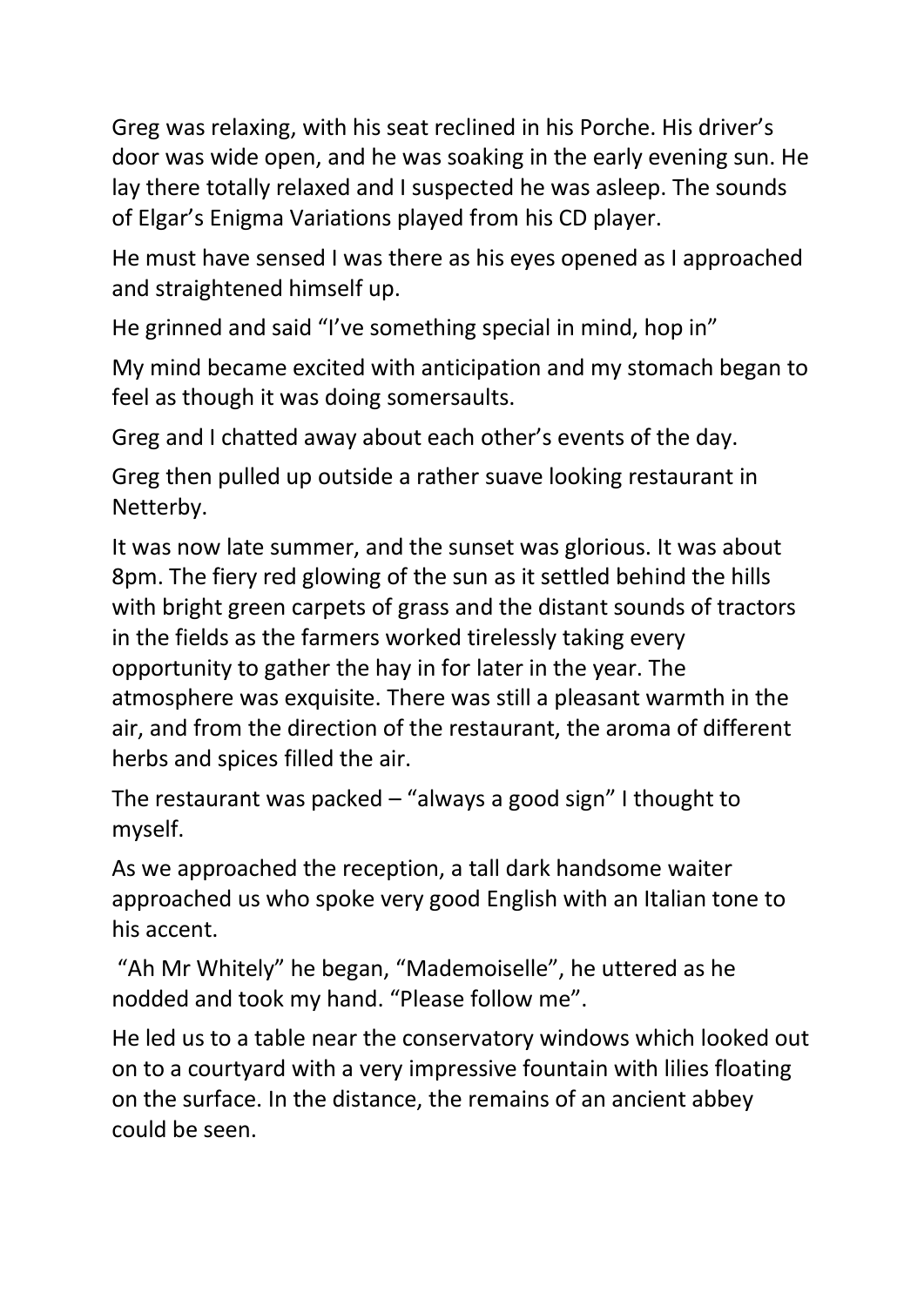Greg was relaxing, with his seat reclined in his Porche. His driver's door was wide open, and he was soaking in the early evening sun. He lay there totally relaxed and I suspected he was asleep. The sounds of Elgar's Enigma Variations played from his CD player.

He must have sensed I was there as his eyes opened as I approached and straightened himself up.

He grinned and said "I've something special in mind, hop in"

My mind became excited with anticipation and my stomach began to feel as though it was doing somersaults.

Greg and I chatted away about each other's events of the day.

Greg then pulled up outside a rather suave looking restaurant in Netterby.

It was now late summer, and the sunset was glorious. It was about 8pm. The fiery red glowing of the sun as it settled behind the hills with bright green carpets of grass and the distant sounds of tractors in the fields as the farmers worked tirelessly taking every opportunity to gather the hay in for later in the year. The atmosphere was exquisite. There was still a pleasant warmth in the air, and from the direction of the restaurant, the aroma of different herbs and spices filled the air.

The restaurant was packed – "always a good sign" I thought to myself.

As we approached the reception, a tall dark handsome waiter approached us who spoke very good English with an Italian tone to his accent.

"Ah Mr Whitely" he began, "Mademoiselle", he uttered as he nodded and took my hand. "Please follow me".

He led us to a table near the conservatory windows which looked out on to a courtyard with a very impressive fountain with lilies floating on the surface. In the distance, the remains of an ancient abbey could be seen.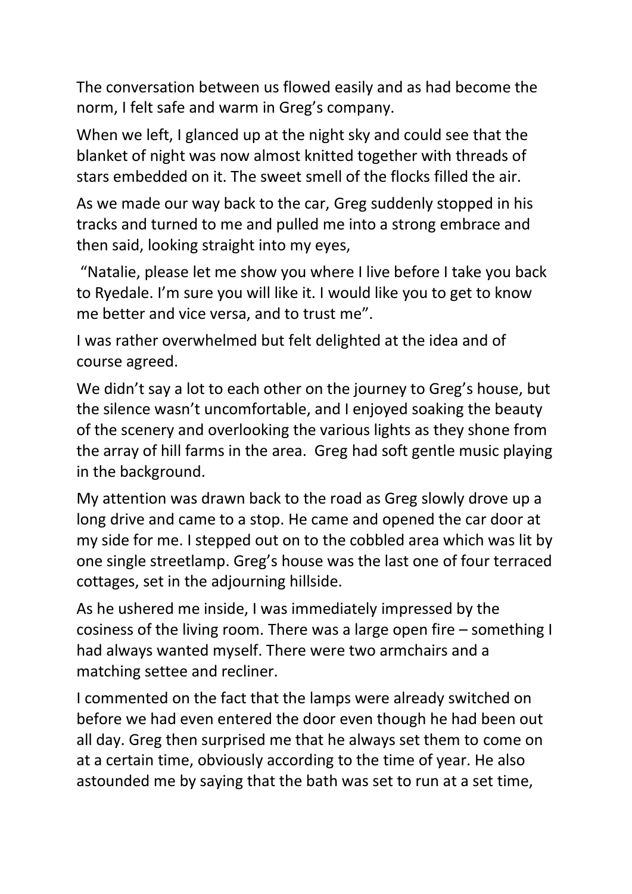The conversation between us flowed easily and as had become the norm, I felt safe and warm in Greg's company.

When we left, I glanced up at the night sky and could see that the blanket of night was now almost knitted together with threads of stars embedded on it. The sweet smell of the flocks filled the air.

As we made our way back to the car, Greg suddenly stopped in his tracks and turned to me and pulled me into a strong embrace and then said, looking straight into my eyes,

"Natalie, please let me show you where I live before I take you back to Ryedale. I'm sure you will like it. I would like you to get to know me better and vice versa, and to trust me".

I was rather overwhelmed but felt delighted at the idea and of course agreed.

We didn't say a lot to each other on the journey to Greg's house, but the silence wasn't uncomfortable, and I enjoyed soaking the beauty of the scenery and overlooking the various lights as they shone from the array of hill farms in the area. Greg had soft gentle music playing in the background.

My attention was drawn back to the road as Greg slowly drove up a long drive and came to a stop. He came and opened the car door at my side for me. I stepped out on to the cobbled area which was lit by one single streetlamp. Greg's house was the last one of four terraced cottages, set in the adjourning hillside.

As he ushered me inside, I was immediately impressed by the cosiness of the living room. There was a large open fire – something I had always wanted myself. There were two armchairs and a matching settee and recliner.

I commented on the fact that the lamps were already switched on before we had even entered the door even though he had been out all day. Greg then surprised me that he always set them to come on at a certain time, obviously according to the time of year. He also astounded me by saying that the bath was set to run at a set time,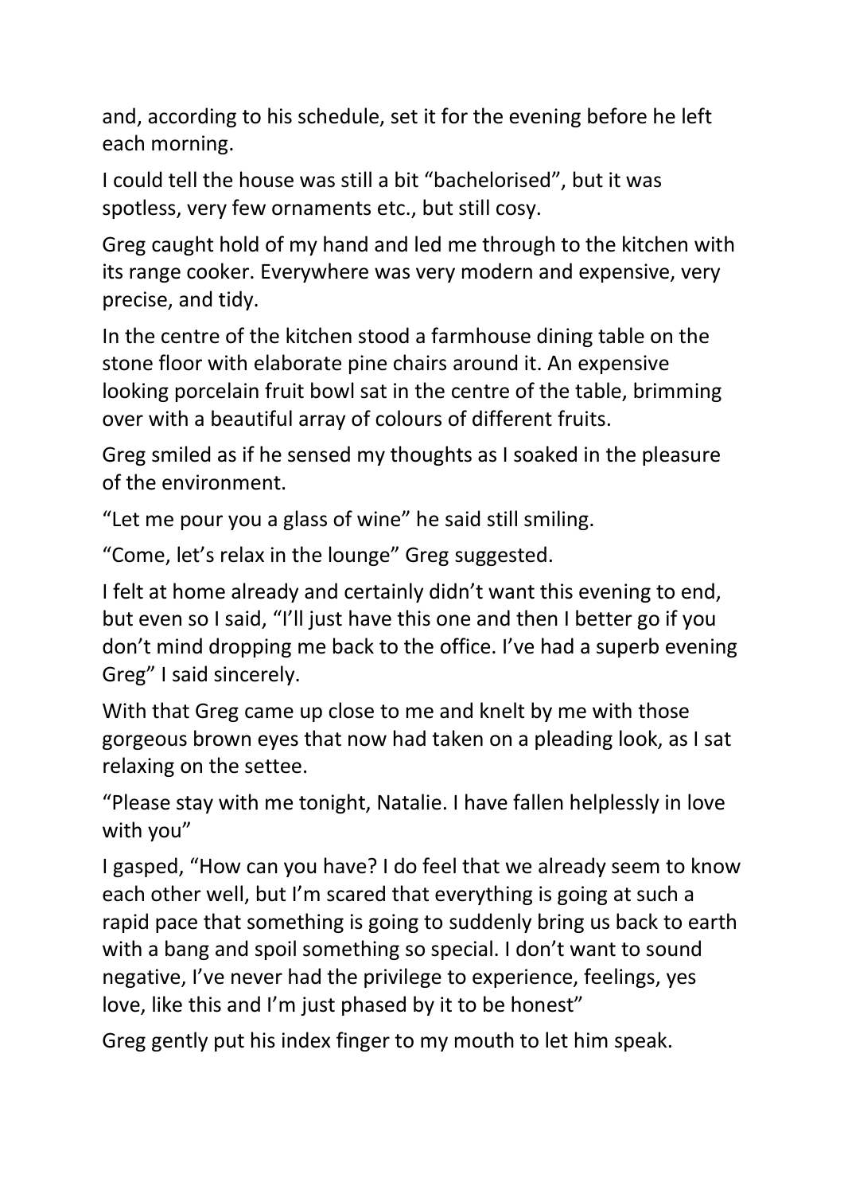and, according to his schedule, set it for the evening before he left each morning.

I could tell the house was still a bit "bachelorised", but it was spotless, very few ornaments etc., but still cosy.

Greg caught hold of my hand and led me through to the kitchen with its range cooker. Everywhere was very modern and expensive, very precise, and tidy.

In the centre of the kitchen stood a farmhouse dining table on the stone floor with elaborate pine chairs around it. An expensive looking porcelain fruit bowl sat in the centre of the table, brimming over with a beautiful array of colours of different fruits.

Greg smiled as if he sensed my thoughts as I soaked in the pleasure of the environment.

"Let me pour you a glass of wine" he said still smiling.

"Come, let's relax in the lounge" Greg suggested.

I felt at home already and certainly didn't want this evening to end, but even so I said, "I'll just have this one and then I better go if you don't mind dropping me back to the office. I've had a superb evening Greg" I said sincerely.

With that Greg came up close to me and knelt by me with those gorgeous brown eyes that now had taken on a pleading look, as I sat relaxing on the settee.

"Please stay with me tonight, Natalie. I have fallen helplessly in love with you"

I gasped, "How can you have? I do feel that we already seem to know each other well, but I'm scared that everything is going at such a rapid pace that something is going to suddenly bring us back to earth with a bang and spoil something so special. I don't want to sound negative, I've never had the privilege to experience, feelings, yes love, like this and I'm just phased by it to be honest"

Greg gently put his index finger to my mouth to let him speak.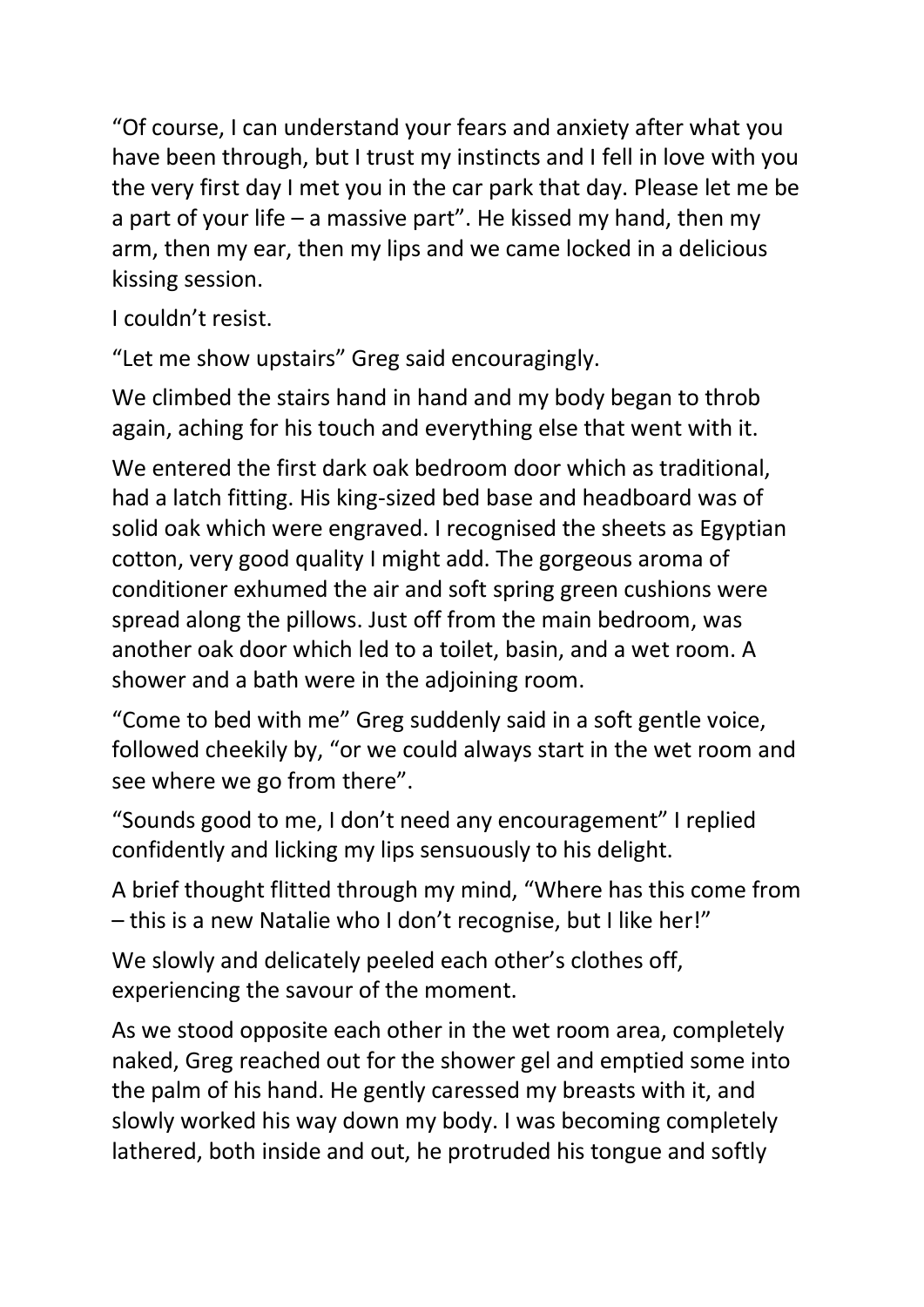"Of course, I can understand your fears and anxiety after what you have been through, but I trust my instincts and I fell in love with you the very first day I met you in the car park that day. Please let me be a part of your life – a massive part". He kissed my hand, then my arm, then my ear, then my lips and we came locked in a delicious kissing session.

I couldn't resist.

"Let me show upstairs" Greg said encouragingly.

We climbed the stairs hand in hand and my body began to throb again, aching for his touch and everything else that went with it.

We entered the first dark oak bedroom door which as traditional, had a latch fitting. His king-sized bed base and headboard was of solid oak which were engraved. I recognised the sheets as Egyptian cotton, very good quality I might add. The gorgeous aroma of conditioner exhumed the air and soft spring green cushions were spread along the pillows. Just off from the main bedroom, was another oak door which led to a toilet, basin, and a wet room. A shower and a bath were in the adjoining room.

"Come to bed with me" Greg suddenly said in a soft gentle voice, followed cheekily by, "or we could always start in the wet room and see where we go from there".

"Sounds good to me, I don't need any encouragement" I replied confidently and licking my lips sensuously to his delight.

A brief thought flitted through my mind, "Where has this come from – this is a new Natalie who I don't recognise, but I like her!"

We slowly and delicately peeled each other's clothes off, experiencing the savour of the moment.

As we stood opposite each other in the wet room area, completely naked, Greg reached out for the shower gel and emptied some into the palm of his hand. He gently caressed my breasts with it, and slowly worked his way down my body. I was becoming completely lathered, both inside and out, he protruded his tongue and softly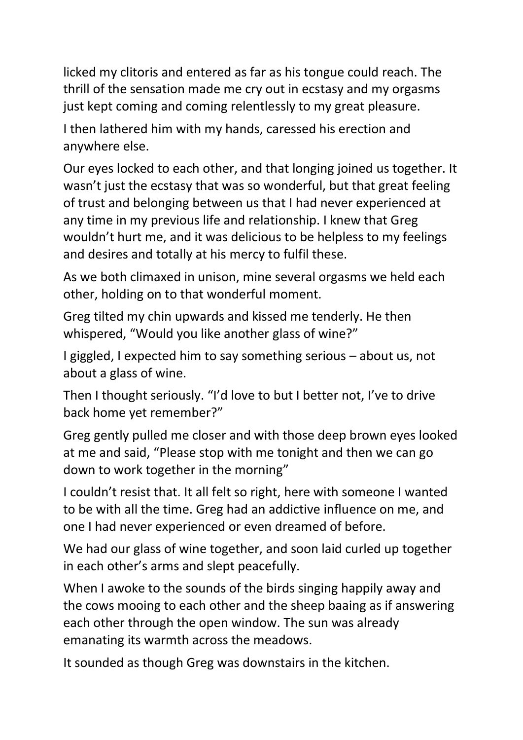licked my clitoris and entered as far as his tongue could reach. The thrill of the sensation made me cry out in ecstasy and my orgasms just kept coming and coming relentlessly to my great pleasure.

I then lathered him with my hands, caressed his erection and anywhere else.

Our eyes locked to each other, and that longing joined us together. It wasn't just the ecstasy that was so wonderful, but that great feeling of trust and belonging between us that I had never experienced at any time in my previous life and relationship. I knew that Greg wouldn't hurt me, and it was delicious to be helpless to my feelings and desires and totally at his mercy to fulfil these.

As we both climaxed in unison, mine several orgasms we held each other, holding on to that wonderful moment.

Greg tilted my chin upwards and kissed me tenderly. He then whispered, "Would you like another glass of wine?"

I giggled, I expected him to say something serious – about us, not about a glass of wine.

Then I thought seriously. "I'd love to but I better not, I've to drive back home yet remember?"

Greg gently pulled me closer and with those deep brown eyes looked at me and said, "Please stop with me tonight and then we can go down to work together in the morning"

I couldn't resist that. It all felt so right, here with someone I wanted to be with all the time. Greg had an addictive influence on me, and one I had never experienced or even dreamed of before.

We had our glass of wine together, and soon laid curled up together in each other's arms and slept peacefully.

When I awoke to the sounds of the birds singing happily away and the cows mooing to each other and the sheep baaing as if answering each other through the open window. The sun was already emanating its warmth across the meadows.

It sounded as though Greg was downstairs in the kitchen.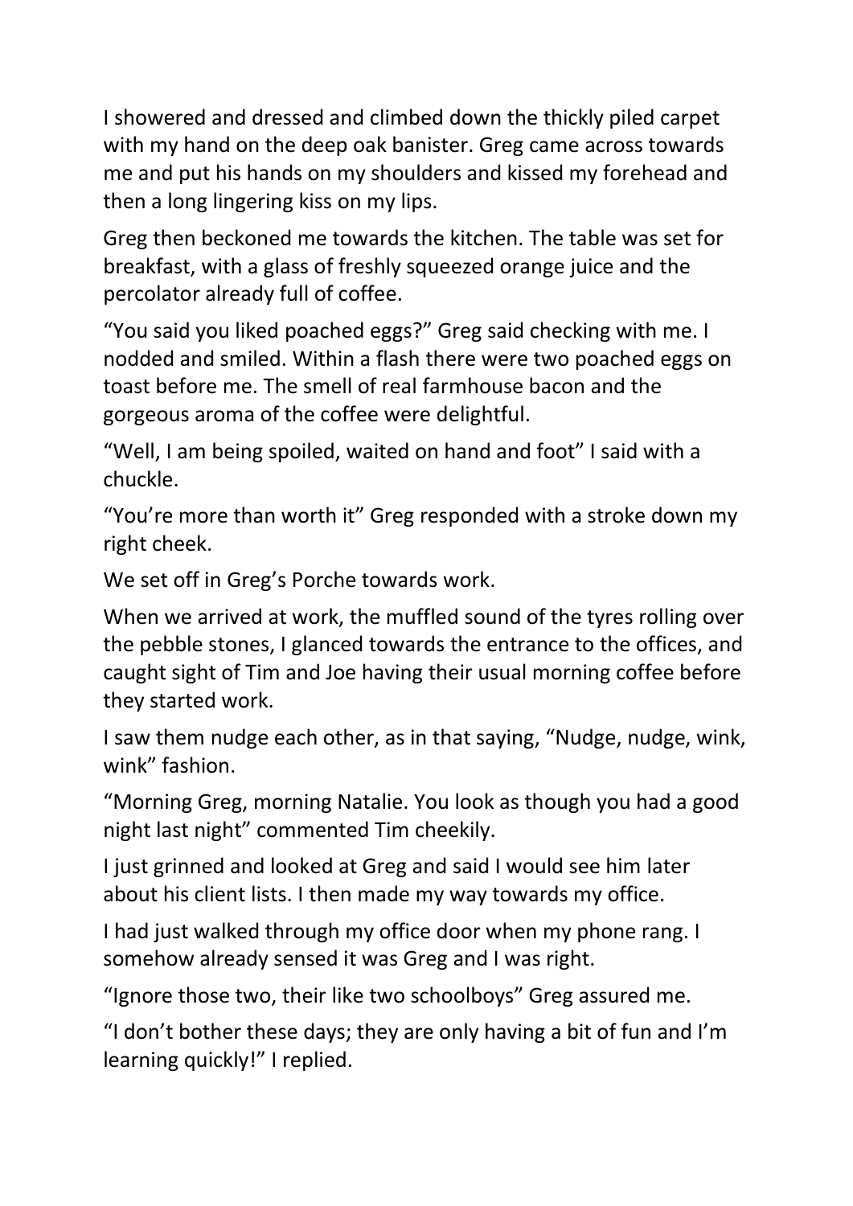I showered and dressed and climbed down the thickly piled carpet with my hand on the deep oak banister. Greg came across towards me and put his hands on my shoulders and kissed my forehead and then a long lingering kiss on my lips.

Greg then beckoned me towards the kitchen. The table was set for breakfast, with a glass of freshly squeezed orange juice and the percolator already full of coffee.

"You said you liked poached eggs?" Greg said checking with me. I nodded and smiled. Within a flash there were two poached eggs on toast before me. The smell of real farmhouse bacon and the gorgeous aroma of the coffee were delightful.

"Well, I am being spoiled, waited on hand and foot" I said with a chuckle.

"You're more than worth it" Greg responded with a stroke down my right cheek.

We set off in Greg's Porche towards work.

When we arrived at work, the muffled sound of the tyres rolling over the pebble stones, I glanced towards the entrance to the offices, and caught sight of Tim and Joe having their usual morning coffee before they started work.

I saw them nudge each other, as in that saying, "Nudge, nudge, wink, wink" fashion.

"Morning Greg, morning Natalie. You look as though you had a good night last night" commented Tim cheekily.

I just grinned and looked at Greg and said I would see him later about his client lists. I then made my way towards my office.

I had just walked through my office door when my phone rang. I somehow already sensed it was Greg and I was right.

"Ignore those two, their like two schoolboys" Greg assured me.

"I don't bother these days; they are only having a bit of fun and I'm learning quickly!" I replied.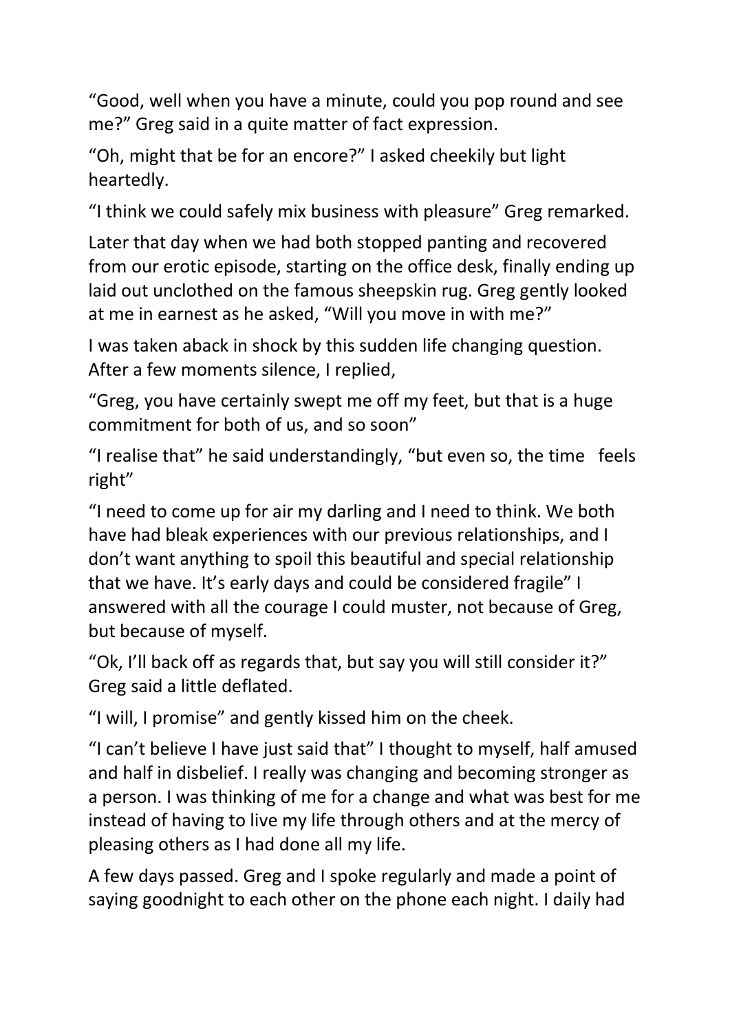"Good, well when you have a minute, could you pop round and see me?" Greg said in a quite matter of fact expression.

"Oh, might that be for an encore?" I asked cheekily but light heartedly.

"I think we could safely mix business with pleasure" Greg remarked.

Later that day when we had both stopped panting and recovered from our erotic episode, starting on the office desk, finally ending up laid out unclothed on the famous sheepskin rug. Greg gently looked at me in earnest as he asked, "Will you move in with me?"

I was taken aback in shock by this sudden life changing question. After a few moments silence, I replied,

"Greg, you have certainly swept me off my feet, but that is a huge commitment for both of us, and so soon"

"I realise that" he said understandingly, "but even so, the time feels right"

"I need to come up for air my darling and I need to think. We both have had bleak experiences with our previous relationships, and I don't want anything to spoil this beautiful and special relationship that we have. It's early days and could be considered fragile" I answered with all the courage I could muster, not because of Greg, but because of myself.

"Ok, I'll back off as regards that, but say you will still consider it?" Greg said a little deflated.

"I will, I promise" and gently kissed him on the cheek.

"I can't believe I have just said that" I thought to myself, half amused and half in disbelief. I really was changing and becoming stronger as a person. I was thinking of me for a change and what was best for me instead of having to live my life through others and at the mercy of pleasing others as I had done all my life.

A few days passed. Greg and I spoke regularly and made a point of saying goodnight to each other on the phone each night. I daily had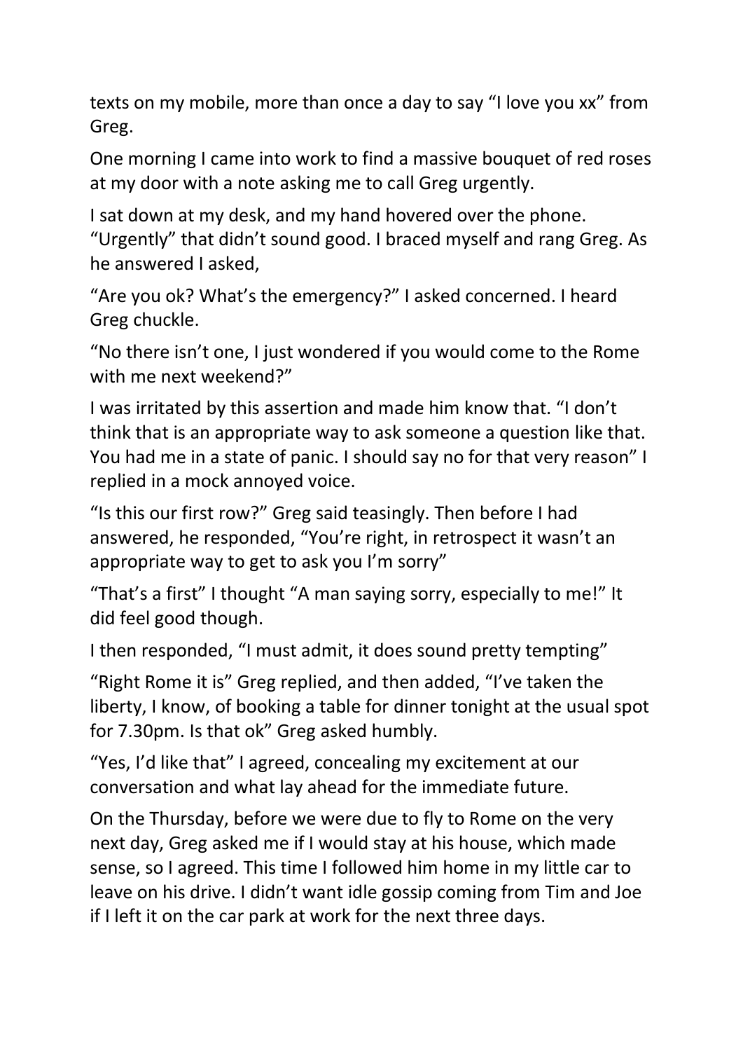texts on my mobile, more than once a day to say "I love you xx" from Greg.

One morning I came into work to find a massive bouquet of red roses at my door with a note asking me to call Greg urgently.

I sat down at my desk, and my hand hovered over the phone. "Urgently" that didn't sound good. I braced myself and rang Greg. As he answered I asked,

"Are you ok? What's the emergency?" I asked concerned. I heard Greg chuckle.

"No there isn't one, I just wondered if you would come to the Rome with me next weekend?"

I was irritated by this assertion and made him know that. "I don't think that is an appropriate way to ask someone a question like that. You had me in a state of panic. I should say no for that very reason" I replied in a mock annoyed voice.

"Is this our first row?" Greg said teasingly. Then before I had answered, he responded, "You're right, in retrospect it wasn't an appropriate way to get to ask you I'm sorry"

"That's a first" I thought "A man saying sorry, especially to me!" It did feel good though.

I then responded, "I must admit, it does sound pretty tempting"

"Right Rome it is" Greg replied, and then added, "I've taken the liberty, I know, of booking a table for dinner tonight at the usual spot for 7.30pm. Is that ok" Greg asked humbly.

"Yes, I'd like that" I agreed, concealing my excitement at our conversation and what lay ahead for the immediate future.

On the Thursday, before we were due to fly to Rome on the very next day, Greg asked me if I would stay at his house, which made sense, so I agreed. This time I followed him home in my little car to leave on his drive. I didn't want idle gossip coming from Tim and Joe if I left it on the car park at work for the next three days.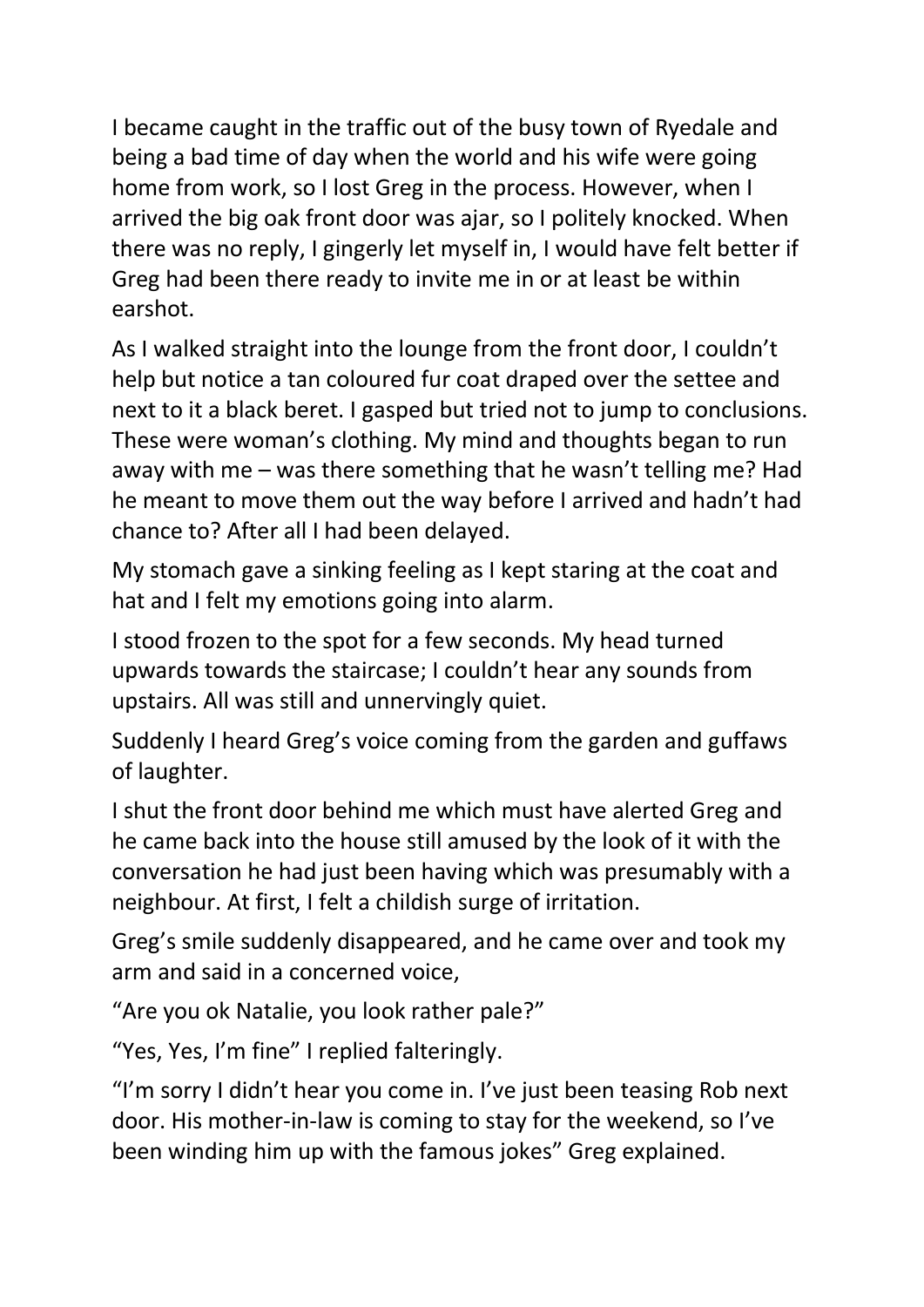I became caught in the traffic out of the busy town of Ryedale and being a bad time of day when the world and his wife were going home from work, so I lost Greg in the process. However, when I arrived the big oak front door was ajar, so I politely knocked. When there was no reply, I gingerly let myself in, I would have felt better if Greg had been there ready to invite me in or at least be within earshot.

As I walked straight into the lounge from the front door, I couldn't help but notice a tan coloured fur coat draped over the settee and next to it a black beret. I gasped but tried not to jump to conclusions. These were woman's clothing. My mind and thoughts began to run away with me – was there something that he wasn't telling me? Had he meant to move them out the way before I arrived and hadn't had chance to? After all I had been delayed.

My stomach gave a sinking feeling as I kept staring at the coat and hat and I felt my emotions going into alarm.

I stood frozen to the spot for a few seconds. My head turned upwards towards the staircase; I couldn't hear any sounds from upstairs. All was still and unnervingly quiet.

Suddenly I heard Greg's voice coming from the garden and guffaws of laughter.

I shut the front door behind me which must have alerted Greg and he came back into the house still amused by the look of it with the conversation he had just been having which was presumably with a neighbour. At first, I felt a childish surge of irritation.

Greg's smile suddenly disappeared, and he came over and took my arm and said in a concerned voice,

"Are you ok Natalie, you look rather pale?"

"Yes, Yes, I'm fine" I replied falteringly.

"I'm sorry I didn't hear you come in. I've just been teasing Rob next door. His mother-in-law is coming to stay for the weekend, so I've been winding him up with the famous jokes" Greg explained.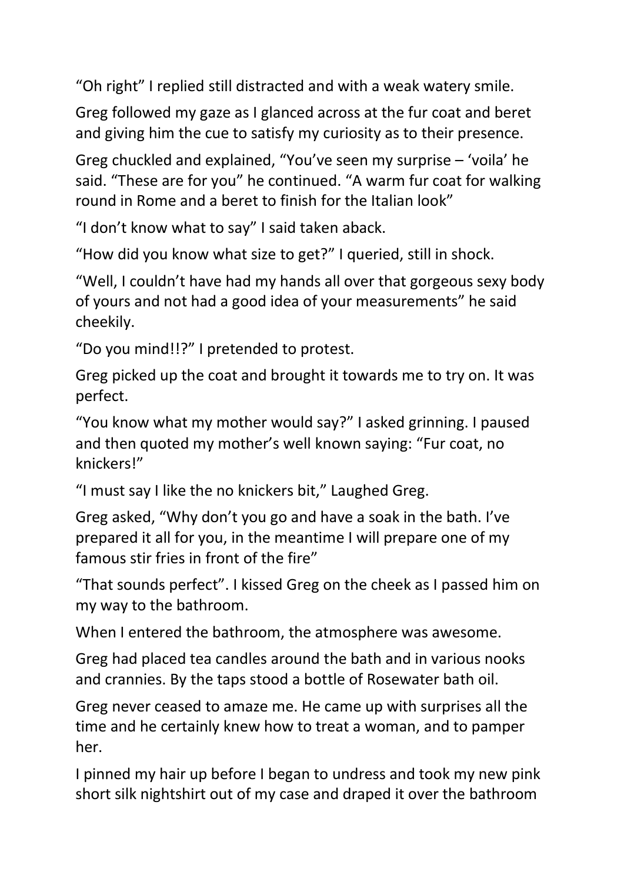"Oh right" I replied still distracted and with a weak watery smile.

Greg followed my gaze as I glanced across at the fur coat and beret and giving him the cue to satisfy my curiosity as to their presence.

Greg chuckled and explained, "You've seen my surprise – 'voila' he said. "These are for you" he continued. "A warm fur coat for walking round in Rome and a beret to finish for the Italian look"

"I don't know what to say" I said taken aback.

"How did you know what size to get?" I queried, still in shock.

"Well, I couldn't have had my hands all over that gorgeous sexy body of yours and not had a good idea of your measurements" he said cheekily.

"Do you mind!!?" I pretended to protest.

Greg picked up the coat and brought it towards me to try on. It was perfect.

"You know what my mother would say?" I asked grinning. I paused and then quoted my mother's well known saying: "Fur coat, no knickers!"

"I must say I like the no knickers bit," Laughed Greg.

Greg asked, "Why don't you go and have a soak in the bath. I've prepared it all for you, in the meantime I will prepare one of my famous stir fries in front of the fire"

"That sounds perfect". I kissed Greg on the cheek as I passed him on my way to the bathroom.

When I entered the bathroom, the atmosphere was awesome.

Greg had placed tea candles around the bath and in various nooks and crannies. By the taps stood a bottle of Rosewater bath oil.

Greg never ceased to amaze me. He came up with surprises all the time and he certainly knew how to treat a woman, and to pamper her.

I pinned my hair up before I began to undress and took my new pink short silk nightshirt out of my case and draped it over the bathroom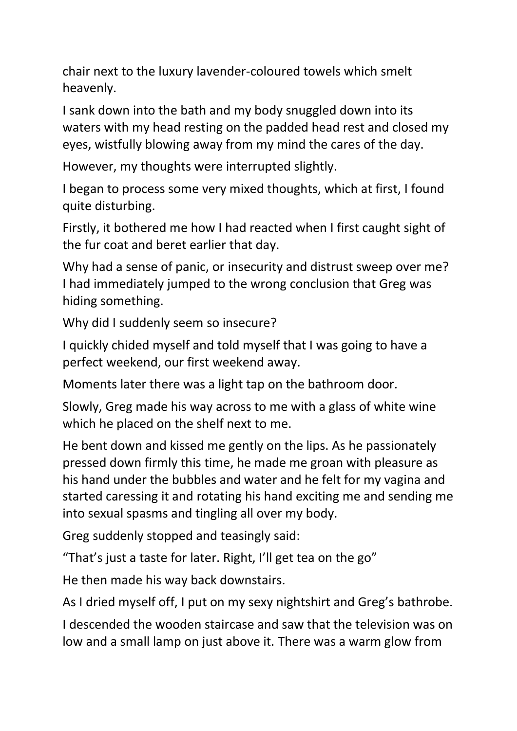chair next to the luxury lavender-coloured towels which smelt heavenly.

I sank down into the bath and my body snuggled down into its waters with my head resting on the padded head rest and closed my eyes, wistfully blowing away from my mind the cares of the day.

However, my thoughts were interrupted slightly.

I began to process some very mixed thoughts, which at first, I found quite disturbing.

Firstly, it bothered me how I had reacted when I first caught sight of the fur coat and beret earlier that day.

Why had a sense of panic, or insecurity and distrust sweep over me? I had immediately jumped to the wrong conclusion that Greg was hiding something.

Why did I suddenly seem so insecure?

I quickly chided myself and told myself that I was going to have a perfect weekend, our first weekend away.

Moments later there was a light tap on the bathroom door.

Slowly, Greg made his way across to me with a glass of white wine which he placed on the shelf next to me.

He bent down and kissed me gently on the lips. As he passionately pressed down firmly this time, he made me groan with pleasure as his hand under the bubbles and water and he felt for my vagina and started caressing it and rotating his hand exciting me and sending me into sexual spasms and tingling all over my body.

Greg suddenly stopped and teasingly said:

"That's just a taste for later. Right, I'll get tea on the go"

He then made his way back downstairs.

As I dried myself off, I put on my sexy nightshirt and Greg's bathrobe.

I descended the wooden staircase and saw that the television was on low and a small lamp on just above it. There was a warm glow from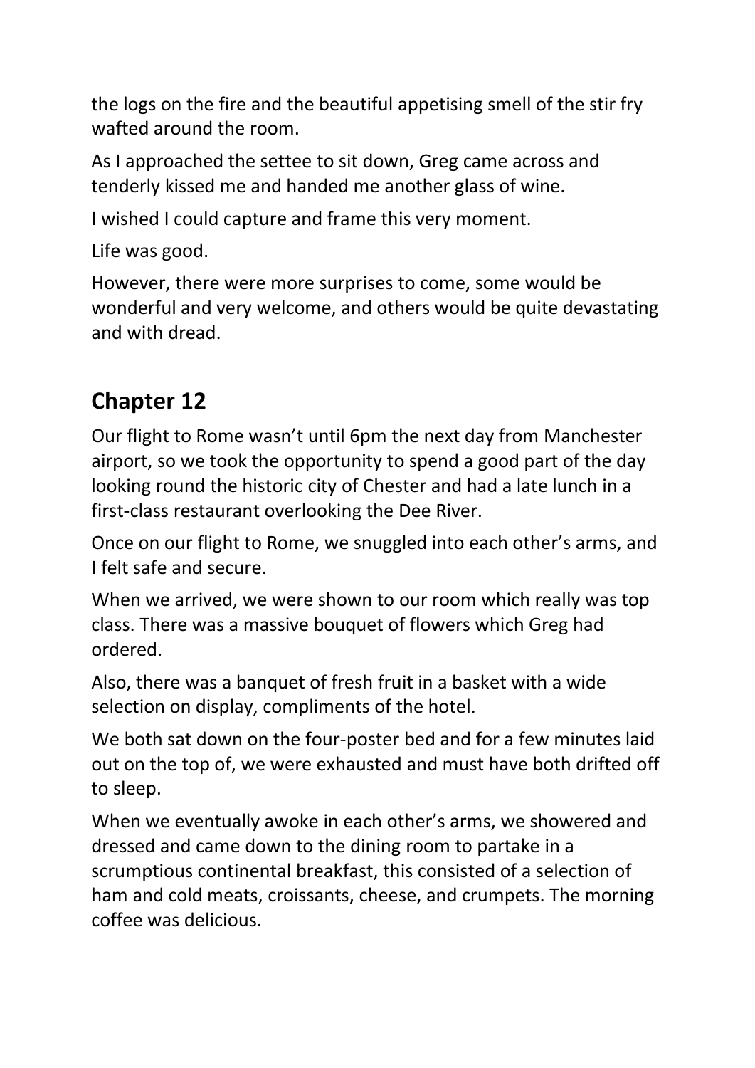the logs on the fire and the beautiful appetising smell of the stir fry wafted around the room.

As I approached the settee to sit down, Greg came across and tenderly kissed me and handed me another glass of wine.

I wished I could capture and frame this very moment.

Life was good.

However, there were more surprises to come, some would be wonderful and very welcome, and others would be quite devastating and with dread.

## Chapter 12

Our flight to Rome wasn't until 6pm the next day from Manchester airport, so we took the opportunity to spend a good part of the day looking round the historic city of Chester and had a late lunch in a first-class restaurant overlooking the Dee River.

Once on our flight to Rome, we snuggled into each other's arms, and I felt safe and secure.

When we arrived, we were shown to our room which really was top class. There was a massive bouquet of flowers which Greg had ordered.

Also, there was a banquet of fresh fruit in a basket with a wide selection on display, compliments of the hotel.

We both sat down on the four-poster bed and for a few minutes laid out on the top of, we were exhausted and must have both drifted off to sleep.

When we eventually awoke in each other's arms, we showered and dressed and came down to the dining room to partake in a scrumptious continental breakfast, this consisted of a selection of ham and cold meats, croissants, cheese, and crumpets. The morning coffee was delicious.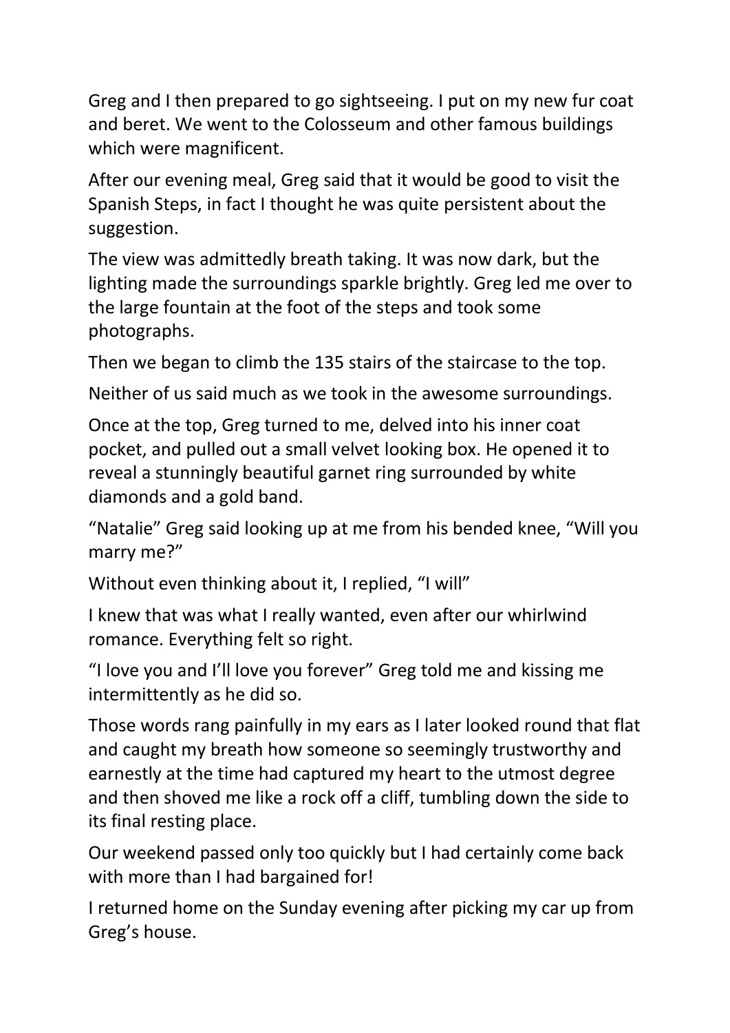Greg and I then prepared to go sightseeing. I put on my new fur coat and beret. We went to the Colosseum and other famous buildings which were magnificent.

After our evening meal, Greg said that it would be good to visit the Spanish Steps, in fact I thought he was quite persistent about the suggestion.

The view was admittedly breath taking. It was now dark, but the lighting made the surroundings sparkle brightly. Greg led me over to the large fountain at the foot of the steps and took some photographs.

Then we began to climb the 135 stairs of the staircase to the top.

Neither of us said much as we took in the awesome surroundings.

Once at the top, Greg turned to me, delved into his inner coat pocket, and pulled out a small velvet looking box. He opened it to reveal a stunningly beautiful garnet ring surrounded by white diamonds and a gold band.

"Natalie" Greg said looking up at me from his bended knee, "Will you marry me?"

Without even thinking about it, I replied, "I will"

I knew that was what I really wanted, even after our whirlwind romance. Everything felt so right.

"I love you and I'll love you forever" Greg told me and kissing me intermittently as he did so.

Those words rang painfully in my ears as I later looked round that flat and caught my breath how someone so seemingly trustworthy and earnestly at the time had captured my heart to the utmost degree and then shoved me like a rock off a cliff, tumbling down the side to its final resting place.

Our weekend passed only too quickly but I had certainly come back with more than I had bargained for!

I returned home on the Sunday evening after picking my car up from Greg's house.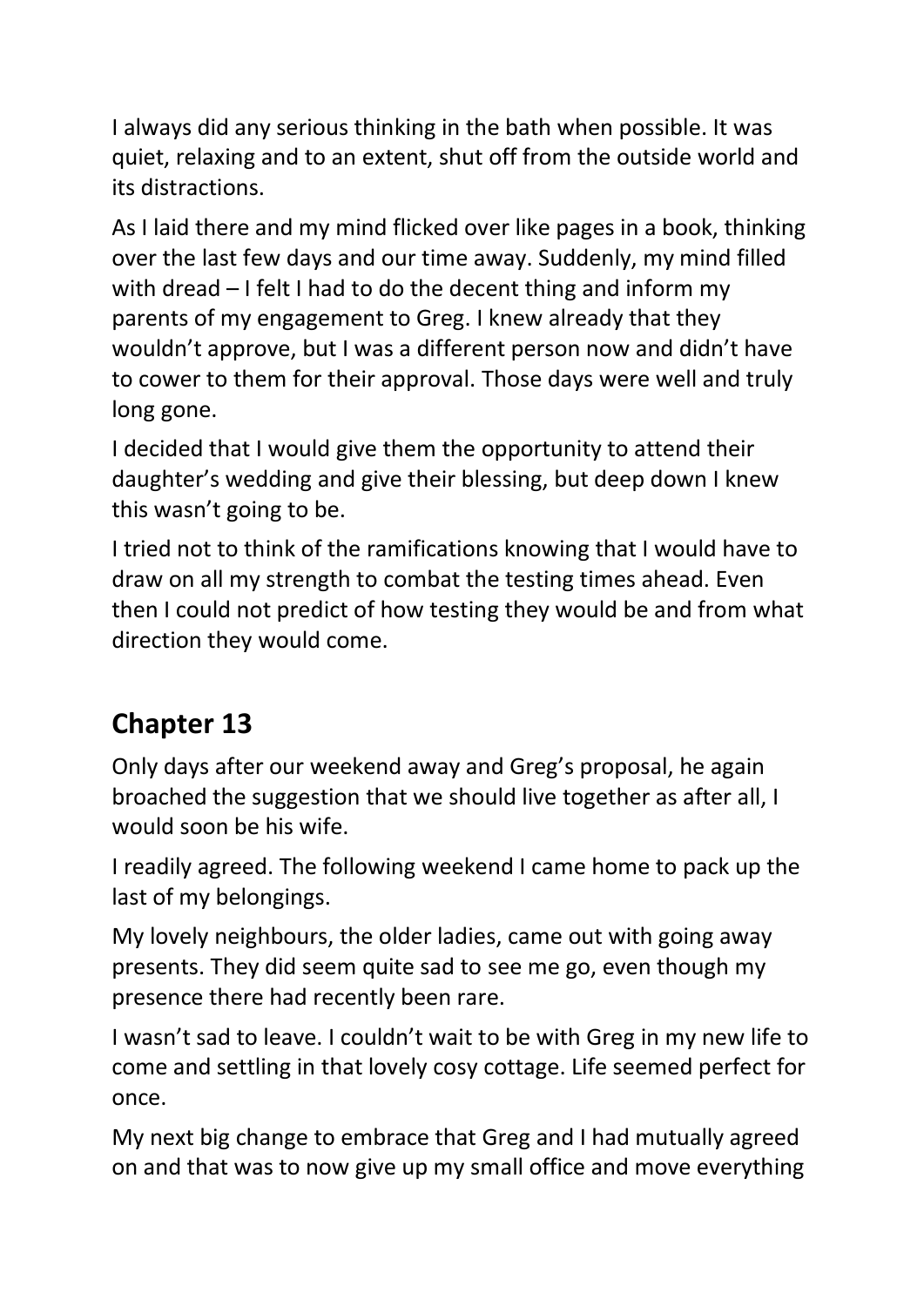I always did any serious thinking in the bath when possible. It was quiet, relaxing and to an extent, shut off from the outside world and its distractions.

As I laid there and my mind flicked over like pages in a book, thinking over the last few days and our time away. Suddenly, my mind filled with dread – I felt I had to do the decent thing and inform my parents of my engagement to Greg. I knew already that they wouldn't approve, but I was a different person now and didn't have to cower to them for their approval. Those days were well and truly long gone.

I decided that I would give them the opportunity to attend their daughter's wedding and give their blessing, but deep down I knew this wasn't going to be.

I tried not to think of the ramifications knowing that I would have to draw on all my strength to combat the testing times ahead. Even then I could not predict of how testing they would be and from what direction they would come.

## Chapter 13

Only days after our weekend away and Greg's proposal, he again broached the suggestion that we should live together as after all, I would soon be his wife.

I readily agreed. The following weekend I came home to pack up the last of my belongings.

My lovely neighbours, the older ladies, came out with going away presents. They did seem quite sad to see me go, even though my presence there had recently been rare.

I wasn't sad to leave. I couldn't wait to be with Greg in my new life to come and settling in that lovely cosy cottage. Life seemed perfect for once.

My next big change to embrace that Greg and I had mutually agreed on and that was to now give up my small office and move everything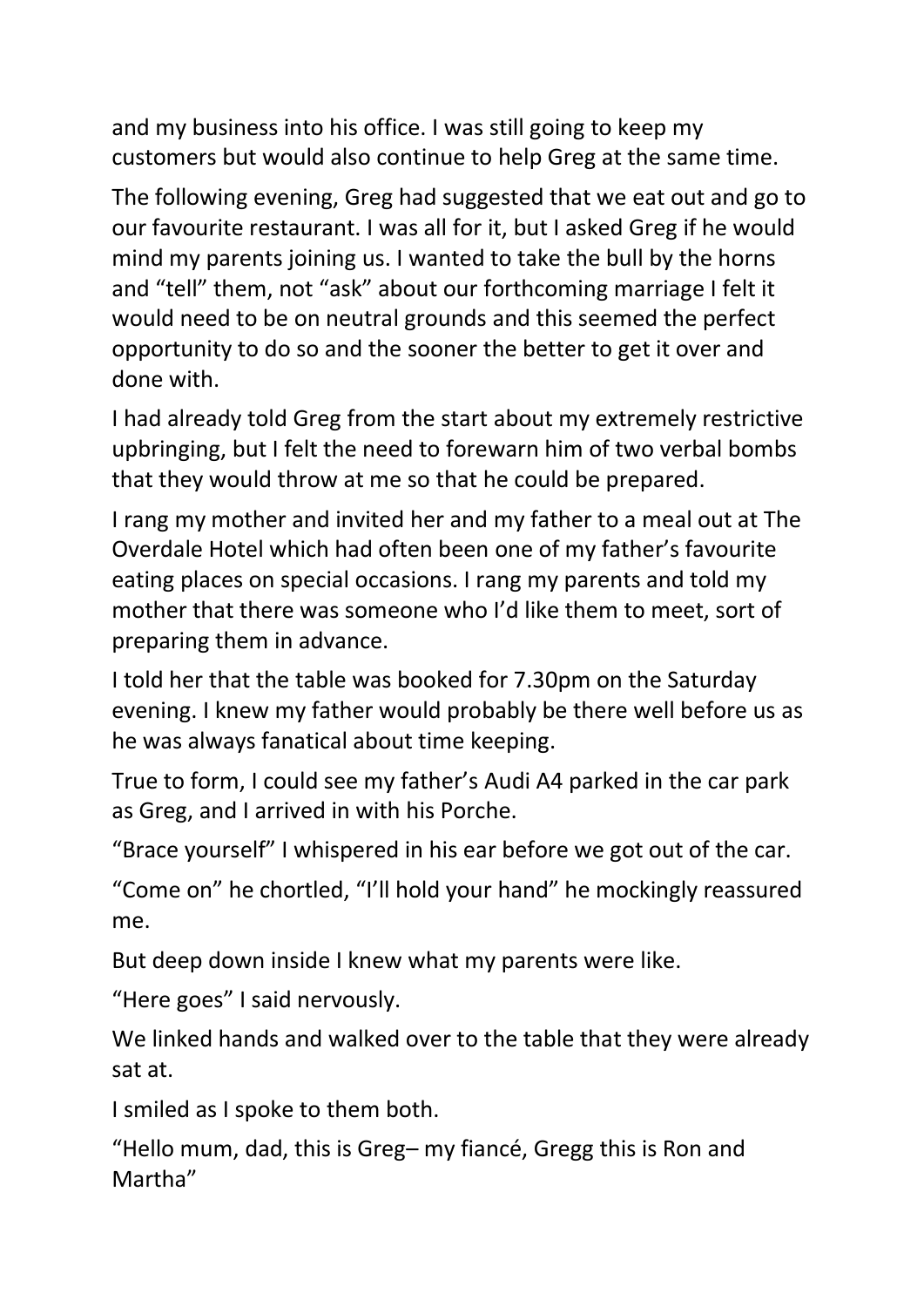and my business into his office. I was still going to keep my customers but would also continue to help Greg at the same time.

The following evening, Greg had suggested that we eat out and go to our favourite restaurant. I was all for it, but I asked Greg if he would mind my parents joining us. I wanted to take the bull by the horns and "tell" them, not "ask" about our forthcoming marriage I felt it would need to be on neutral grounds and this seemed the perfect opportunity to do so and the sooner the better to get it over and done with.

I had already told Greg from the start about my extremely restrictive upbringing, but I felt the need to forewarn him of two verbal bombs that they would throw at me so that he could be prepared.

I rang my mother and invited her and my father to a meal out at The Overdale Hotel which had often been one of my father's favourite eating places on special occasions. I rang my parents and told my mother that there was someone who I'd like them to meet, sort of preparing them in advance.

I told her that the table was booked for 7.30pm on the Saturday evening. I knew my father would probably be there well before us as he was always fanatical about time keeping.

True to form, I could see my father's Audi A4 parked in the car park as Greg, and I arrived in with his Porche.

"Brace yourself" I whispered in his ear before we got out of the car.

"Come on" he chortled, "I'll hold your hand" he mockingly reassured me.

But deep down inside I knew what my parents were like.

"Here goes" I said nervously.

We linked hands and walked over to the table that they were already sat at.

I smiled as I spoke to them both.

"Hello mum, dad, this is Greg– my fiancé, Gregg this is Ron and Martha"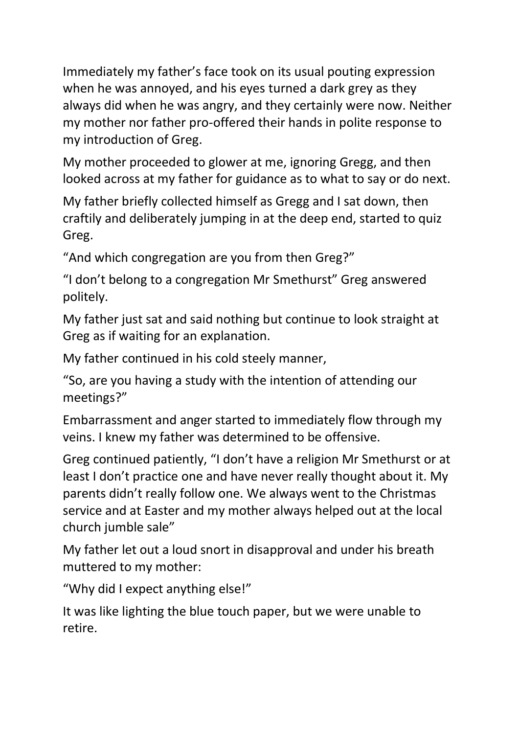Immediately my father's face took on its usual pouting expression when he was annoyed, and his eyes turned a dark grey as they always did when he was angry, and they certainly were now. Neither my mother nor father pro-offered their hands in polite response to my introduction of Greg.

My mother proceeded to glower at me, ignoring Gregg, and then looked across at my father for guidance as to what to say or do next.

My father briefly collected himself as Gregg and I sat down, then craftily and deliberately jumping in at the deep end, started to quiz Greg.

"And which congregation are you from then Greg?"

"I don't belong to a congregation Mr Smethurst" Greg answered politely.

My father just sat and said nothing but continue to look straight at Greg as if waiting for an explanation.

My father continued in his cold steely manner,

"So, are you having a study with the intention of attending our meetings?"

Embarrassment and anger started to immediately flow through my veins. I knew my father was determined to be offensive.

Greg continued patiently, "I don't have a religion Mr Smethurst or at least I don't practice one and have never really thought about it. My parents didn't really follow one. We always went to the Christmas service and at Easter and my mother always helped out at the local church jumble sale"

My father let out a loud snort in disapproval and under his breath muttered to my mother:

"Why did I expect anything else!"

It was like lighting the blue touch paper, but we were unable to retire.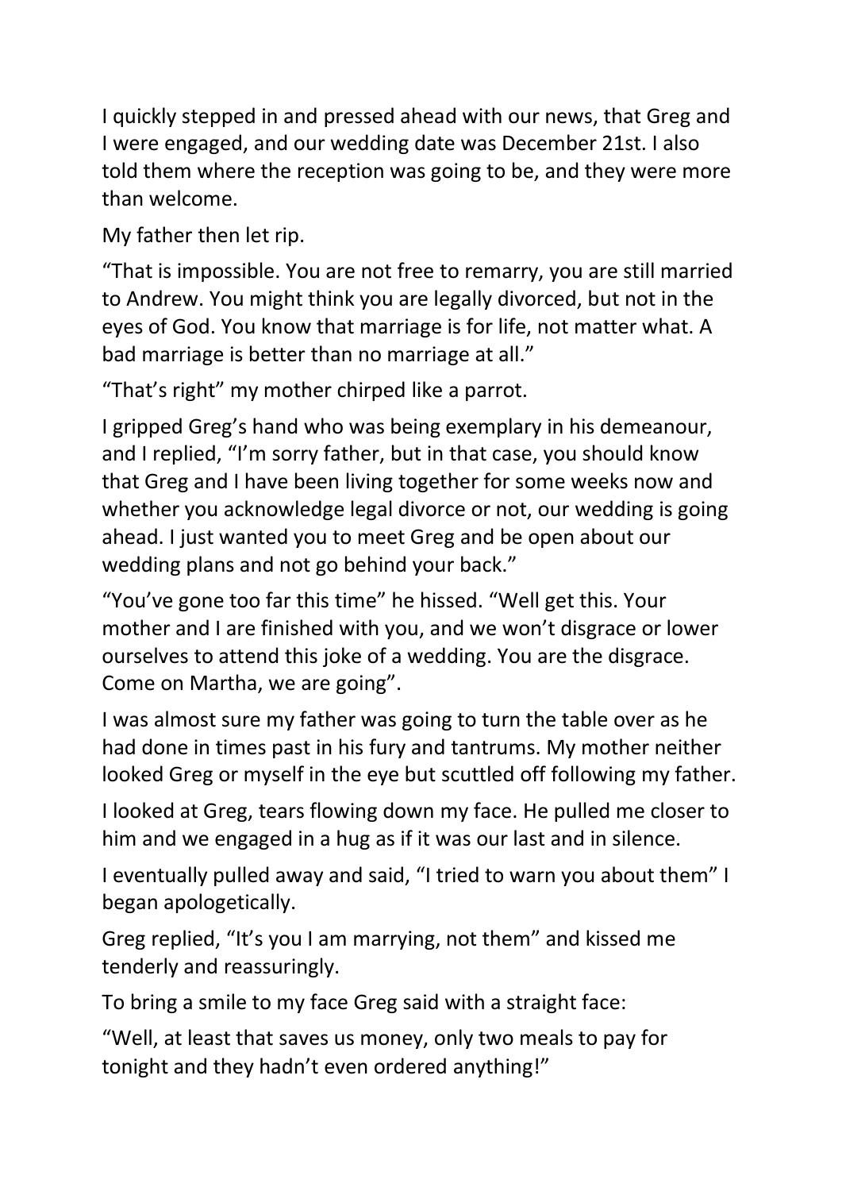I quickly stepped in and pressed ahead with our news, that Greg and I were engaged, and our wedding date was December 21st. I also told them where the reception was going to be, and they were more than welcome.

My father then let rip.

"That is impossible. You are not free to remarry, you are still married to Andrew. You might think you are legally divorced, but not in the eyes of God. You know that marriage is for life, not matter what. A bad marriage is better than no marriage at all."

"That's right" my mother chirped like a parrot.

I gripped Greg's hand who was being exemplary in his demeanour, and I replied, "I'm sorry father, but in that case, you should know that Greg and I have been living together for some weeks now and whether you acknowledge legal divorce or not, our wedding is going ahead. I just wanted you to meet Greg and be open about our wedding plans and not go behind your back."

"You've gone too far this time" he hissed. "Well get this. Your mother and I are finished with you, and we won't disgrace or lower ourselves to attend this joke of a wedding. You are the disgrace. Come on Martha, we are going".

I was almost sure my father was going to turn the table over as he had done in times past in his fury and tantrums. My mother neither looked Greg or myself in the eye but scuttled off following my father.

I looked at Greg, tears flowing down my face. He pulled me closer to him and we engaged in a hug as if it was our last and in silence.

I eventually pulled away and said, "I tried to warn you about them" I began apologetically.

Greg replied, "It's you I am marrying, not them" and kissed me tenderly and reassuringly.

To bring a smile to my face Greg said with a straight face:

"Well, at least that saves us money, only two meals to pay for tonight and they hadn't even ordered anything!"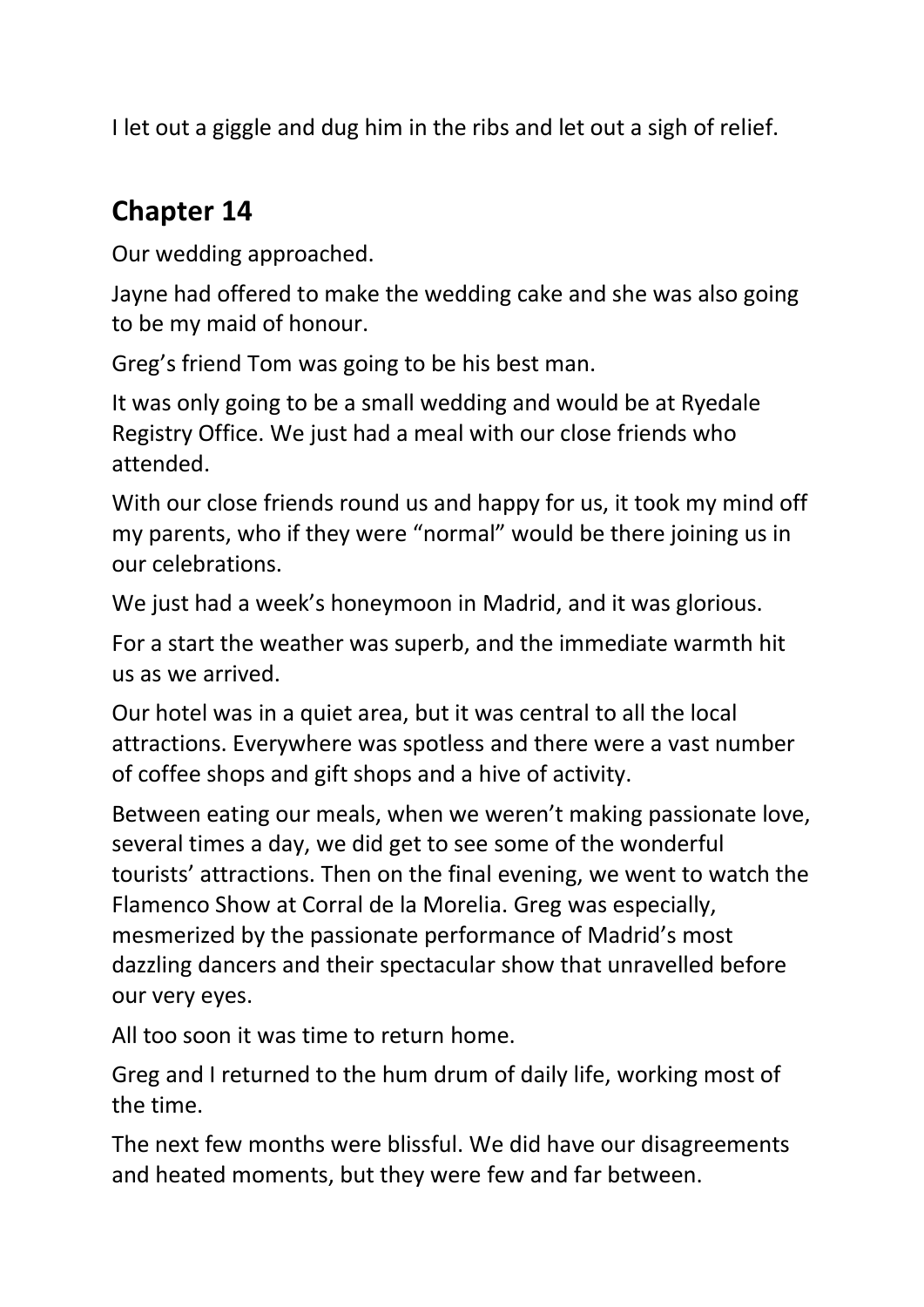I let out a giggle and dug him in the ribs and let out a sigh of relief.

## Chapter 14

Our wedding approached.

Jayne had offered to make the wedding cake and she was also going to be my maid of honour.

Greg's friend Tom was going to be his best man.

It was only going to be a small wedding and would be at Ryedale Registry Office. We just had a meal with our close friends who attended.

With our close friends round us and happy for us, it took my mind off my parents, who if they were "normal" would be there joining us in our celebrations.

We just had a week's honeymoon in Madrid, and it was glorious.

For a start the weather was superb, and the immediate warmth hit us as we arrived.

Our hotel was in a quiet area, but it was central to all the local attractions. Everywhere was spotless and there were a vast number of coffee shops and gift shops and a hive of activity.

Between eating our meals, when we weren't making passionate love, several times a day, we did get to see some of the wonderful tourists' attractions. Then on the final evening, we went to watch the Flamenco Show at Corral de la Morelia. Greg was especially, mesmerized by the passionate performance of Madrid's most dazzling dancers and their spectacular show that unravelled before our very eyes.

All too soon it was time to return home.

Greg and I returned to the hum drum of daily life, working most of the time.

The next few months were blissful. We did have our disagreements and heated moments, but they were few and far between.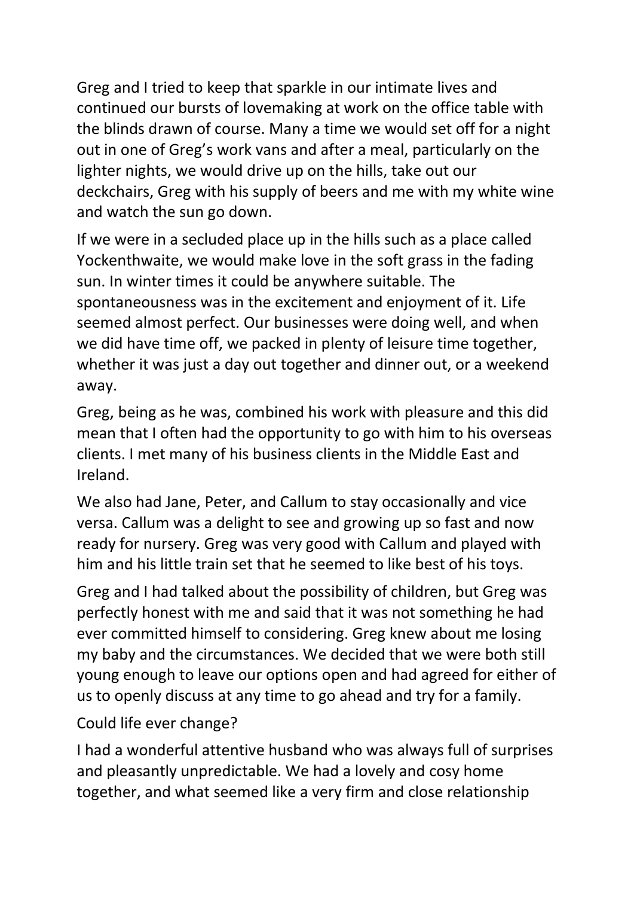Greg and I tried to keep that sparkle in our intimate lives and continued our bursts of lovemaking at work on the office table with the blinds drawn of course. Many a time we would set off for a night out in one of Greg's work vans and after a meal, particularly on the lighter nights, we would drive up on the hills, take out our deckchairs, Greg with his supply of beers and me with my white wine and watch the sun go down.

If we were in a secluded place up in the hills such as a place called Yockenthwaite, we would make love in the soft grass in the fading sun. In winter times it could be anywhere suitable. The spontaneousness was in the excitement and enjoyment of it. Life seemed almost perfect. Our businesses were doing well, and when we did have time off, we packed in plenty of leisure time together, whether it was just a day out together and dinner out, or a weekend away.

Greg, being as he was, combined his work with pleasure and this did mean that I often had the opportunity to go with him to his overseas clients. I met many of his business clients in the Middle East and Ireland.

We also had Jane, Peter, and Callum to stay occasionally and vice versa. Callum was a delight to see and growing up so fast and now ready for nursery. Greg was very good with Callum and played with him and his little train set that he seemed to like best of his toys.

Greg and I had talked about the possibility of children, but Greg was perfectly honest with me and said that it was not something he had ever committed himself to considering. Greg knew about me losing my baby and the circumstances. We decided that we were both still young enough to leave our options open and had agreed for either of us to openly discuss at any time to go ahead and try for a family.

Could life ever change?

I had a wonderful attentive husband who was always full of surprises and pleasantly unpredictable. We had a lovely and cosy home together, and what seemed like a very firm and close relationship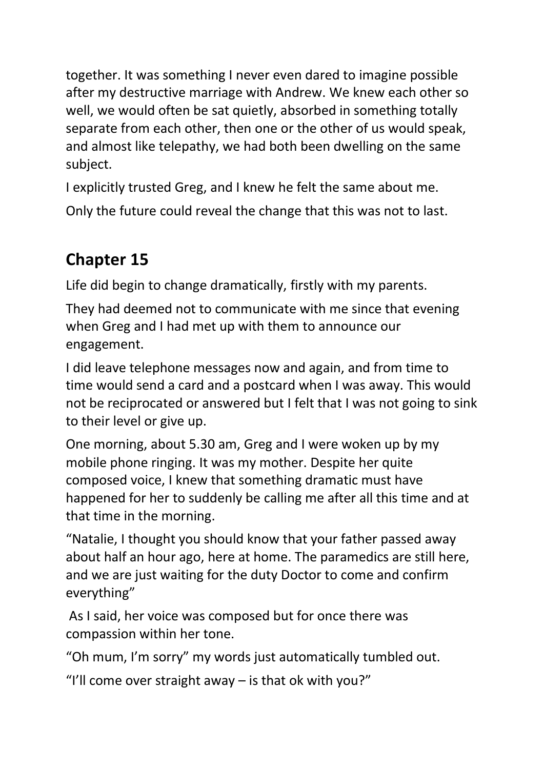together. It was something I never even dared to imagine possible after my destructive marriage with Andrew. We knew each other so well, we would often be sat quietly, absorbed in something totally separate from each other, then one or the other of us would speak, and almost like telepathy, we had both been dwelling on the same subject.

I explicitly trusted Greg, and I knew he felt the same about me.

Only the future could reveal the change that this was not to last.

## Chapter 15

Life did begin to change dramatically, firstly with my parents.

They had deemed not to communicate with me since that evening when Greg and I had met up with them to announce our engagement.

I did leave telephone messages now and again, and from time to time would send a card and a postcard when I was away. This would not be reciprocated or answered but I felt that I was not going to sink to their level or give up.

One morning, about 5.30 am, Greg and I were woken up by my mobile phone ringing. It was my mother. Despite her quite composed voice, I knew that something dramatic must have happened for her to suddenly be calling me after all this time and at that time in the morning.

"Natalie, I thought you should know that your father passed away about half an hour ago, here at home. The paramedics are still here, and we are just waiting for the duty Doctor to come and confirm everything"

As I said, her voice was composed but for once there was compassion within her tone.

"Oh mum, I'm sorry" my words just automatically tumbled out.

"I'll come over straight away – is that ok with you?"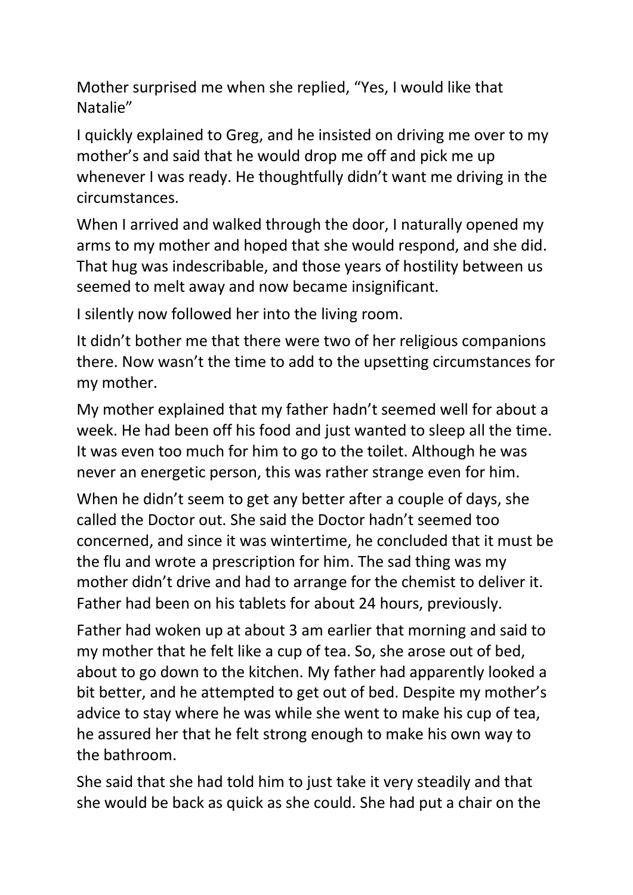Mother surprised me when she replied, “Yes, I would like that Natalie”

I quickly explained to Greg, and he insisted on driving me over to my mother’s and said that he would drop me off and pick me up whenever I was ready. He thoughtfully didn’t want me driving in the circumstances.

When I arrived and walked through the door, I naturally opened my arms to my mother and hoped that she would respond, and she did. That hug was indescribable, and those years of hostility between us seemed to melt away and now became insignificant.

I silently now followed her into the living room.

It didn’t bother me that there were two of her religious companions there. Now wasn’t the time to add to the upsetting circumstances for my mother.

My mother explained that my father hadn’t seemed well for about a week. He had been off his food and just wanted to sleep all the time. It was even too much for him to go to the toilet. Although he was never an energetic person, this was rather strange even for him.

When he didn’t seem to get any better after a couple of days, she called the Doctor out. She said the Doctor hadn’t seemed too concerned, and since it was wintertime, he concluded that it must be the flu and wrote a prescription for him. The sad thing was my mother didn’t drive and had to arrange for the chemist to deliver it. Father had been on his tablets for about 24 hours, previously.

Father had woken up at about 3 am earlier that morning and said to my mother that he felt like a cup of tea. So, she arose out of bed, about to go down to the kitchen. My father had apparently looked a bit better, and he attempted to get out of bed. Despite my mother’s advice to stay where he was while she went to make his cup of tea, he assured her that he felt strong enough to make his own way to the bathroom.

She said that she had told him to just take it very steadily and that she would be back as quick as she could. She had put a chair on the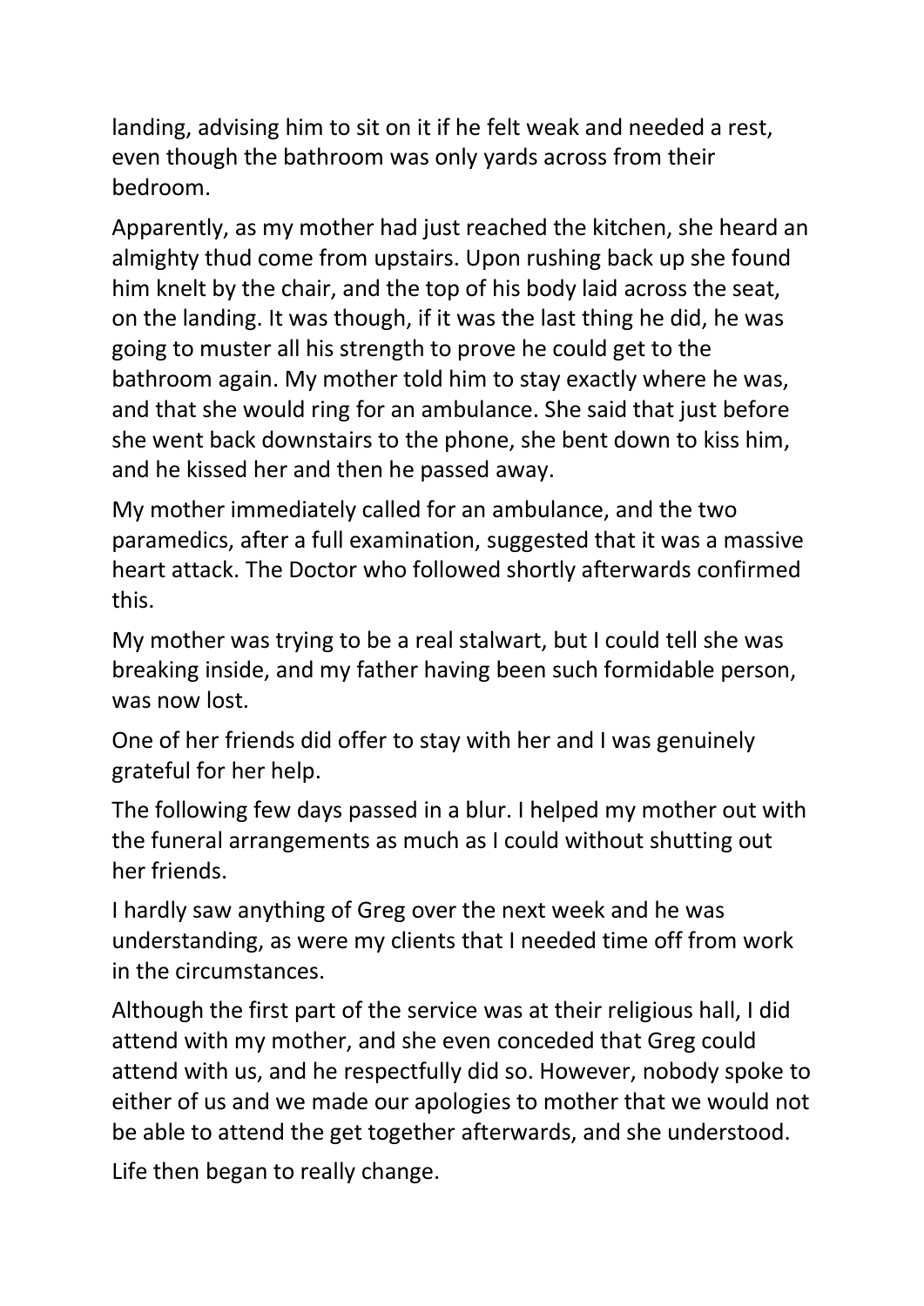landing, advising him to sit on it if he felt weak and needed a rest, even though the bathroom was only yards across from their bedroom.

Apparently, as my mother had just reached the kitchen, she heard an almighty thud come from upstairs. Upon rushing back up she found him knelt by the chair, and the top of his body laid across the seat, on the landing. It was though, if it was the last thing he did, he was going to muster all his strength to prove he could get to the bathroom again. My mother told him to stay exactly where he was, and that she would ring for an ambulance. She said that just before she went back downstairs to the phone, she bent down to kiss him, and he kissed her and then he passed away.

My mother immediately called for an ambulance, and the two paramedics, after a full examination, suggested that it was a massive heart attack. The Doctor who followed shortly afterwards confirmed this.

My mother was trying to be a real stalwart, but I could tell she was breaking inside, and my father having been such formidable person, was now lost.

One of her friends did offer to stay with her and I was genuinely grateful for her help.

The following few days passed in a blur. I helped my mother out with the funeral arrangements as much as I could without shutting out her friends.

I hardly saw anything of Greg over the next week and he was understanding, as were my clients that I needed time off from work in the circumstances.

Although the first part of the service was at their religious hall, I did attend with my mother, and she even conceded that Greg could attend with us, and he respectfully did so. However, nobody spoke to either of us and we made our apologies to mother that we would not be able to attend the get together afterwards, and she understood.

Life then began to really change.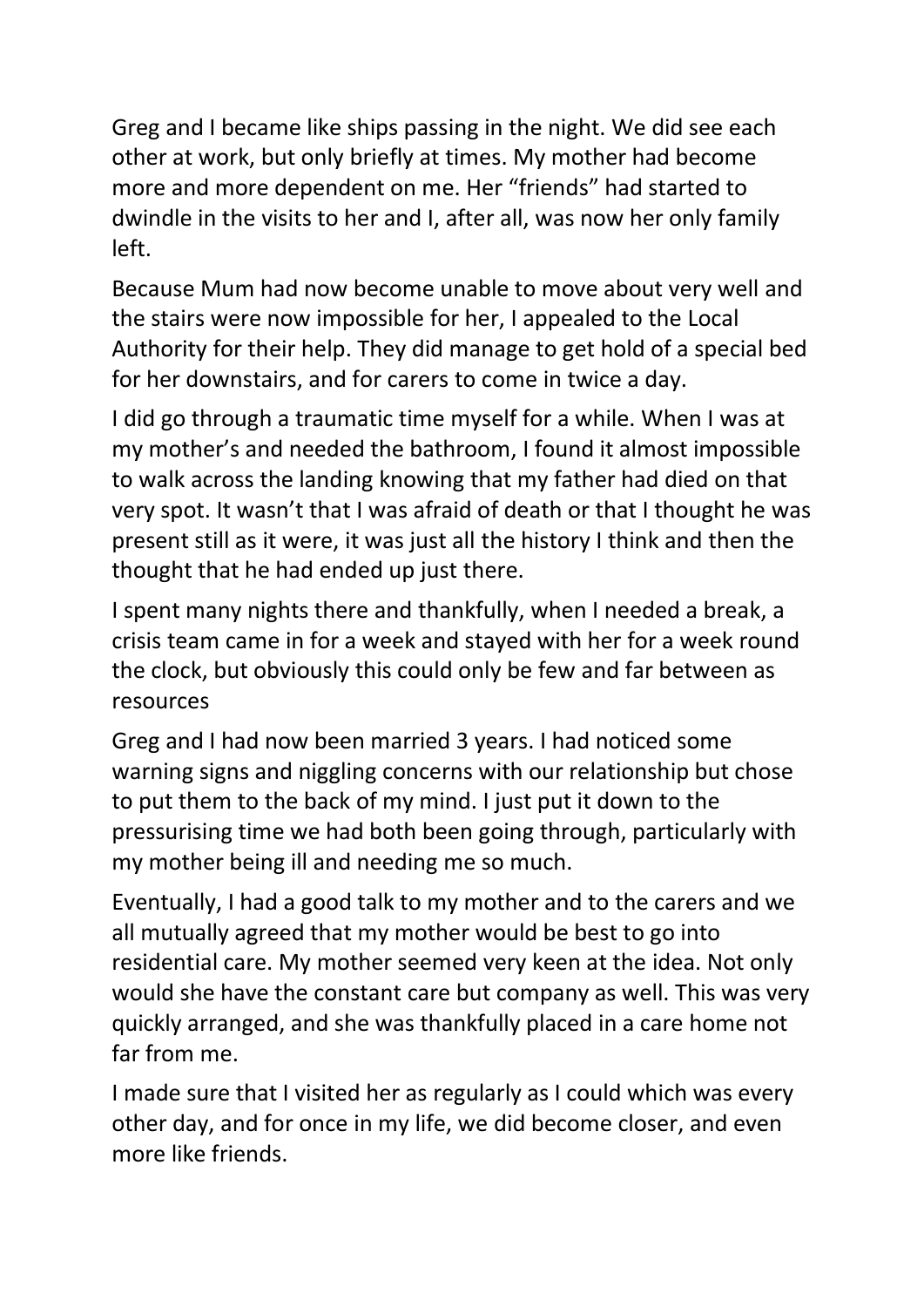Greg and I became like ships passing in the night. We did see each other at work, but only briefly at times. My mother had become more and more dependent on me. Her “friends” had started to dwindle in the visits to her and I, after all, was now her only family left.

Because Mum had now become unable to move about very well and the stairs were now impossible for her, I appealed to the Local Authority for their help. They did manage to get hold of a special bed for her downstairs, and for carers to come in twice a day.

I did go through a traumatic time myself for a while. When I was at my mother’s and needed the bathroom, I found it almost impossible to walk across the landing knowing that my father had died on that very spot. It wasn’t that I was afraid of death or that I thought he was present still as it were, it was just all the history I think and then the thought that he had ended up just there.

I spent many nights there and thankfully, when I needed a break, a crisis team came in for a week and stayed with her for a week round the clock, but obviously this could only be few and far between as resources

Greg and I had now been married 3 years. I had noticed some warning signs and niggling concerns with our relationship but chose to put them to the back of my mind. I just put it down to the pressurising time we had both been going through, particularly with my mother being ill and needing me so much.

Eventually, I had a good talk to my mother and to the carers and we all mutually agreed that my mother would be best to go into residential care. My mother seemed very keen at the idea. Not only would she have the constant care but company as well. This was very quickly arranged, and she was thankfully placed in a care home not far from me.

I made sure that I visited her as regularly as I could which was every other day, and for once in my life, we did become closer, and even more like friends.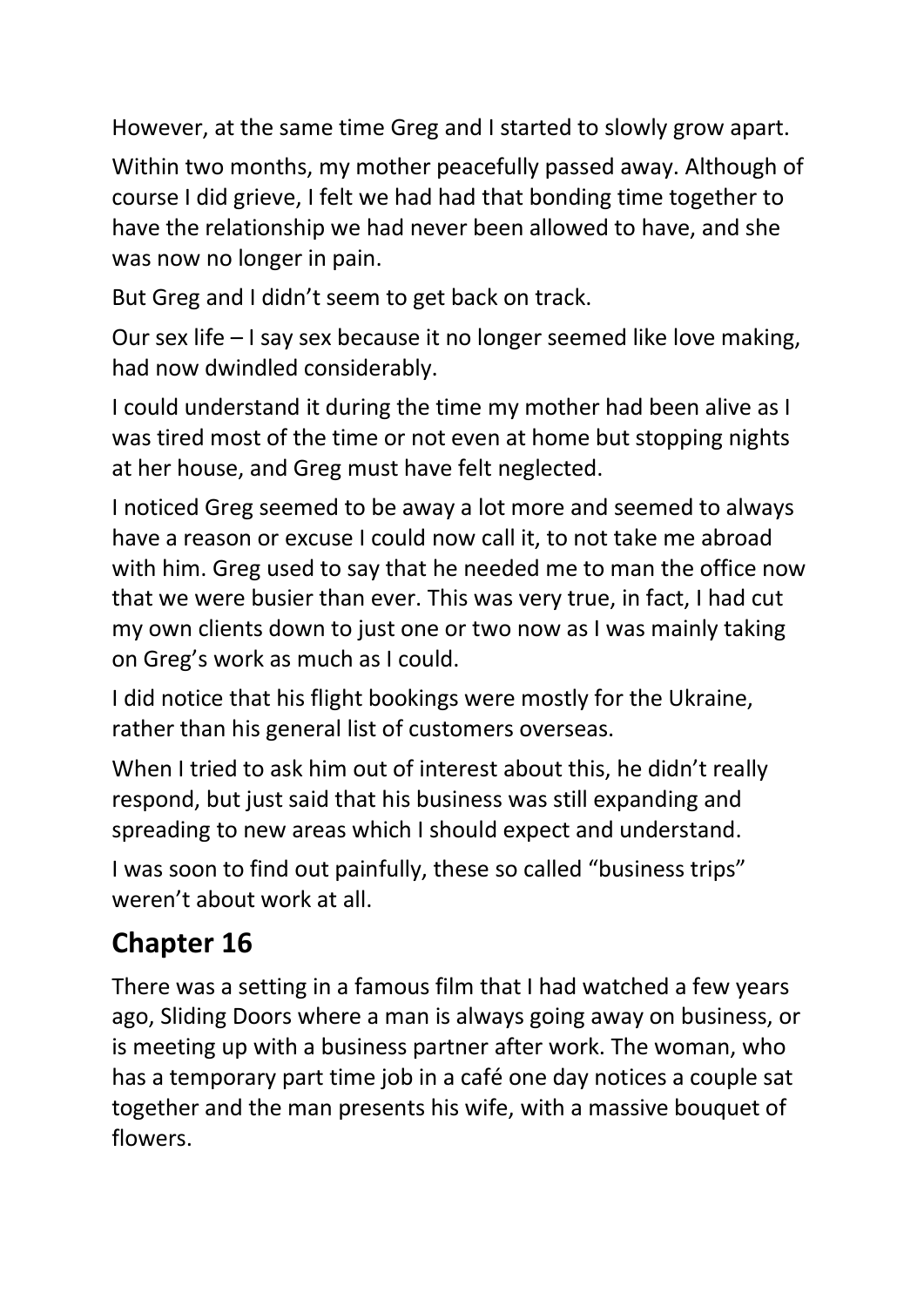However, at the same time Greg and I started to slowly grow apart.

Within two months, my mother peacefully passed away. Although of course I did grieve, I felt we had had that bonding time together to have the relationship we had never been allowed to have, and she was now no longer in pain.

But Greg and I didn't seem to get back on track.

Our sex life – I say sex because it no longer seemed like love making, had now dwindled considerably.

I could understand it during the time my mother had been alive as I was tired most of the time or not even at home but stopping nights at her house, and Greg must have felt neglected.

I noticed Greg seemed to be away a lot more and seemed to always have a reason or excuse I could now call it, to not take me abroad with him. Greg used to say that he needed me to man the office now that we were busier than ever. This was very true, in fact, I had cut my own clients down to just one or two now as I was mainly taking on Greg's work as much as I could.

I did notice that his flight bookings were mostly for the Ukraine, rather than his general list of customers overseas.

When I tried to ask him out of interest about this, he didn't really respond, but just said that his business was still expanding and spreading to new areas which I should expect and understand.

I was soon to find out painfully, these so called "business trips" weren't about work at all.

## Chapter 16

There was a setting in a famous film that I had watched a few years ago, Sliding Doors where a man is always going away on business, or is meeting up with a business partner after work. The woman, who has a temporary part time job in a café one day notices a couple sat together and the man presents his wife, with a massive bouquet of flowers.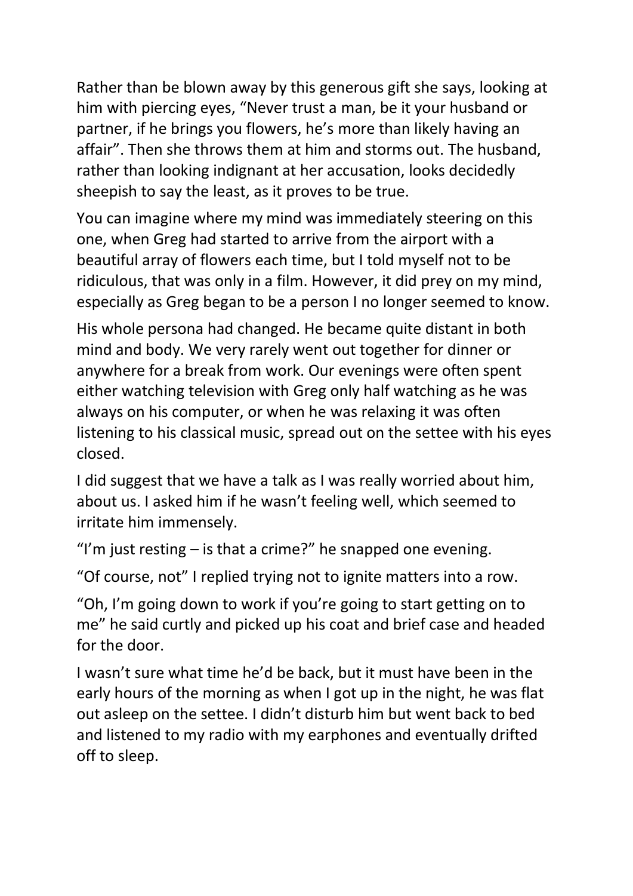Rather than be blown away by this generous gift she says, looking at him with piercing eyes, "Never trust a man, be it your husband or partner, if he brings you flowers, he's more than likely having an affair". Then she throws them at him and storms out. The husband, rather than looking indignant at her accusation, looks decidedly sheepish to say the least, as it proves to be true.

You can imagine where my mind was immediately steering on this one, when Greg had started to arrive from the airport with a beautiful array of flowers each time, but I told myself not to be ridiculous, that was only in a film. However, it did prey on my mind, especially as Greg began to be a person I no longer seemed to know.

His whole persona had changed. He became quite distant in both mind and body. We very rarely went out together for dinner or anywhere for a break from work. Our evenings were often spent either watching television with Greg only half watching as he was always on his computer, or when he was relaxing it was often listening to his classical music, spread out on the settee with his eyes closed.

I did suggest that we have a talk as I was really worried about him, about us. I asked him if he wasn't feeling well, which seemed to irritate him immensely.

"I'm just resting – is that a crime?" he snapped one evening.

"Of course, not" I replied trying not to ignite matters into a row.

"Oh, I'm going down to work if you're going to start getting on to me" he said curtly and picked up his coat and brief case and headed for the door.

I wasn't sure what time he'd be back, but it must have been in the early hours of the morning as when I got up in the night, he was flat out asleep on the settee. I didn't disturb him but went back to bed and listened to my radio with my earphones and eventually drifted off to sleep.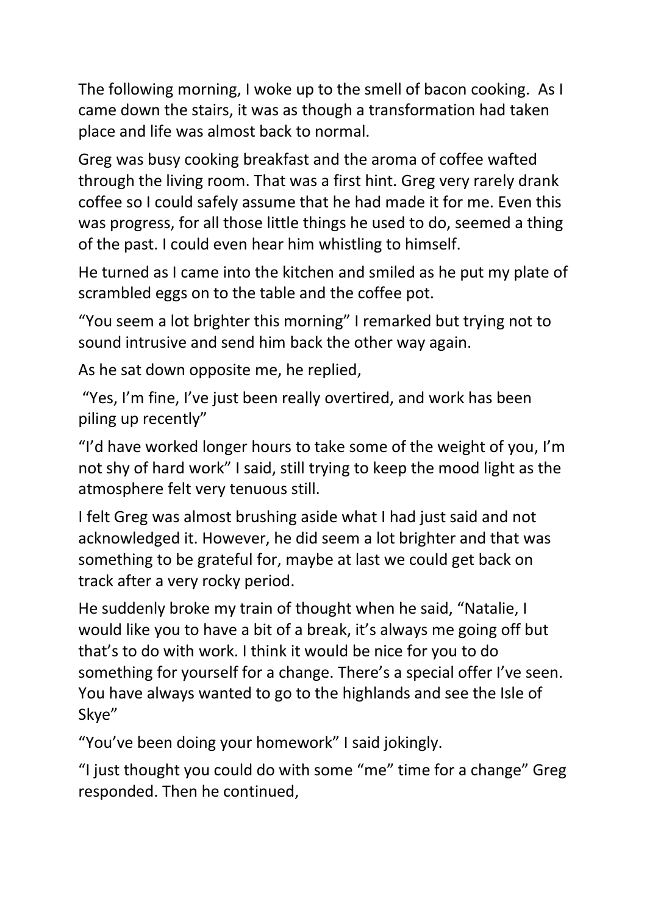The following morning, I woke up to the smell of bacon cooking. As I came down the stairs, it was as though a transformation had taken place and life was almost back to normal.

Greg was busy cooking breakfast and the aroma of coffee wafted through the living room. That was a first hint. Greg very rarely drank coffee so I could safely assume that he had made it for me. Even this was progress, for all those little things he used to do, seemed a thing of the past. I could even hear him whistling to himself.

He turned as I came into the kitchen and smiled as he put my plate of scrambled eggs on to the table and the coffee pot.

"You seem a lot brighter this morning" I remarked but trying not to sound intrusive and send him back the other way again.

As he sat down opposite me, he replied,

"Yes, I'm fine, I've just been really overtired, and work has been piling up recently"

"I'd have worked longer hours to take some of the weight of you, I'm not shy of hard work" I said, still trying to keep the mood light as the atmosphere felt very tenuous still.

I felt Greg was almost brushing aside what I had just said and not acknowledged it. However, he did seem a lot brighter and that was something to be grateful for, maybe at last we could get back on track after a very rocky period.

He suddenly broke my train of thought when he said, "Natalie, I would like you to have a bit of a break, it's always me going off but that's to do with work. I think it would be nice for you to do something for yourself for a change. There's a special offer I've seen. You have always wanted to go to the highlands and see the Isle of Skye"

"You've been doing your homework" I said jokingly.

"I just thought you could do with some "me" time for a change" Greg responded. Then he continued,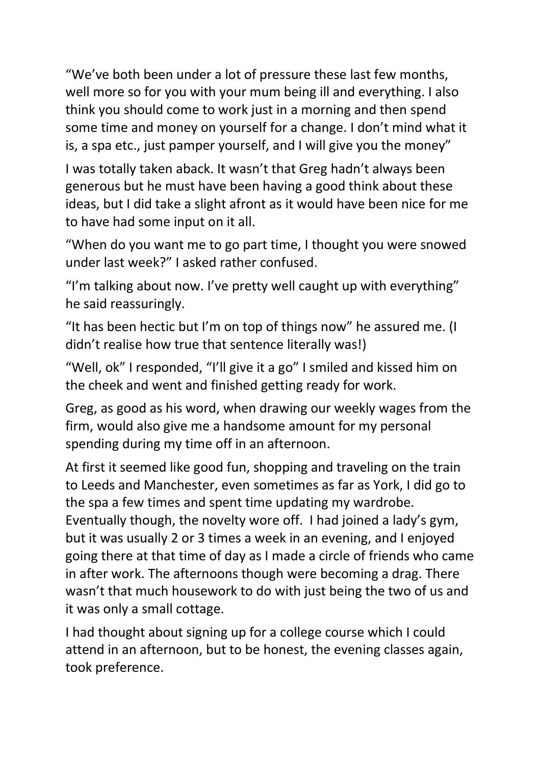“We’ve both been under a lot of pressure these last few months, well more so for you with your mum being ill and everything. I also think you should come to work just in a morning and then spend some time and money on yourself for a change. I don’t mind what it is, a spa etc., just pamper yourself, and I will give you the money”

I was totally taken aback. It wasn’t that Greg hadn’t always been generous but he must have been having a good think about these ideas, but I did take a slight afront as it would have been nice for me to have had some input on it all.

“When do you want me to go part time, I thought you were snowed under last week?” I asked rather confused.

“I’m talking about now. I’ve pretty well caught up with everything” he said reassuringly.

“It has been hectic but I’m on top of things now” he assured me. (I didn’t realise how true that sentence literally was!)

“Well, ok” I responded, “I’ll give it a go” I smiled and kissed him on the cheek and went and finished getting ready for work.

Greg, as good as his word, when drawing our weekly wages from the firm, would also give me a handsome amount for my personal spending during my time off in an afternoon.

At first it seemed like good fun, shopping and traveling on the train to Leeds and Manchester, even sometimes as far as York, I did go to the spa a few times and spent time updating my wardrobe. Eventually though, the novelty wore off. I had joined a lady’s gym, but it was usually 2 or 3 times a week in an evening, and I enjoyed going there at that time of day as I made a circle of friends who came in after work. The afternoons though were becoming a drag. There wasn’t that much housework to do with just being the two of us and it was only a small cottage.

I had thought about signing up for a college course which I could attend in an afternoon, but to be honest, the evening classes again, took preference.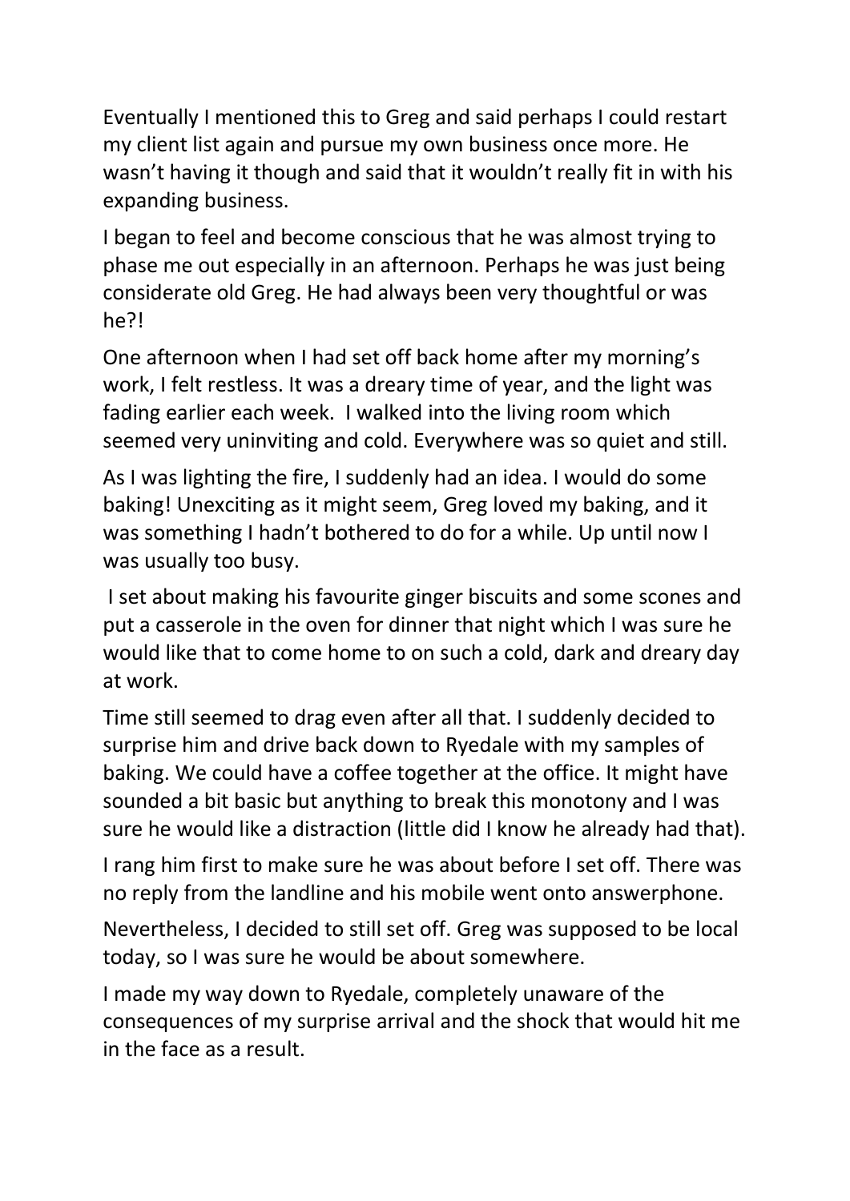Eventually I mentioned this to Greg and said perhaps I could restart my client list again and pursue my own business once more. He wasn't having it though and said that it wouldn't really fit in with his expanding business.

I began to feel and become conscious that he was almost trying to phase me out especially in an afternoon. Perhaps he was just being considerate old Greg. He had always been very thoughtful or was he?!

One afternoon when I had set off back home after my morning's work, I felt restless. It was a dreary time of year, and the light was fading earlier each week. I walked into the living room which seemed very uninviting and cold. Everywhere was so quiet and still.

As I was lighting the fire, I suddenly had an idea. I would do some baking! Unexciting as it might seem, Greg loved my baking, and it was something I hadn't bothered to do for a while. Up until now I was usually too busy.

I set about making his favourite ginger biscuits and some scones and put a casserole in the oven for dinner that night which I was sure he would like that to come home to on such a cold, dark and dreary day at work.

Time still seemed to drag even after all that. I suddenly decided to surprise him and drive back down to Ryedale with my samples of baking. We could have a coffee together at the office. It might have sounded a bit basic but anything to break this monotony and I was sure he would like a distraction (little did I know he already had that).

I rang him first to make sure he was about before I set off. There was no reply from the landline and his mobile went onto answerphone.

Nevertheless, I decided to still set off. Greg was supposed to be local today, so I was sure he would be about somewhere.

I made my way down to Ryedale, completely unaware of the consequences of my surprise arrival and the shock that would hit me in the face as a result.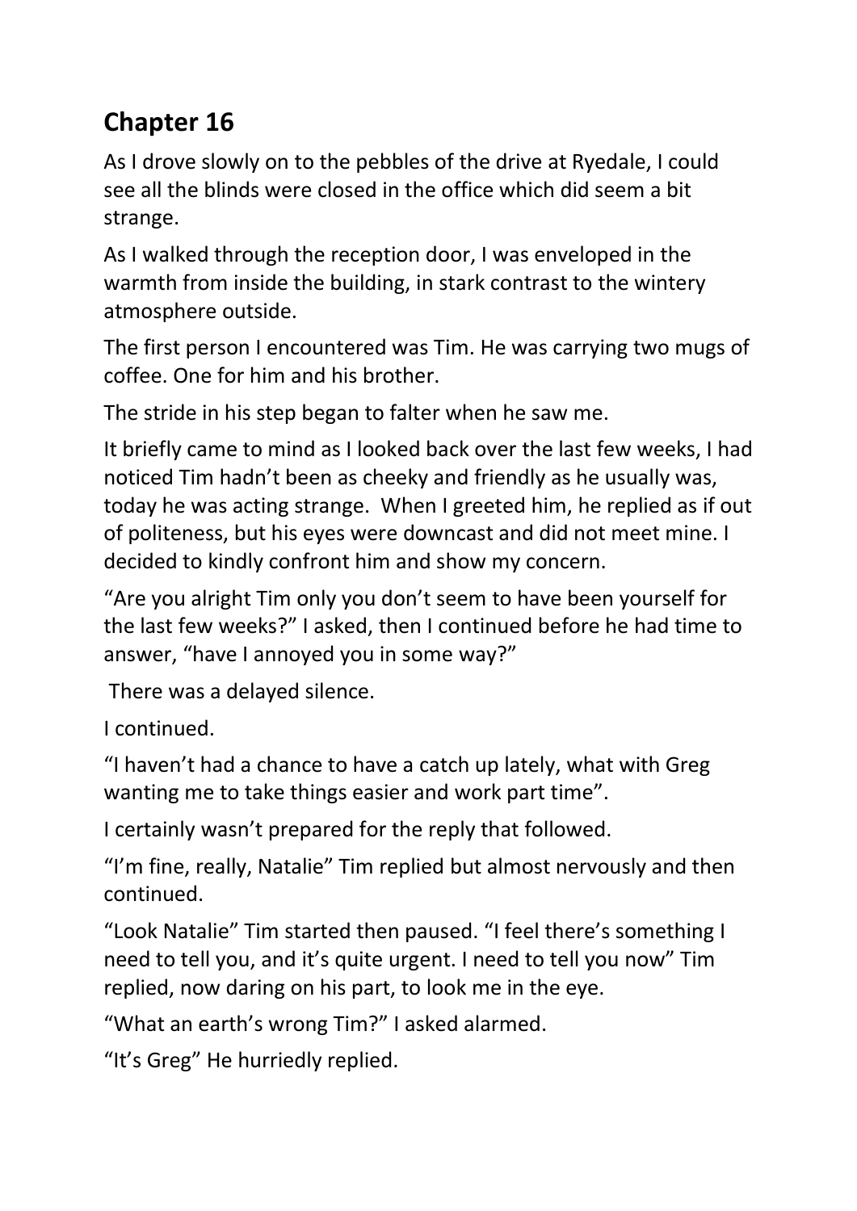## Chapter 16

As I drove slowly on to the pebbles of the drive at Ryedale, I could see all the blinds were closed in the office which did seem a bit strange.

As I walked through the reception door, I was enveloped in the warmth from inside the building, in stark contrast to the wintery atmosphere outside.

The first person I encountered was Tim. He was carrying two mugs of coffee. One for him and his brother.

The stride in his step began to falter when he saw me.

It briefly came to mind as I looked back over the last few weeks, I had noticed Tim hadn't been as cheeky and friendly as he usually was, today he was acting strange. When I greeted him, he replied as if out of politeness, but his eyes were downcast and did not meet mine. I decided to kindly confront him and show my concern.

"Are you alright Tim only you don't seem to have been yourself for the last few weeks?" I asked, then I continued before he had time to answer, "have I annoyed you in some way?"

There was a delayed silence.

I continued.

"I haven't had a chance to have a catch up lately, what with Greg wanting me to take things easier and work part time".

I certainly wasn't prepared for the reply that followed.

"I'm fine, really, Natalie" Tim replied but almost nervously and then continued.

"Look Natalie" Tim started then paused. "I feel there's something I need to tell you, and it's quite urgent. I need to tell you now" Tim replied, now daring on his part, to look me in the eye.

"What an earth's wrong Tim?" I asked alarmed.

"It's Greg" He hurriedly replied.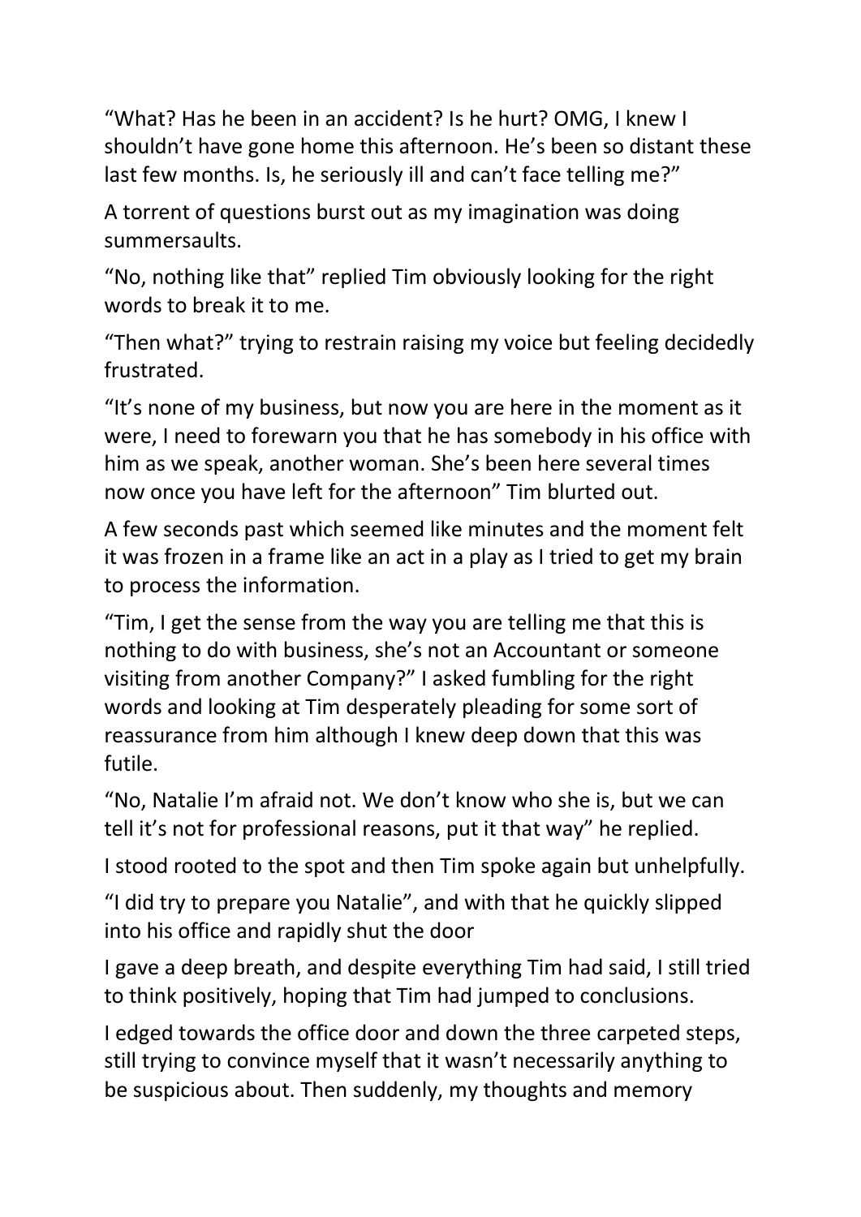"What? Has he been in an accident? Is he hurt? OMG, I knew I shouldn't have gone home this afternoon. He's been so distant these last few months. Is, he seriously ill and can't face telling me?"

A torrent of questions burst out as my imagination was doing summersaults.

"No, nothing like that" replied Tim obviously looking for the right words to break it to me.

"Then what?" trying to restrain raising my voice but feeling decidedly frustrated.

"It's none of my business, but now you are here in the moment as it were, I need to forewarn you that he has somebody in his office with him as we speak, another woman. She's been here several times now once you have left for the afternoon" Tim blurted out.

A few seconds past which seemed like minutes and the moment felt it was frozen in a frame like an act in a play as I tried to get my brain to process the information.

"Tim, I get the sense from the way you are telling me that this is nothing to do with business, she's not an Accountant or someone visiting from another Company?" I asked fumbling for the right words and looking at Tim desperately pleading for some sort of reassurance from him although I knew deep down that this was futile.

"No, Natalie I'm afraid not. We don't know who she is, but we can tell it's not for professional reasons, put it that way" he replied.

I stood rooted to the spot and then Tim spoke again but unhelpfully.

"I did try to prepare you Natalie", and with that he quickly slipped into his office and rapidly shut the door

I gave a deep breath, and despite everything Tim had said, I still tried to think positively, hoping that Tim had jumped to conclusions.

I edged towards the office door and down the three carpeted steps, still trying to convince myself that it wasn't necessarily anything to be suspicious about. Then suddenly, my thoughts and memory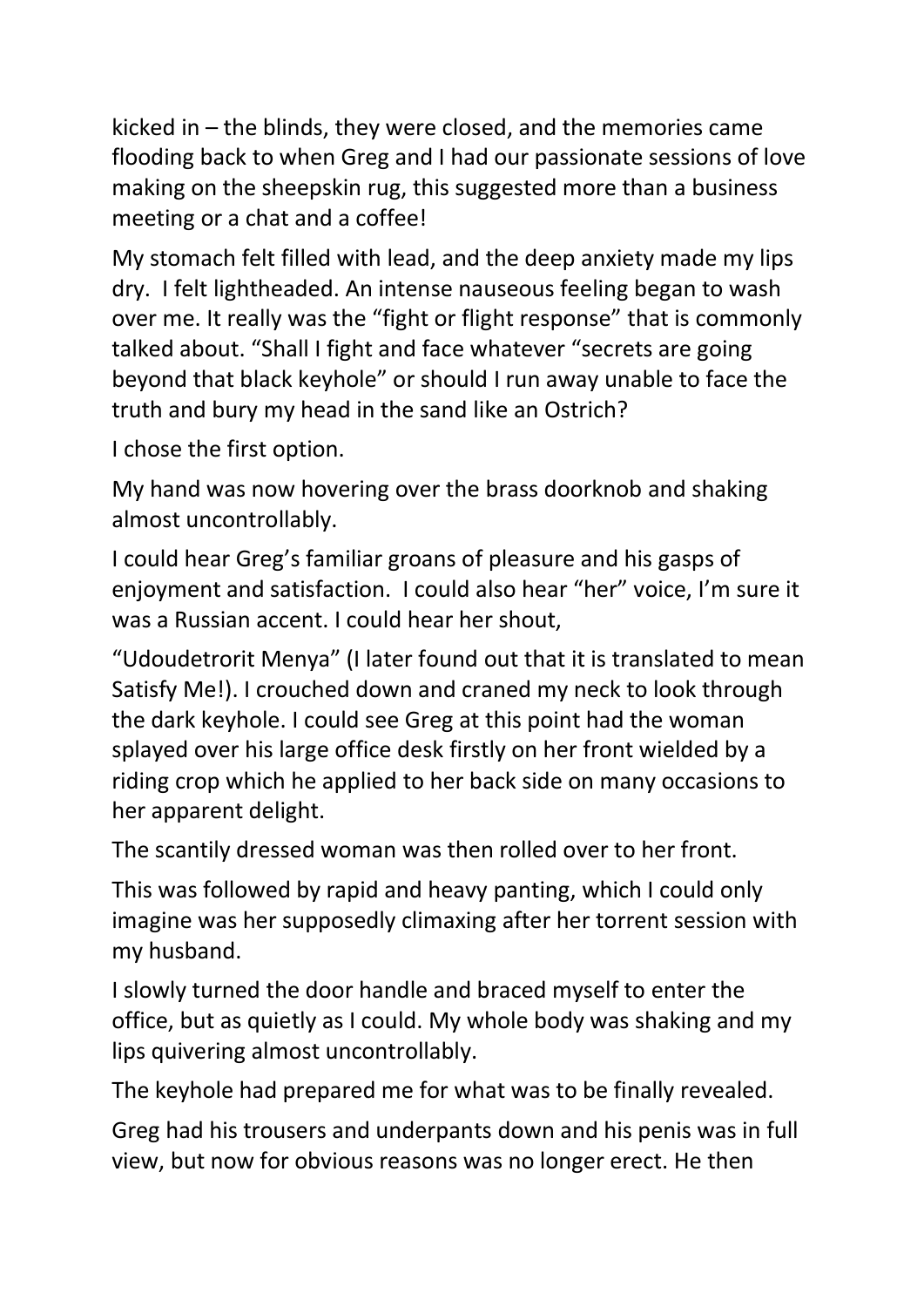kicked in – the blinds, they were closed, and the memories came flooding back to when Greg and I had our passionate sessions of love making on the sheepskin rug, this suggested more than a business meeting or a chat and a coffee!

My stomach felt filled with lead, and the deep anxiety made my lips dry. I felt lightheaded. An intense nauseous feeling began to wash over me. It really was the "fight or flight response" that is commonly talked about. "Shall I fight and face whatever "secrets are going beyond that black keyhole" or should I run away unable to face the truth and bury my head in the sand like an Ostrich?

I chose the first option.

My hand was now hovering over the brass doorknob and shaking almost uncontrollably.

I could hear Greg's familiar groans of pleasure and his gasps of enjoyment and satisfaction. I could also hear "her" voice, I'm sure it was a Russian accent. I could hear her shout,

"Udoudetrorit Menya" (I later found out that it is translated to mean Satisfy Me!). I crouched down and craned my neck to look through the dark keyhole. I could see Greg at this point had the woman splayed over his large office desk firstly on her front wielded by a riding crop which he applied to her back side on many occasions to her apparent delight.

The scantily dressed woman was then rolled over to her front.

This was followed by rapid and heavy panting, which I could only imagine was her supposedly climaxing after her torrent session with my husband.

I slowly turned the door handle and braced myself to enter the office, but as quietly as I could. My whole body was shaking and my lips quivering almost uncontrollably.

The keyhole had prepared me for what was to be finally revealed.

Greg had his trousers and underpants down and his penis was in full view, but now for obvious reasons was no longer erect. He then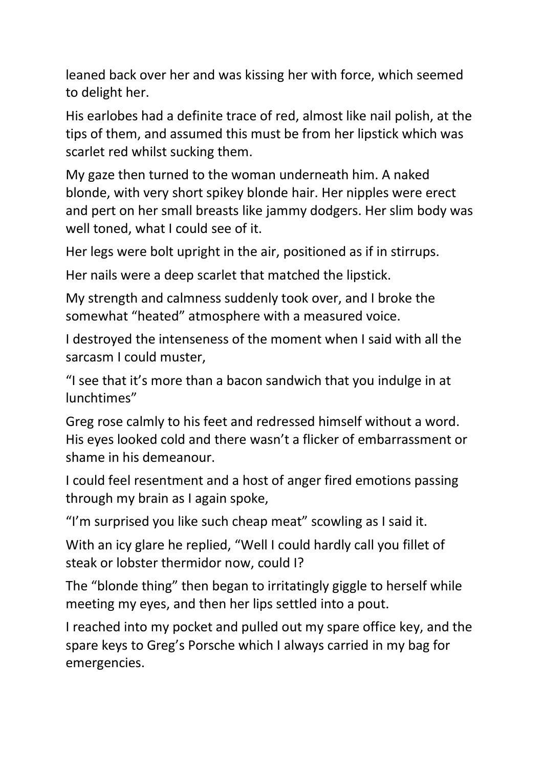leaned back over her and was kissing her with force, which seemed to delight her.

His earlobes had a definite trace of red, almost like nail polish, at the tips of them, and assumed this must be from her lipstick which was scarlet red whilst sucking them.

My gaze then turned to the woman underneath him. A naked blonde, with very short spikey blonde hair. Her nipples were erect and pert on her small breasts like jammy dodgers. Her slim body was well toned, what I could see of it.

Her legs were bolt upright in the air, positioned as if in stirrups.

Her nails were a deep scarlet that matched the lipstick.

My strength and calmness suddenly took over, and I broke the somewhat "heated" atmosphere with a measured voice.

I destroyed the intenseness of the moment when I said with all the sarcasm I could muster,

"I see that it's more than a bacon sandwich that you indulge in at lunchtimes"

Greg rose calmly to his feet and redressed himself without a word. His eyes looked cold and there wasn't a flicker of embarrassment or shame in his demeanour.

I could feel resentment and a host of anger fired emotions passing through my brain as I again spoke,

"I'm surprised you like such cheap meat" scowling as I said it.

With an icy glare he replied, "Well I could hardly call you fillet of steak or lobster thermidor now, could I?

The "blonde thing" then began to irritatingly giggle to herself while meeting my eyes, and then her lips settled into a pout.

I reached into my pocket and pulled out my spare office key, and the spare keys to Greg's Porsche which I always carried in my bag for emergencies.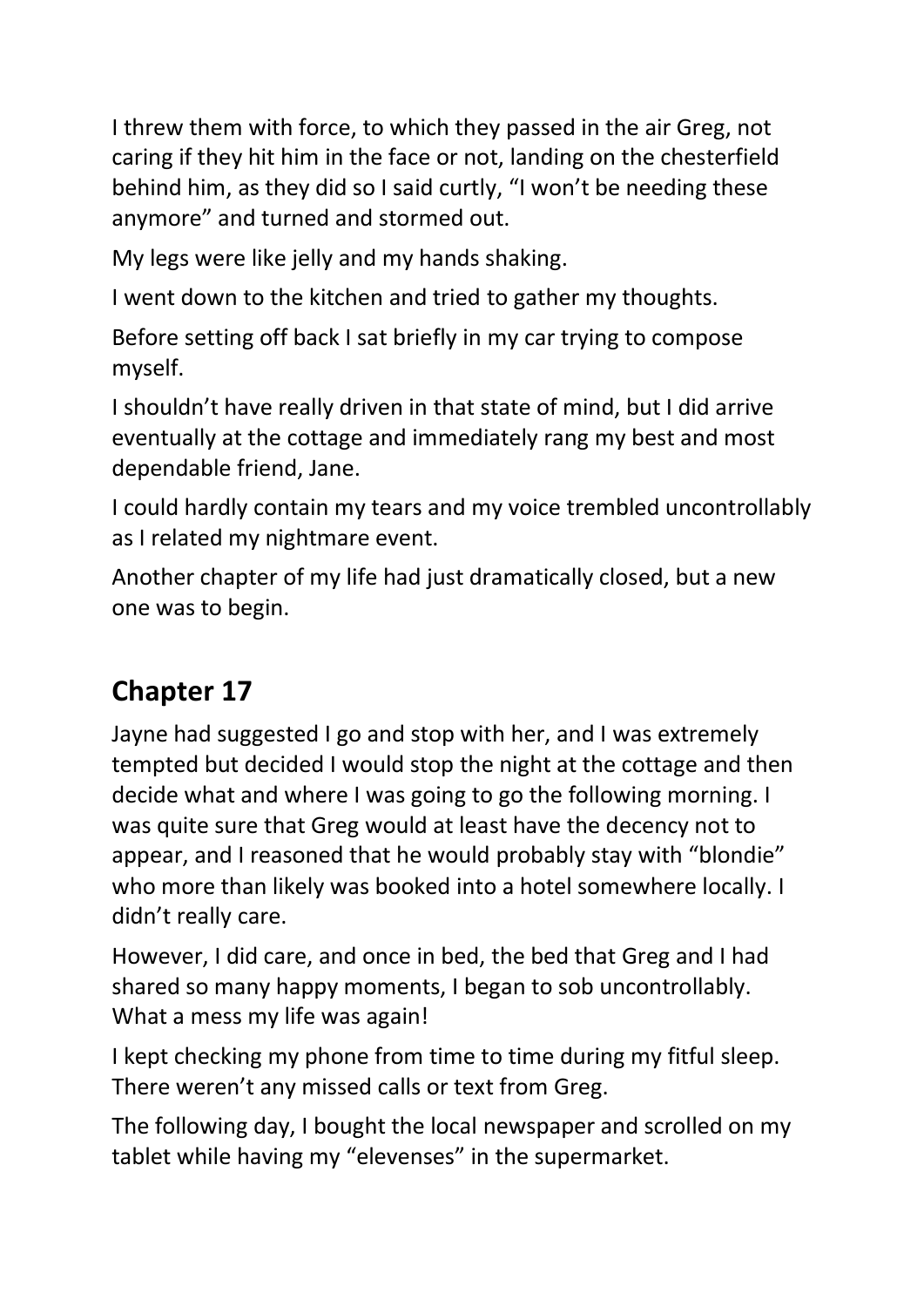I threw them with force, to which they passed in the air Greg, not caring if they hit him in the face or not, landing on the chesterfield behind him, as they did so I said curtly, "I won't be needing these anymore" and turned and stormed out.

My legs were like jelly and my hands shaking.

I went down to the kitchen and tried to gather my thoughts.

Before setting off back I sat briefly in my car trying to compose myself.

I shouldn't have really driven in that state of mind, but I did arrive eventually at the cottage and immediately rang my best and most dependable friend, Jane.

I could hardly contain my tears and my voice trembled uncontrollably as I related my nightmare event.

Another chapter of my life had just dramatically closed, but a new one was to begin.

## Chapter 17

Jayne had suggested I go and stop with her, and I was extremely tempted but decided I would stop the night at the cottage and then decide what and where I was going to go the following morning. I was quite sure that Greg would at least have the decency not to appear, and I reasoned that he would probably stay with "blondie" who more than likely was booked into a hotel somewhere locally. I didn't really care.

However, I did care, and once in bed, the bed that Greg and I had shared so many happy moments, I began to sob uncontrollably. What a mess my life was again!

I kept checking my phone from time to time during my fitful sleep. There weren't any missed calls or text from Greg.

The following day, I bought the local newspaper and scrolled on my tablet while having my "elevenses" in the supermarket.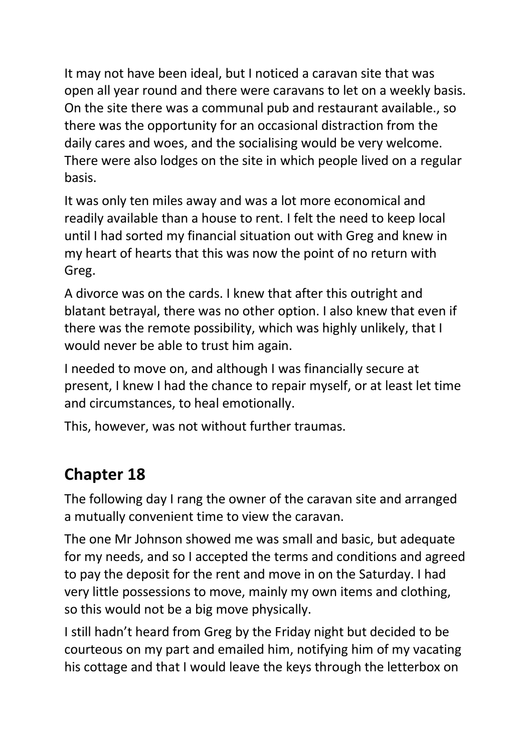It may not have been ideal, but I noticed a caravan site that was open all year round and there were caravans to let on a weekly basis. On the site there was a communal pub and restaurant available., so there was the opportunity for an occasional distraction from the daily cares and woes, and the socialising would be very welcome. There were also lodges on the site in which people lived on a regular basis.

It was only ten miles away and was a lot more economical and readily available than a house to rent. I felt the need to keep local until I had sorted my financial situation out with Greg and knew in my heart of hearts that this was now the point of no return with Greg.

A divorce was on the cards. I knew that after this outright and blatant betrayal, there was no other option. I also knew that even if there was the remote possibility, which was highly unlikely, that I would never be able to trust him again.

I needed to move on, and although I was financially secure at present, I knew I had the chance to repair myself, or at least let time and circumstances, to heal emotionally.

This, however, was not without further traumas.

## Chapter 18

The following day I rang the owner of the caravan site and arranged a mutually convenient time to view the caravan.

The one Mr Johnson showed me was small and basic, but adequate for my needs, and so I accepted the terms and conditions and agreed to pay the deposit for the rent and move in on the Saturday. I had very little possessions to move, mainly my own items and clothing, so this would not be a big move physically.

I still hadn't heard from Greg by the Friday night but decided to be courteous on my part and emailed him, notifying him of my vacating his cottage and that I would leave the keys through the letterbox on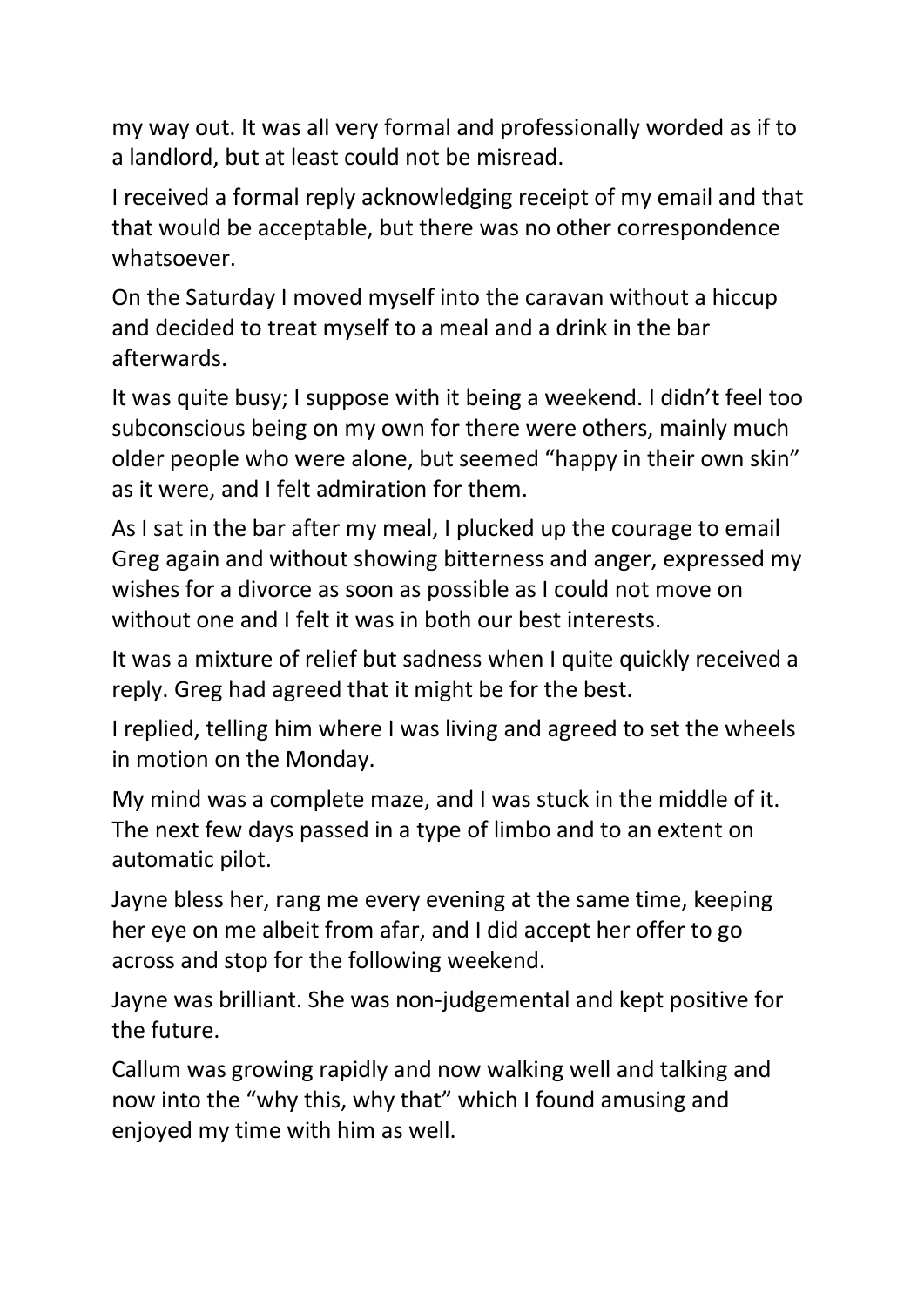my way out. It was all very formal and professionally worded as if to a landlord, but at least could not be misread.

I received a formal reply acknowledging receipt of my email and that that would be acceptable, but there was no other correspondence whatsoever.

On the Saturday I moved myself into the caravan without a hiccup and decided to treat myself to a meal and a drink in the bar afterwards.

It was quite busy; I suppose with it being a weekend. I didn't feel too subconscious being on my own for there were others, mainly much older people who were alone, but seemed "happy in their own skin" as it were, and I felt admiration for them.

As I sat in the bar after my meal, I plucked up the courage to email Greg again and without showing bitterness and anger, expressed my wishes for a divorce as soon as possible as I could not move on without one and I felt it was in both our best interests.

It was a mixture of relief but sadness when I quite quickly received a reply. Greg had agreed that it might be for the best.

I replied, telling him where I was living and agreed to set the wheels in motion on the Monday.

My mind was a complete maze, and I was stuck in the middle of it. The next few days passed in a type of limbo and to an extent on automatic pilot.

Jayne bless her, rang me every evening at the same time, keeping her eye on me albeit from afar, and I did accept her offer to go across and stop for the following weekend.

Jayne was brilliant. She was non-judgemental and kept positive for the future.

Callum was growing rapidly and now walking well and talking and now into the "why this, why that" which I found amusing and enjoyed my time with him as well.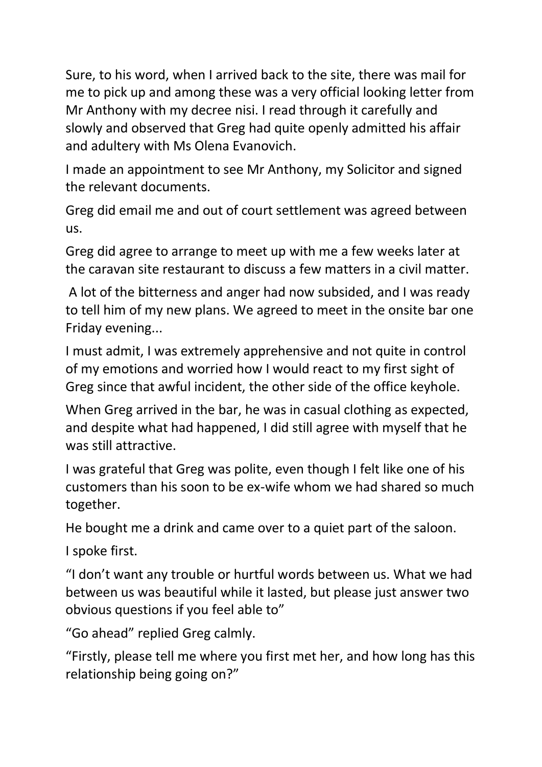Sure, to his word, when I arrived back to the site, there was mail for me to pick up and among these was a very official looking letter from Mr Anthony with my decree nisi. I read through it carefully and slowly and observed that Greg had quite openly admitted his affair and adultery with Ms Olena Evanovich.

I made an appointment to see Mr Anthony, my Solicitor and signed the relevant documents.

Greg did email me and out of court settlement was agreed between us.

Greg did agree to arrange to meet up with me a few weeks later at the caravan site restaurant to discuss a few matters in a civil matter.

A lot of the bitterness and anger had now subsided, and I was ready to tell him of my new plans. We agreed to meet in the onsite bar one Friday evening...

I must admit, I was extremely apprehensive and not quite in control of my emotions and worried how I would react to my first sight of Greg since that awful incident, the other side of the office keyhole.

When Greg arrived in the bar, he was in casual clothing as expected, and despite what had happened, I did still agree with myself that he was still attractive.

I was grateful that Greg was polite, even though I felt like one of his customers than his soon to be ex-wife whom we had shared so much together.

He bought me a drink and came over to a quiet part of the saloon.

I spoke first.

"I don't want any trouble or hurtful words between us. What we had between us was beautiful while it lasted, but please just answer two obvious questions if you feel able to"

"Go ahead" replied Greg calmly.

"Firstly, please tell me where you first met her, and how long has this relationship being going on?"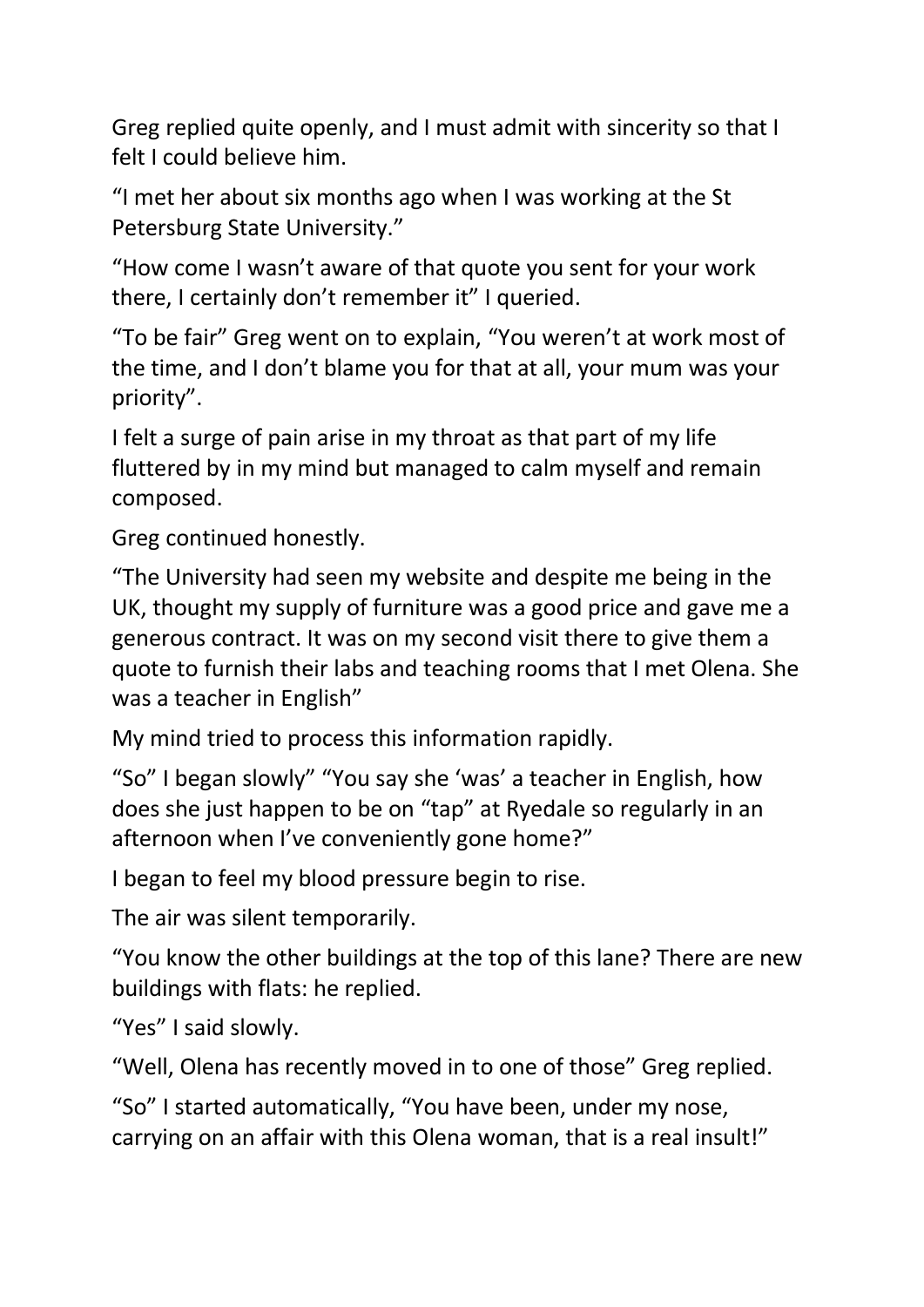Greg replied quite openly, and I must admit with sincerity so that I felt I could believe him.

“I met her about six months ago when I was working at the St Petersburg State University.”

“How come I wasn’t aware of that quote you sent for your work there, I certainly don’t remember it” I queried.

“To be fair” Greg went on to explain, “You weren’t at work most of the time, and I don’t blame you for that at all, your mum was your priority”.

I felt a surge of pain arise in my throat as that part of my life fluttered by in my mind but managed to calm myself and remain composed.

Greg continued honestly.

“The University had seen my website and despite me being in the UK, thought my supply of furniture was a good price and gave me a generous contract. It was on my second visit there to give them a quote to furnish their labs and teaching rooms that I met Olena. She was a teacher in English”

My mind tried to process this information rapidly.

“So” I began slowly” “You say she ‘was’ a teacher in English, how does she just happen to be on “tap” at Ryedale so regularly in an afternoon when I’ve conveniently gone home?”

I began to feel my blood pressure begin to rise.

The air was silent temporarily.

“You know the other buildings at the top of this lane? There are new buildings with flats: he replied.

“Yes” I said slowly.

“Well, Olena has recently moved in to one of those” Greg replied.

“So” I started automatically, “You have been, under my nose, carrying on an affair with this Olena woman, that is a real insult!”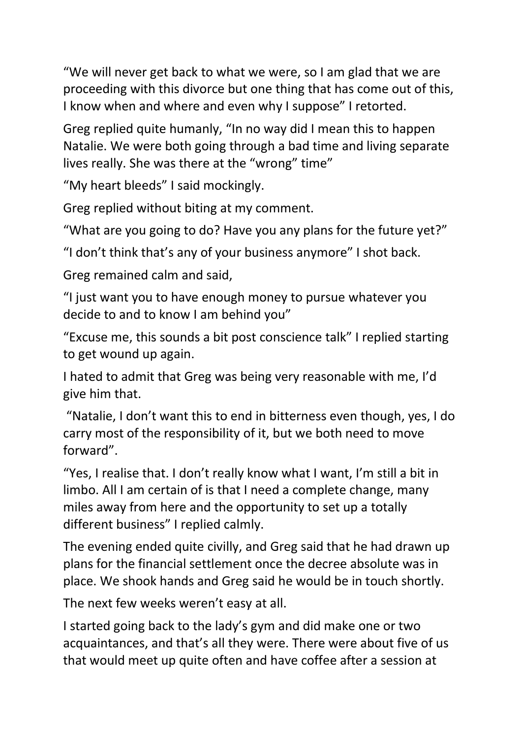"We will never get back to what we were, so I am glad that we are proceeding with this divorce but one thing that has come out of this, I know when and where and even why I suppose" I retorted.

Greg replied quite humanly, "In no way did I mean this to happen Natalie. We were both going through a bad time and living separate lives really. She was there at the "wrong" time"

"My heart bleeds" I said mockingly.

Greg replied without biting at my comment.

"What are you going to do? Have you any plans for the future yet?"

"I don't think that's any of your business anymore" I shot back.

Greg remained calm and said,

"I just want you to have enough money to pursue whatever you decide to and to know I am behind you"

"Excuse me, this sounds a bit post conscience talk" I replied starting to get wound up again.

I hated to admit that Greg was being very reasonable with me, I'd give him that.

"Natalie, I don't want this to end in bitterness even though, yes, I do carry most of the responsibility of it, but we both need to move forward".

"Yes, I realise that. I don't really know what I want, I'm still a bit in limbo. All I am certain of is that I need a complete change, many miles away from here and the opportunity to set up a totally different business" I replied calmly.

The evening ended quite civilly, and Greg said that he had drawn up plans for the financial settlement once the decree absolute was in place. We shook hands and Greg said he would be in touch shortly.

The next few weeks weren't easy at all.

I started going back to the lady's gym and did make one or two acquaintances, and that's all they were. There were about five of us that would meet up quite often and have coffee after a session at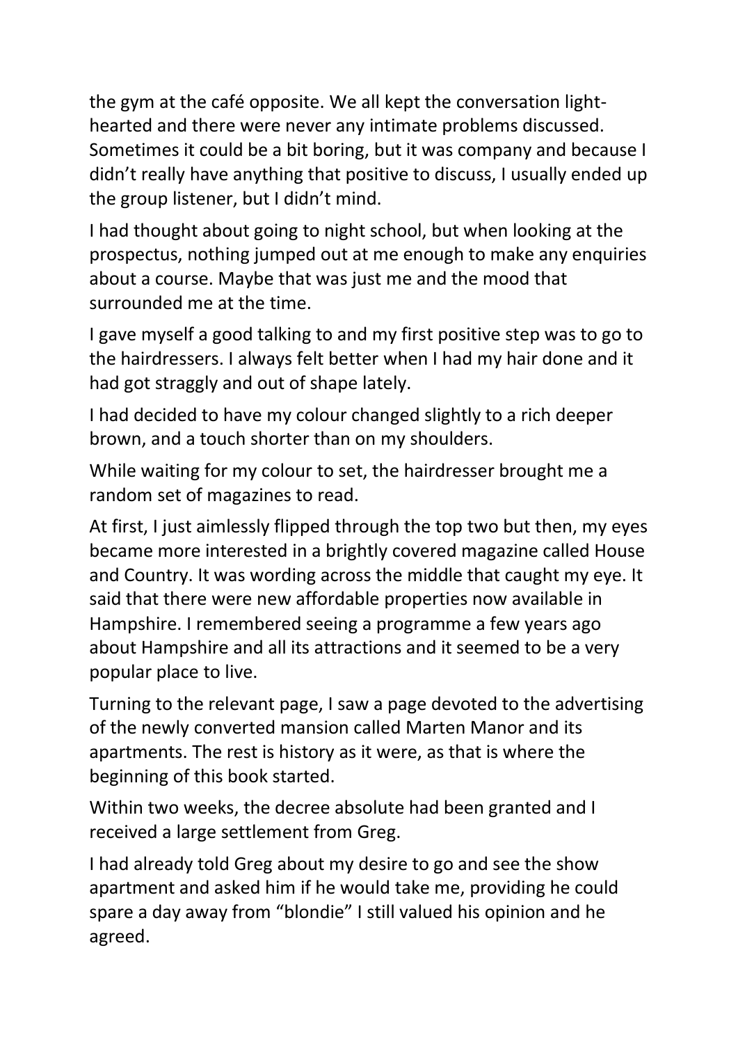the gym at the café opposite. We all kept the conversation light-hearted and there were never any intimate problems discussed. Sometimes it could be a bit boring, but it was company and because I didn't really have anything that positive to discuss, I usually ended up the group listener, but I didn't mind.

I had thought about going to night school, but when looking at the prospectus, nothing jumped out at me enough to make any enquiries about a course. Maybe that was just me and the mood that surrounded me at the time.

I gave myself a good talking to and my first positive step was to go to the hairdressers. I always felt better when I had my hair done and it had got straggly and out of shape lately.

I had decided to have my colour changed slightly to a rich deeper brown, and a touch shorter than on my shoulders.

While waiting for my colour to set, the hairdresser brought me a random set of magazines to read.

At first, I just aimlessly flipped through the top two but then, my eyes became more interested in a brightly covered magazine called House and Country. It was wording across the middle that caught my eye. It said that there were new affordable properties now available in Hampshire. I remembered seeing a programme a few years ago about Hampshire and all its attractions and it seemed to be a very popular place to live.

Turning to the relevant page, I saw a page devoted to the advertising of the newly converted mansion called Marten Manor and its apartments. The rest is history as it were, as that is where the beginning of this book started.

Within two weeks, the decree absolute had been granted and I received a large settlement from Greg.

I had already told Greg about my desire to go and see the show apartment and asked him if he would take me, providing he could spare a day away from "blondie" I still valued his opinion and he agreed.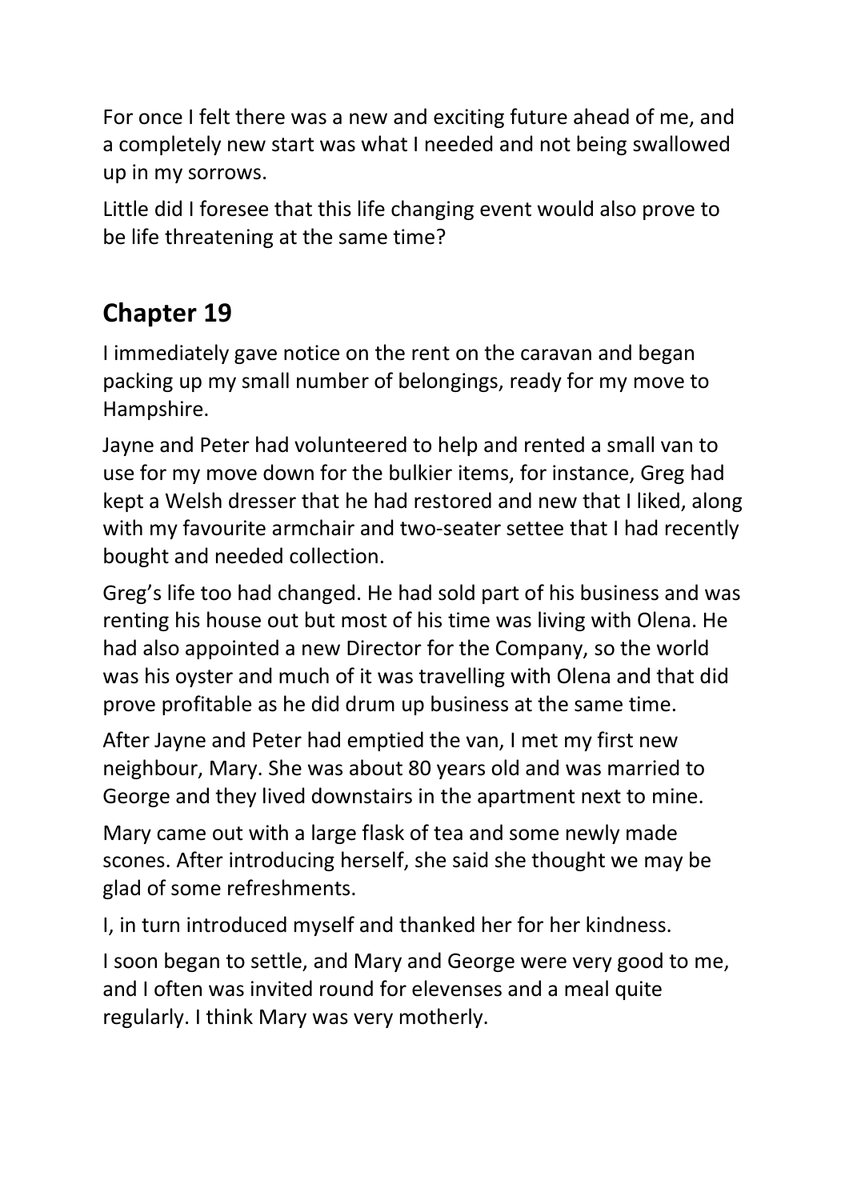For once I felt there was a new and exciting future ahead of me, and a completely new start was what I needed and not being swallowed up in my sorrows.

Little did I foresee that this life changing event would also prove to be life threatening at the same time?

## Chapter 19

I immediately gave notice on the rent on the caravan and began packing up my small number of belongings, ready for my move to Hampshire.

Jayne and Peter had volunteered to help and rented a small van to use for my move down for the bulkier items, for instance, Greg had kept a Welsh dresser that he had restored and new that I liked, along with my favourite armchair and two-seater settee that I had recently bought and needed collection.

Greg's life too had changed. He had sold part of his business and was renting his house out but most of his time was living with Olena. He had also appointed a new Director for the Company, so the world was his oyster and much of it was travelling with Olena and that did prove profitable as he did drum up business at the same time.

After Jayne and Peter had emptied the van, I met my first new neighbour, Mary. She was about 80 years old and was married to George and they lived downstairs in the apartment next to mine.

Mary came out with a large flask of tea and some newly made scones. After introducing herself, she said she thought we may be glad of some refreshments.

I, in turn introduced myself and thanked her for her kindness.

I soon began to settle, and Mary and George were very good to me, and I often was invited round for elevenses and a meal quite regularly. I think Mary was very motherly.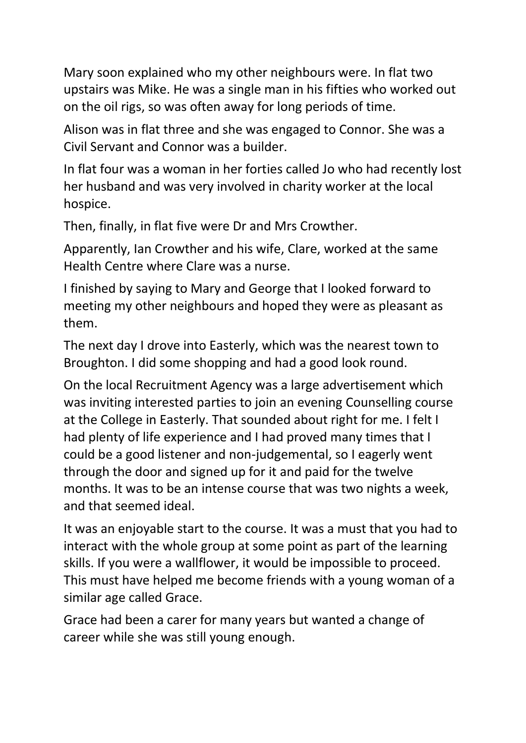Mary soon explained who my other neighbours were. In flat two upstairs was Mike. He was a single man in his fifties who worked out on the oil rigs, so was often away for long periods of time.

Alison was in flat three and she was engaged to Connor. She was a Civil Servant and Connor was a builder.

In flat four was a woman in her forties called Jo who had recently lost her husband and was very involved in charity worker at the local hospice.

Then, finally, in flat five were Dr and Mrs Crowther.

Apparently, Ian Crowther and his wife, Clare, worked at the same Health Centre where Clare was a nurse.

I finished by saying to Mary and George that I looked forward to meeting my other neighbours and hoped they were as pleasant as them.

The next day I drove into Easterly, which was the nearest town to Broughton. I did some shopping and had a good look round.

On the local Recruitment Agency was a large advertisement which was inviting interested parties to join an evening Counselling course at the College in Easterly. That sounded about right for me. I felt I had plenty of life experience and I had proved many times that I could be a good listener and non-judgemental, so I eagerly went through the door and signed up for it and paid for the twelve months. It was to be an intense course that was two nights a week, and that seemed ideal.

It was an enjoyable start to the course. It was a must that you had to interact with the whole group at some point as part of the learning skills. If you were a wallflower, it would be impossible to proceed. This must have helped me become friends with a young woman of a similar age called Grace.

Grace had been a carer for many years but wanted a change of career while she was still young enough.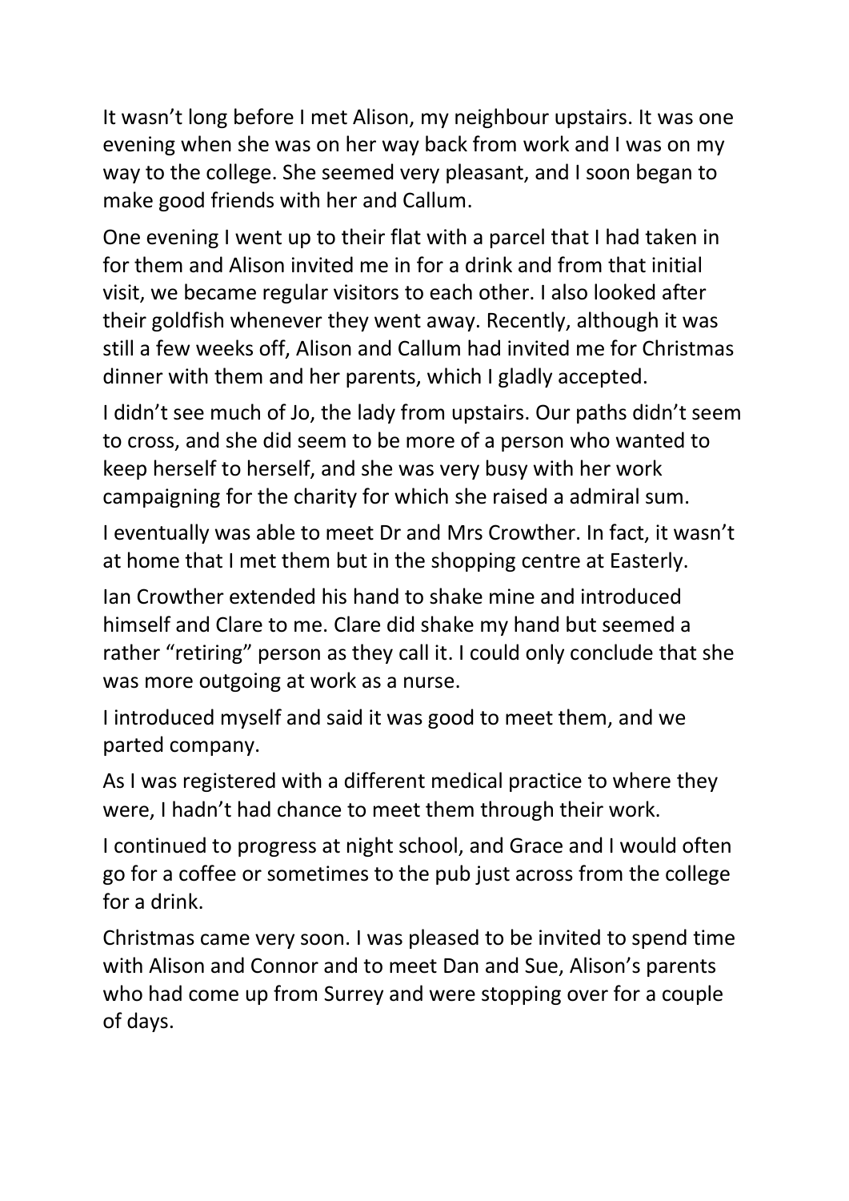It wasn't long before I met Alison, my neighbour upstairs. It was one evening when she was on her way back from work and I was on my way to the college. She seemed very pleasant, and I soon began to make good friends with her and Callum.

One evening I went up to their flat with a parcel that I had taken in for them and Alison invited me in for a drink and from that initial visit, we became regular visitors to each other. I also looked after their goldfish whenever they went away. Recently, although it was still a few weeks off, Alison and Callum had invited me for Christmas dinner with them and her parents, which I gladly accepted.

I didn't see much of Jo, the lady from upstairs. Our paths didn't seem to cross, and she did seem to be more of a person who wanted to keep herself to herself, and she was very busy with her work campaigning for the charity for which she raised a admiral sum.

I eventually was able to meet Dr and Mrs Crowther. In fact, it wasn't at home that I met them but in the shopping centre at Easterly.

Ian Crowther extended his hand to shake mine and introduced himself and Clare to me. Clare did shake my hand but seemed a rather "retiring" person as they call it. I could only conclude that she was more outgoing at work as a nurse.

I introduced myself and said it was good to meet them, and we parted company.

As I was registered with a different medical practice to where they were, I hadn't had chance to meet them through their work.

I continued to progress at night school, and Grace and I would often go for a coffee or sometimes to the pub just across from the college for a drink.

Christmas came very soon. I was pleased to be invited to spend time with Alison and Connor and to meet Dan and Sue, Alison's parents who had come up from Surrey and were stopping over for a couple of days.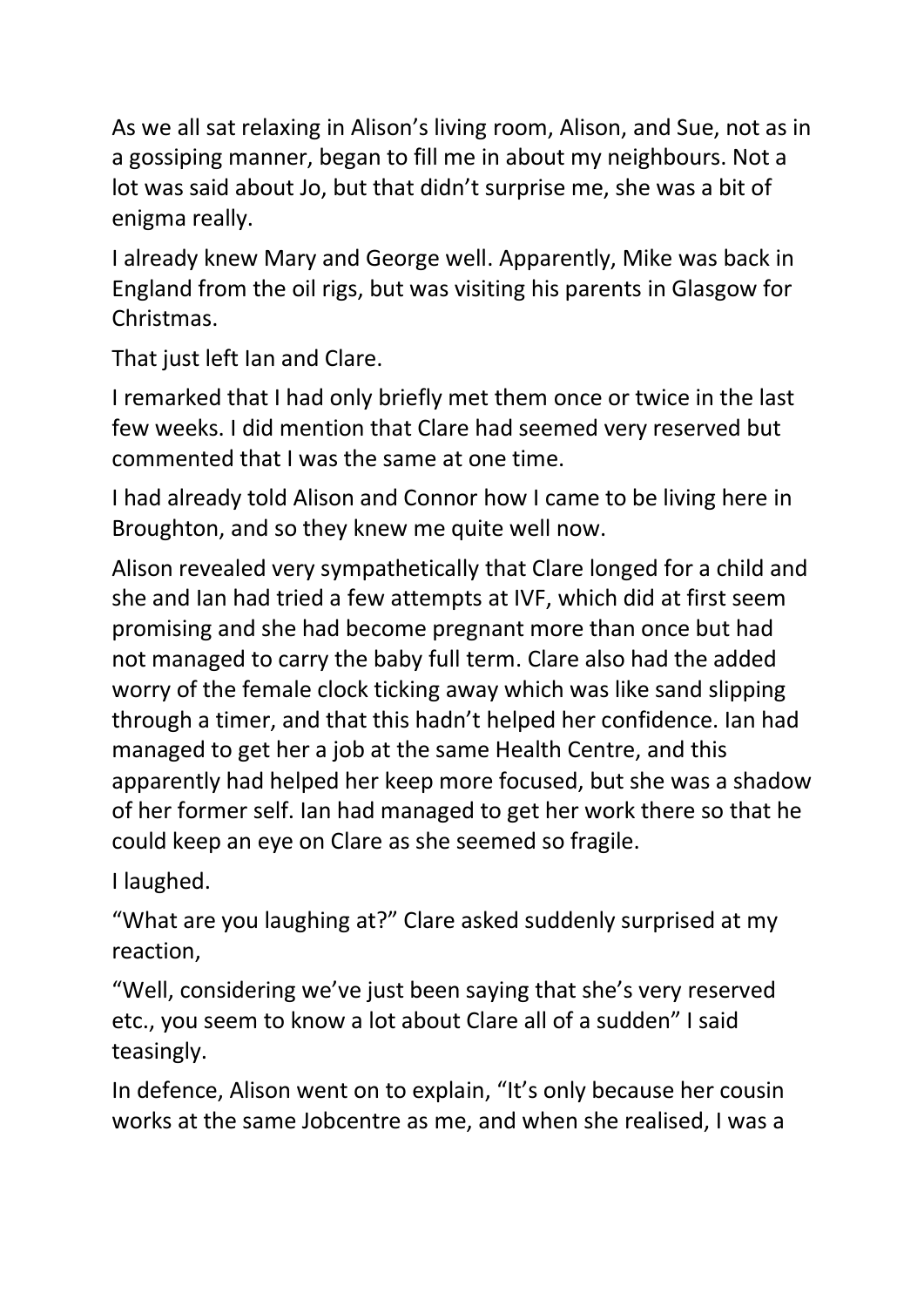As we all sat relaxing in Alison's living room, Alison, and Sue, not as in a gossiping manner, began to fill me in about my neighbours. Not a lot was said about Jo, but that didn't surprise me, she was a bit of enigma really.

I already knew Mary and George well. Apparently, Mike was back in England from the oil rigs, but was visiting his parents in Glasgow for Christmas.

That just left Ian and Clare.

I remarked that I had only briefly met them once or twice in the last few weeks. I did mention that Clare had seemed very reserved but commented that I was the same at one time.

I had already told Alison and Connor how I came to be living here in Broughton, and so they knew me quite well now.

Alison revealed very sympathetically that Clare longed for a child and she and Ian had tried a few attempts at IVF, which did at first seem promising and she had become pregnant more than once but had not managed to carry the baby full term. Clare also had the added worry of the female clock ticking away which was like sand slipping through a timer, and that this hadn't helped her confidence. Ian had managed to get her a job at the same Health Centre, and this apparently had helped her keep more focused, but she was a shadow of her former self. Ian had managed to get her work there so that he could keep an eye on Clare as she seemed so fragile.

I laughed.

"What are you laughing at?" Clare asked suddenly surprised at my reaction,

"Well, considering we've just been saying that she's very reserved etc., you seem to know a lot about Clare all of a sudden" I said teasingly.

In defence, Alison went on to explain, "It's only because her cousin works at the same Jobcentre as me, and when she realised, I was a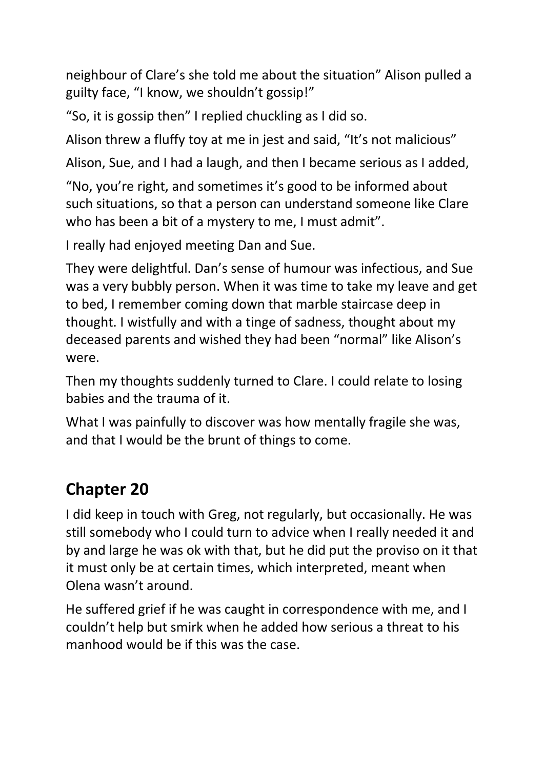neighbour of Clare's she told me about the situation" Alison pulled a guilty face, "I know, we shouldn't gossip!"

"So, it is gossip then" I replied chuckling as I did so.

Alison threw a fluffy toy at me in jest and said, "It's not malicious"

Alison, Sue, and I had a laugh, and then I became serious as I added,

"No, you're right, and sometimes it's good to be informed about such situations, so that a person can understand someone like Clare who has been a bit of a mystery to me, I must admit".

I really had enjoyed meeting Dan and Sue.

They were delightful. Dan's sense of humour was infectious, and Sue was a very bubbly person. When it was time to take my leave and get to bed, I remember coming down that marble staircase deep in thought. I wistfully and with a tinge of sadness, thought about my deceased parents and wished they had been "normal" like Alison's were.

Then my thoughts suddenly turned to Clare. I could relate to losing babies and the trauma of it.

What I was painfully to discover was how mentally fragile she was, and that I would be the brunt of things to come.

## Chapter 20

I did keep in touch with Greg, not regularly, but occasionally. He was still somebody who I could turn to advice when I really needed it and by and large he was ok with that, but he did put the proviso on it that it must only be at certain times, which interpreted, meant when Olena wasn't around.

He suffered grief if he was caught in correspondence with me, and I couldn't help but smirk when he added how serious a threat to his manhood would be if this was the case.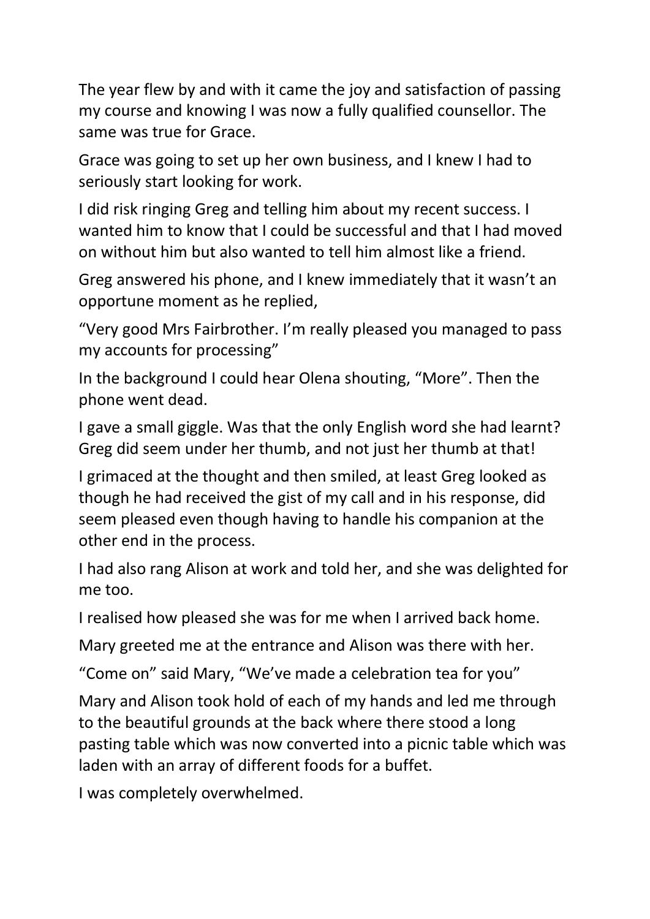The year flew by and with it came the joy and satisfaction of passing my course and knowing I was now a fully qualified counsellor. The same was true for Grace.

Grace was going to set up her own business, and I knew I had to seriously start looking for work.

I did risk ringing Greg and telling him about my recent success. I wanted him to know that I could be successful and that I had moved on without him but also wanted to tell him almost like a friend.

Greg answered his phone, and I knew immediately that it wasn't an opportune moment as he replied,

"Very good Mrs Fairbrother. I'm really pleased you managed to pass my accounts for processing"

In the background I could hear Olena shouting, "More". Then the phone went dead.

I gave a small giggle. Was that the only English word she had learnt? Greg did seem under her thumb, and not just her thumb at that!

I grimaced at the thought and then smiled, at least Greg looked as though he had received the gist of my call and in his response, did seem pleased even though having to handle his companion at the other end in the process.

I had also rang Alison at work and told her, and she was delighted for me too.

I realised how pleased she was for me when I arrived back home.

Mary greeted me at the entrance and Alison was there with her.

"Come on" said Mary, "We've made a celebration tea for you"

Mary and Alison took hold of each of my hands and led me through to the beautiful grounds at the back where there stood a long pasting table which was now converted into a picnic table which was laden with an array of different foods for a buffet.

I was completely overwhelmed.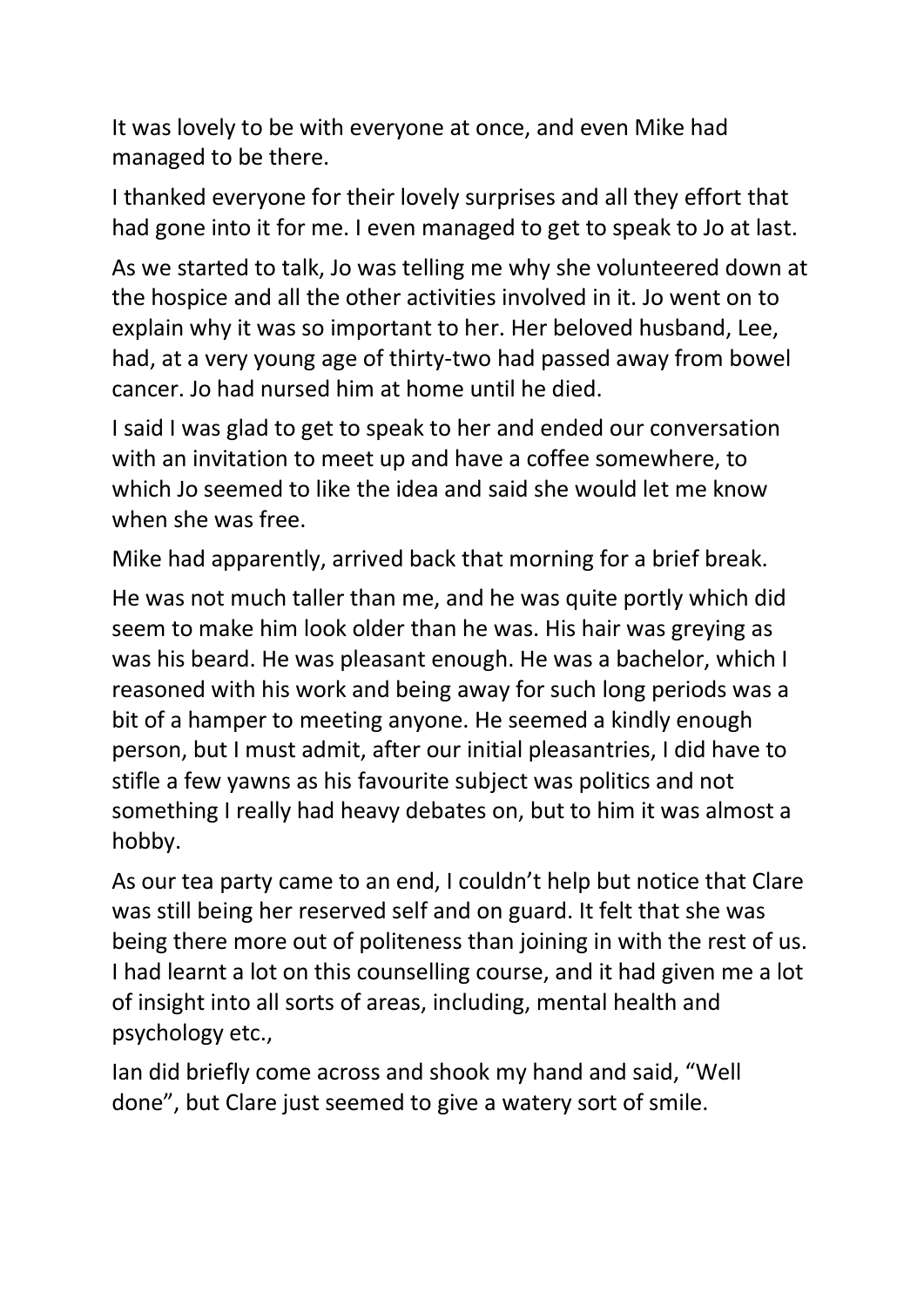It was lovely to be with everyone at once, and even Mike had managed to be there.

I thanked everyone for their lovely surprises and all they effort that had gone into it for me. I even managed to get to speak to Jo at last.

As we started to talk, Jo was telling me why she volunteered down at the hospice and all the other activities involved in it. Jo went on to explain why it was so important to her. Her beloved husband, Lee, had, at a very young age of thirty-two had passed away from bowel cancer. Jo had nursed him at home until he died.

I said I was glad to get to speak to her and ended our conversation with an invitation to meet up and have a coffee somewhere, to which Jo seemed to like the idea and said she would let me know when she was free.

Mike had apparently, arrived back that morning for a brief break.

He was not much taller than me, and he was quite portly which did seem to make him look older than he was. His hair was greying as was his beard. He was pleasant enough. He was a bachelor, which I reasoned with his work and being away for such long periods was a bit of a hamper to meeting anyone. He seemed a kindly enough person, but I must admit, after our initial pleasantries, I did have to stifle a few yawns as his favourite subject was politics and not something I really had heavy debates on, but to him it was almost a hobby.

As our tea party came to an end, I couldn't help but notice that Clare was still being her reserved self and on guard. It felt that she was being there more out of politeness than joining in with the rest of us. I had learnt a lot on this counselling course, and it had given me a lot of insight into all sorts of areas, including, mental health and psychology etc.,

Ian did briefly come across and shook my hand and said, "Well done", but Clare just seemed to give a watery sort of smile.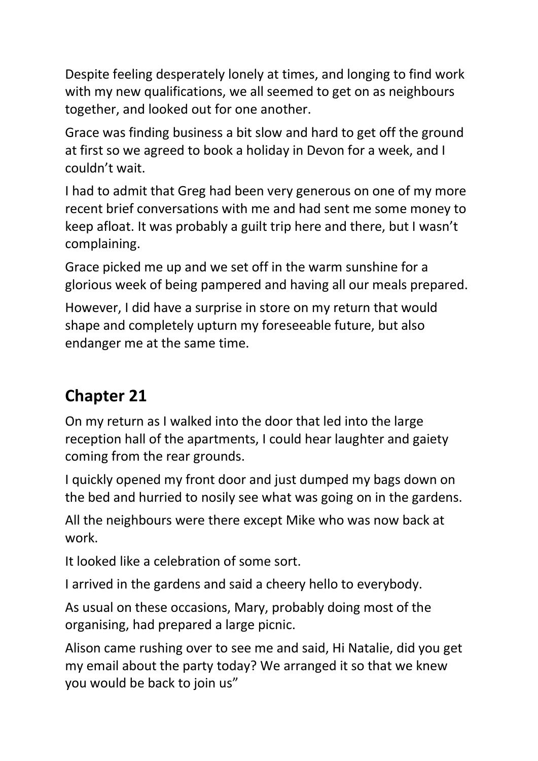Despite feeling desperately lonely at times, and longing to find work with my new qualifications, we all seemed to get on as neighbours together, and looked out for one another.

Grace was finding business a bit slow and hard to get off the ground at first so we agreed to book a holiday in Devon for a week, and I couldn't wait.

I had to admit that Greg had been very generous on one of my more recent brief conversations with me and had sent me some money to keep afloat. It was probably a guilt trip here and there, but I wasn't complaining.

Grace picked me up and we set off in the warm sunshine for a glorious week of being pampered and having all our meals prepared.

However, I did have a surprise in store on my return that would shape and completely upturn my foreseeable future, but also endanger me at the same time.

## Chapter 21

On my return as I walked into the door that led into the large reception hall of the apartments, I could hear laughter and gaiety coming from the rear grounds.

I quickly opened my front door and just dumped my bags down on the bed and hurried to nosily see what was going on in the gardens.

All the neighbours were there except Mike who was now back at work.

It looked like a celebration of some sort.

I arrived in the gardens and said a cheery hello to everybody.

As usual on these occasions, Mary, probably doing most of the organising, had prepared a large picnic.

Alison came rushing over to see me and said, Hi Natalie, did you get my email about the party today? We arranged it so that we knew you would be back to join us"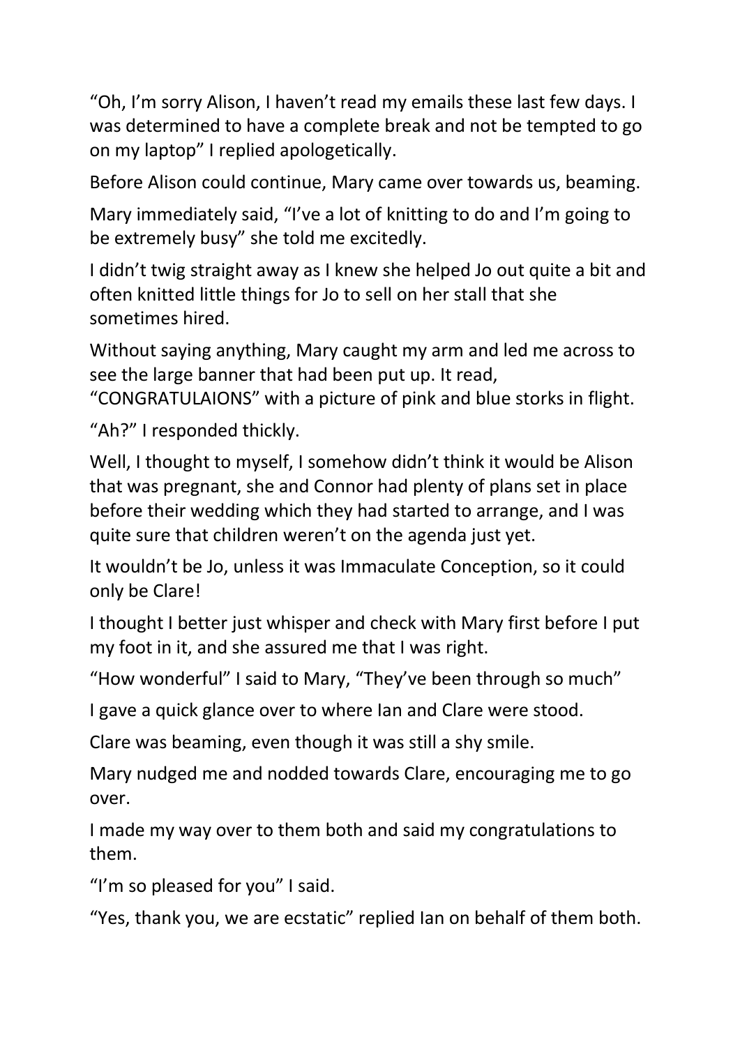“Oh, I’m sorry Alison, I haven’t read my emails these last few days. I was determined to have a complete break and not be tempted to go on my laptop” I replied apologetically.

Before Alison could continue, Mary came over towards us, beaming.

Mary immediately said, “I’ve a lot of knitting to do and I’m going to be extremely busy” she told me excitedly.

I didn’t twig straight away as I knew she helped Jo out quite a bit and often knitted little things for Jo to sell on her stall that she sometimes hired.

Without saying anything, Mary caught my arm and led me across to see the large banner that had been put up. It read, “CONGRATULAIONS” with a picture of pink and blue storks in flight.

“Ah?” I responded thickly.

Well, I thought to myself, I somehow didn’t think it would be Alison that was pregnant, she and Connor had plenty of plans set in place before their wedding which they had started to arrange, and I was quite sure that children weren’t on the agenda just yet.

It wouldn’t be Jo, unless it was Immaculate Conception, so it could only be Clare!

I thought I better just whisper and check with Mary first before I put my foot in it, and she assured me that I was right.

“How wonderful” I said to Mary, “They’ve been through so much”

I gave a quick glance over to where Ian and Clare were stood.

Clare was beaming, even though it was still a shy smile.

Mary nudged me and nodded towards Clare, encouraging me to go over.

I made my way over to them both and said my congratulations to them.

“I’m so pleased for you” I said.

“Yes, thank you, we are ecstatic” replied Ian on behalf of them both.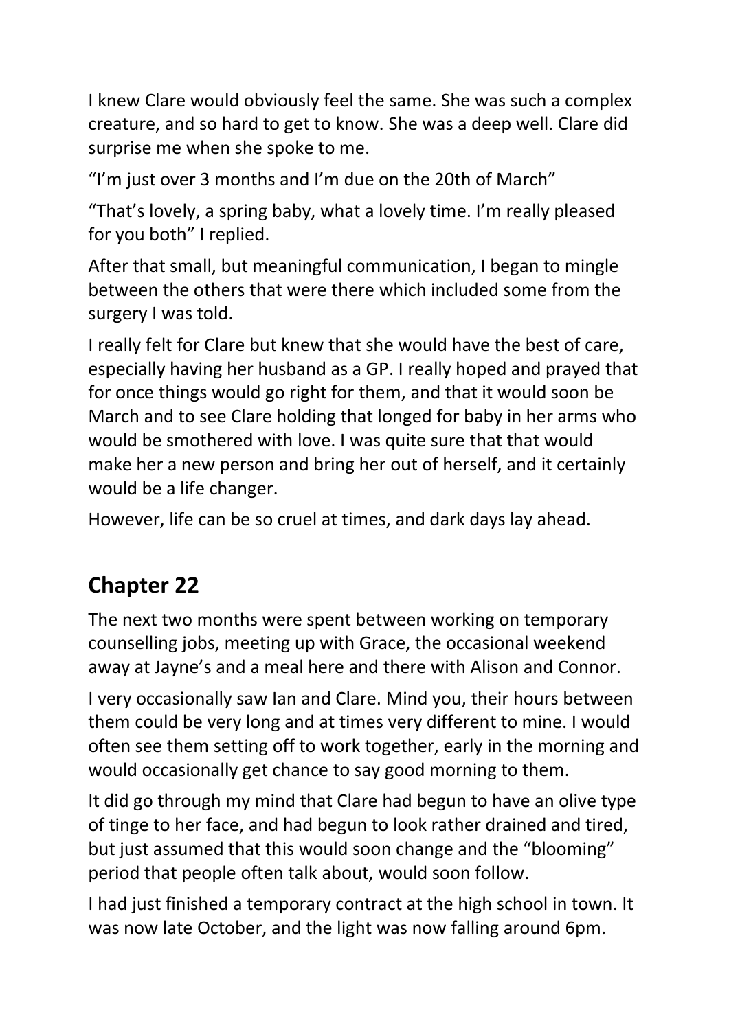I knew Clare would obviously feel the same. She was such a complex creature, and so hard to get to know. She was a deep well. Clare did surprise me when she spoke to me.

"I'm just over 3 months and I'm due on the 20th of March"

"That's lovely, a spring baby, what a lovely time. I'm really pleased for you both" I replied.

After that small, but meaningful communication, I began to mingle between the others that were there which included some from the surgery I was told.

I really felt for Clare but knew that she would have the best of care, especially having her husband as a GP. I really hoped and prayed that for once things would go right for them, and that it would soon be March and to see Clare holding that longed for baby in her arms who would be smothered with love. I was quite sure that that would make her a new person and bring her out of herself, and it certainly would be a life changer.

However, life can be so cruel at times, and dark days lay ahead.

## Chapter 22

The next two months were spent between working on temporary counselling jobs, meeting up with Grace, the occasional weekend away at Jayne's and a meal here and there with Alison and Connor.

I very occasionally saw Ian and Clare. Mind you, their hours between them could be very long and at times very different to mine. I would often see them setting off to work together, early in the morning and would occasionally get chance to say good morning to them.

It did go through my mind that Clare had begun to have an olive type of tinge to her face, and had begun to look rather drained and tired, but just assumed that this would soon change and the "blooming" period that people often talk about, would soon follow.

I had just finished a temporary contract at the high school in town. It was now late October, and the light was now falling around 6pm.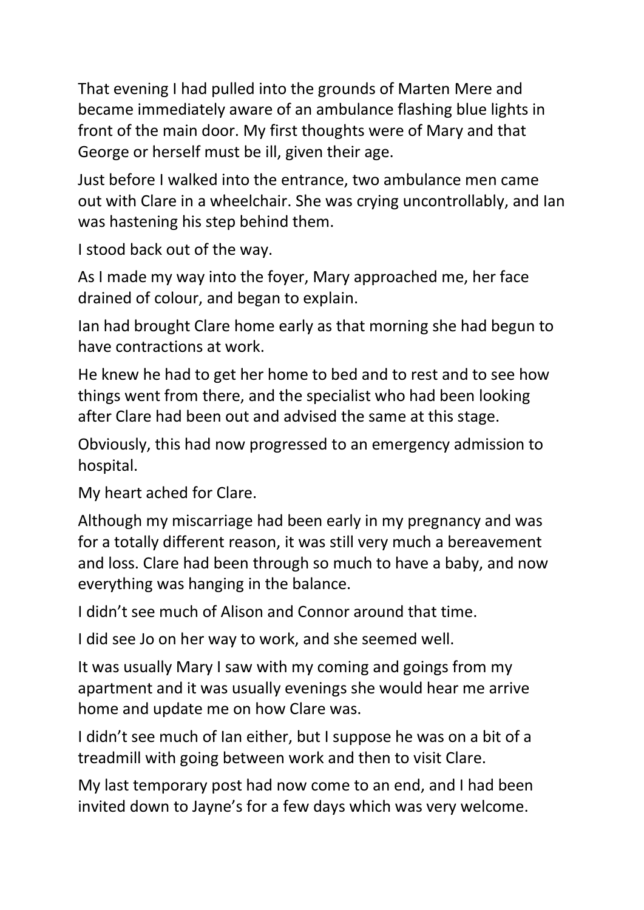That evening I had pulled into the grounds of Marten Mere and became immediately aware of an ambulance flashing blue lights in front of the main door. My first thoughts were of Mary and that George or herself must be ill, given their age.

Just before I walked into the entrance, two ambulance men came out with Clare in a wheelchair. She was crying uncontrollably, and Ian was hastening his step behind them.

I stood back out of the way.

As I made my way into the foyer, Mary approached me, her face drained of colour, and began to explain.

Ian had brought Clare home early as that morning she had begun to have contractions at work.

He knew he had to get her home to bed and to rest and to see how things went from there, and the specialist who had been looking after Clare had been out and advised the same at this stage.

Obviously, this had now progressed to an emergency admission to hospital.

My heart ached for Clare.

Although my miscarriage had been early in my pregnancy and was for a totally different reason, it was still very much a bereavement and loss. Clare had been through so much to have a baby, and now everything was hanging in the balance.

I didn't see much of Alison and Connor around that time.

I did see Jo on her way to work, and she seemed well.

It was usually Mary I saw with my coming and goings from my apartment and it was usually evenings she would hear me arrive home and update me on how Clare was.

I didn't see much of Ian either, but I suppose he was on a bit of a treadmill with going between work and then to visit Clare.

My last temporary post had now come to an end, and I had been invited down to Jayne's for a few days which was very welcome.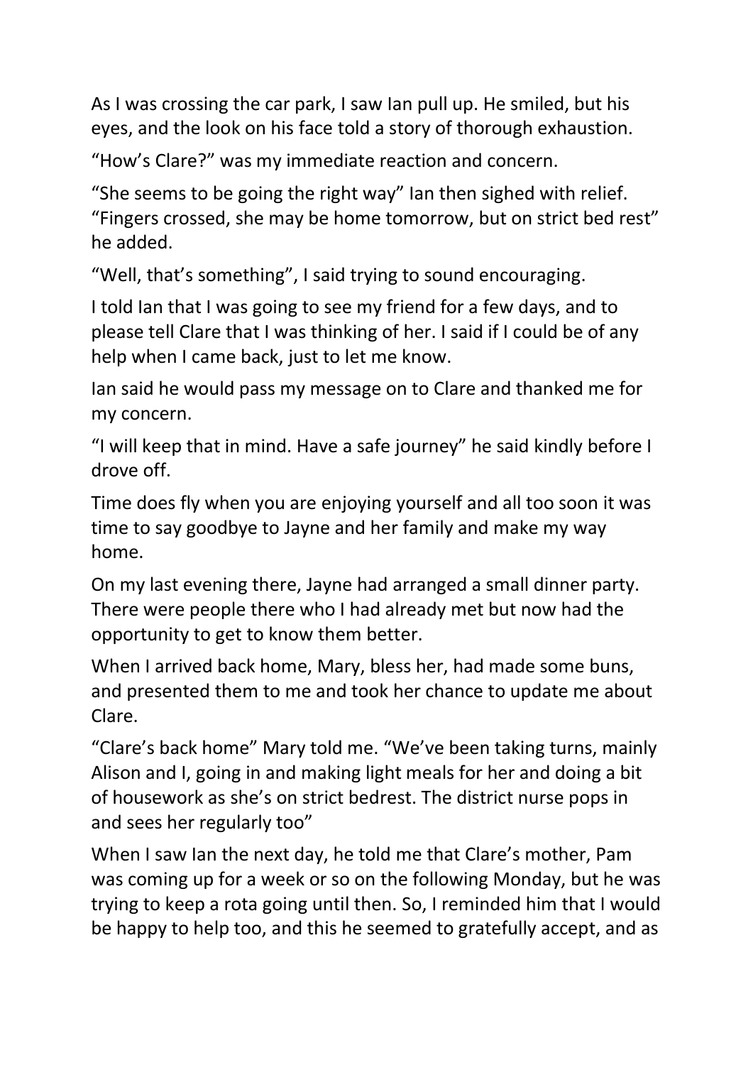As I was crossing the car park, I saw Ian pull up. He smiled, but his eyes, and the look on his face told a story of thorough exhaustion.

"How's Clare?" was my immediate reaction and concern.

"She seems to be going the right way" Ian then sighed with relief. "Fingers crossed, she may be home tomorrow, but on strict bed rest" he added.

"Well, that's something", I said trying to sound encouraging.

I told Ian that I was going to see my friend for a few days, and to please tell Clare that I was thinking of her. I said if I could be of any help when I came back, just to let me know.

Ian said he would pass my message on to Clare and thanked me for my concern.

"I will keep that in mind. Have a safe journey" he said kindly before I drove off.

Time does fly when you are enjoying yourself and all too soon it was time to say goodbye to Jayne and her family and make my way home.

On my last evening there, Jayne had arranged a small dinner party. There were people there who I had already met but now had the opportunity to get to know them better.

When I arrived back home, Mary, bless her, had made some buns, and presented them to me and took her chance to update me about Clare.

"Clare's back home" Mary told me. "We've been taking turns, mainly Alison and I, going in and making light meals for her and doing a bit of housework as she's on strict bedrest. The district nurse pops in and sees her regularly too"

When I saw Ian the next day, he told me that Clare's mother, Pam was coming up for a week or so on the following Monday, but he was trying to keep a rota going until then. So, I reminded him that I would be happy to help too, and this he seemed to gratefully accept, and as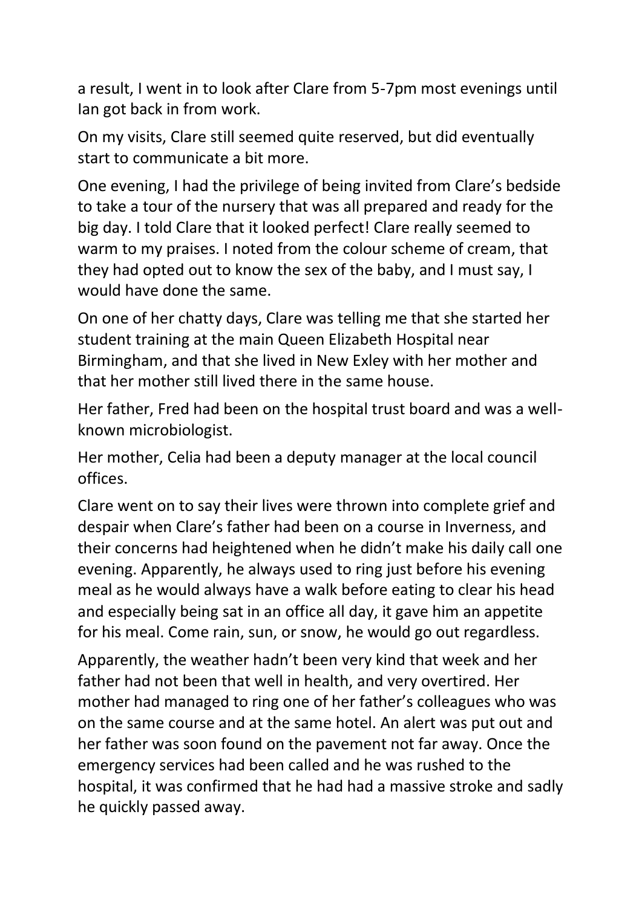a result, I went in to look after Clare from 5-7pm most evenings until Ian got back in from work.

On my visits, Clare still seemed quite reserved, but did eventually start to communicate a bit more.

One evening, I had the privilege of being invited from Clare's bedside to take a tour of the nursery that was all prepared and ready for the big day. I told Clare that it looked perfect! Clare really seemed to warm to my praises. I noted from the colour scheme of cream, that they had opted out to know the sex of the baby, and I must say, I would have done the same.

On one of her chatty days, Clare was telling me that she started her student training at the main Queen Elizabeth Hospital near Birmingham, and that she lived in New Exley with her mother and that her mother still lived there in the same house.

Her father, Fred had been on the hospital trust board and was a well-known microbiologist.

Her mother, Celia had been a deputy manager at the local council offices.

Clare went on to say their lives were thrown into complete grief and despair when Clare's father had been on a course in Inverness, and their concerns had heightened when he didn't make his daily call one evening. Apparently, he always used to ring just before his evening meal as he would always have a walk before eating to clear his head and especially being sat in an office all day, it gave him an appetite for his meal. Come rain, sun, or snow, he would go out regardless.

Apparently, the weather hadn't been very kind that week and her father had not been that well in health, and very overtired. Her mother had managed to ring one of her father's colleagues who was on the same course and at the same hotel. An alert was put out and her father was soon found on the pavement not far away. Once the emergency services had been called and he was rushed to the hospital, it was confirmed that he had had a massive stroke and sadly he quickly passed away.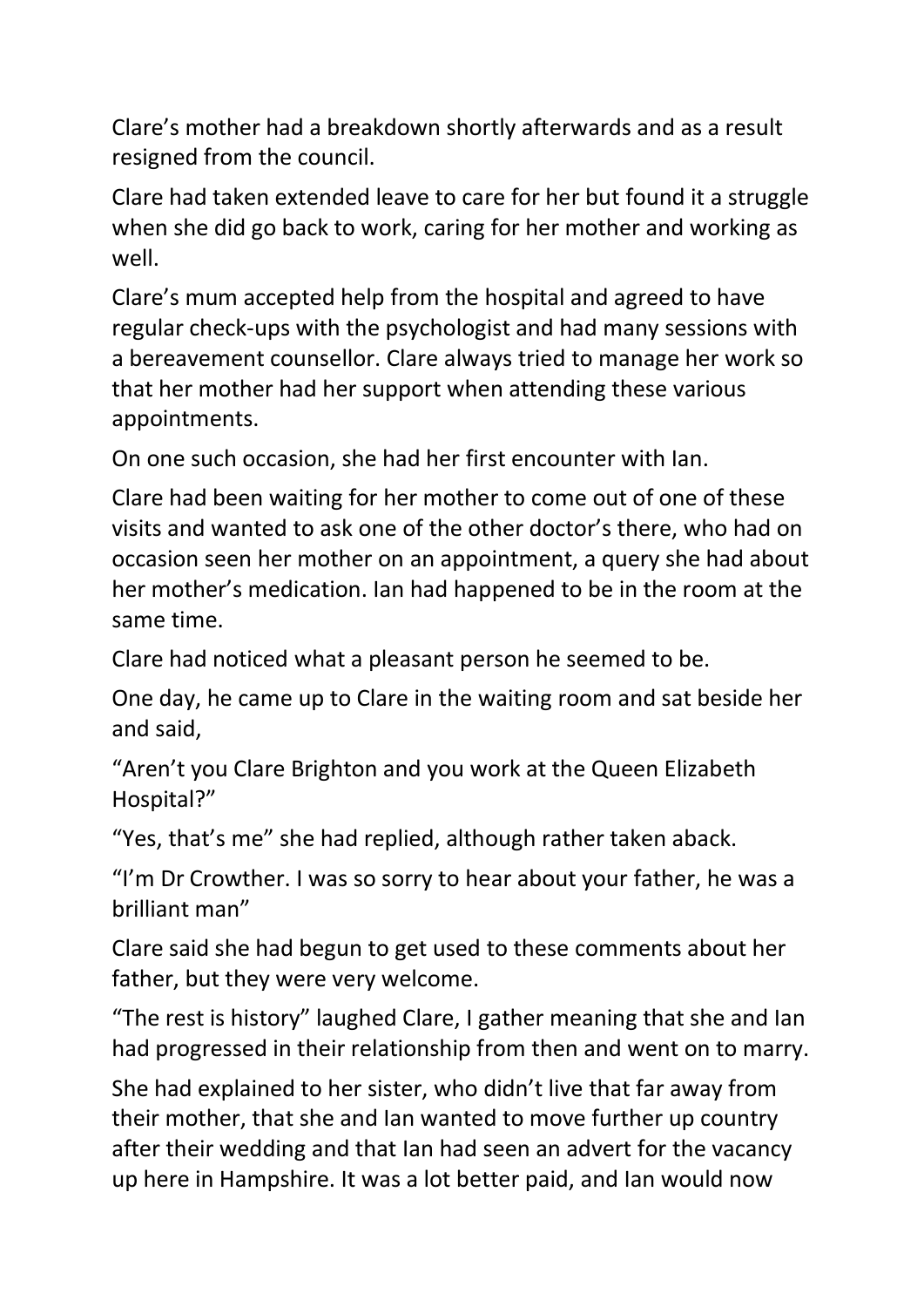Clare's mother had a breakdown shortly afterwards and as a result resigned from the council.

Clare had taken extended leave to care for her but found it a struggle when she did go back to work, caring for her mother and working as well.

Clare's mum accepted help from the hospital and agreed to have regular check-ups with the psychologist and had many sessions with a bereavement counsellor. Clare always tried to manage her work so that her mother had her support when attending these various appointments.

On one such occasion, she had her first encounter with Ian.

Clare had been waiting for her mother to come out of one of these visits and wanted to ask one of the other doctor's there, who had on occasion seen her mother on an appointment, a query she had about her mother's medication. Ian had happened to be in the room at the same time.

Clare had noticed what a pleasant person he seemed to be.

One day, he came up to Clare in the waiting room and sat beside her and said,

"Aren't you Clare Brighton and you work at the Queen Elizabeth Hospital?"

"Yes, that's me" she had replied, although rather taken aback.

"I'm Dr Crowther. I was so sorry to hear about your father, he was a brilliant man"

Clare said she had begun to get used to these comments about her father, but they were very welcome.

"The rest is history" laughed Clare, I gather meaning that she and Ian had progressed in their relationship from then and went on to marry.

She had explained to her sister, who didn't live that far away from their mother, that she and Ian wanted to move further up country after their wedding and that Ian had seen an advert for the vacancy up here in Hampshire. It was a lot better paid, and Ian would now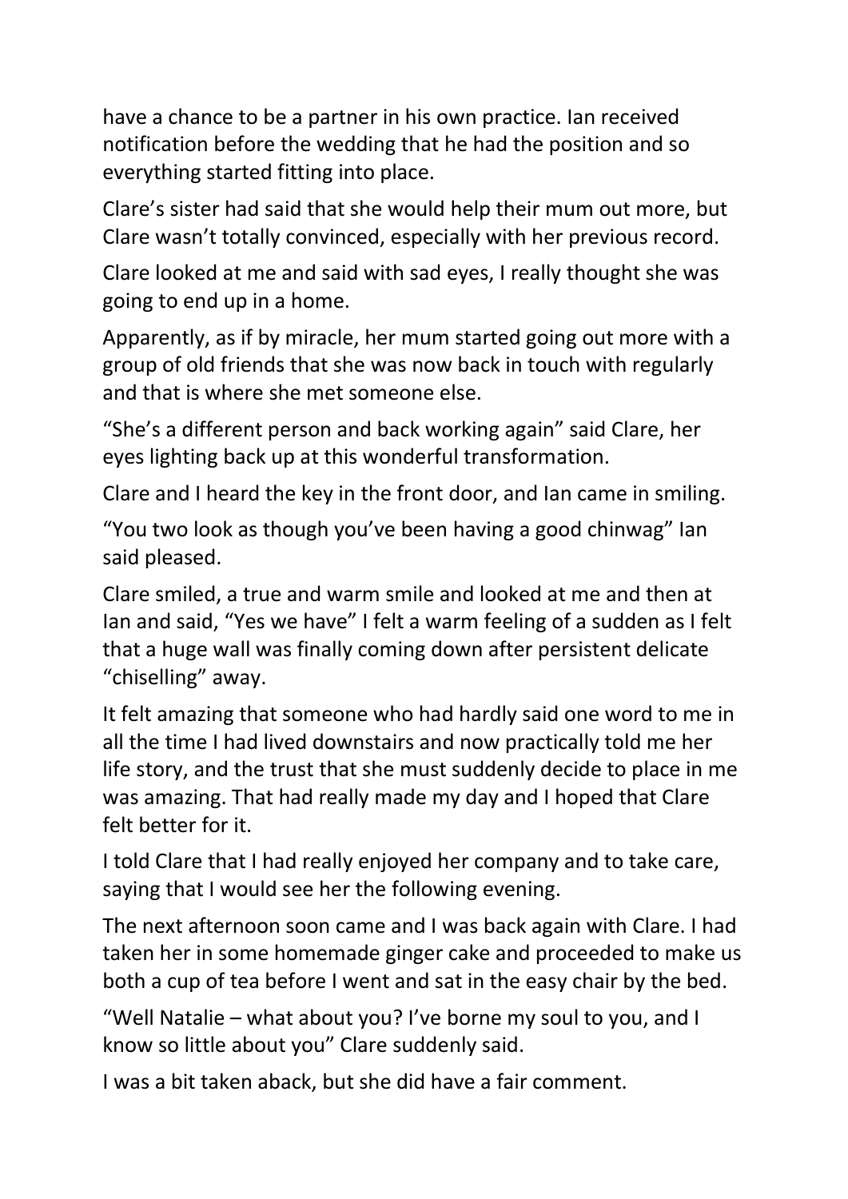have a chance to be a partner in his own practice. Ian received notification before the wedding that he had the position and so everything started fitting into place.

Clare's sister had said that she would help their mum out more, but Clare wasn't totally convinced, especially with her previous record.

Clare looked at me and said with sad eyes, I really thought she was going to end up in a home.

Apparently, as if by miracle, her mum started going out more with a group of old friends that she was now back in touch with regularly and that is where she met someone else.

"She's a different person and back working again" said Clare, her eyes lighting back up at this wonderful transformation.

Clare and I heard the key in the front door, and Ian came in smiling.

"You two look as though you've been having a good chinwag" Ian said pleased.

Clare smiled, a true and warm smile and looked at me and then at Ian and said, "Yes we have" I felt a warm feeling of a sudden as I felt that a huge wall was finally coming down after persistent delicate "chiselling" away.

It felt amazing that someone who had hardly said one word to me in all the time I had lived downstairs and now practically told me her life story, and the trust that she must suddenly decide to place in me was amazing. That had really made my day and I hoped that Clare felt better for it.

I told Clare that I had really enjoyed her company and to take care, saying that I would see her the following evening.

The next afternoon soon came and I was back again with Clare. I had taken her in some homemade ginger cake and proceeded to make us both a cup of tea before I went and sat in the easy chair by the bed.

"Well Natalie – what about you? I've borne my soul to you, and I know so little about you" Clare suddenly said.

I was a bit taken aback, but she did have a fair comment.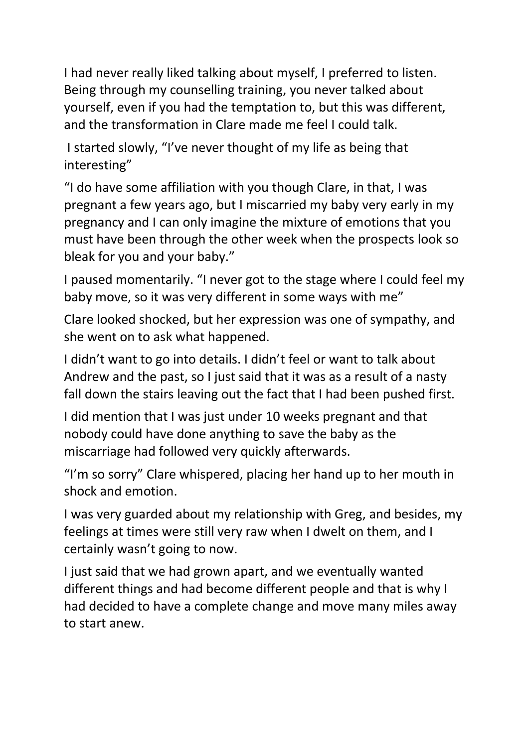I had never really liked talking about myself, I preferred to listen. Being through my counselling training, you never talked about yourself, even if you had the temptation to, but this was different, and the transformation in Clare made me feel I could talk.

I started slowly, "I've never thought of my life as being that interesting"

"I do have some affiliation with you though Clare, in that, I was pregnant a few years ago, but I miscarried my baby very early in my pregnancy and I can only imagine the mixture of emotions that you must have been through the other week when the prospects look so bleak for you and your baby."

I paused momentarily. "I never got to the stage where I could feel my baby move, so it was very different in some ways with me"

Clare looked shocked, but her expression was one of sympathy, and she went on to ask what happened.

I didn't want to go into details. I didn't feel or want to talk about Andrew and the past, so I just said that it was as a result of a nasty fall down the stairs leaving out the fact that I had been pushed first.

I did mention that I was just under 10 weeks pregnant and that nobody could have done anything to save the baby as the miscarriage had followed very quickly afterwards.

"I'm so sorry" Clare whispered, placing her hand up to her mouth in shock and emotion.

I was very guarded about my relationship with Greg, and besides, my feelings at times were still very raw when I dwelt on them, and I certainly wasn't going to now.

I just said that we had grown apart, and we eventually wanted different things and had become different people and that is why I had decided to have a complete change and move many miles away to start anew.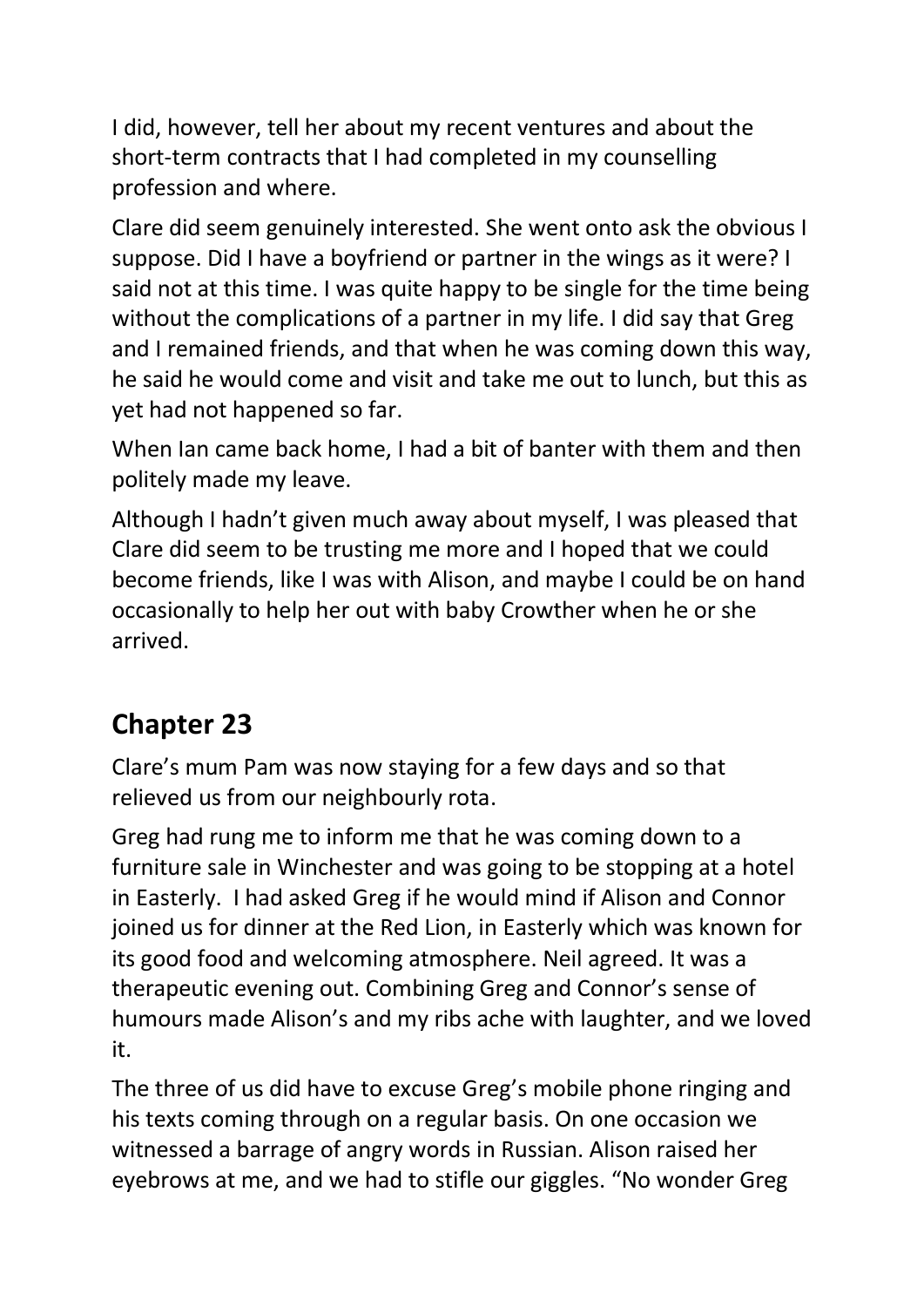I did, however, tell her about my recent ventures and about the short-term contracts that I had completed in my counselling profession and where.

Clare did seem genuinely interested. She went onto ask the obvious I suppose. Did I have a boyfriend or partner in the wings as it were? I said not at this time. I was quite happy to be single for the time being without the complications of a partner in my life. I did say that Greg and I remained friends, and that when he was coming down this way, he said he would come and visit and take me out to lunch, but this as yet had not happened so far.

When Ian came back home, I had a bit of banter with them and then politely made my leave.

Although I hadn't given much away about myself, I was pleased that Clare did seem to be trusting me more and I hoped that we could become friends, like I was with Alison, and maybe I could be on hand occasionally to help her out with baby Crowther when he or she arrived.

## Chapter 23

Clare's mum Pam was now staying for a few days and so that relieved us from our neighbourly rota.

Greg had rung me to inform me that he was coming down to a furniture sale in Winchester and was going to be stopping at a hotel in Easterly. I had asked Greg if he would mind if Alison and Connor joined us for dinner at the Red Lion, in Easterly which was known for its good food and welcoming atmosphere. Neil agreed. It was a therapeutic evening out. Combining Greg and Connor's sense of humours made Alison's and my ribs ache with laughter, and we loved it.

The three of us did have to excuse Greg's mobile phone ringing and his texts coming through on a regular basis. On one occasion we witnessed a barrage of angry words in Russian. Alison raised her eyebrows at me, and we had to stifle our giggles. "No wonder Greg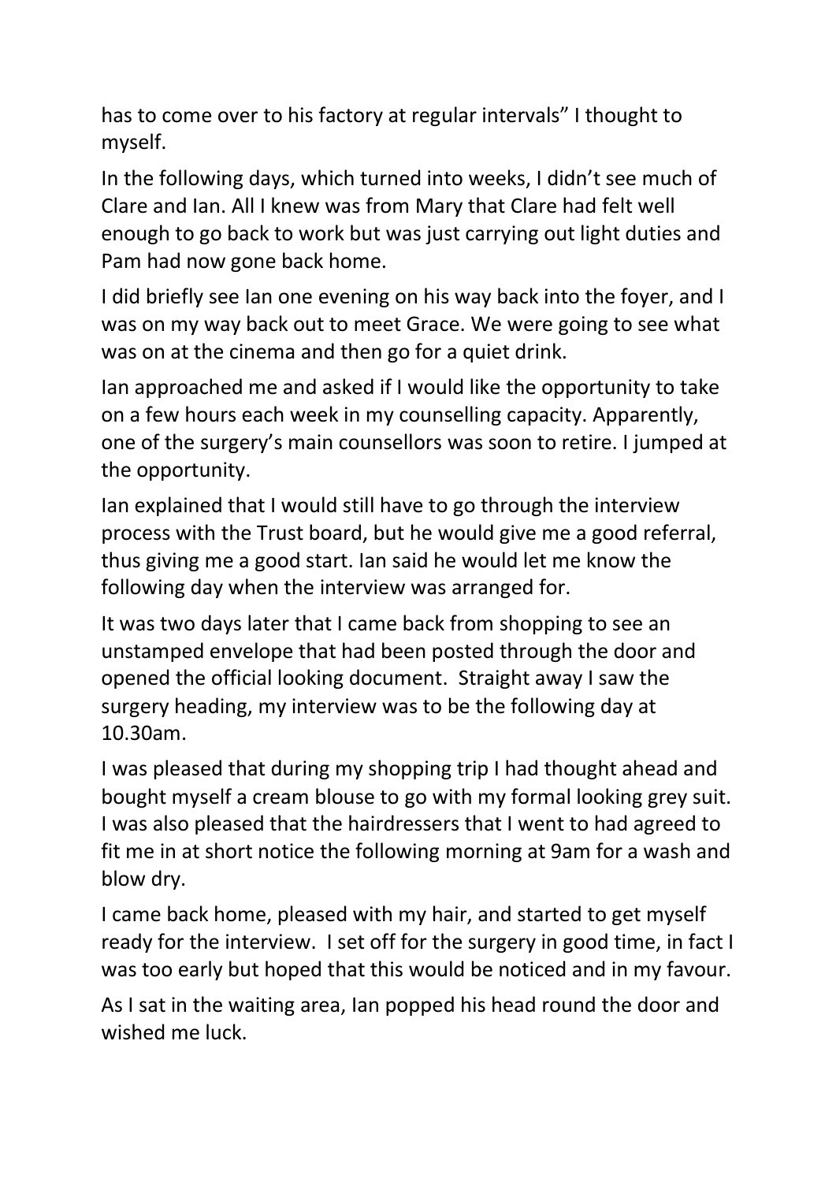has to come over to his factory at regular intervals" I thought to myself.

In the following days, which turned into weeks, I didn't see much of Clare and Ian. All I knew was from Mary that Clare had felt well enough to go back to work but was just carrying out light duties and Pam had now gone back home.

I did briefly see Ian one evening on his way back into the foyer, and I was on my way back out to meet Grace. We were going to see what was on at the cinema and then go for a quiet drink.

Ian approached me and asked if I would like the opportunity to take on a few hours each week in my counselling capacity. Apparently, one of the surgery's main counsellors was soon to retire. I jumped at the opportunity.

Ian explained that I would still have to go through the interview process with the Trust board, but he would give me a good referral, thus giving me a good start. Ian said he would let me know the following day when the interview was arranged for.

It was two days later that I came back from shopping to see an unstamped envelope that had been posted through the door and opened the official looking document. Straight away I saw the surgery heading, my interview was to be the following day at 10.30am.

I was pleased that during my shopping trip I had thought ahead and bought myself a cream blouse to go with my formal looking grey suit. I was also pleased that the hairdressers that I went to had agreed to fit me in at short notice the following morning at 9am for a wash and blow dry.

I came back home, pleased with my hair, and started to get myself ready for the interview. I set off for the surgery in good time, in fact I was too early but hoped that this would be noticed and in my favour.

As I sat in the waiting area, Ian popped his head round the door and wished me luck.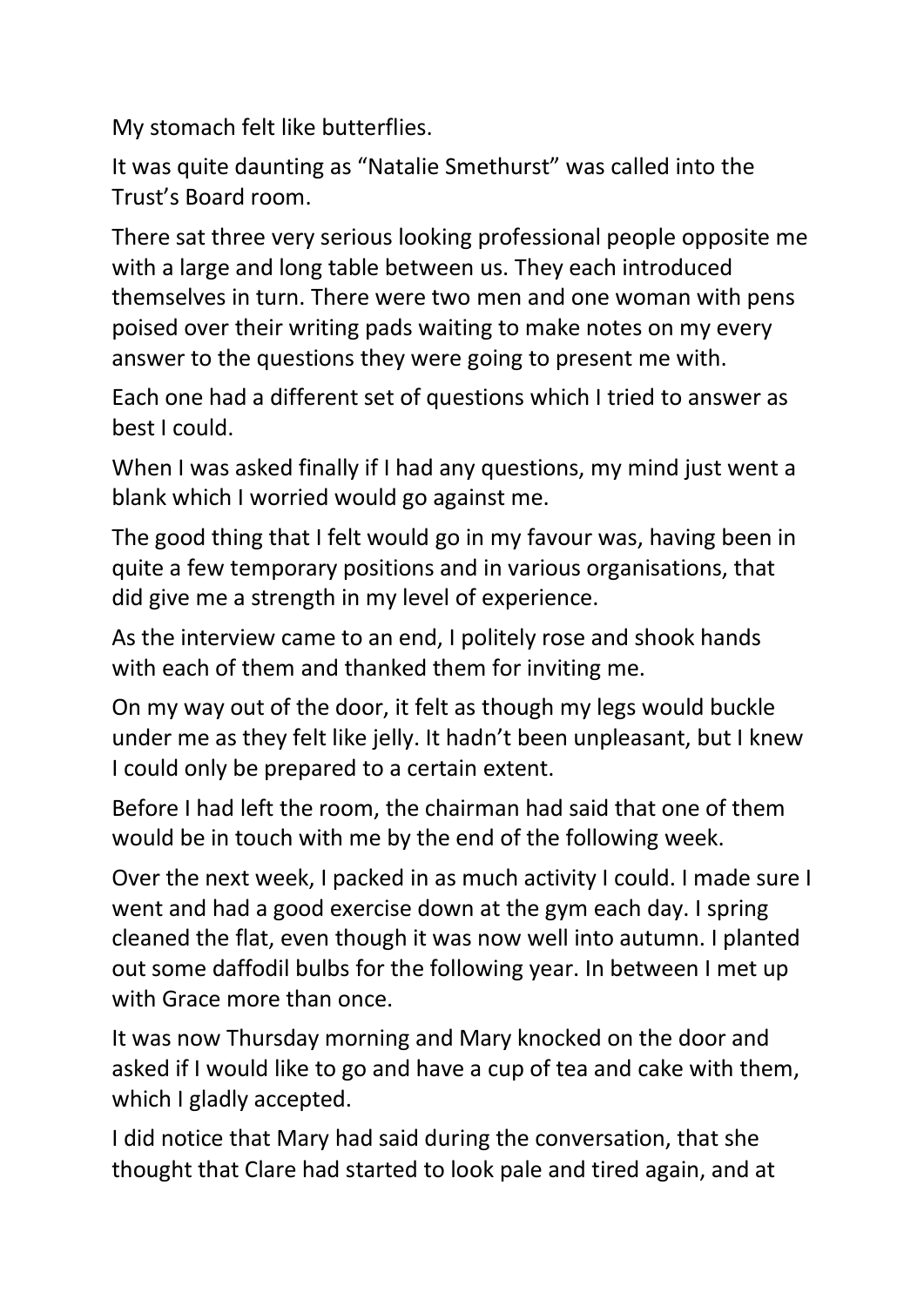My stomach felt like butterflies.

It was quite daunting as "Natalie Smethurst" was called into the Trust's Board room.

There sat three very serious looking professional people opposite me with a large and long table between us. They each introduced themselves in turn. There were two men and one woman with pens poised over their writing pads waiting to make notes on my every answer to the questions they were going to present me with.

Each one had a different set of questions which I tried to answer as best I could.

When I was asked finally if I had any questions, my mind just went a blank which I worried would go against me.

The good thing that I felt would go in my favour was, having been in quite a few temporary positions and in various organisations, that did give me a strength in my level of experience.

As the interview came to an end, I politely rose and shook hands with each of them and thanked them for inviting me.

On my way out of the door, it felt as though my legs would buckle under me as they felt like jelly. It hadn't been unpleasant, but I knew I could only be prepared to a certain extent.

Before I had left the room, the chairman had said that one of them would be in touch with me by the end of the following week.

Over the next week, I packed in as much activity I could. I made sure I went and had a good exercise down at the gym each day. I spring cleaned the flat, even though it was now well into autumn. I planted out some daffodil bulbs for the following year. In between I met up with Grace more than once.

It was now Thursday morning and Mary knocked on the door and asked if I would like to go and have a cup of tea and cake with them, which I gladly accepted.

I did notice that Mary had said during the conversation, that she thought that Clare had started to look pale and tired again, and at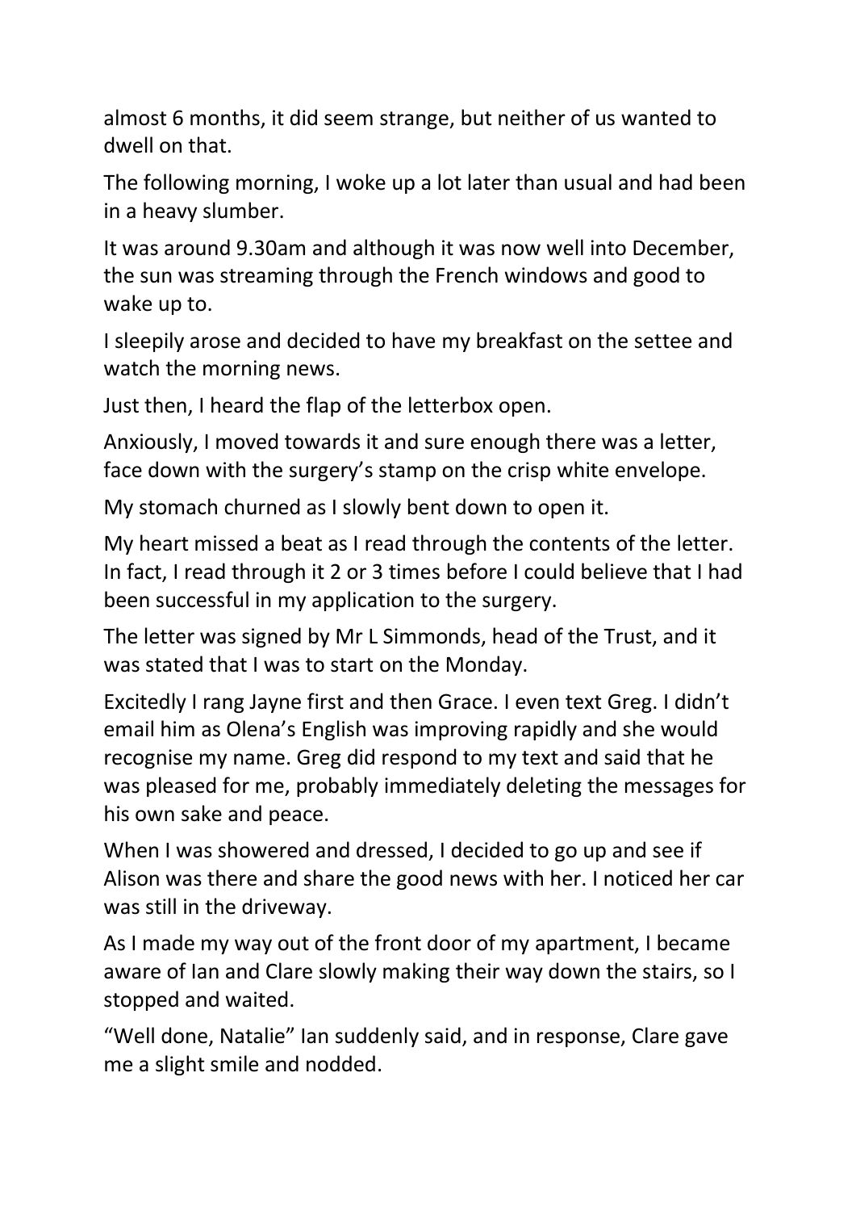almost 6 months, it did seem strange, but neither of us wanted to dwell on that.

The following morning, I woke up a lot later than usual and had been in a heavy slumber.

It was around 9.30am and although it was now well into December, the sun was streaming through the French windows and good to wake up to.

I sleepily arose and decided to have my breakfast on the settee and watch the morning news.

Just then, I heard the flap of the letterbox open.

Anxiously, I moved towards it and sure enough there was a letter, face down with the surgery's stamp on the crisp white envelope.

My stomach churned as I slowly bent down to open it.

My heart missed a beat as I read through the contents of the letter. In fact, I read through it 2 or 3 times before I could believe that I had been successful in my application to the surgery.

The letter was signed by Mr L Simmonds, head of the Trust, and it was stated that I was to start on the Monday.

Excitedly I rang Jayne first and then Grace. I even text Greg. I didn't email him as Olena's English was improving rapidly and she would recognise my name. Greg did respond to my text and said that he was pleased for me, probably immediately deleting the messages for his own sake and peace.

When I was showered and dressed, I decided to go up and see if Alison was there and share the good news with her. I noticed her car was still in the driveway.

As I made my way out of the front door of my apartment, I became aware of Ian and Clare slowly making their way down the stairs, so I stopped and waited.

"Well done, Natalie" Ian suddenly said, and in response, Clare gave me a slight smile and nodded.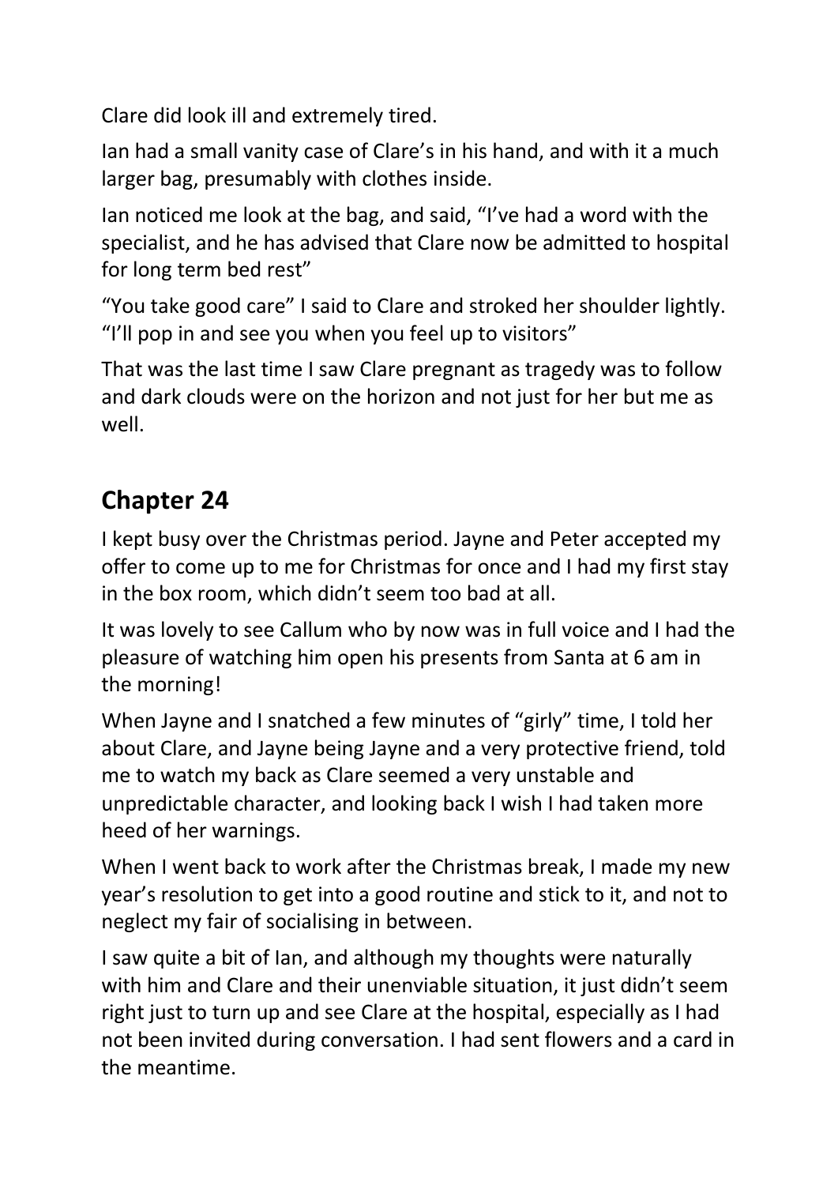Clare did look ill and extremely tired.

Ian had a small vanity case of Clare's in his hand, and with it a much larger bag, presumably with clothes inside.

Ian noticed me look at the bag, and said, "I've had a word with the specialist, and he has advised that Clare now be admitted to hospital for long term bed rest"

"You take good care" I said to Clare and stroked her shoulder lightly. "I'll pop in and see you when you feel up to visitors"

That was the last time I saw Clare pregnant as tragedy was to follow and dark clouds were on the horizon and not just for her but me as well.

## Chapter 24

I kept busy over the Christmas period. Jayne and Peter accepted my offer to come up to me for Christmas for once and I had my first stay in the box room, which didn't seem too bad at all.

It was lovely to see Callum who by now was in full voice and I had the pleasure of watching him open his presents from Santa at 6 am in the morning!

When Jayne and I snatched a few minutes of "girly" time, I told her about Clare, and Jayne being Jayne and a very protective friend, told me to watch my back as Clare seemed a very unstable and unpredictable character, and looking back I wish I had taken more heed of her warnings.

When I went back to work after the Christmas break, I made my new year's resolution to get into a good routine and stick to it, and not to neglect my fair of socialising in between.

I saw quite a bit of Ian, and although my thoughts were naturally with him and Clare and their unenviable situation, it just didn't seem right just to turn up and see Clare at the hospital, especially as I had not been invited during conversation. I had sent flowers and a card in the meantime.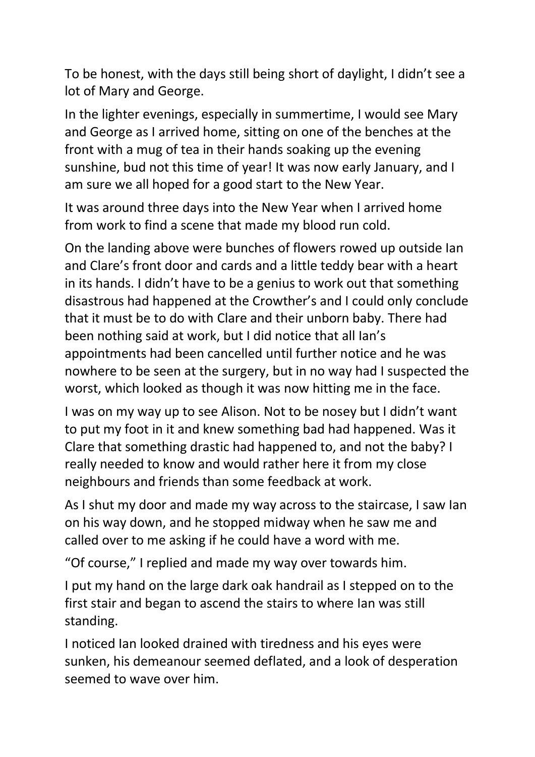To be honest, with the days still being short of daylight, I didn't see a lot of Mary and George.

In the lighter evenings, especially in summertime, I would see Mary and George as I arrived home, sitting on one of the benches at the front with a mug of tea in their hands soaking up the evening sunshine, bud not this time of year! It was now early January, and I am sure we all hoped for a good start to the New Year.

It was around three days into the New Year when I arrived home from work to find a scene that made my blood run cold.

On the landing above were bunches of flowers rowed up outside Ian and Clare's front door and cards and a little teddy bear with a heart in its hands. I didn't have to be a genius to work out that something disastrous had happened at the Crowther's and I could only conclude that it must be to do with Clare and their unborn baby. There had been nothing said at work, but I did notice that all Ian's appointments had been cancelled until further notice and he was nowhere to be seen at the surgery, but in no way had I suspected the worst, which looked as though it was now hitting me in the face.

I was on my way up to see Alison. Not to be nosey but I didn't want to put my foot in it and knew something bad had happened. Was it Clare that something drastic had happened to, and not the baby? I really needed to know and would rather here it from my close neighbours and friends than some feedback at work.

As I shut my door and made my way across to the staircase, I saw Ian on his way down, and he stopped midway when he saw me and called over to me asking if he could have a word with me.

"Of course," I replied and made my way over towards him.

I put my hand on the large dark oak handrail as I stepped on to the first stair and began to ascend the stairs to where Ian was still standing.

I noticed Ian looked drained with tiredness and his eyes were sunken, his demeanour seemed deflated, and a look of desperation seemed to wave over him.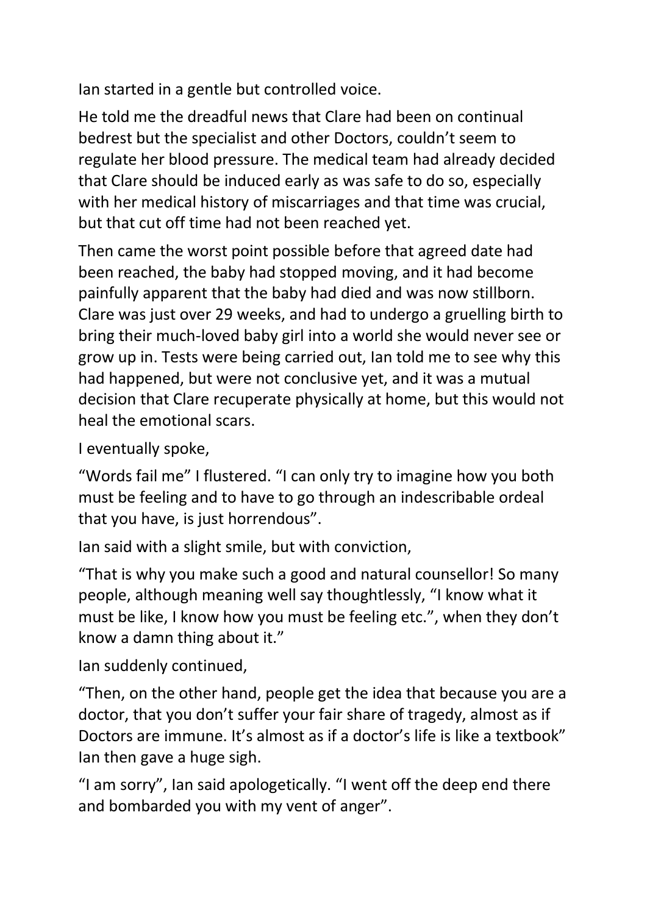Ian started in a gentle but controlled voice.

He told me the dreadful news that Clare had been on continual bedrest but the specialist and other Doctors, couldn't seem to regulate her blood pressure. The medical team had already decided that Clare should be induced early as was safe to do so, especially with her medical history of miscarriages and that time was crucial, but that cut off time had not been reached yet.

Then came the worst point possible before that agreed date had been reached, the baby had stopped moving, and it had become painfully apparent that the baby had died and was now stillborn. Clare was just over 29 weeks, and had to undergo a gruelling birth to bring their much-loved baby girl into a world she would never see or grow up in. Tests were being carried out, Ian told me to see why this had happened, but were not conclusive yet, and it was a mutual decision that Clare recuperate physically at home, but this would not heal the emotional scars.

I eventually spoke,

"Words fail me" I flustered. "I can only try to imagine how you both must be feeling and to have to go through an indescribable ordeal that you have, is just horrendous".

Ian said with a slight smile, but with conviction,

"That is why you make such a good and natural counsellor! So many people, although meaning well say thoughtlessly, "I know what it must be like, I know how you must be feeling etc.", when they don't know a damn thing about it."

Ian suddenly continued,

"Then, on the other hand, people get the idea that because you are a doctor, that you don't suffer your fair share of tragedy, almost as if Doctors are immune. It's almost as if a doctor's life is like a textbook" Ian then gave a huge sigh.

"I am sorry", Ian said apologetically. "I went off the deep end there and bombarded you with my vent of anger".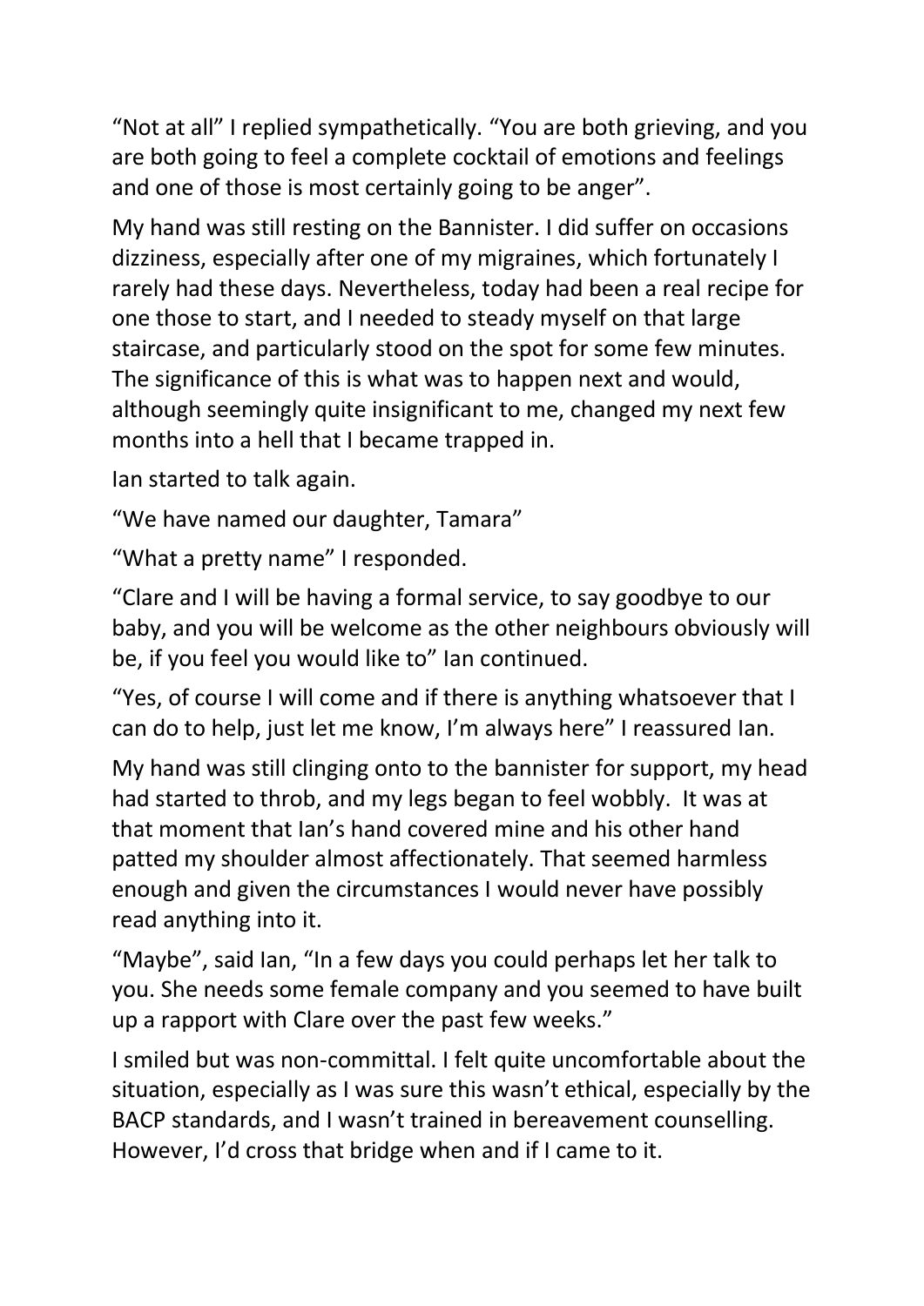"Not at all" I replied sympathetically. "You are both grieving, and you are both going to feel a complete cocktail of emotions and feelings and one of those is most certainly going to be anger".

My hand was still resting on the Bannister. I did suffer on occasions dizziness, especially after one of my migraines, which fortunately I rarely had these days. Nevertheless, today had been a real recipe for one those to start, and I needed to steady myself on that large staircase, and particularly stood on the spot for some few minutes. The significance of this is what was to happen next and would, although seemingly quite insignificant to me, changed my next few months into a hell that I became trapped in.

Ian started to talk again.

"We have named our daughter, Tamara"

"What a pretty name" I responded.

"Clare and I will be having a formal service, to say goodbye to our baby, and you will be welcome as the other neighbours obviously will be, if you feel you would like to" Ian continued.

"Yes, of course I will come and if there is anything whatsoever that I can do to help, just let me know, I'm always here" I reassured Ian.

My hand was still clinging onto to the bannister for support, my head had started to throb, and my legs began to feel wobbly. It was at that moment that Ian's hand covered mine and his other hand patted my shoulder almost affectionately. That seemed harmless enough and given the circumstances I would never have possibly read anything into it.

"Maybe", said Ian, "In a few days you could perhaps let her talk to you. She needs some female company and you seemed to have built up a rapport with Clare over the past few weeks."

I smiled but was non-committal. I felt quite uncomfortable about the situation, especially as I was sure this wasn't ethical, especially by the BACP standards, and I wasn't trained in bereavement counselling. However, I'd cross that bridge when and if I came to it.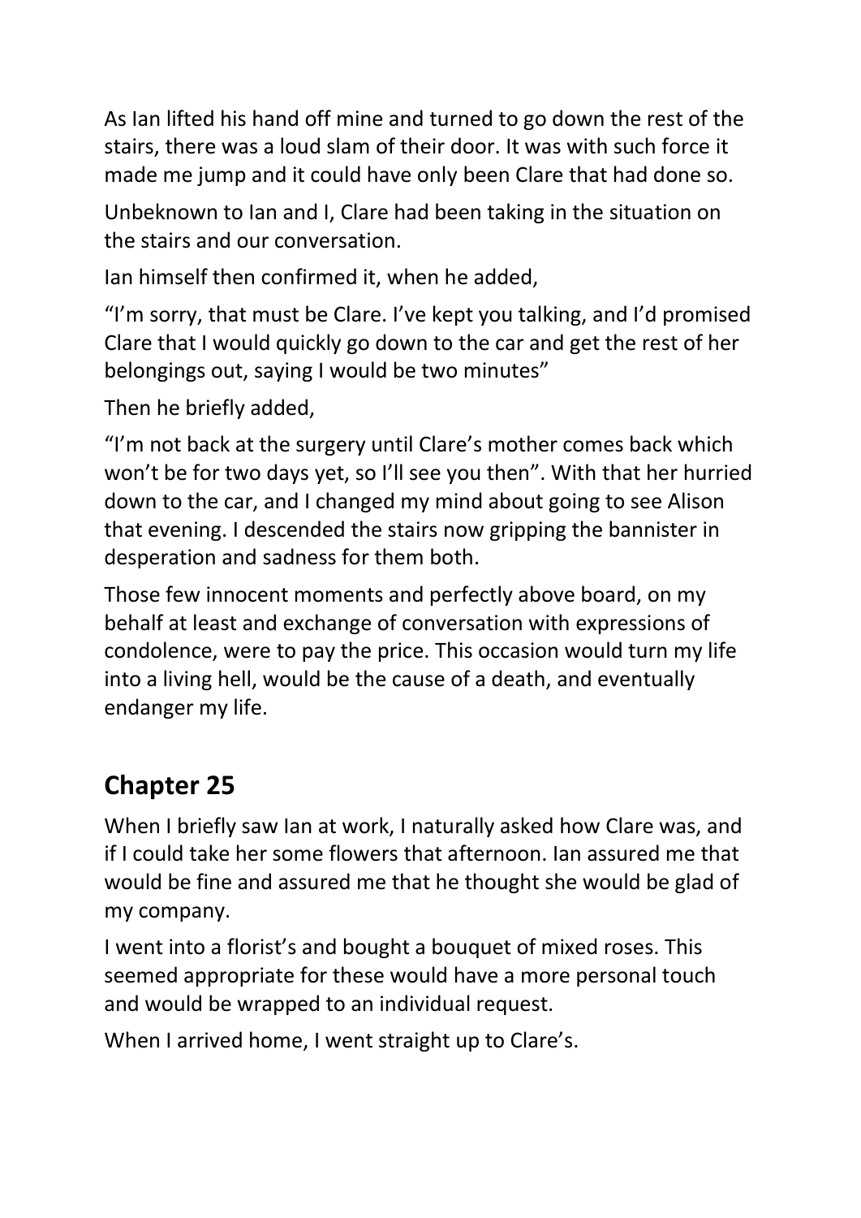As Ian lifted his hand off mine and turned to go down the rest of the stairs, there was a loud slam of their door. It was with such force it made me jump and it could have only been Clare that had done so.

Unbeknown to Ian and I, Clare had been taking in the situation on the stairs and our conversation.

Ian himself then confirmed it, when he added,

"I'm sorry, that must be Clare. I've kept you talking, and I'd promised Clare that I would quickly go down to the car and get the rest of her belongings out, saying I would be two minutes"

Then he briefly added,

"I'm not back at the surgery until Clare's mother comes back which won't be for two days yet, so I'll see you then". With that her hurried down to the car, and I changed my mind about going to see Alison that evening. I descended the stairs now gripping the bannister in desperation and sadness for them both.

Those few innocent moments and perfectly above board, on my behalf at least and exchange of conversation with expressions of condolence, were to pay the price. This occasion would turn my life into a living hell, would be the cause of a death, and eventually endanger my life.

## Chapter 25

When I briefly saw Ian at work, I naturally asked how Clare was, and if I could take her some flowers that afternoon. Ian assured me that would be fine and assured me that he thought she would be glad of my company.

I went into a florist's and bought a bouquet of mixed roses. This seemed appropriate for these would have a more personal touch and would be wrapped to an individual request.

When I arrived home, I went straight up to Clare's.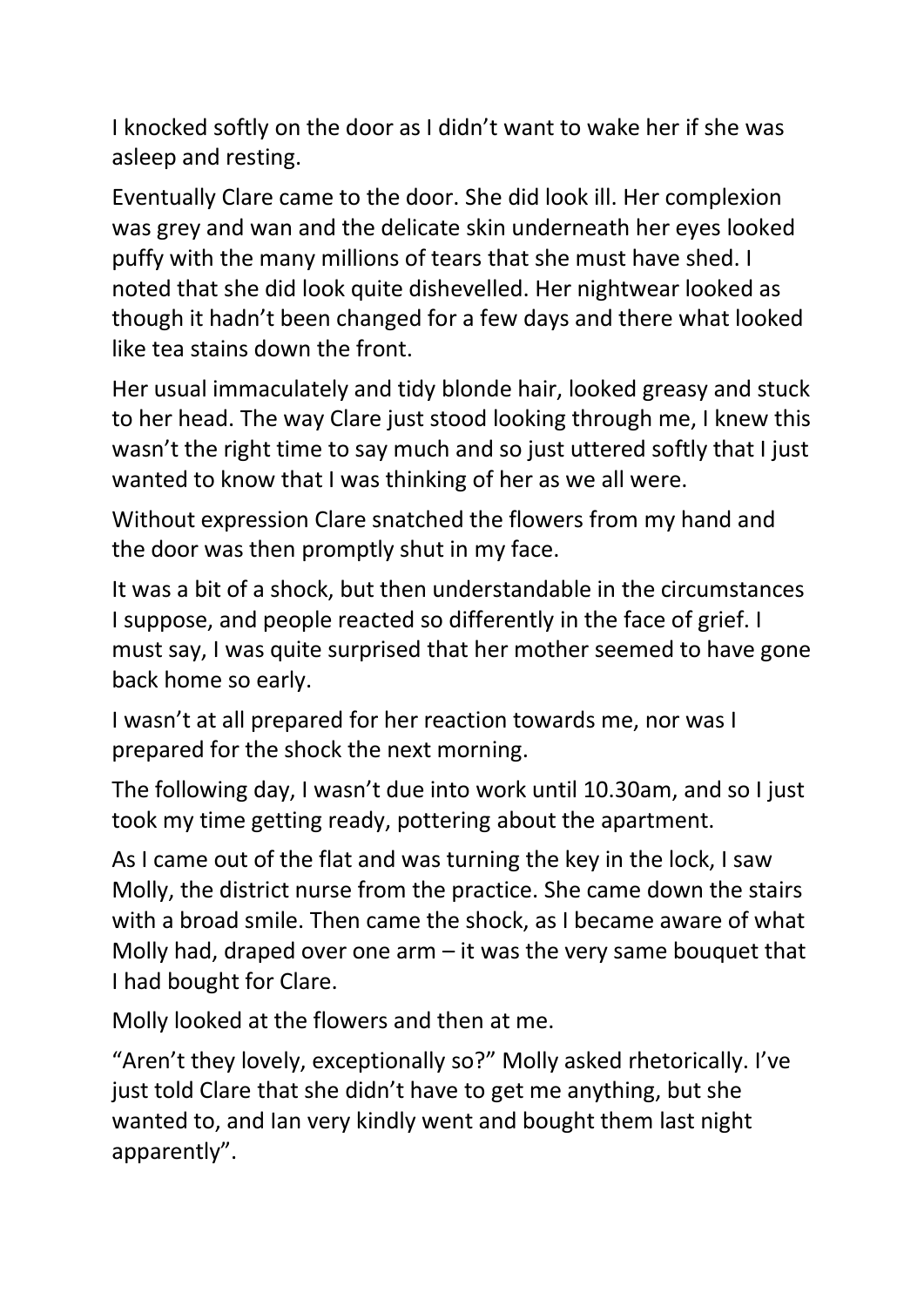I knocked softly on the door as I didn't want to wake her if she was asleep and resting.

Eventually Clare came to the door. She did look ill. Her complexion was grey and wan and the delicate skin underneath her eyes looked puffy with the many millions of tears that she must have shed. I noted that she did look quite dishevelled. Her nightwear looked as though it hadn't been changed for a few days and there what looked like tea stains down the front.

Her usual immaculately and tidy blonde hair, looked greasy and stuck to her head. The way Clare just stood looking through me, I knew this wasn't the right time to say much and so just uttered softly that I just wanted to know that I was thinking of her as we all were.

Without expression Clare snatched the flowers from my hand and the door was then promptly shut in my face.

It was a bit of a shock, but then understandable in the circumstances I suppose, and people reacted so differently in the face of grief. I must say, I was quite surprised that her mother seemed to have gone back home so early.

I wasn't at all prepared for her reaction towards me, nor was I prepared for the shock the next morning.

The following day, I wasn't due into work until 10.30am, and so I just took my time getting ready, pottering about the apartment.

As I came out of the flat and was turning the key in the lock, I saw Molly, the district nurse from the practice. She came down the stairs with a broad smile. Then came the shock, as I became aware of what Molly had, draped over one arm – it was the very same bouquet that I had bought for Clare.

Molly looked at the flowers and then at me.

"Aren't they lovely, exceptionally so?" Molly asked rhetorically. I've just told Clare that she didn't have to get me anything, but she wanted to, and Ian very kindly went and bought them last night apparently".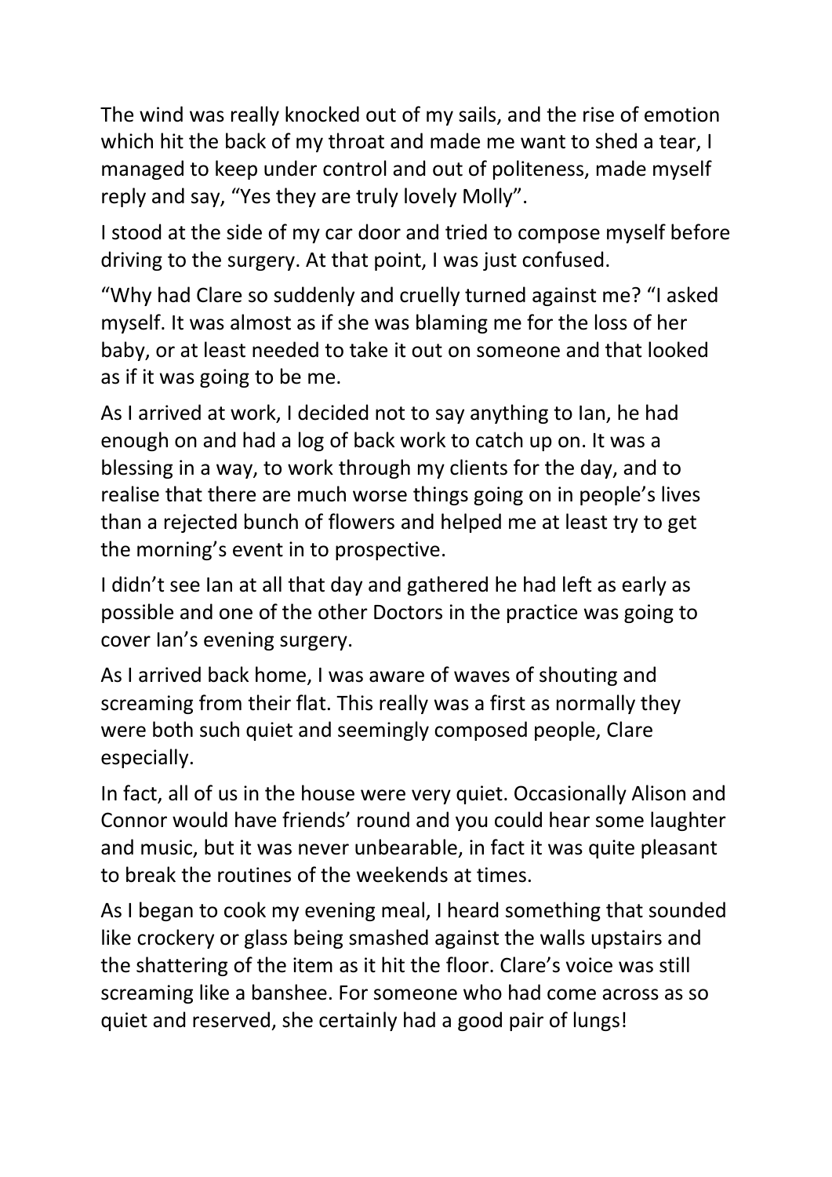The wind was really knocked out of my sails, and the rise of emotion which hit the back of my throat and made me want to shed a tear, I managed to keep under control and out of politeness, made myself reply and say, “Yes they are truly lovely Molly”.

I stood at the side of my car door and tried to compose myself before driving to the surgery. At that point, I was just confused.

“Why had Clare so suddenly and cruelly turned against me? “I asked myself. It was almost as if she was blaming me for the loss of her baby, or at least needed to take it out on someone and that looked as if it was going to be me.

As I arrived at work, I decided not to say anything to Ian, he had enough on and had a log of back work to catch up on. It was a blessing in a way, to work through my clients for the day, and to realise that there are much worse things going on in people’s lives than a rejected bunch of flowers and helped me at least try to get the morning’s event in to prospective.

I didn’t see Ian at all that day and gathered he had left as early as possible and one of the other Doctors in the practice was going to cover Ian’s evening surgery.

As I arrived back home, I was aware of waves of shouting and screaming from their flat. This really was a first as normally they were both such quiet and seemingly composed people, Clare especially.

In fact, all of us in the house were very quiet. Occasionally Alison and Connor would have friends’ round and you could hear some laughter and music, but it was never unbearable, in fact it was quite pleasant to break the routines of the weekends at times.

As I began to cook my evening meal, I heard something that sounded like crockery or glass being smashed against the walls upstairs and the shattering of the item as it hit the floor. Clare’s voice was still screaming like a banshee. For someone who had come across as so quiet and reserved, she certainly had a good pair of lungs!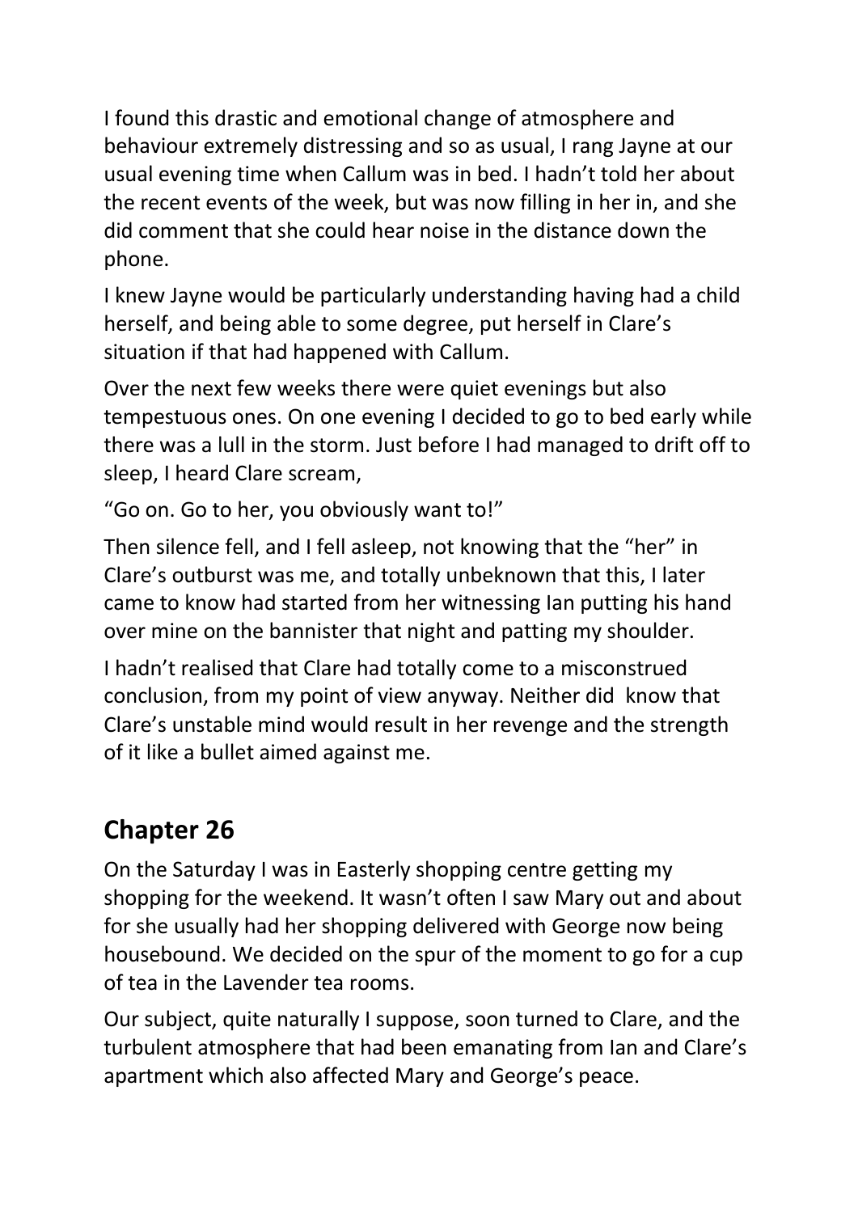I found this drastic and emotional change of atmosphere and behaviour extremely distressing and so as usual, I rang Jayne at our usual evening time when Callum was in bed. I hadn't told her about the recent events of the week, but was now filling in her in, and she did comment that she could hear noise in the distance down the phone.

I knew Jayne would be particularly understanding having had a child herself, and being able to some degree, put herself in Clare's situation if that had happened with Callum.

Over the next few weeks there were quiet evenings but also tempestuous ones. On one evening I decided to go to bed early while there was a lull in the storm. Just before I had managed to drift off to sleep, I heard Clare scream,

"Go on. Go to her, you obviously want to!"

Then silence fell, and I fell asleep, not knowing that the "her" in Clare's outburst was me, and totally unbeknown that this, I later came to know had started from her witnessing Ian putting his hand over mine on the bannister that night and patting my shoulder.

I hadn't realised that Clare had totally come to a misconstrued conclusion, from my point of view anyway. Neither did know that Clare's unstable mind would result in her revenge and the strength of it like a bullet aimed against me.

## Chapter 26

On the Saturday I was in Easterly shopping centre getting my shopping for the weekend. It wasn't often I saw Mary out and about for she usually had her shopping delivered with George now being housebound. We decided on the spur of the moment to go for a cup of tea in the Lavender tea rooms.

Our subject, quite naturally I suppose, soon turned to Clare, and the turbulent atmosphere that had been emanating from Ian and Clare's apartment which also affected Mary and George's peace.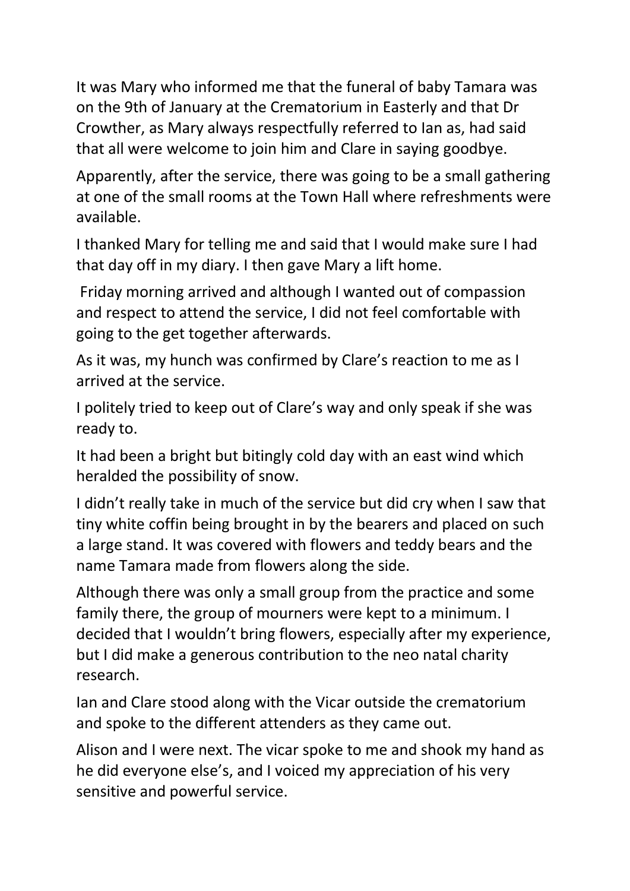It was Mary who informed me that the funeral of baby Tamara was on the 9th of January at the Crematorium in Easterly and that Dr Crowther, as Mary always respectfully referred to Ian as, had said that all were welcome to join him and Clare in saying goodbye.

Apparently, after the service, there was going to be a small gathering at one of the small rooms at the Town Hall where refreshments were available.

I thanked Mary for telling me and said that I would make sure I had that day off in my diary. I then gave Mary a lift home.

Friday morning arrived and although I wanted out of compassion and respect to attend the service, I did not feel comfortable with going to the get together afterwards.

As it was, my hunch was confirmed by Clare's reaction to me as I arrived at the service.

I politely tried to keep out of Clare's way and only speak if she was ready to.

It had been a bright but bitingly cold day with an east wind which heralded the possibility of snow.

I didn't really take in much of the service but did cry when I saw that tiny white coffin being brought in by the bearers and placed on such a large stand. It was covered with flowers and teddy bears and the name Tamara made from flowers along the side.

Although there was only a small group from the practice and some family there, the group of mourners were kept to a minimum. I decided that I wouldn't bring flowers, especially after my experience, but I did make a generous contribution to the neo natal charity research.

Ian and Clare stood along with the Vicar outside the crematorium and spoke to the different attenders as they came out.

Alison and I were next. The vicar spoke to me and shook my hand as he did everyone else's, and I voiced my appreciation of his very sensitive and powerful service.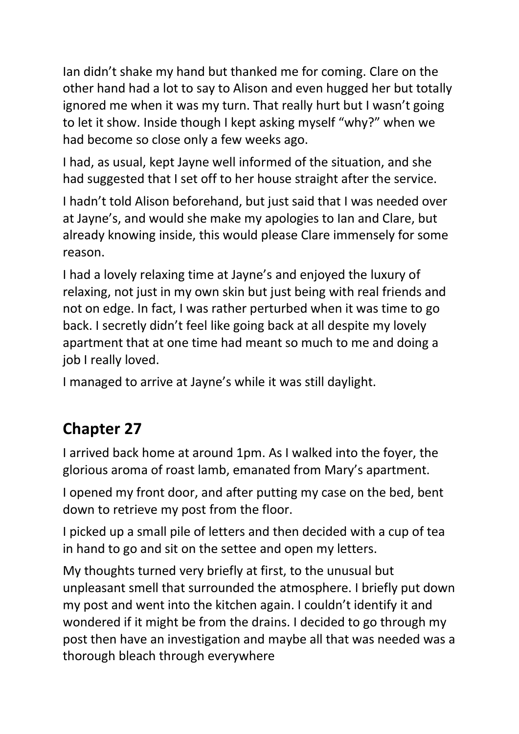Ian didn't shake my hand but thanked me for coming. Clare on the other hand had a lot to say to Alison and even hugged her but totally ignored me when it was my turn. That really hurt but I wasn't going to let it show. Inside though I kept asking myself "why?" when we had become so close only a few weeks ago.

I had, as usual, kept Jayne well informed of the situation, and she had suggested that I set off to her house straight after the service.

I hadn't told Alison beforehand, but just said that I was needed over at Jayne's, and would she make my apologies to Ian and Clare, but already knowing inside, this would please Clare immensely for some reason.

I had a lovely relaxing time at Jayne's and enjoyed the luxury of relaxing, not just in my own skin but just being with real friends and not on edge. In fact, I was rather perturbed when it was time to go back. I secretly didn't feel like going back at all despite my lovely apartment that at one time had meant so much to me and doing a job I really loved.

I managed to arrive at Jayne's while it was still daylight.

## Chapter 27

I arrived back home at around 1pm. As I walked into the foyer, the glorious aroma of roast lamb, emanated from Mary's apartment.

I opened my front door, and after putting my case on the bed, bent down to retrieve my post from the floor.

I picked up a small pile of letters and then decided with a cup of tea in hand to go and sit on the settee and open my letters.

My thoughts turned very briefly at first, to the unusual but unpleasant smell that surrounded the atmosphere. I briefly put down my post and went into the kitchen again. I couldn't identify it and wondered if it might be from the drains. I decided to go through my post then have an investigation and maybe all that was needed was a thorough bleach through everywhere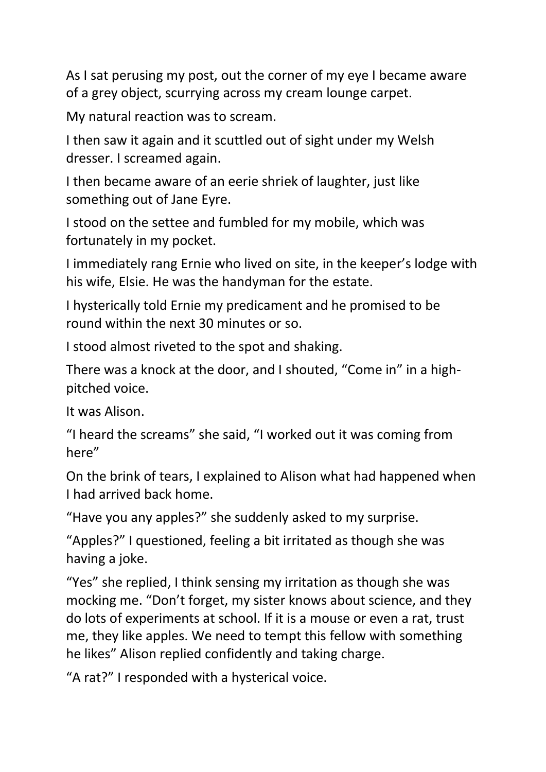As I sat perusing my post, out the corner of my eye I became aware of a grey object, scurrying across my cream lounge carpet.

My natural reaction was to scream.

I then saw it again and it scuttled out of sight under my Welsh dresser. I screamed again.

I then became aware of an eerie shriek of laughter, just like something out of Jane Eyre.

I stood on the settee and fumbled for my mobile, which was fortunately in my pocket.

I immediately rang Ernie who lived on site, in the keeper's lodge with his wife, Elsie. He was the handyman for the estate.

I hysterically told Ernie my predicament and he promised to be round within the next 30 minutes or so.

I stood almost riveted to the spot and shaking.

There was a knock at the door, and I shouted, "Come in" in a high-pitched voice.

It was Alison.

"I heard the screams" she said, "I worked out it was coming from here"

On the brink of tears, I explained to Alison what had happened when I had arrived back home.

"Have you any apples?" she suddenly asked to my surprise.

"Apples?" I questioned, feeling a bit irritated as though she was having a joke.

"Yes" she replied, I think sensing my irritation as though she was mocking me. "Don't forget, my sister knows about science, and they do lots of experiments at school. If it is a mouse or even a rat, trust me, they like apples. We need to tempt this fellow with something he likes" Alison replied confidently and taking charge.

"A rat?" I responded with a hysterical voice.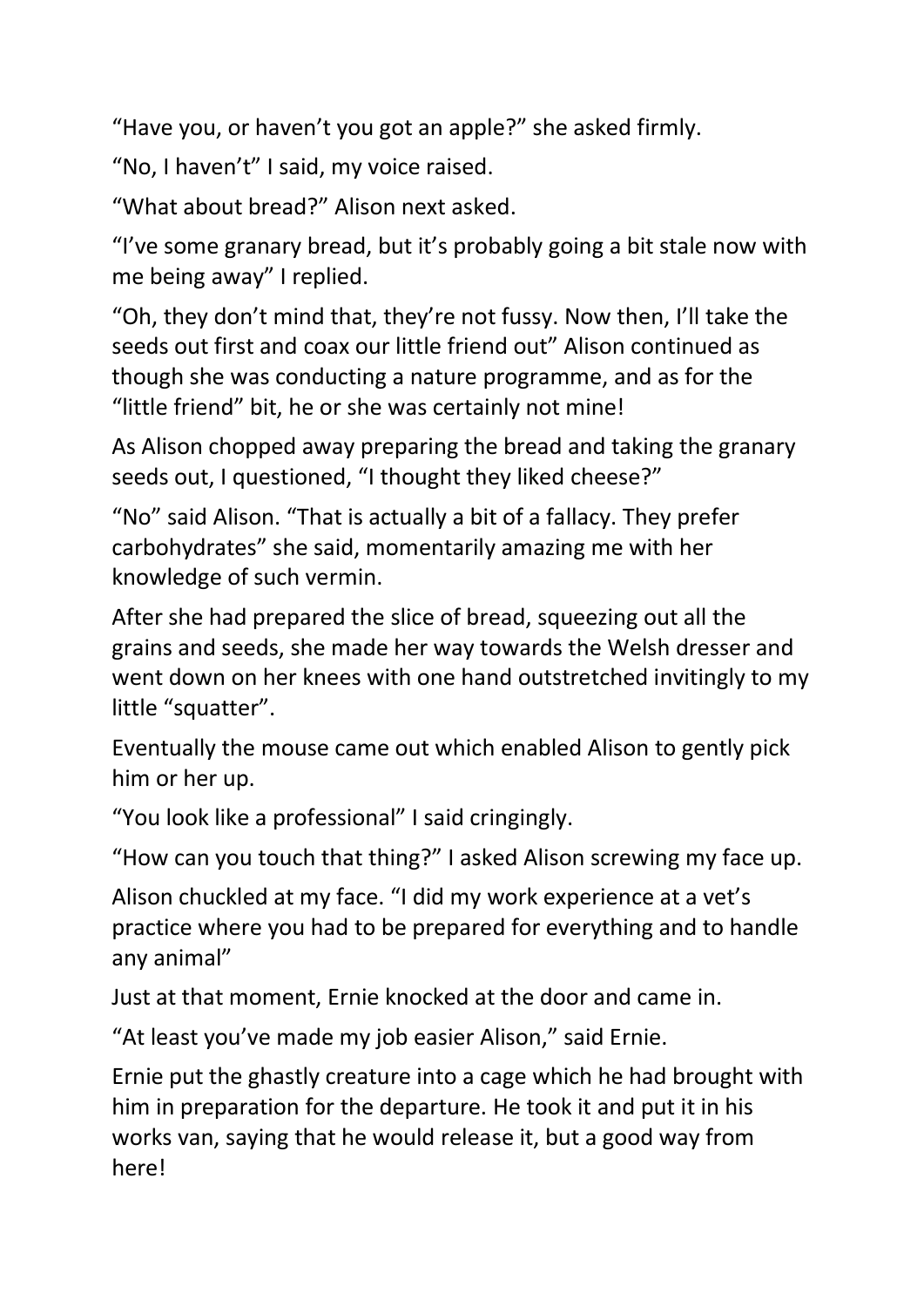"Have you, or haven't you got an apple?" she asked firmly.

"No, I haven't" I said, my voice raised.

"What about bread?" Alison next asked.

"I've some granary bread, but it's probably going a bit stale now with me being away" I replied.

"Oh, they don't mind that, they're not fussy. Now then, I'll take the seeds out first and coax our little friend out" Alison continued as though she was conducting a nature programme, and as for the "little friend" bit, he or she was certainly not mine!

As Alison chopped away preparing the bread and taking the granary seeds out, I questioned, "I thought they liked cheese?"

"No" said Alison. "That is actually a bit of a fallacy. They prefer carbohydrates" she said, momentarily amazing me with her knowledge of such vermin.

After she had prepared the slice of bread, squeezing out all the grains and seeds, she made her way towards the Welsh dresser and went down on her knees with one hand outstretched invitingly to my little "squatter".

Eventually the mouse came out which enabled Alison to gently pick him or her up.

"You look like a professional" I said cringingly.

"How can you touch that thing?" I asked Alison screwing my face up.

Alison chuckled at my face. "I did my work experience at a vet's practice where you had to be prepared for everything and to handle any animal"

Just at that moment, Ernie knocked at the door and came in.

"At least you've made my job easier Alison," said Ernie.

Ernie put the ghastly creature into a cage which he had brought with him in preparation for the departure. He took it and put it in his works van, saying that he would release it, but a good way from here!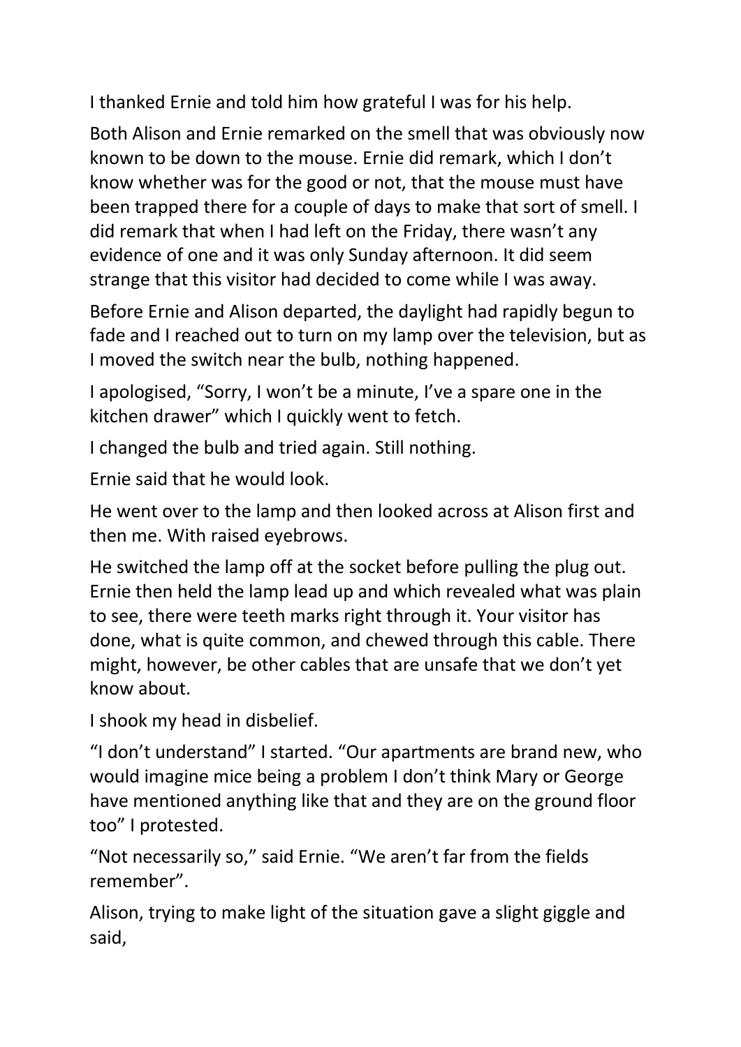I thanked Ernie and told him how grateful I was for his help.

Both Alison and Ernie remarked on the smell that was obviously now known to be down to the mouse. Ernie did remark, which I don't know whether was for the good or not, that the mouse must have been trapped there for a couple of days to make that sort of smell. I did remark that when I had left on the Friday, there wasn't any evidence of one and it was only Sunday afternoon. It did seem strange that this visitor had decided to come while I was away.

Before Ernie and Alison departed, the daylight had rapidly begun to fade and I reached out to turn on my lamp over the television, but as I moved the switch near the bulb, nothing happened.

I apologised, "Sorry, I won't be a minute, I've a spare one in the kitchen drawer" which I quickly went to fetch.

I changed the bulb and tried again. Still nothing.

Ernie said that he would look.

He went over to the lamp and then looked across at Alison first and then me. With raised eyebrows.

He switched the lamp off at the socket before pulling the plug out. Ernie then held the lamp lead up and which revealed what was plain to see, there were teeth marks right through it. Your visitor has done, what is quite common, and chewed through this cable. There might, however, be other cables that are unsafe that we don't yet know about.

I shook my head in disbelief.

"I don't understand" I started. "Our apartments are brand new, who would imagine mice being a problem I don't think Mary or George have mentioned anything like that and they are on the ground floor too" I protested.

"Not necessarily so," said Ernie. "We aren't far from the fields remember".

Alison, trying to make light of the situation gave a slight giggle and said,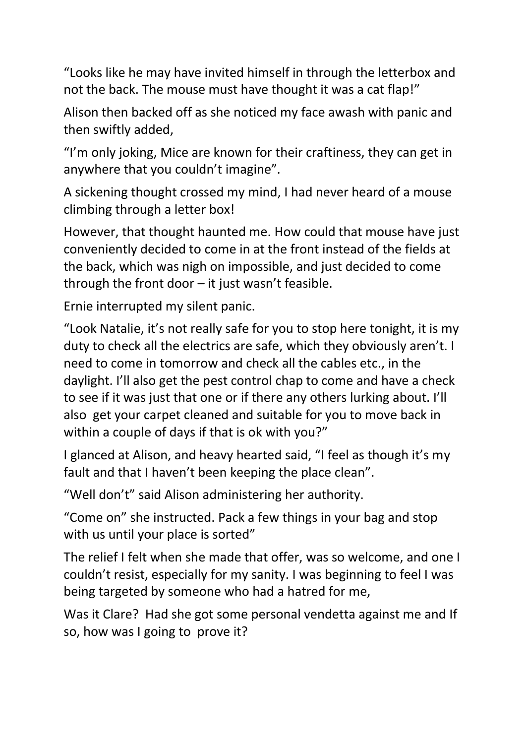"Looks like he may have invited himself in through the letterbox and not the back. The mouse must have thought it was a cat flap!"

Alison then backed off as she noticed my face awash with panic and then swiftly added,

"I'm only joking, Mice are known for their craftiness, they can get in anywhere that you couldn't imagine".

A sickening thought crossed my mind, I had never heard of a mouse climbing through a letter box!

However, that thought haunted me. How could that mouse have just conveniently decided to come in at the front instead of the fields at the back, which was nigh on impossible, and just decided to come through the front door – it just wasn't feasible.

Ernie interrupted my silent panic.

"Look Natalie, it's not really safe for you to stop here tonight, it is my duty to check all the electrics are safe, which they obviously aren't. I need to come in tomorrow and check all the cables etc., in the daylight. I'll also get the pest control chap to come and have a check to see if it was just that one or if there any others lurking about. I'll also get your carpet cleaned and suitable for you to move back in within a couple of days if that is ok with you?"

I glanced at Alison, and heavy hearted said, "I feel as though it's my fault and that I haven't been keeping the place clean".

"Well don't" said Alison administering her authority.

"Come on" she instructed. Pack a few things in your bag and stop with us until your place is sorted"

The relief I felt when she made that offer, was so welcome, and one I couldn't resist, especially for my sanity. I was beginning to feel I was being targeted by someone who had a hatred for me,

Was it Clare? Had she got some personal vendetta against me and If so, how was I going to prove it?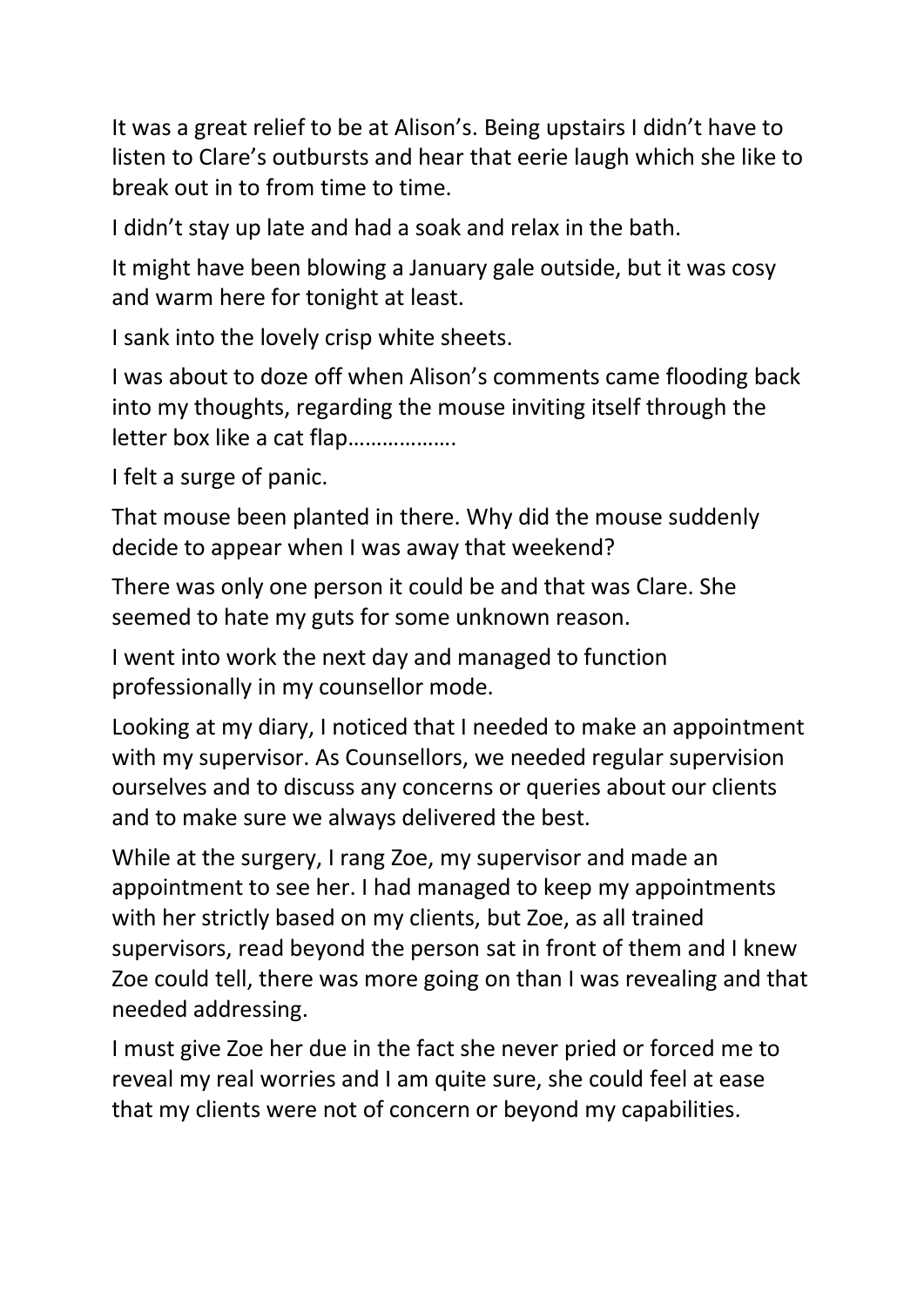It was a great relief to be at Alison's. Being upstairs I didn't have to listen to Clare's outbursts and hear that eerie laugh which she like to break out in to from time to time.

I didn't stay up late and had a soak and relax in the bath.

It might have been blowing a January gale outside, but it was cosy and warm here for tonight at least.

I sank into the lovely crisp white sheets.

I was about to doze off when Alison's comments came flooding back into my thoughts, regarding the mouse inviting itself through the letter box like a cat flap……………….

I felt a surge of panic.

That mouse been planted in there. Why did the mouse suddenly decide to appear when I was away that weekend?

There was only one person it could be and that was Clare. She seemed to hate my guts for some unknown reason.

I went into work the next day and managed to function professionally in my counsellor mode.

Looking at my diary, I noticed that I needed to make an appointment with my supervisor. As Counsellors, we needed regular supervision ourselves and to discuss any concerns or queries about our clients and to make sure we always delivered the best.

While at the surgery, I rang Zoe, my supervisor and made an appointment to see her. I had managed to keep my appointments with her strictly based on my clients, but Zoe, as all trained supervisors, read beyond the person sat in front of them and I knew Zoe could tell, there was more going on than I was revealing and that needed addressing.

I must give Zoe her due in the fact she never pried or forced me to reveal my real worries and I am quite sure, she could feel at ease that my clients were not of concern or beyond my capabilities.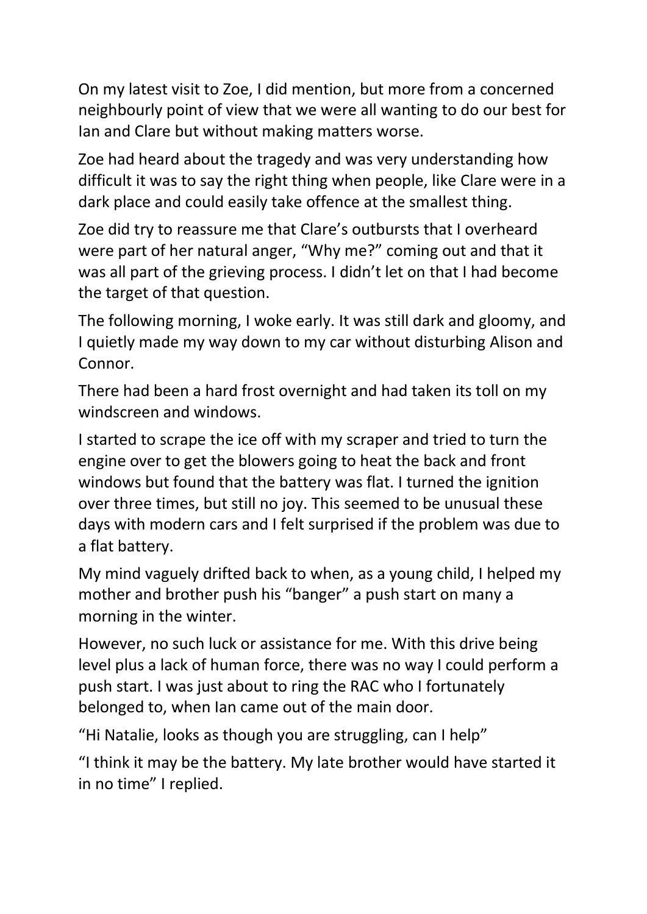On my latest visit to Zoe, I did mention, but more from a concerned neighbourly point of view that we were all wanting to do our best for Ian and Clare but without making matters worse.

Zoe had heard about the tragedy and was very understanding how difficult it was to say the right thing when people, like Clare were in a dark place and could easily take offence at the smallest thing.

Zoe did try to reassure me that Clare's outbursts that I overheard were part of her natural anger, "Why me?" coming out and that it was all part of the grieving process. I didn't let on that I had become the target of that question.

The following morning, I woke early. It was still dark and gloomy, and I quietly made my way down to my car without disturbing Alison and Connor.

There had been a hard frost overnight and had taken its toll on my windscreen and windows.

I started to scrape the ice off with my scraper and tried to turn the engine over to get the blowers going to heat the back and front windows but found that the battery was flat. I turned the ignition over three times, but still no joy. This seemed to be unusual these days with modern cars and I felt surprised if the problem was due to a flat battery.

My mind vaguely drifted back to when, as a young child, I helped my mother and brother push his "banger" a push start on many a morning in the winter.

However, no such luck or assistance for me. With this drive being level plus a lack of human force, there was no way I could perform a push start. I was just about to ring the RAC who I fortunately belonged to, when Ian came out of the main door.

"Hi Natalie, looks as though you are struggling, can I help"

"I think it may be the battery. My late brother would have started it in no time" I replied.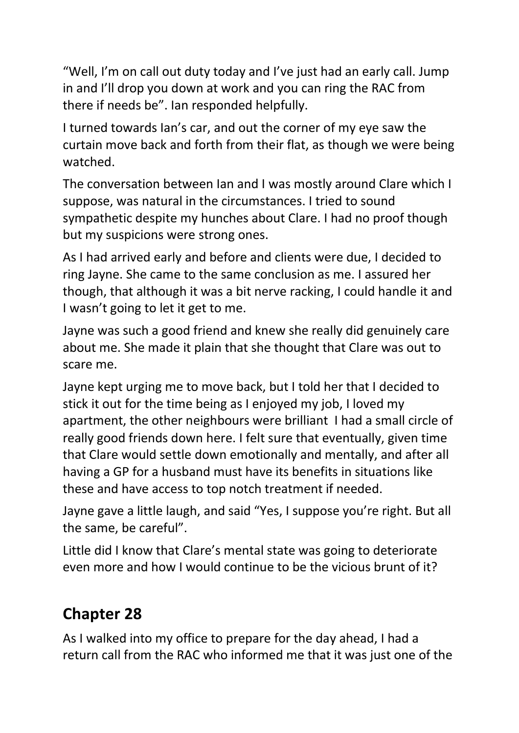"Well, I'm on call out duty today and I've just had an early call. Jump in and I'll drop you down at work and you can ring the RAC from there if needs be". Ian responded helpfully.

I turned towards Ian's car, and out the corner of my eye saw the curtain move back and forth from their flat, as though we were being watched.

The conversation between Ian and I was mostly around Clare which I suppose, was natural in the circumstances. I tried to sound sympathetic despite my hunches about Clare. I had no proof though but my suspicions were strong ones.

As I had arrived early and before and clients were due, I decided to ring Jayne. She came to the same conclusion as me. I assured her though, that although it was a bit nerve racking, I could handle it and I wasn't going to let it get to me.

Jayne was such a good friend and knew she really did genuinely care about me. She made it plain that she thought that Clare was out to scare me.

Jayne kept urging me to move back, but I told her that I decided to stick it out for the time being as I enjoyed my job, I loved my apartment, the other neighbours were brilliant  I had a small circle of really good friends down here. I felt sure that eventually, given time that Clare would settle down emotionally and mentally, and after all having a GP for a husband must have its benefits in situations like these and have access to top notch treatment if needed.

Jayne gave a little laugh, and said "Yes, I suppose you're right. But all the same, be careful".

Little did I know that Clare's mental state was going to deteriorate even more and how I would continue to be the vicious brunt of it?

## Chapter 28

As I walked into my office to prepare for the day ahead, I had a return call from the RAC who informed me that it was just one of the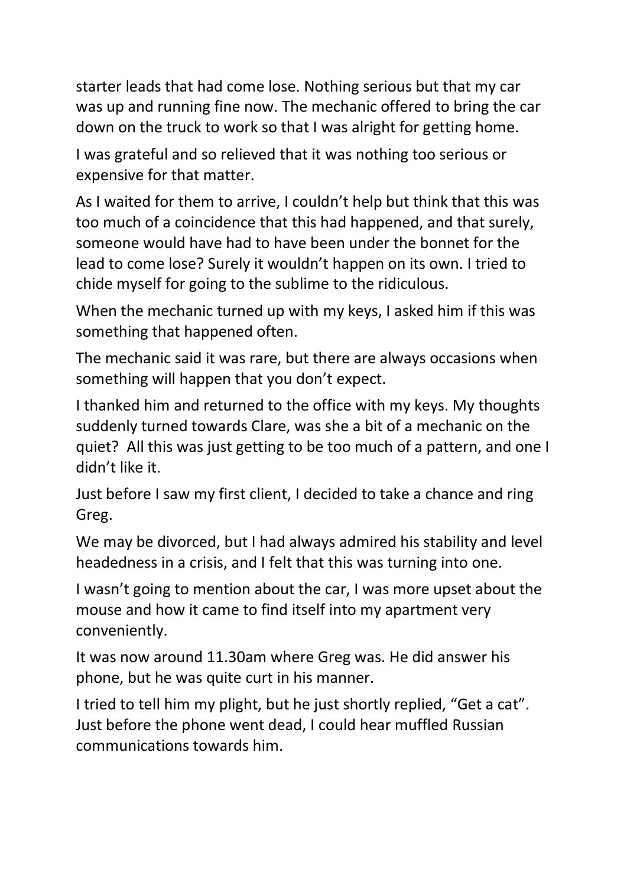starter leads that had come lose. Nothing serious but that my car was up and running fine now. The mechanic offered to bring the car down on the truck to work so that I was alright for getting home.

I was grateful and so relieved that it was nothing too serious or expensive for that matter.

As I waited for them to arrive, I couldn't help but think that this was too much of a coincidence that this had happened, and that surely, someone would have had to have been under the bonnet for the lead to come lose? Surely it wouldn't happen on its own. I tried to chide myself for going to the sublime to the ridiculous.

When the mechanic turned up with my keys, I asked him if this was something that happened often.

The mechanic said it was rare, but there are always occasions when something will happen that you don't expect.

I thanked him and returned to the office with my keys. My thoughts suddenly turned towards Clare, was she a bit of a mechanic on the quiet? All this was just getting to be too much of a pattern, and one I didn't like it.

Just before I saw my first client, I decided to take a chance and ring Greg.

We may be divorced, but I had always admired his stability and level headedness in a crisis, and I felt that this was turning into one.

I wasn't going to mention about the car, I was more upset about the mouse and how it came to find itself into my apartment very conveniently.

It was now around 11.30am where Greg was. He did answer his phone, but he was quite curt in his manner.

I tried to tell him my plight, but he just shortly replied, "Get a cat". Just before the phone went dead, I could hear muffled Russian communications towards him.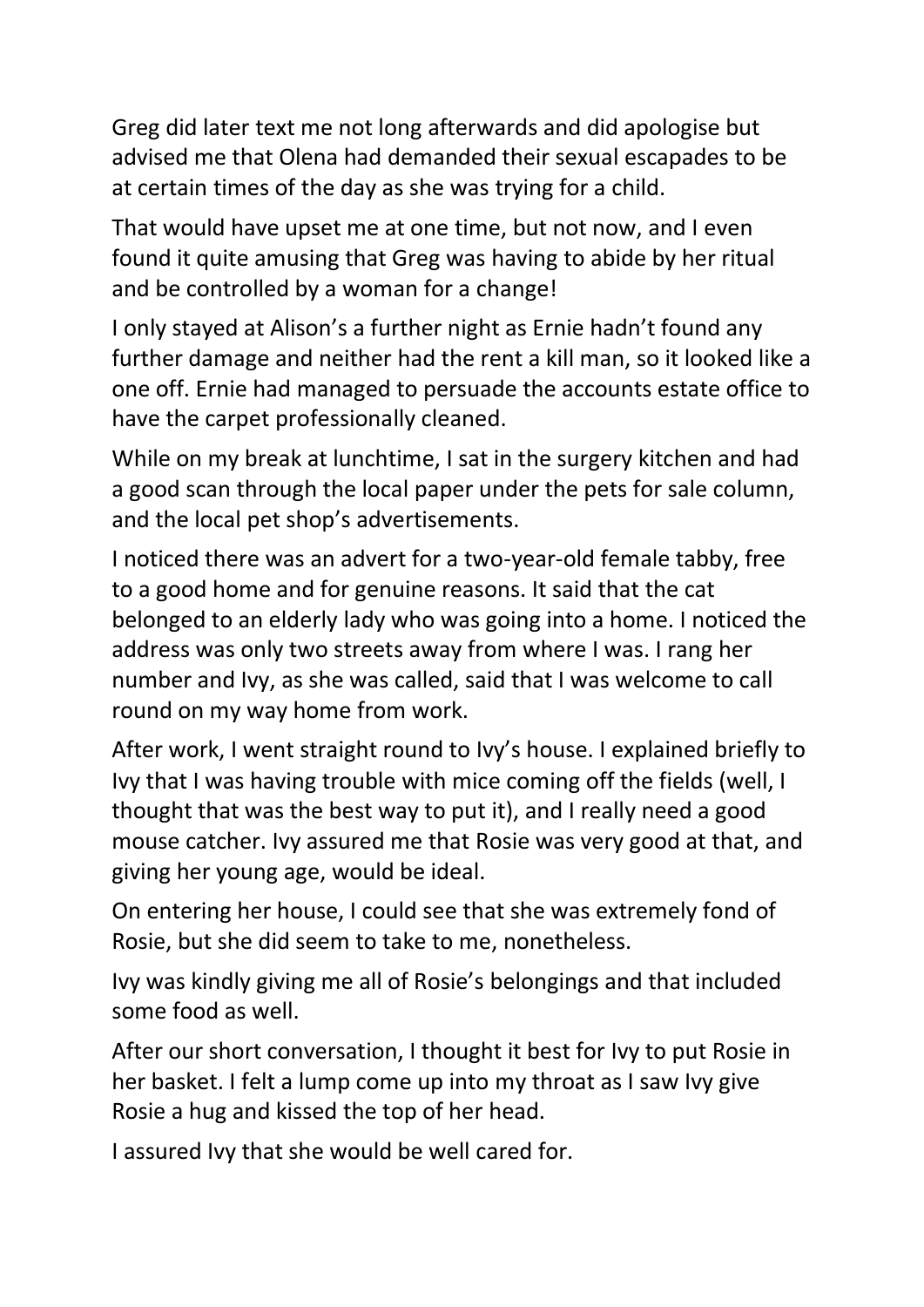Greg did later text me not long afterwards and did apologise but advised me that Olena had demanded their sexual escapades to be at certain times of the day as she was trying for a child.

That would have upset me at one time, but not now, and I even found it quite amusing that Greg was having to abide by her ritual and be controlled by a woman for a change!

I only stayed at Alison's a further night as Ernie hadn't found any further damage and neither had the rent a kill man, so it looked like a one off. Ernie had managed to persuade the accounts estate office to have the carpet professionally cleaned.

While on my break at lunchtime, I sat in the surgery kitchen and had a good scan through the local paper under the pets for sale column, and the local pet shop's advertisements.

I noticed there was an advert for a two-year-old female tabby, free to a good home and for genuine reasons. It said that the cat belonged to an elderly lady who was going into a home. I noticed the address was only two streets away from where I was. I rang her number and Ivy, as she was called, said that I was welcome to call round on my way home from work.

After work, I went straight round to Ivy's house. I explained briefly to Ivy that I was having trouble with mice coming off the fields (well, I thought that was the best way to put it), and I really need a good mouse catcher. Ivy assured me that Rosie was very good at that, and giving her young age, would be ideal.

On entering her house, I could see that she was extremely fond of Rosie, but she did seem to take to me, nonetheless.

Ivy was kindly giving me all of Rosie's belongings and that included some food as well.

After our short conversation, I thought it best for Ivy to put Rosie in her basket. I felt a lump come up into my throat as I saw Ivy give Rosie a hug and kissed the top of her head.

I assured Ivy that she would be well cared for.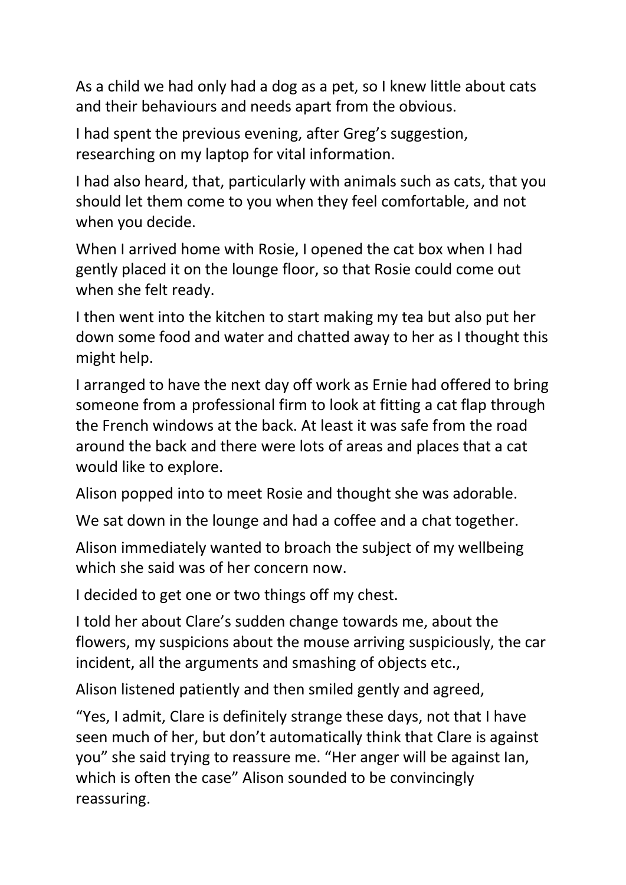As a child we had only had a dog as a pet, so I knew little about cats and their behaviours and needs apart from the obvious.

I had spent the previous evening, after Greg's suggestion, researching on my laptop for vital information.

I had also heard, that, particularly with animals such as cats, that you should let them come to you when they feel comfortable, and not when you decide.

When I arrived home with Rosie, I opened the cat box when I had gently placed it on the lounge floor, so that Rosie could come out when she felt ready.

I then went into the kitchen to start making my tea but also put her down some food and water and chatted away to her as I thought this might help.

I arranged to have the next day off work as Ernie had offered to bring someone from a professional firm to look at fitting a cat flap through the French windows at the back. At least it was safe from the road around the back and there were lots of areas and places that a cat would like to explore.

Alison popped into to meet Rosie and thought she was adorable.

We sat down in the lounge and had a coffee and a chat together.

Alison immediately wanted to broach the subject of my wellbeing which she said was of her concern now.

I decided to get one or two things off my chest.

I told her about Clare's sudden change towards me, about the flowers, my suspicions about the mouse arriving suspiciously, the car incident, all the arguments and smashing of objects etc.,

Alison listened patiently and then smiled gently and agreed,

"Yes, I admit, Clare is definitely strange these days, not that I have seen much of her, but don't automatically think that Clare is against you" she said trying to reassure me. "Her anger will be against Ian, which is often the case" Alison sounded to be convincingly reassuring.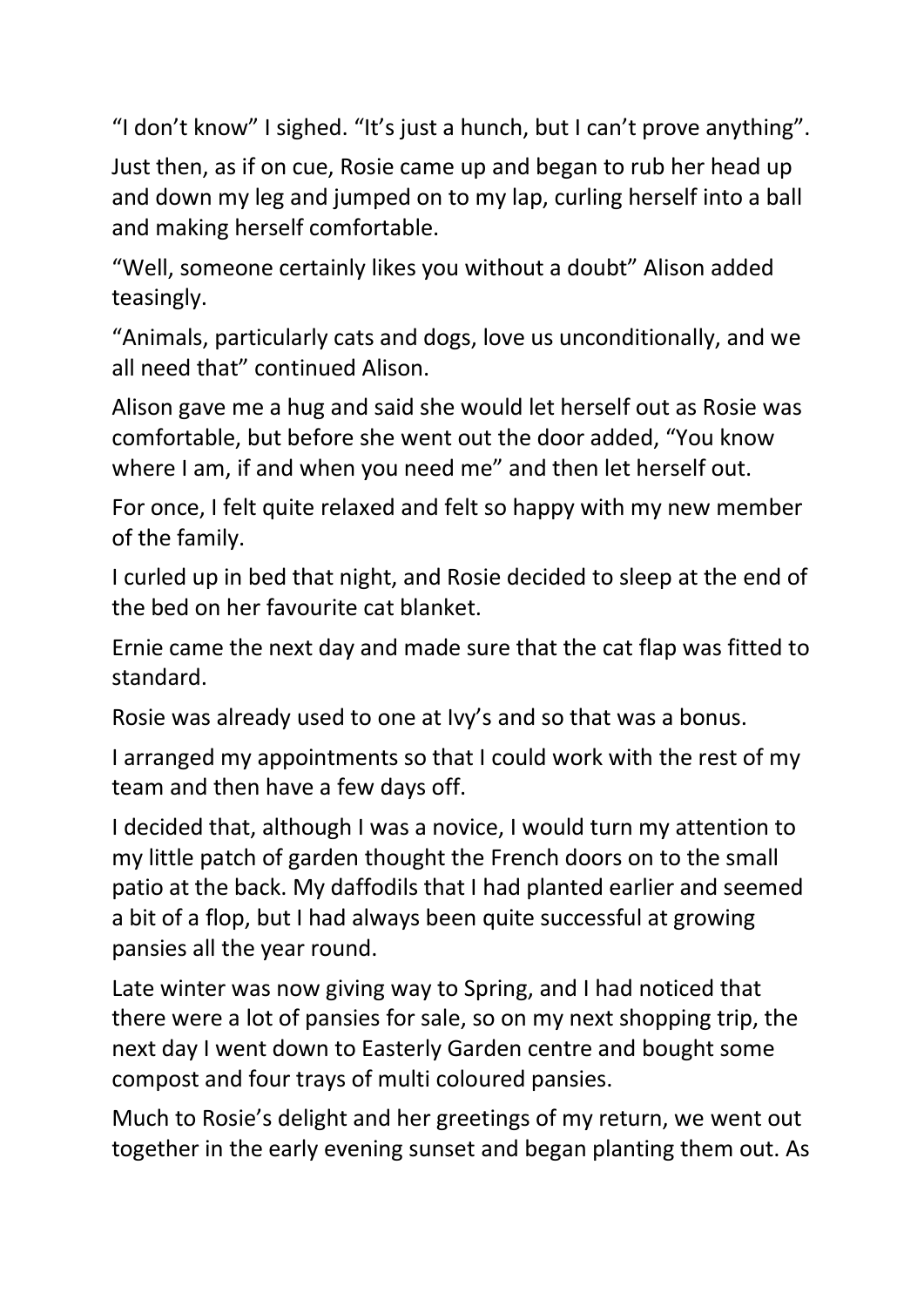“I don’t know” I sighed. “It’s just a hunch, but I can’t prove anything”.

Just then, as if on cue, Rosie came up and began to rub her head up and down my leg and jumped on to my lap, curling herself into a ball and making herself comfortable.

“Well, someone certainly likes you without a doubt” Alison added teasingly.

“Animals, particularly cats and dogs, love us unconditionally, and we all need that” continued Alison.

Alison gave me a hug and said she would let herself out as Rosie was comfortable, but before she went out the door added, “You know where I am, if and when you need me” and then let herself out.

For once, I felt quite relaxed and felt so happy with my new member of the family.

I curled up in bed that night, and Rosie decided to sleep at the end of the bed on her favourite cat blanket.

Ernie came the next day and made sure that the cat flap was fitted to standard.

Rosie was already used to one at Ivy’s and so that was a bonus.

I arranged my appointments so that I could work with the rest of my team and then have a few days off.

I decided that, although I was a novice, I would turn my attention to my little patch of garden thought the French doors on to the small patio at the back. My daffodils that I had planted earlier and seemed a bit of a flop, but I had always been quite successful at growing pansies all the year round.

Late winter was now giving way to Spring, and I had noticed that there were a lot of pansies for sale, so on my next shopping trip, the next day I went down to Easterly Garden centre and bought some compost and four trays of multi coloured pansies.

Much to Rosie’s delight and her greetings of my return, we went out together in the early evening sunset and began planting them out. As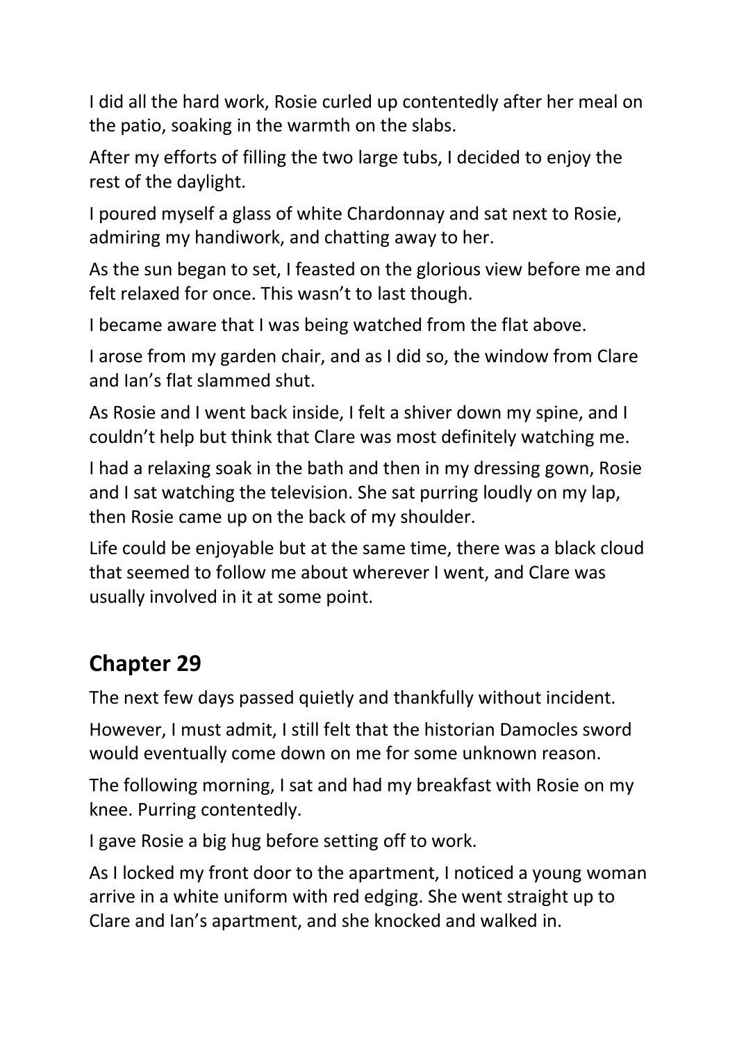I did all the hard work, Rosie curled up contentedly after her meal on the patio, soaking in the warmth on the slabs.

After my efforts of filling the two large tubs, I decided to enjoy the rest of the daylight.

I poured myself a glass of white Chardonnay and sat next to Rosie, admiring my handiwork, and chatting away to her.

As the sun began to set, I feasted on the glorious view before me and felt relaxed for once. This wasn't to last though.

I became aware that I was being watched from the flat above.

I arose from my garden chair, and as I did so, the window from Clare and Ian's flat slammed shut.

As Rosie and I went back inside, I felt a shiver down my spine, and I couldn't help but think that Clare was most definitely watching me.

I had a relaxing soak in the bath and then in my dressing gown, Rosie and I sat watching the television. She sat purring loudly on my lap, then Rosie came up on the back of my shoulder.

Life could be enjoyable but at the same time, there was a black cloud that seemed to follow me about wherever I went, and Clare was usually involved in it at some point.

## Chapter 29

The next few days passed quietly and thankfully without incident.

However, I must admit, I still felt that the historian Damocles sword would eventually come down on me for some unknown reason.

The following morning, I sat and had my breakfast with Rosie on my knee. Purring contentedly.

I gave Rosie a big hug before setting off to work.

As I locked my front door to the apartment, I noticed a young woman arrive in a white uniform with red edging. She went straight up to Clare and Ian's apartment, and she knocked and walked in.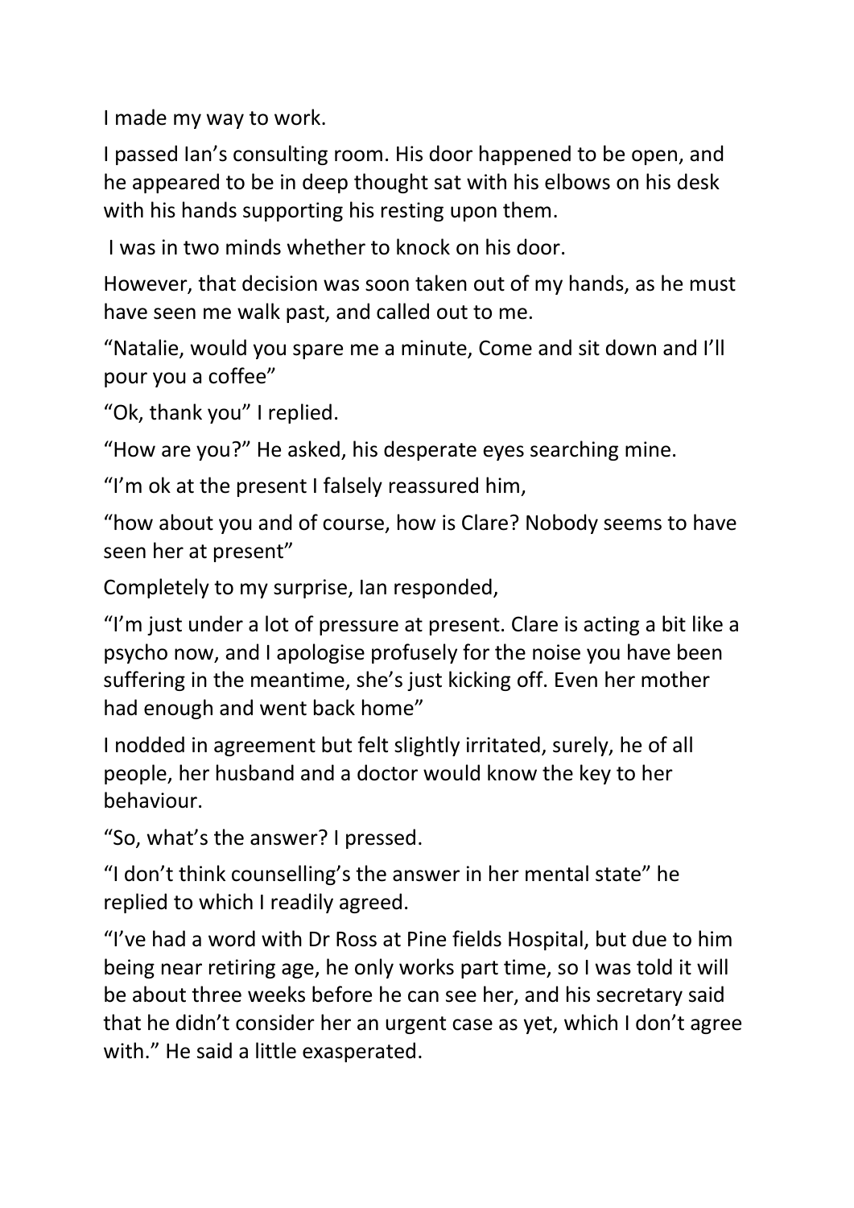I made my way to work.

I passed Ian's consulting room. His door happened to be open, and he appeared to be in deep thought sat with his elbows on his desk with his hands supporting his resting upon them.

I was in two minds whether to knock on his door.

However, that decision was soon taken out of my hands, as he must have seen me walk past, and called out to me.

"Natalie, would you spare me a minute, Come and sit down and I'll pour you a coffee"

"Ok, thank you" I replied.

"How are you?" He asked, his desperate eyes searching mine.

"I'm ok at the present I falsely reassured him,

"how about you and of course, how is Clare? Nobody seems to have seen her at present"

Completely to my surprise, Ian responded,

"I'm just under a lot of pressure at present. Clare is acting a bit like a psycho now, and I apologise profusely for the noise you have been suffering in the meantime, she's just kicking off. Even her mother had enough and went back home"

I nodded in agreement but felt slightly irritated, surely, he of all people, her husband and a doctor would know the key to her behaviour.

"So, what's the answer? I pressed.

"I don't think counselling's the answer in her mental state" he replied to which I readily agreed.

"I've had a word with Dr Ross at Pine fields Hospital, but due to him being near retiring age, he only works part time, so I was told it will be about three weeks before he can see her, and his secretary said that he didn't consider her an urgent case as yet, which I don't agree with." He said a little exasperated.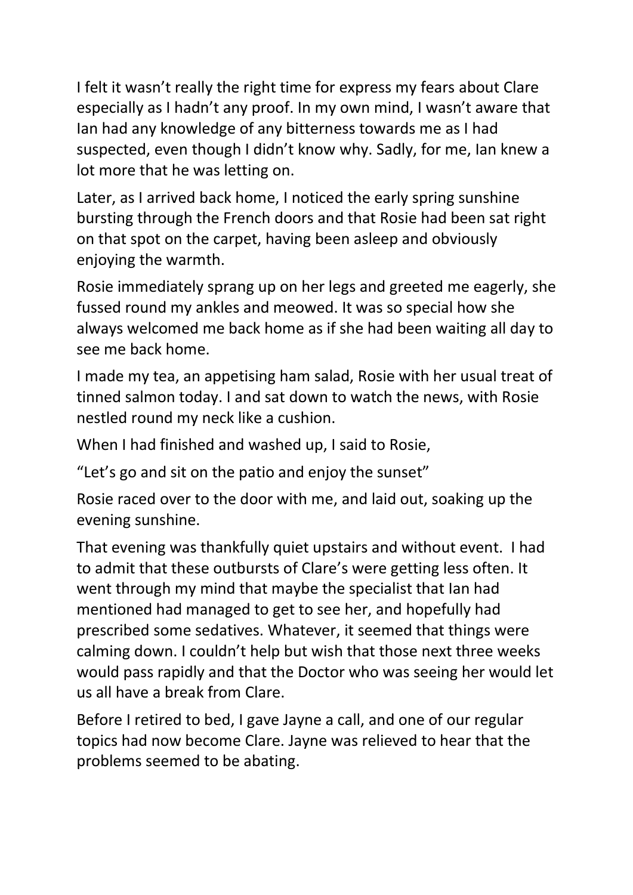I felt it wasn't really the right time for express my fears about Clare especially as I hadn't any proof. In my own mind, I wasn't aware that Ian had any knowledge of any bitterness towards me as I had suspected, even though I didn't know why. Sadly, for me, Ian knew a lot more that he was letting on.

Later, as I arrived back home, I noticed the early spring sunshine bursting through the French doors and that Rosie had been sat right on that spot on the carpet, having been asleep and obviously enjoying the warmth.

Rosie immediately sprang up on her legs and greeted me eagerly, she fussed round my ankles and meowed. It was so special how she always welcomed me back home as if she had been waiting all day to see me back home.

I made my tea, an appetising ham salad, Rosie with her usual treat of tinned salmon today. I and sat down to watch the news, with Rosie nestled round my neck like a cushion.

When I had finished and washed up, I said to Rosie,

"Let's go and sit on the patio and enjoy the sunset"

Rosie raced over to the door with me, and laid out, soaking up the evening sunshine.

That evening was thankfully quiet upstairs and without event. I had to admit that these outbursts of Clare's were getting less often. It went through my mind that maybe the specialist that Ian had mentioned had managed to get to see her, and hopefully had prescribed some sedatives. Whatever, it seemed that things were calming down. I couldn't help but wish that those next three weeks would pass rapidly and that the Doctor who was seeing her would let us all have a break from Clare.

Before I retired to bed, I gave Jayne a call, and one of our regular topics had now become Clare. Jayne was relieved to hear that the problems seemed to be abating.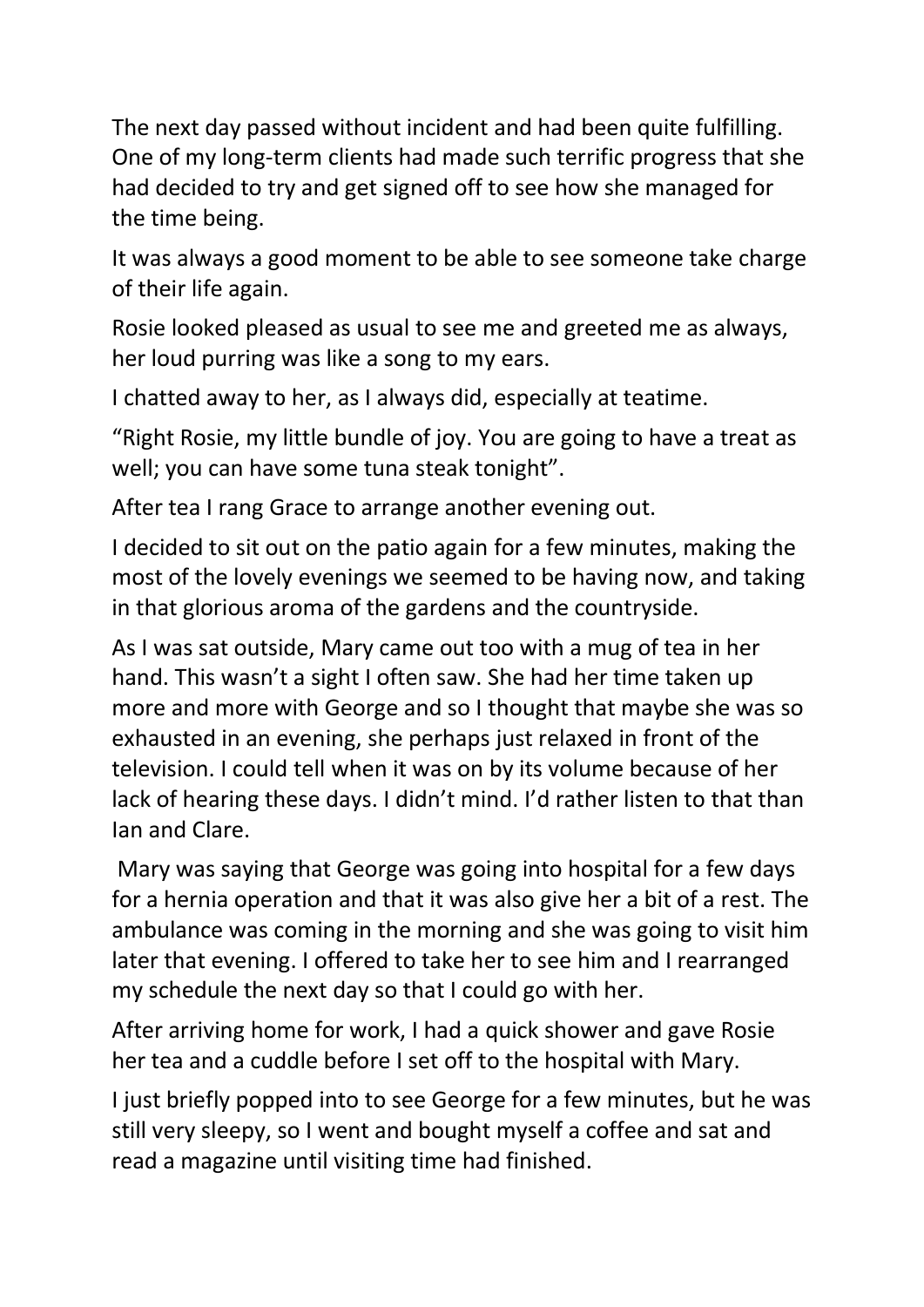The next day passed without incident and had been quite fulfilling. One of my long-term clients had made such terrific progress that she had decided to try and get signed off to see how she managed for the time being.

It was always a good moment to be able to see someone take charge of their life again.

Rosie looked pleased as usual to see me and greeted me as always, her loud purring was like a song to my ears.

I chatted away to her, as I always did, especially at teatime.

"Right Rosie, my little bundle of joy. You are going to have a treat as well; you can have some tuna steak tonight".

After tea I rang Grace to arrange another evening out.

I decided to sit out on the patio again for a few minutes, making the most of the lovely evenings we seemed to be having now, and taking in that glorious aroma of the gardens and the countryside.

As I was sat outside, Mary came out too with a mug of tea in her hand. This wasn't a sight I often saw. She had her time taken up more and more with George and so I thought that maybe she was so exhausted in an evening, she perhaps just relaxed in front of the television. I could tell when it was on by its volume because of her lack of hearing these days. I didn't mind. I'd rather listen to that than Ian and Clare.

Mary was saying that George was going into hospital for a few days for a hernia operation and that it was also give her a bit of a rest. The ambulance was coming in the morning and she was going to visit him later that evening. I offered to take her to see him and I rearranged my schedule the next day so that I could go with her.

After arriving home for work, I had a quick shower and gave Rosie her tea and a cuddle before I set off to the hospital with Mary.

I just briefly popped into to see George for a few minutes, but he was still very sleepy, so I went and bought myself a coffee and sat and read a magazine until visiting time had finished.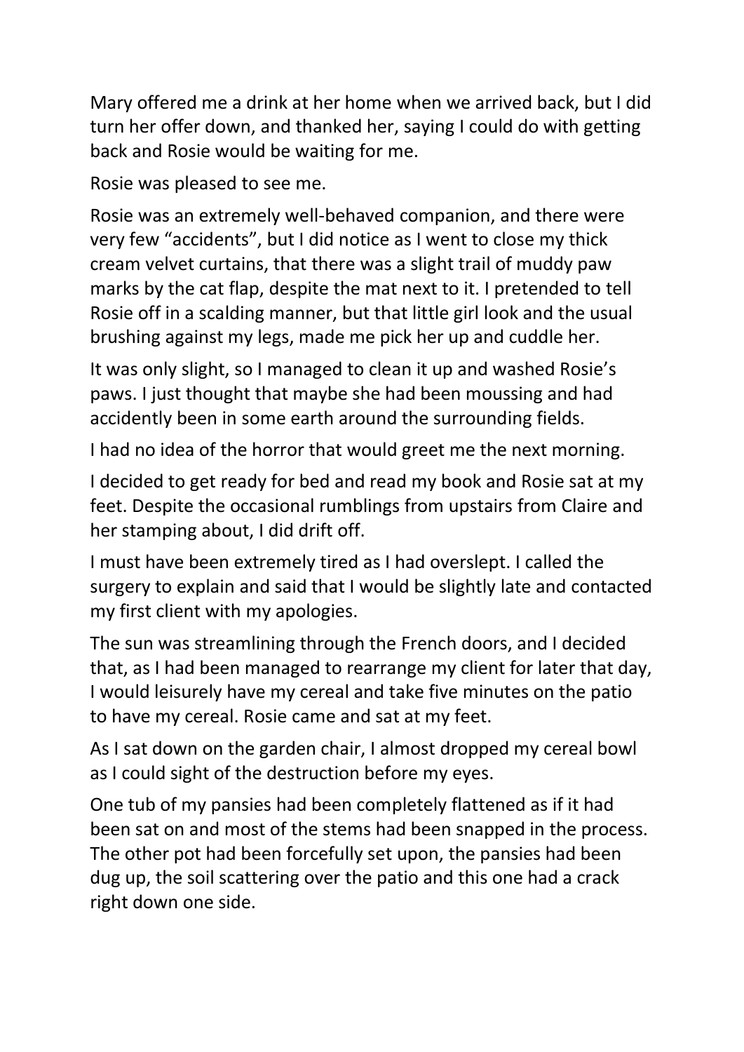Mary offered me a drink at her home when we arrived back, but I did turn her offer down, and thanked her, saying I could do with getting back and Rosie would be waiting for me.

Rosie was pleased to see me.

Rosie was an extremely well-behaved companion, and there were very few "accidents", but I did notice as I went to close my thick cream velvet curtains, that there was a slight trail of muddy paw marks by the cat flap, despite the mat next to it. I pretended to tell Rosie off in a scalding manner, but that little girl look and the usual brushing against my legs, made me pick her up and cuddle her.

It was only slight, so I managed to clean it up and washed Rosie's paws. I just thought that maybe she had been moussing and had accidently been in some earth around the surrounding fields.

I had no idea of the horror that would greet me the next morning.

I decided to get ready for bed and read my book and Rosie sat at my feet. Despite the occasional rumblings from upstairs from Claire and her stamping about, I did drift off.

I must have been extremely tired as I had overslept. I called the surgery to explain and said that I would be slightly late and contacted my first client with my apologies.

The sun was streamlining through the French doors, and I decided that, as I had been managed to rearrange my client for later that day, I would leisurely have my cereal and take five minutes on the patio to have my cereal. Rosie came and sat at my feet.

As I sat down on the garden chair, I almost dropped my cereal bowl as I could sight of the destruction before my eyes.

One tub of my pansies had been completely flattened as if it had been sat on and most of the stems had been snapped in the process. The other pot had been forcefully set upon, the pansies had been dug up, the soil scattering over the patio and this one had a crack right down one side.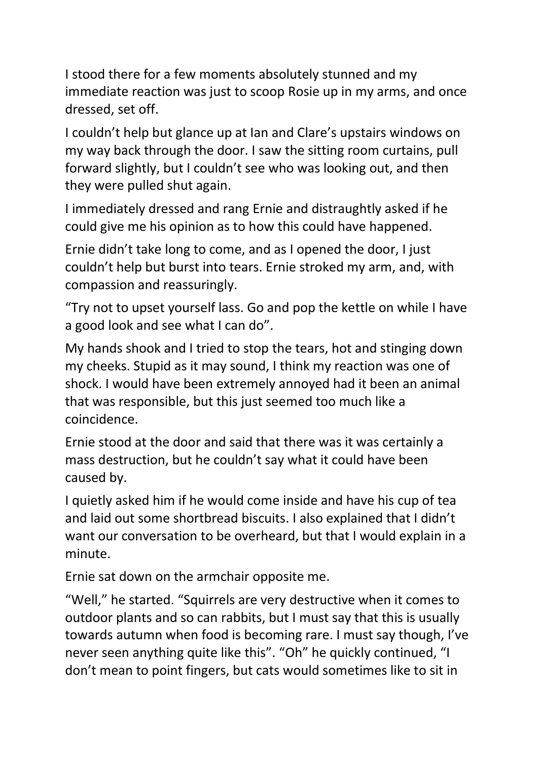I stood there for a few moments absolutely stunned and my immediate reaction was just to scoop Rosie up in my arms, and once dressed, set off.

I couldn't help but glance up at Ian and Clare's upstairs windows on my way back through the door. I saw the sitting room curtains, pull forward slightly, but I couldn't see who was looking out, and then they were pulled shut again.

I immediately dressed and rang Ernie and distraughtly asked if he could give me his opinion as to how this could have happened.

Ernie didn't take long to come, and as I opened the door, I just couldn't help but burst into tears. Ernie stroked my arm, and, with compassion and reassuringly.

"Try not to upset yourself lass. Go and pop the kettle on while I have a good look and see what I can do".

My hands shook and I tried to stop the tears, hot and stinging down my cheeks. Stupid as it may sound, I think my reaction was one of shock. I would have been extremely annoyed had it been an animal that was responsible, but this just seemed too much like a coincidence.

Ernie stood at the door and said that there was it was certainly a mass destruction, but he couldn't say what it could have been caused by.

I quietly asked him if he would come inside and have his cup of tea and laid out some shortbread biscuits. I also explained that I didn't want our conversation to be overheard, but that I would explain in a minute.

Ernie sat down on the armchair opposite me.

"Well," he started. "Squirrels are very destructive when it comes to outdoor plants and so can rabbits, but I must say that this is usually towards autumn when food is becoming rare. I must say though, I've never seen anything quite like this". "Oh" he quickly continued, "I don't mean to point fingers, but cats would sometimes like to sit in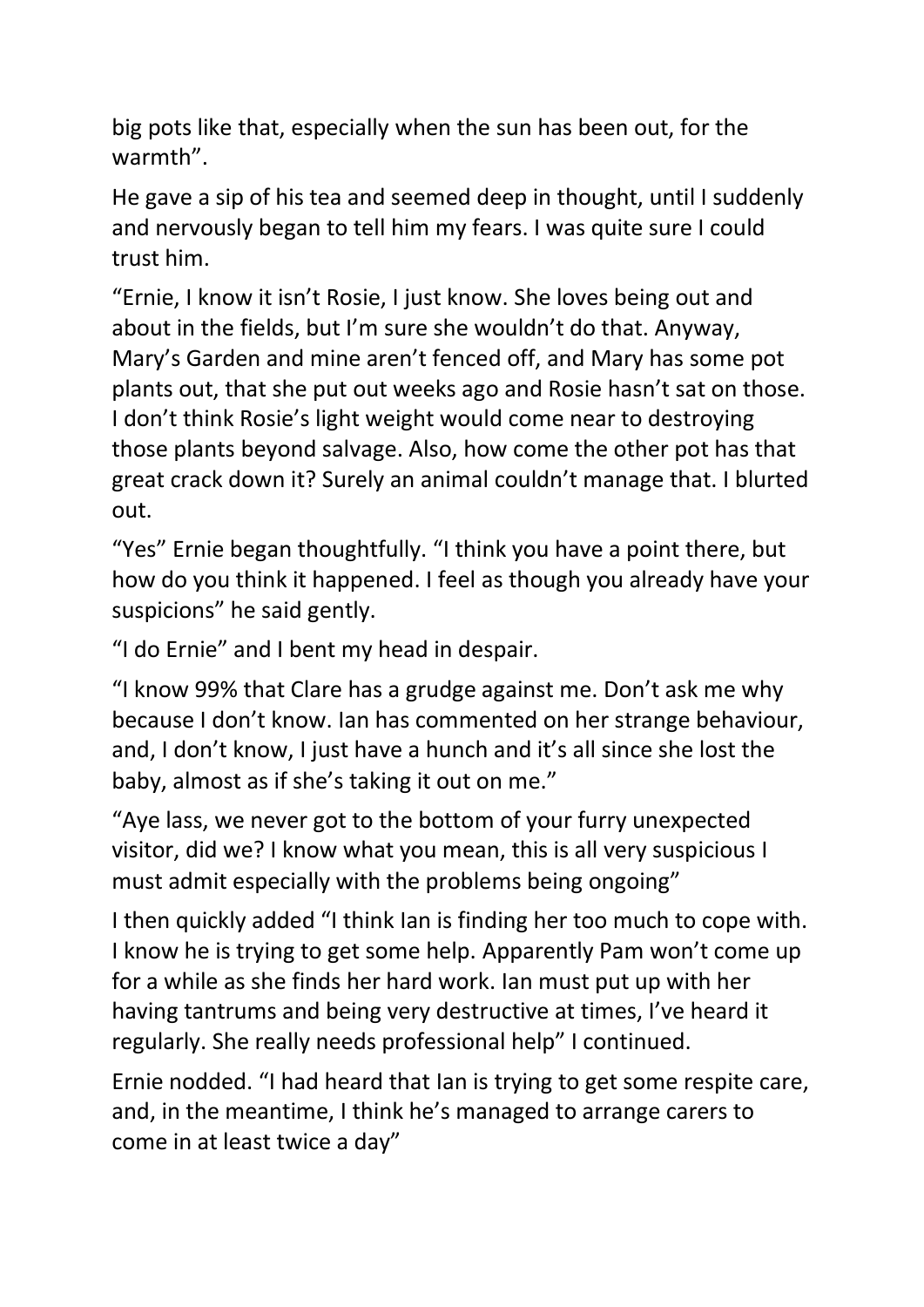big pots like that, especially when the sun has been out, for the warmth".

He gave a sip of his tea and seemed deep in thought, until I suddenly and nervously began to tell him my fears. I was quite sure I could trust him.

"Ernie, I know it isn't Rosie, I just know. She loves being out and about in the fields, but I'm sure she wouldn't do that. Anyway, Mary's Garden and mine aren't fenced off, and Mary has some pot plants out, that she put out weeks ago and Rosie hasn't sat on those. I don't think Rosie's light weight would come near to destroying those plants beyond salvage. Also, how come the other pot has that great crack down it? Surely an animal couldn't manage that. I blurted out.

"Yes" Ernie began thoughtfully. "I think you have a point there, but how do you think it happened. I feel as though you already have your suspicions" he said gently.

"I do Ernie" and I bent my head in despair.

"I know 99% that Clare has a grudge against me. Don't ask me why because I don't know. Ian has commented on her strange behaviour, and, I don't know, I just have a hunch and it's all since she lost the baby, almost as if she's taking it out on me."

"Aye lass, we never got to the bottom of your furry unexpected visitor, did we? I know what you mean, this is all very suspicious I must admit especially with the problems being ongoing"

I then quickly added "I think Ian is finding her too much to cope with. I know he is trying to get some help. Apparently Pam won't come up for a while as she finds her hard work. Ian must put up with her having tantrums and being very destructive at times, I've heard it regularly. She really needs professional help" I continued.

Ernie nodded. "I had heard that Ian is trying to get some respite care, and, in the meantime, I think he's managed to arrange carers to come in at least twice a day"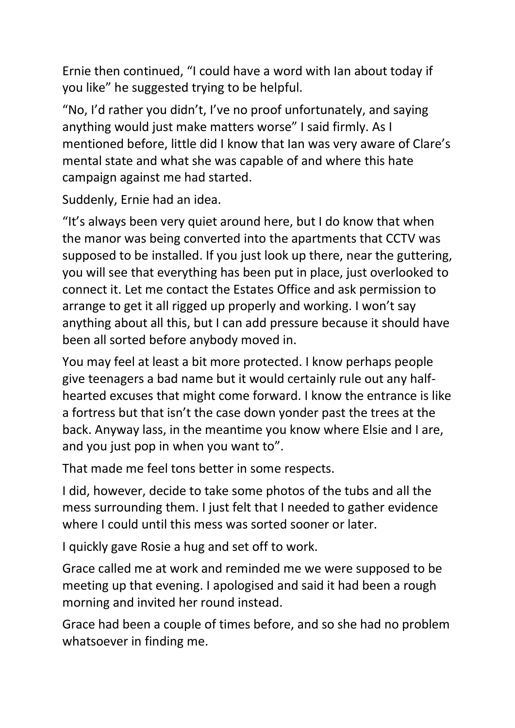Ernie then continued, "I could have a word with Ian about today if you like" he suggested trying to be helpful.

"No, I'd rather you didn't, I've no proof unfortunately, and saying anything would just make matters worse" I said firmly. As I mentioned before, little did I know that Ian was very aware of Clare's mental state and what she was capable of and where this hate campaign against me had started.

Suddenly, Ernie had an idea.

"It's always been very quiet around here, but I do know that when the manor was being converted into the apartments that CCTV was supposed to be installed. If you just look up there, near the guttering, you will see that everything has been put in place, just overlooked to connect it. Let me contact the Estates Office and ask permission to arrange to get it all rigged up properly and working. I won't say anything about all this, but I can add pressure because it should have been all sorted before anybody moved in.

You may feel at least a bit more protected. I know perhaps people give teenagers a bad name but it would certainly rule out any half-hearted excuses that might come forward. I know the entrance is like a fortress but that isn't the case down yonder past the trees at the back. Anyway lass, in the meantime you know where Elsie and I are, and you just pop in when you want to".

That made me feel tons better in some respects.

I did, however, decide to take some photos of the tubs and all the mess surrounding them. I just felt that I needed to gather evidence where I could until this mess was sorted sooner or later.

I quickly gave Rosie a hug and set off to work.

Grace called me at work and reminded me we were supposed to be meeting up that evening. I apologised and said it had been a rough morning and invited her round instead.

Grace had been a couple of times before, and so she had no problem whatsoever in finding me.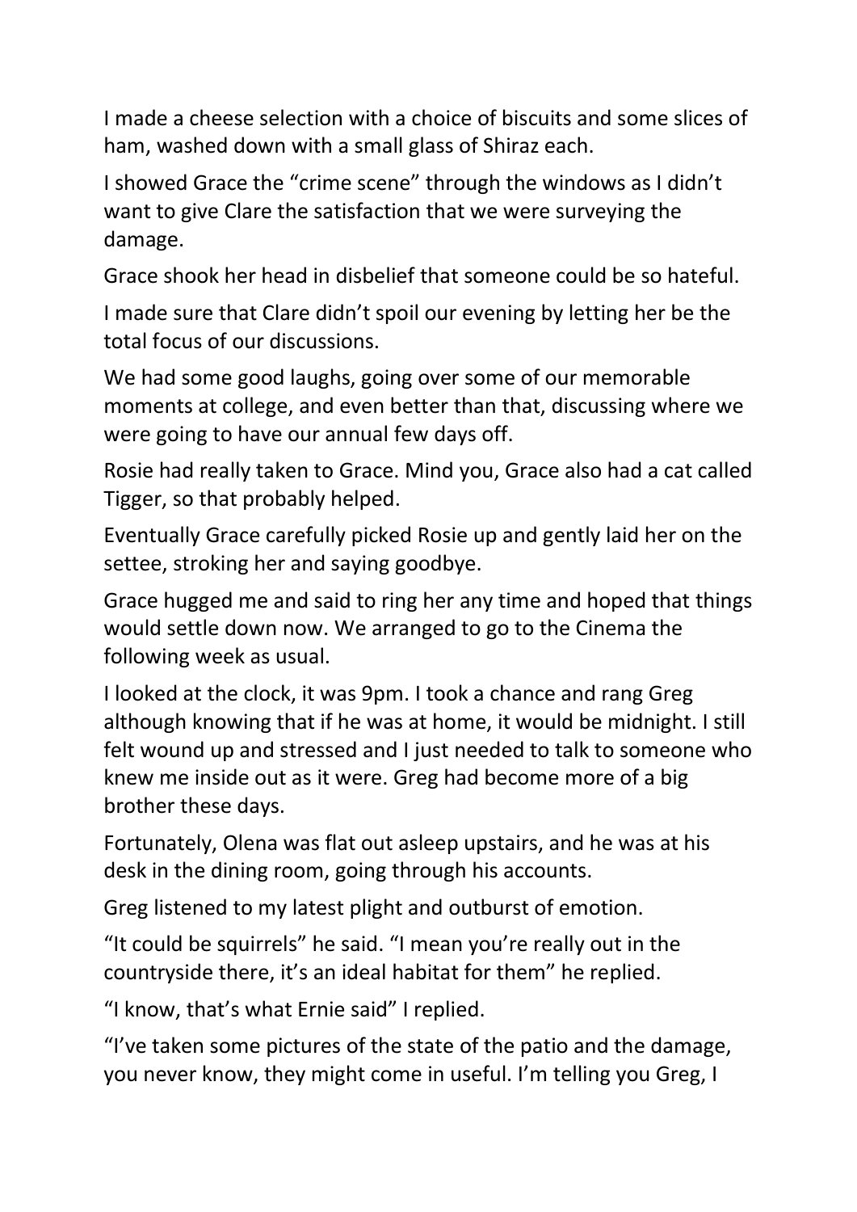I made a cheese selection with a choice of biscuits and some slices of ham, washed down with a small glass of Shiraz each.

I showed Grace the "crime scene" through the windows as I didn't want to give Clare the satisfaction that we were surveying the damage.

Grace shook her head in disbelief that someone could be so hateful.

I made sure that Clare didn't spoil our evening by letting her be the total focus of our discussions.

We had some good laughs, going over some of our memorable moments at college, and even better than that, discussing where we were going to have our annual few days off.

Rosie had really taken to Grace. Mind you, Grace also had a cat called Tigger, so that probably helped.

Eventually Grace carefully picked Rosie up and gently laid her on the settee, stroking her and saying goodbye.

Grace hugged me and said to ring her any time and hoped that things would settle down now. We arranged to go to the Cinema the following week as usual.

I looked at the clock, it was 9pm. I took a chance and rang Greg although knowing that if he was at home, it would be midnight. I still felt wound up and stressed and I just needed to talk to someone who knew me inside out as it were. Greg had become more of a big brother these days.

Fortunately, Olena was flat out asleep upstairs, and he was at his desk in the dining room, going through his accounts.

Greg listened to my latest plight and outburst of emotion.

"It could be squirrels" he said. "I mean you're really out in the countryside there, it's an ideal habitat for them" he replied.

"I know, that's what Ernie said" I replied.

"I've taken some pictures of the state of the patio and the damage, you never know, they might come in useful. I'm telling you Greg, I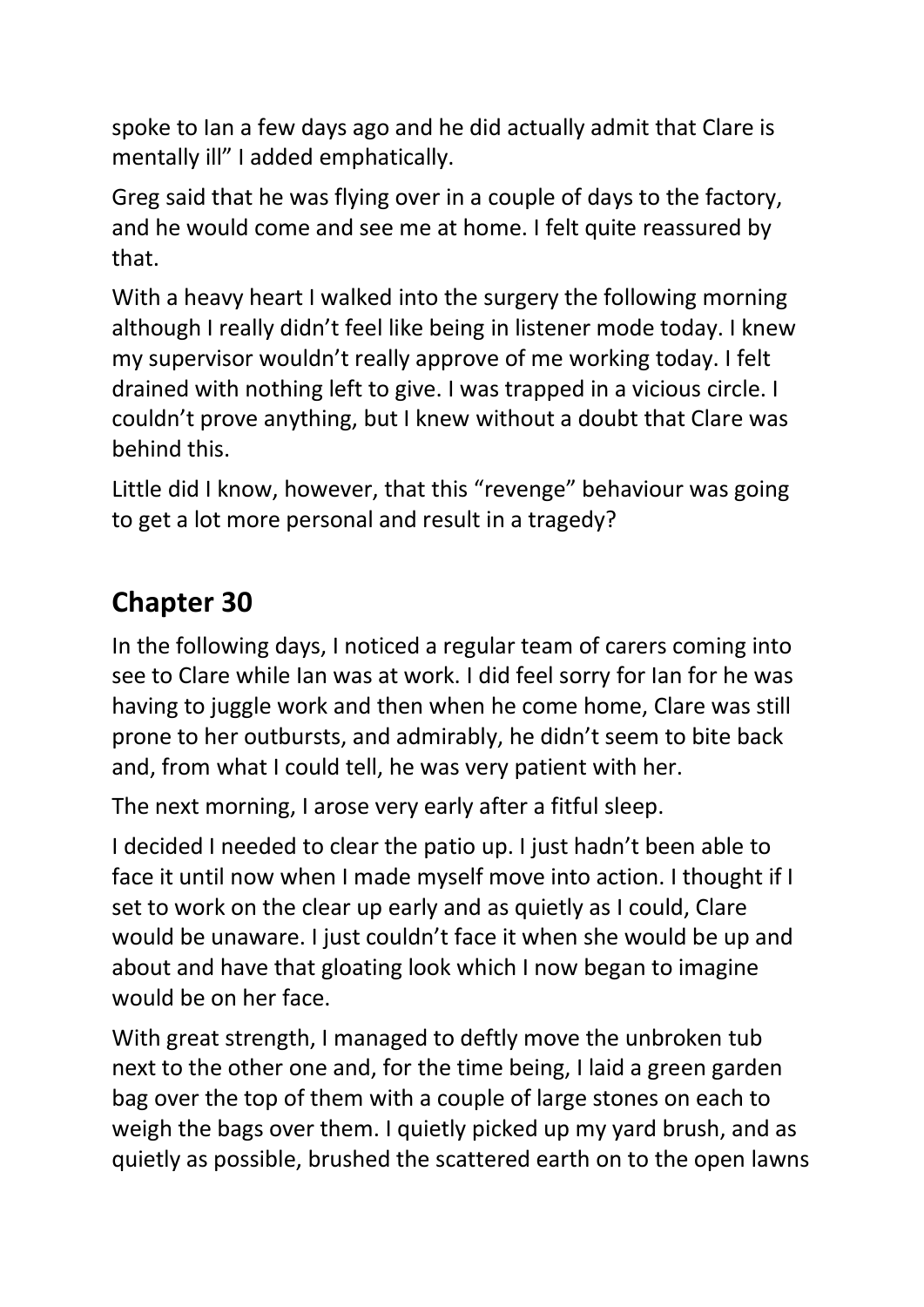spoke to Ian a few days ago and he did actually admit that Clare is mentally ill" I added emphatically.

Greg said that he was flying over in a couple of days to the factory, and he would come and see me at home. I felt quite reassured by that.

With a heavy heart I walked into the surgery the following morning although I really didn't feel like being in listener mode today. I knew my supervisor wouldn't really approve of me working today. I felt drained with nothing left to give. I was trapped in a vicious circle. I couldn't prove anything, but I knew without a doubt that Clare was behind this.

Little did I know, however, that this "revenge" behaviour was going to get a lot more personal and result in a tragedy?

## Chapter 30

In the following days, I noticed a regular team of carers coming into see to Clare while Ian was at work. I did feel sorry for Ian for he was having to juggle work and then when he come home, Clare was still prone to her outbursts, and admirably, he didn't seem to bite back and, from what I could tell, he was very patient with her.

The next morning, I arose very early after a fitful sleep.

I decided I needed to clear the patio up. I just hadn't been able to face it until now when I made myself move into action. I thought if I set to work on the clear up early and as quietly as I could, Clare would be unaware. I just couldn't face it when she would be up and about and have that gloating look which I now began to imagine would be on her face.

With great strength, I managed to deftly move the unbroken tub next to the other one and, for the time being, I laid a green garden bag over the top of them with a couple of large stones on each to weigh the bags over them. I quietly picked up my yard brush, and as quietly as possible, brushed the scattered earth on to the open lawns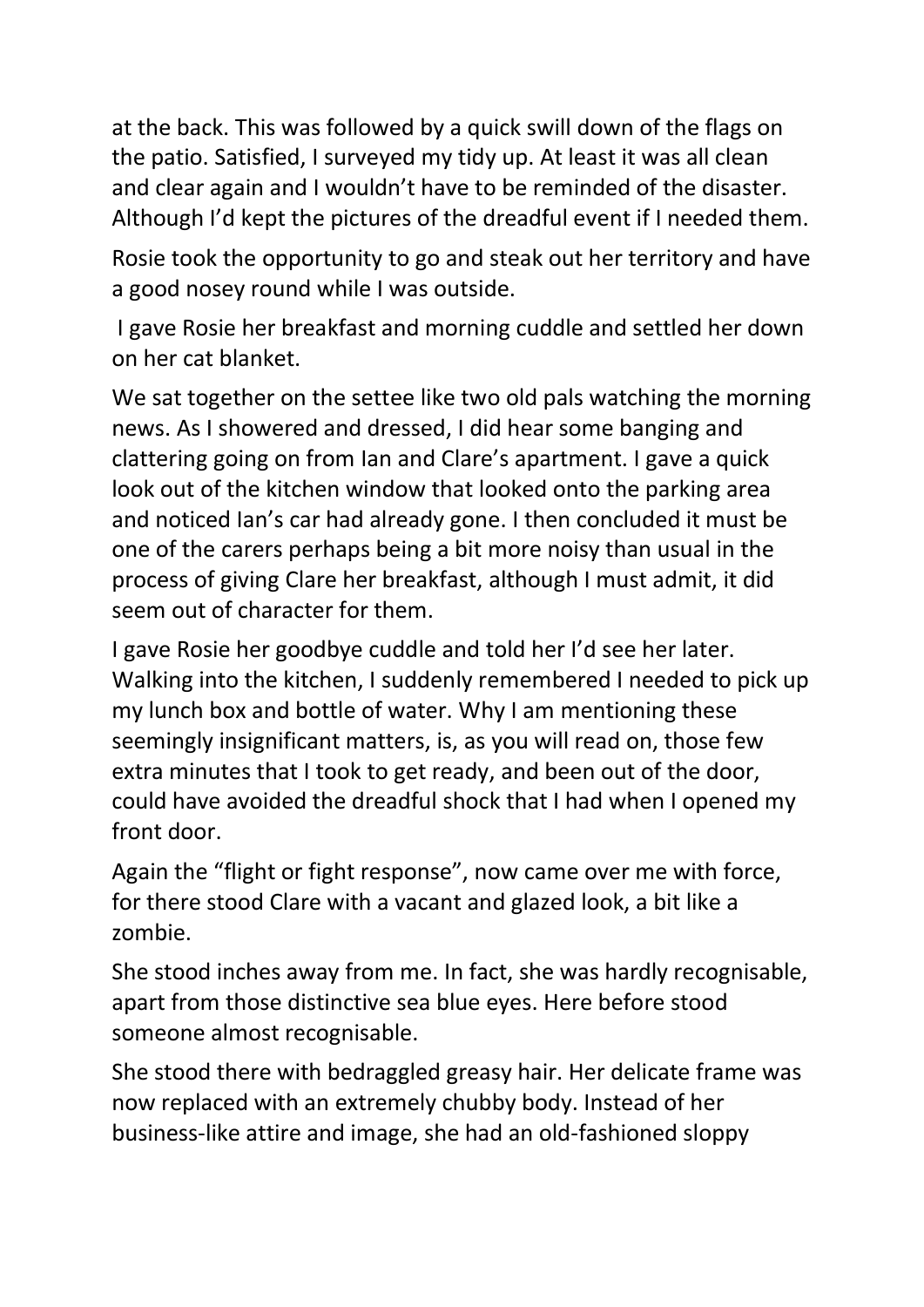at the back. This was followed by a quick swill down of the flags on the patio. Satisfied, I surveyed my tidy up. At least it was all clean and clear again and I wouldn't have to be reminded of the disaster. Although I'd kept the pictures of the dreadful event if I needed them.

Rosie took the opportunity to go and steak out her territory and have a good nosey round while I was outside.

I gave Rosie her breakfast and morning cuddle and settled her down on her cat blanket.

We sat together on the settee like two old pals watching the morning news. As I showered and dressed, I did hear some banging and clattering going on from Ian and Clare's apartment. I gave a quick look out of the kitchen window that looked onto the parking area and noticed Ian's car had already gone. I then concluded it must be one of the carers perhaps being a bit more noisy than usual in the process of giving Clare her breakfast, although I must admit, it did seem out of character for them.

I gave Rosie her goodbye cuddle and told her I'd see her later. Walking into the kitchen, I suddenly remembered I needed to pick up my lunch box and bottle of water. Why I am mentioning these seemingly insignificant matters, is, as you will read on, those few extra minutes that I took to get ready, and been out of the door, could have avoided the dreadful shock that I had when I opened my front door.

Again the "flight or fight response", now came over me with force, for there stood Clare with a vacant and glazed look, a bit like a zombie.

She stood inches away from me. In fact, she was hardly recognisable, apart from those distinctive sea blue eyes. Here before stood someone almost recognisable.

She stood there with bedraggled greasy hair. Her delicate frame was now replaced with an extremely chubby body. Instead of her business-like attire and image, she had an old-fashioned sloppy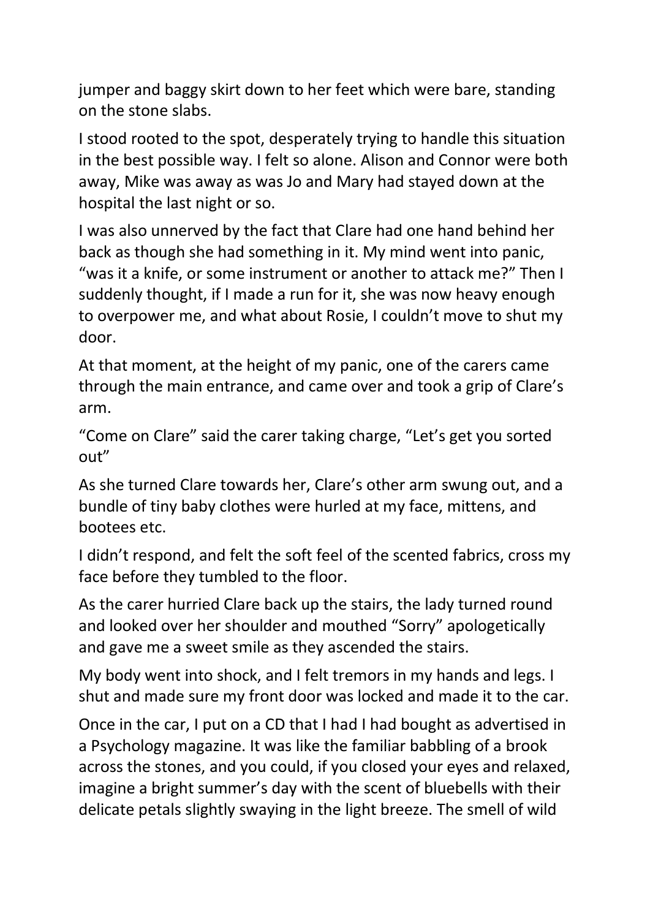jumper and baggy skirt down to her feet which were bare, standing on the stone slabs.

I stood rooted to the spot, desperately trying to handle this situation in the best possible way. I felt so alone. Alison and Connor were both away, Mike was away as was Jo and Mary had stayed down at the hospital the last night or so.

I was also unnerved by the fact that Clare had one hand behind her back as though she had something in it. My mind went into panic, "was it a knife, or some instrument or another to attack me?" Then I suddenly thought, if I made a run for it, she was now heavy enough to overpower me, and what about Rosie, I couldn't move to shut my door.

At that moment, at the height of my panic, one of the carers came through the main entrance, and came over and took a grip of Clare's arm.

"Come on Clare" said the carer taking charge, "Let's get you sorted out"

As she turned Clare towards her, Clare's other arm swung out, and a bundle of tiny baby clothes were hurled at my face, mittens, and bootees etc.

I didn't respond, and felt the soft feel of the scented fabrics, cross my face before they tumbled to the floor.

As the carer hurried Clare back up the stairs, the lady turned round and looked over her shoulder and mouthed "Sorry" apologetically and gave me a sweet smile as they ascended the stairs.

My body went into shock, and I felt tremors in my hands and legs. I shut and made sure my front door was locked and made it to the car.

Once in the car, I put on a CD that I had I had bought as advertised in a Psychology magazine. It was like the familiar babbling of a brook across the stones, and you could, if you closed your eyes and relaxed, imagine a bright summer's day with the scent of bluebells with their delicate petals slightly swaying in the light breeze. The smell of wild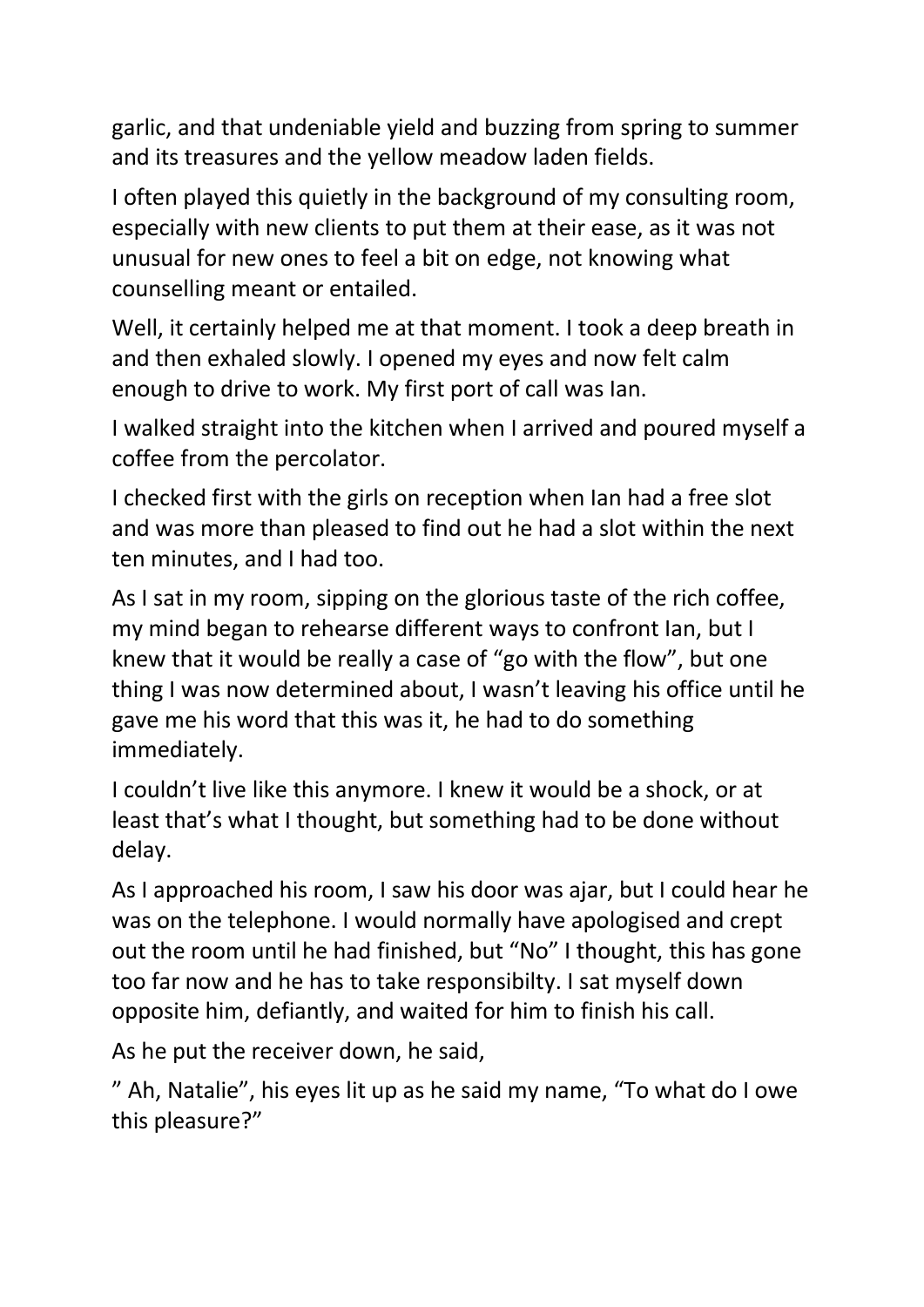garlic, and that undeniable yield and buzzing from spring to summer and its treasures and the yellow meadow laden fields.

I often played this quietly in the background of my consulting room, especially with new clients to put them at their ease, as it was not unusual for new ones to feel a bit on edge, not knowing what counselling meant or entailed.

Well, it certainly helped me at that moment. I took a deep breath in and then exhaled slowly. I opened my eyes and now felt calm enough to drive to work. My first port of call was Ian.

I walked straight into the kitchen when I arrived and poured myself a coffee from the percolator.

I checked first with the girls on reception when Ian had a free slot and was more than pleased to find out he had a slot within the next ten minutes, and I had too.

As I sat in my room, sipping on the glorious taste of the rich coffee, my mind began to rehearse different ways to confront Ian, but I knew that it would be really a case of "go with the flow", but one thing I was now determined about, I wasn't leaving his office until he gave me his word that this was it, he had to do something immediately.

I couldn't live like this anymore. I knew it would be a shock, or at least that's what I thought, but something had to be done without delay.

As I approached his room, I saw his door was ajar, but I could hear he was on the telephone. I would normally have apologised and crept out the room until he had finished, but "No" I thought, this has gone too far now and he has to take responsibilty. I sat myself down opposite him, defiantly, and waited for him to finish his call.

As he put the receiver down, he said,

" Ah, Natalie", his eyes lit up as he said my name, "To what do I owe this pleasure?"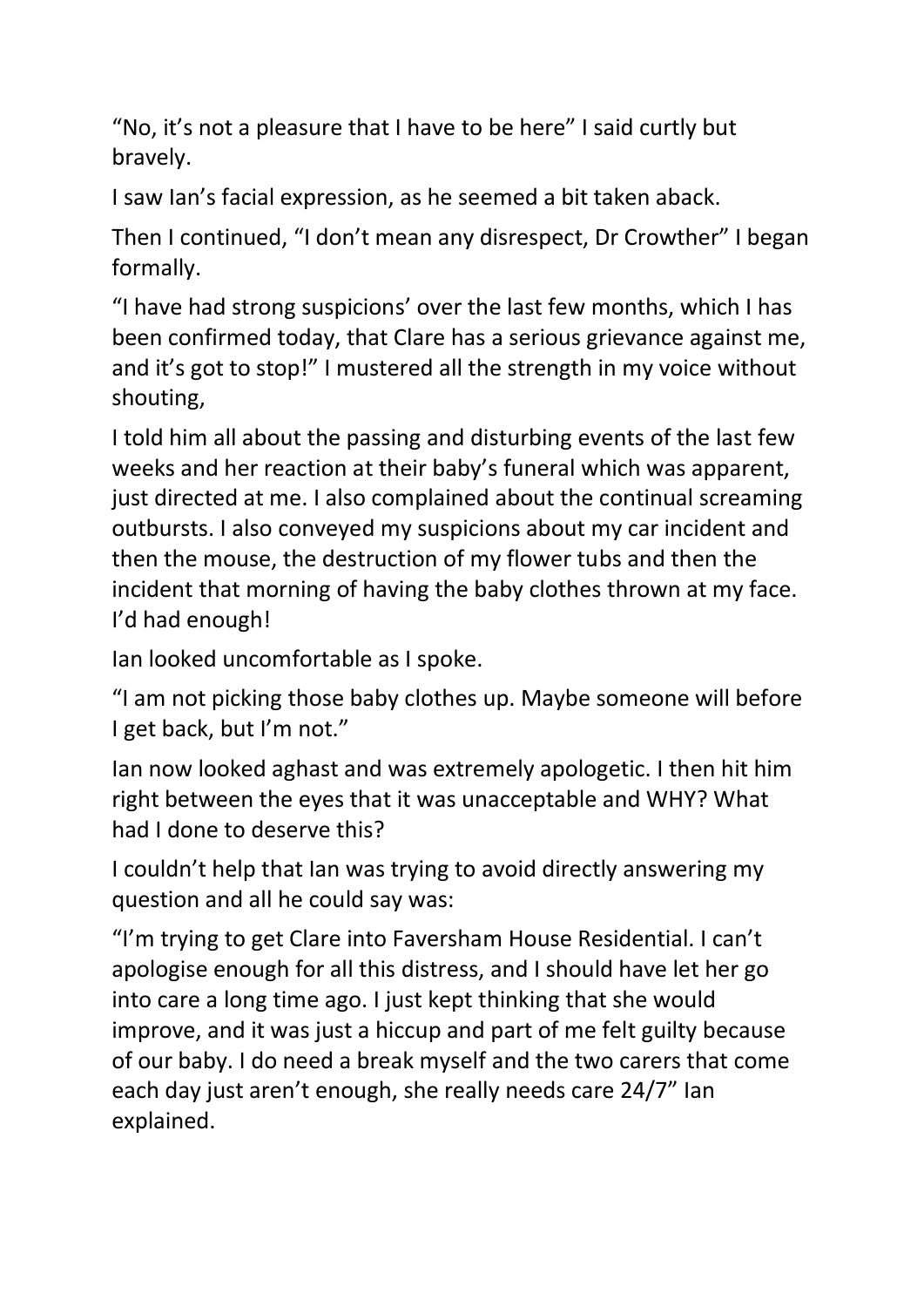“No, it’s not a pleasure that I have to be here” I said curtly but bravely.

I saw Ian’s facial expression, as he seemed a bit taken aback.

Then I continued, “I don’t mean any disrespect, Dr Crowther” I began formally.

“I have had strong suspicions’ over the last few months, which I has been confirmed today, that Clare has a serious grievance against me, and it’s got to stop!” I mustered all the strength in my voice without shouting,

I told him all about the passing and disturbing events of the last few weeks and her reaction at their baby’s funeral which was apparent, just directed at me. I also complained about the continual screaming outbursts. I also conveyed my suspicions about my car incident and then the mouse, the destruction of my flower tubs and then the incident that morning of having the baby clothes thrown at my face. I’d had enough!

Ian looked uncomfortable as I spoke.

“I am not picking those baby clothes up. Maybe someone will before I get back, but I’m not.”

Ian now looked aghast and was extremely apologetic. I then hit him right between the eyes that it was unacceptable and WHY? What had I done to deserve this?

I couldn’t help that Ian was trying to avoid directly answering my question and all he could say was:

“I’m trying to get Clare into Faversham House Residential. I can’t apologise enough for all this distress, and I should have let her go into care a long time ago. I just kept thinking that she would improve, and it was just a hiccup and part of me felt guilty because of our baby. I do need a break myself and the two carers that come each day just aren’t enough, she really needs care 24/7” Ian explained.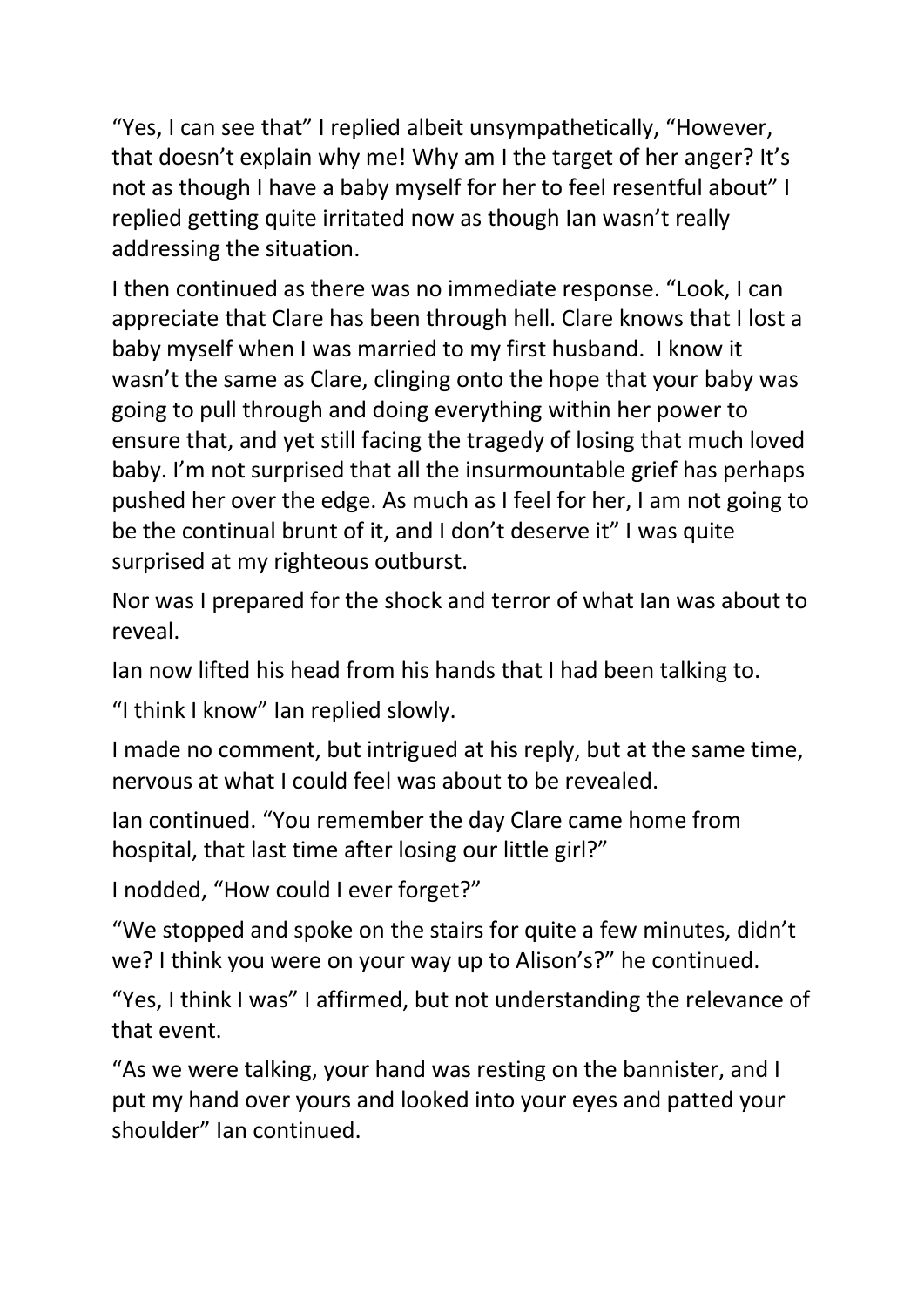"Yes, I can see that" I replied albeit unsympathetically, "However, that doesn't explain why me! Why am I the target of her anger? It's not as though I have a baby myself for her to feel resentful about" I replied getting quite irritated now as though Ian wasn't really addressing the situation.

I then continued as there was no immediate response. "Look, I can appreciate that Clare has been through hell. Clare knows that I lost a baby myself when I was married to my first husband.  I know it wasn't the same as Clare, clinging onto the hope that your baby was going to pull through and doing everything within her power to ensure that, and yet still facing the tragedy of losing that much loved baby. I'm not surprised that all the insurmountable grief has perhaps pushed her over the edge. As much as I feel for her, I am not going to be the continual brunt of it, and I don't deserve it" I was quite surprised at my righteous outburst.

Nor was I prepared for the shock and terror of what Ian was about to reveal.

Ian now lifted his head from his hands that I had been talking to.

"I think I know" Ian replied slowly.

I made no comment, but intrigued at his reply, but at the same time, nervous at what I could feel was about to be revealed.

Ian continued. "You remember the day Clare came home from hospital, that last time after losing our little girl?"

I nodded, "How could I ever forget?"

"We stopped and spoke on the stairs for quite a few minutes, didn't we? I think you were on your way up to Alison's?" he continued.

"Yes, I think I was" I affirmed, but not understanding the relevance of that event.

"As we were talking, your hand was resting on the bannister, and I put my hand over yours and looked into your eyes and patted your shoulder" Ian continued.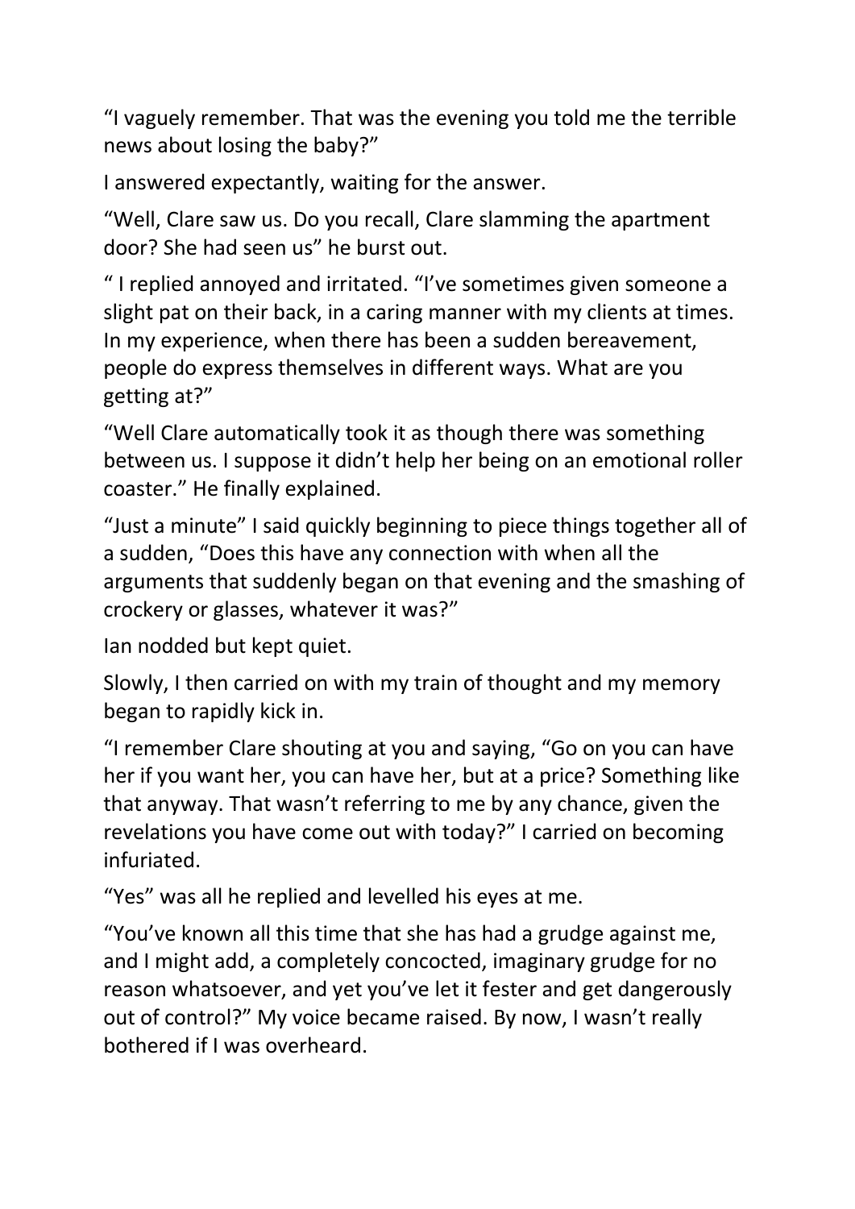"I vaguely remember. That was the evening you told me the terrible news about losing the baby?"

I answered expectantly, waiting for the answer.

"Well, Clare saw us. Do you recall, Clare slamming the apartment door? She had seen us" he burst out.

" I replied annoyed and irritated. "I've sometimes given someone a slight pat on their back, in a caring manner with my clients at times. In my experience, when there has been a sudden bereavement, people do express themselves in different ways. What are you getting at?"

"Well Clare automatically took it as though there was something between us. I suppose it didn't help her being on an emotional roller coaster." He finally explained.

"Just a minute" I said quickly beginning to piece things together all of a sudden, "Does this have any connection with when all the arguments that suddenly began on that evening and the smashing of crockery or glasses, whatever it was?"

Ian nodded but kept quiet.

Slowly, I then carried on with my train of thought and my memory began to rapidly kick in.

"I remember Clare shouting at you and saying, "Go on you can have her if you want her, you can have her, but at a price? Something like that anyway. That wasn't referring to me by any chance, given the revelations you have come out with today?" I carried on becoming infuriated.

"Yes" was all he replied and levelled his eyes at me.

"You've known all this time that she has had a grudge against me, and I might add, a completely concocted, imaginary grudge for no reason whatsoever, and yet you've let it fester and get dangerously out of control?" My voice became raised. By now, I wasn't really bothered if I was overheard.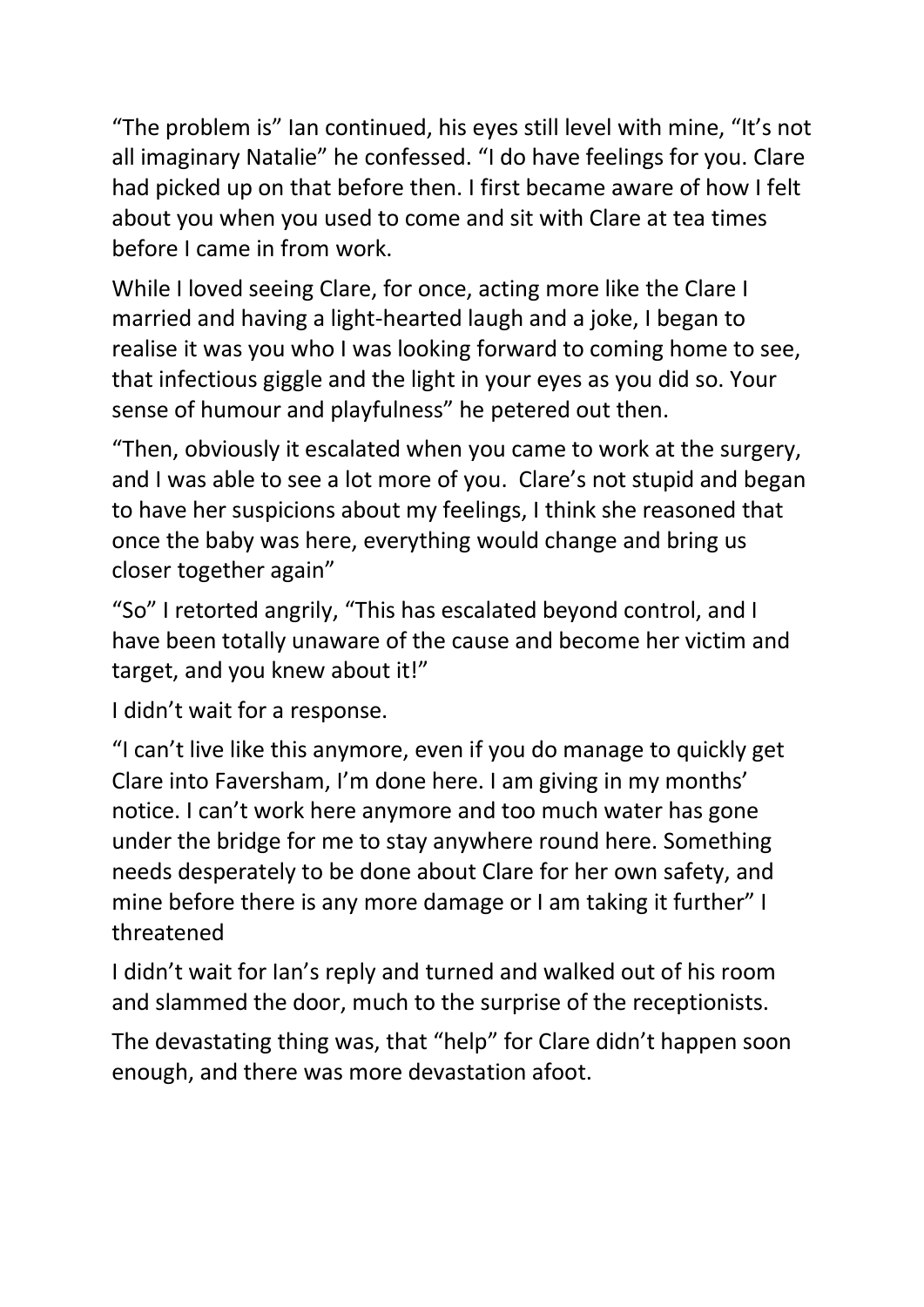"The problem is" Ian continued, his eyes still level with mine, "It's not all imaginary Natalie" he confessed. "I do have feelings for you. Clare had picked up on that before then. I first became aware of how I felt about you when you used to come and sit with Clare at tea times before I came in from work.

While I loved seeing Clare, for once, acting more like the Clare I married and having a light-hearted laugh and a joke, I began to realise it was you who I was looking forward to coming home to see, that infectious giggle and the light in your eyes as you did so. Your sense of humour and playfulness" he petered out then.

"Then, obviously it escalated when you came to work at the surgery, and I was able to see a lot more of you. Clare's not stupid and began to have her suspicions about my feelings, I think she reasoned that once the baby was here, everything would change and bring us closer together again"

"So" I retorted angrily, "This has escalated beyond control, and I have been totally unaware of the cause and become her victim and target, and you knew about it!"

I didn't wait for a response.

"I can't live like this anymore, even if you do manage to quickly get Clare into Faversham, I'm done here. I am giving in my months' notice. I can't work here anymore and too much water has gone under the bridge for me to stay anywhere round here. Something needs desperately to be done about Clare for her own safety, and mine before there is any more damage or I am taking it further" I threatened

I didn't wait for Ian's reply and turned and walked out of his room and slammed the door, much to the surprise of the receptionists.

The devastating thing was, that "help" for Clare didn't happen soon enough, and there was more devastation afoot.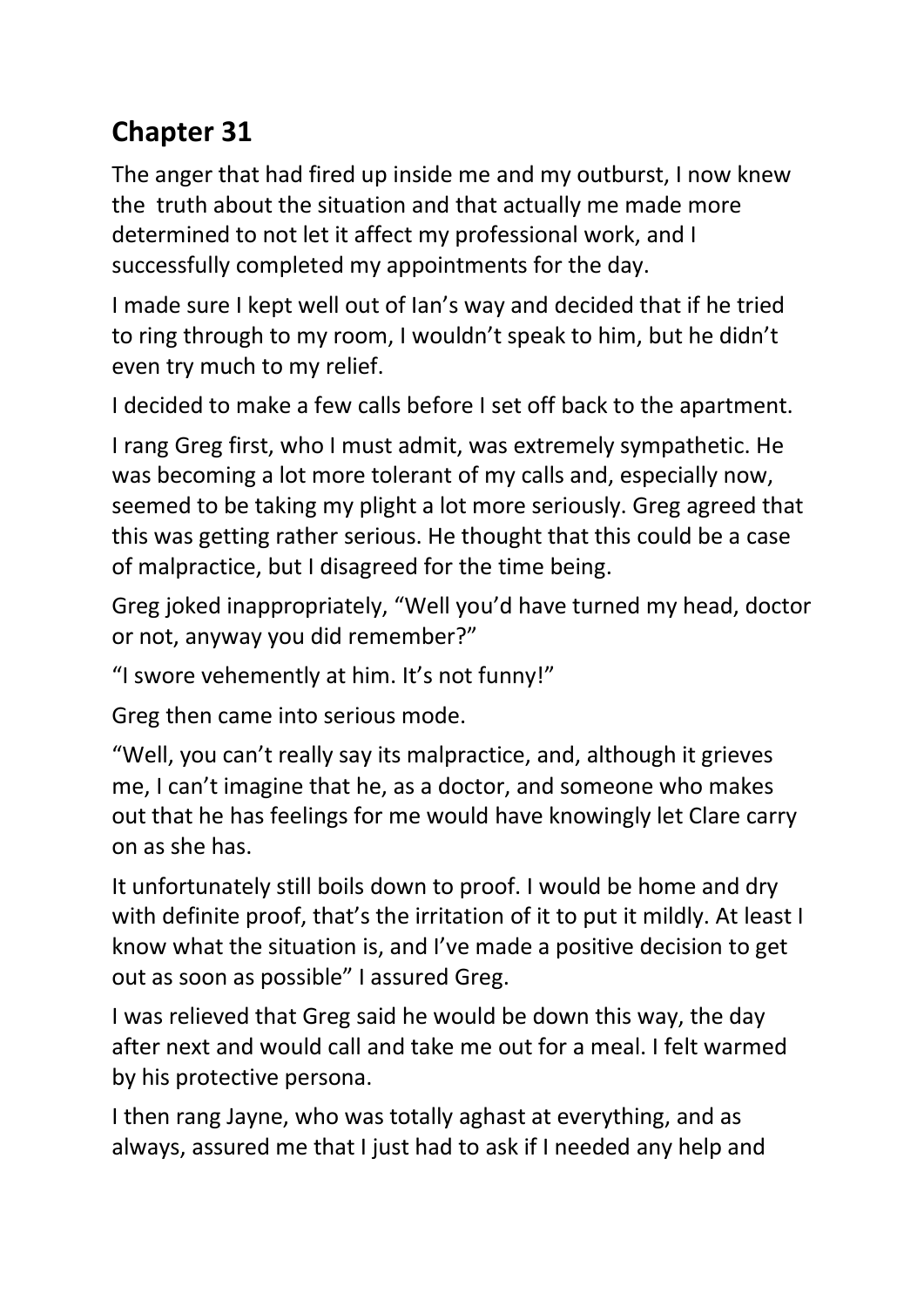## Chapter 31

The anger that had fired up inside me and my outburst, I now knew the truth about the situation and that actually me made more determined to not let it affect my professional work, and I successfully completed my appointments for the day.

I made sure I kept well out of Ian's way and decided that if he tried to ring through to my room, I wouldn't speak to him, but he didn't even try much to my relief.

I decided to make a few calls before I set off back to the apartment.

I rang Greg first, who I must admit, was extremely sympathetic. He was becoming a lot more tolerant of my calls and, especially now, seemed to be taking my plight a lot more seriously. Greg agreed that this was getting rather serious. He thought that this could be a case of malpractice, but I disagreed for the time being.

Greg joked inappropriately, "Well you'd have turned my head, doctor or not, anyway you did remember?"

"I swore vehemently at him. It's not funny!"

Greg then came into serious mode.

"Well, you can't really say its malpractice, and, although it grieves me, I can't imagine that he, as a doctor, and someone who makes out that he has feelings for me would have knowingly let Clare carry on as she has.

It unfortunately still boils down to proof. I would be home and dry with definite proof, that's the irritation of it to put it mildly. At least I know what the situation is, and I've made a positive decision to get out as soon as possible" I assured Greg.

I was relieved that Greg said he would be down this way, the day after next and would call and take me out for a meal. I felt warmed by his protective persona.

I then rang Jayne, who was totally aghast at everything, and as always, assured me that I just had to ask if I needed any help and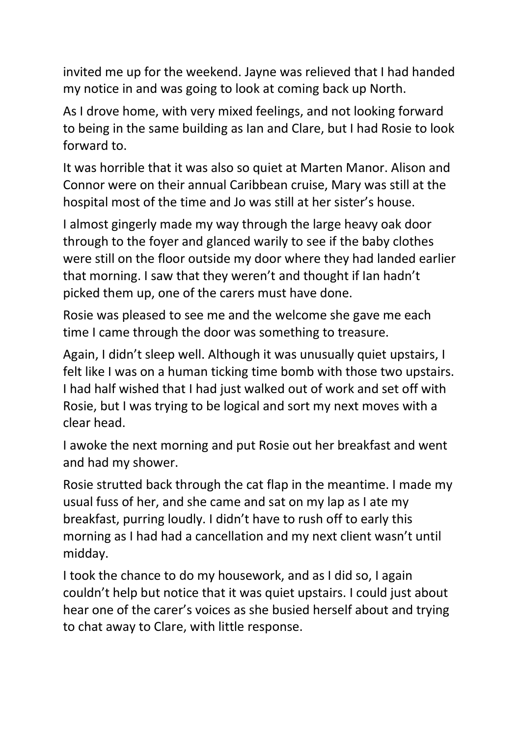invited me up for the weekend. Jayne was relieved that I had handed my notice in and was going to look at coming back up North.

As I drove home, with very mixed feelings, and not looking forward to being in the same building as Ian and Clare, but I had Rosie to look forward to.

It was horrible that it was also so quiet at Marten Manor. Alison and Connor were on their annual Caribbean cruise, Mary was still at the hospital most of the time and Jo was still at her sister's house.

I almost gingerly made my way through the large heavy oak door through to the foyer and glanced warily to see if the baby clothes were still on the floor outside my door where they had landed earlier that morning. I saw that they weren't and thought if Ian hadn't picked them up, one of the carers must have done.

Rosie was pleased to see me and the welcome she gave me each time I came through the door was something to treasure.

Again, I didn't sleep well. Although it was unusually quiet upstairs, I felt like I was on a human ticking time bomb with those two upstairs. I had half wished that I had just walked out of work and set off with Rosie, but I was trying to be logical and sort my next moves with a clear head.

I awoke the next morning and put Rosie out her breakfast and went and had my shower.

Rosie strutted back through the cat flap in the meantime. I made my usual fuss of her, and she came and sat on my lap as I ate my breakfast, purring loudly. I didn't have to rush off to early this morning as I had had a cancellation and my next client wasn't until midday.

I took the chance to do my housework, and as I did so, I again couldn't help but notice that it was quiet upstairs. I could just about hear one of the carer's voices as she busied herself about and trying to chat away to Clare, with little response.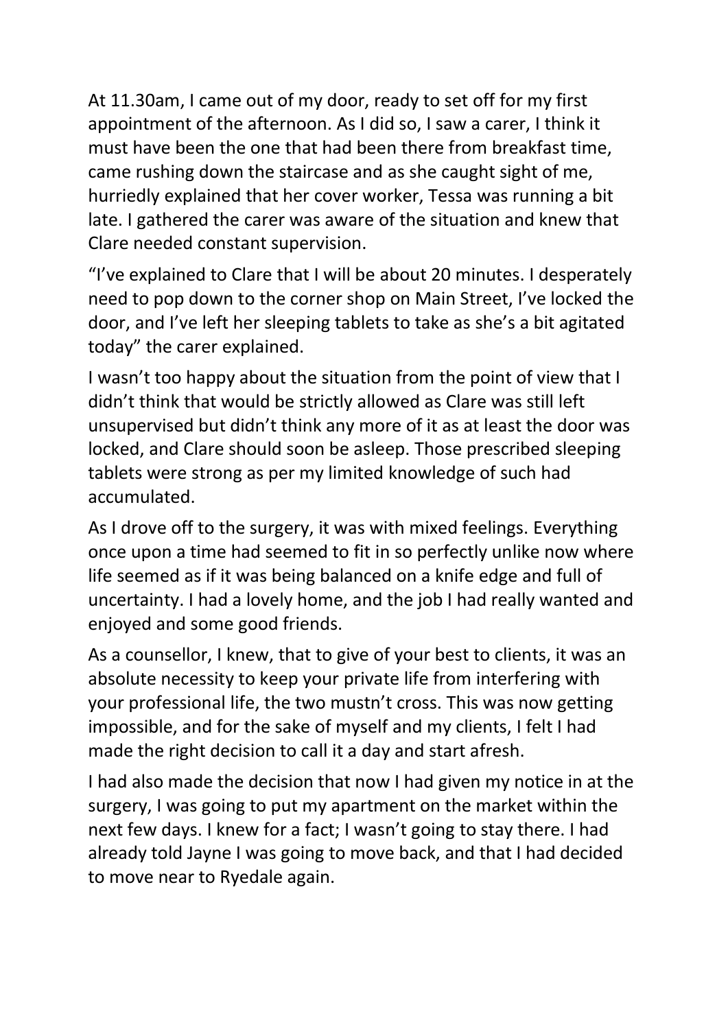At 11.30am, I came out of my door, ready to set off for my first appointment of the afternoon. As I did so, I saw a carer, I think it must have been the one that had been there from breakfast time, came rushing down the staircase and as she caught sight of me, hurriedly explained that her cover worker, Tessa was running a bit late. I gathered the carer was aware of the situation and knew that Clare needed constant supervision.

"I've explained to Clare that I will be about 20 minutes. I desperately need to pop down to the corner shop on Main Street, I've locked the door, and I've left her sleeping tablets to take as she's a bit agitated today" the carer explained.

I wasn't too happy about the situation from the point of view that I didn't think that would be strictly allowed as Clare was still left unsupervised but didn't think any more of it as at least the door was locked, and Clare should soon be asleep. Those prescribed sleeping tablets were strong as per my limited knowledge of such had accumulated.

As I drove off to the surgery, it was with mixed feelings. Everything once upon a time had seemed to fit in so perfectly unlike now where life seemed as if it was being balanced on a knife edge and full of uncertainty. I had a lovely home, and the job I had really wanted and enjoyed and some good friends.

As a counsellor, I knew, that to give of your best to clients, it was an absolute necessity to keep your private life from interfering with your professional life, the two mustn't cross. This was now getting impossible, and for the sake of myself and my clients, I felt I had made the right decision to call it a day and start afresh.

I had also made the decision that now I had given my notice in at the surgery, I was going to put my apartment on the market within the next few days. I knew for a fact; I wasn't going to stay there. I had already told Jayne I was going to move back, and that I had decided to move near to Ryedale again.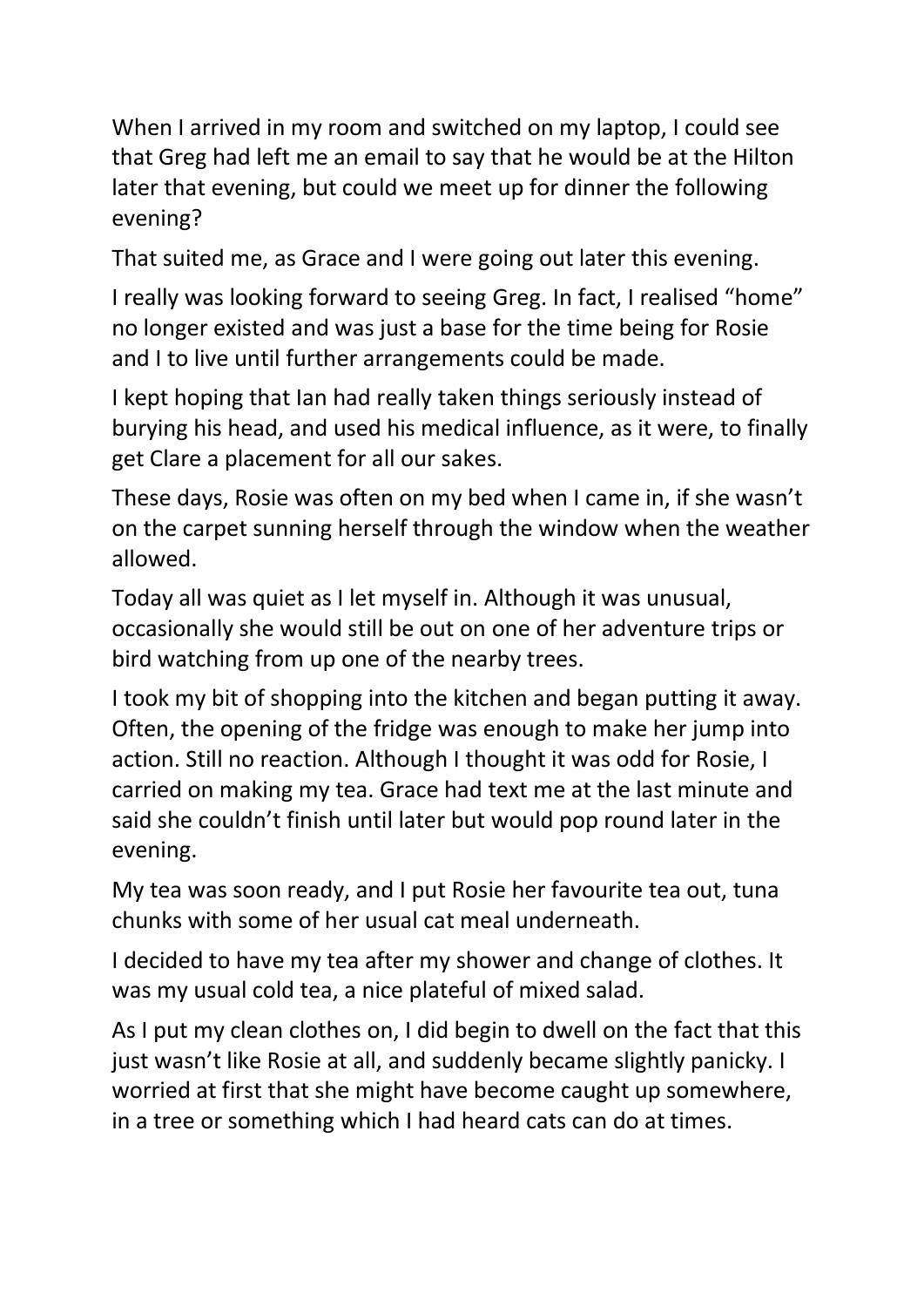When I arrived in my room and switched on my laptop, I could see that Greg had left me an email to say that he would be at the Hilton later that evening, but could we meet up for dinner the following evening?

That suited me, as Grace and I were going out later this evening.

I really was looking forward to seeing Greg. In fact, I realised "home" no longer existed and was just a base for the time being for Rosie and I to live until further arrangements could be made.

I kept hoping that Ian had really taken things seriously instead of burying his head, and used his medical influence, as it were, to finally get Clare a placement for all our sakes.

These days, Rosie was often on my bed when I came in, if she wasn't on the carpet sunning herself through the window when the weather allowed.

Today all was quiet as I let myself in. Although it was unusual, occasionally she would still be out on one of her adventure trips or bird watching from up one of the nearby trees.

I took my bit of shopping into the kitchen and began putting it away. Often, the opening of the fridge was enough to make her jump into action. Still no reaction. Although I thought it was odd for Rosie, I carried on making my tea. Grace had text me at the last minute and said she couldn't finish until later but would pop round later in the evening.

My tea was soon ready, and I put Rosie her favourite tea out, tuna chunks with some of her usual cat meal underneath.

I decided to have my tea after my shower and change of clothes. It was my usual cold tea, a nice plateful of mixed salad.

As I put my clean clothes on, I did begin to dwell on the fact that this just wasn't like Rosie at all, and suddenly became slightly panicky. I worried at first that she might have become caught up somewhere, in a tree or something which I had heard cats can do at times.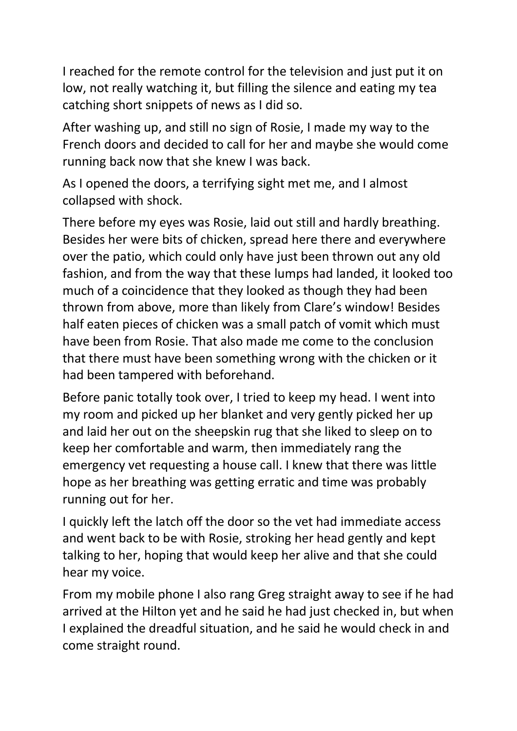I reached for the remote control for the television and just put it on low, not really watching it, but filling the silence and eating my tea catching short snippets of news as I did so.

After washing up, and still no sign of Rosie, I made my way to the French doors and decided to call for her and maybe she would come running back now that she knew I was back.

As I opened the doors, a terrifying sight met me, and I almost collapsed with shock.

There before my eyes was Rosie, laid out still and hardly breathing. Besides her were bits of chicken, spread here there and everywhere over the patio, which could only have just been thrown out any old fashion, and from the way that these lumps had landed, it looked too much of a coincidence that they looked as though they had been thrown from above, more than likely from Clare's window! Besides half eaten pieces of chicken was a small patch of vomit which must have been from Rosie. That also made me come to the conclusion that there must have been something wrong with the chicken or it had been tampered with beforehand.

Before panic totally took over, I tried to keep my head. I went into my room and picked up her blanket and very gently picked her up and laid her out on the sheepskin rug that she liked to sleep on to keep her comfortable and warm, then immediately rang the emergency vet requesting a house call. I knew that there was little hope as her breathing was getting erratic and time was probably running out for her.

I quickly left the latch off the door so the vet had immediate access and went back to be with Rosie, stroking her head gently and kept talking to her, hoping that would keep her alive and that she could hear my voice.

From my mobile phone I also rang Greg straight away to see if he had arrived at the Hilton yet and he said he had just checked in, but when I explained the dreadful situation, and he said he would check in and come straight round.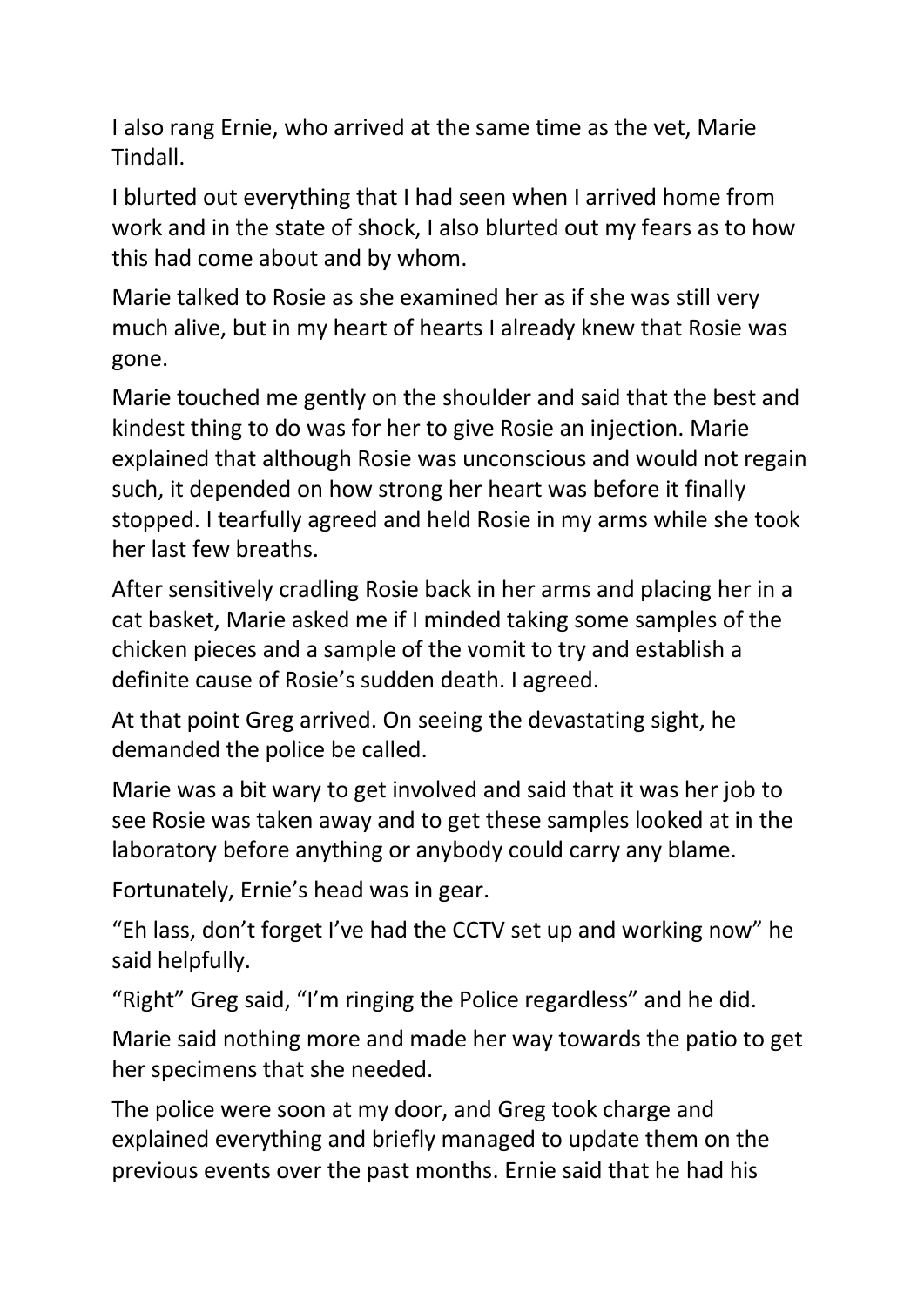I also rang Ernie, who arrived at the same time as the vet, Marie Tindall.

I blurted out everything that I had seen when I arrived home from work and in the state of shock, I also blurted out my fears as to how this had come about and by whom.

Marie talked to Rosie as she examined her as if she was still very much alive, but in my heart of hearts I already knew that Rosie was gone.

Marie touched me gently on the shoulder and said that the best and kindest thing to do was for her to give Rosie an injection. Marie explained that although Rosie was unconscious and would not regain such, it depended on how strong her heart was before it finally stopped. I tearfully agreed and held Rosie in my arms while she took her last few breaths.

After sensitively cradling Rosie back in her arms and placing her in a cat basket, Marie asked me if I minded taking some samples of the chicken pieces and a sample of the vomit to try and establish a definite cause of Rosie's sudden death. I agreed.

At that point Greg arrived. On seeing the devastating sight, he demanded the police be called.

Marie was a bit wary to get involved and said that it was her job to see Rosie was taken away and to get these samples looked at in the laboratory before anything or anybody could carry any blame.

Fortunately, Ernie's head was in gear.

"Eh lass, don't forget I've had the CCTV set up and working now" he said helpfully.

"Right" Greg said, "I'm ringing the Police regardless" and he did.

Marie said nothing more and made her way towards the patio to get her specimens that she needed.

The police were soon at my door, and Greg took charge and explained everything and briefly managed to update them on the previous events over the past months. Ernie said that he had his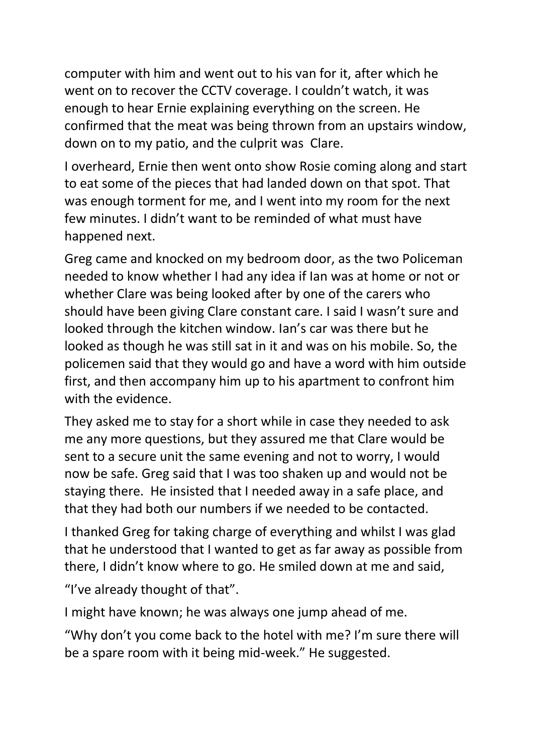computer with him and went out to his van for it, after which he went on to recover the CCTV coverage. I couldn't watch, it was enough to hear Ernie explaining everything on the screen. He confirmed that the meat was being thrown from an upstairs window, down on to my patio, and the culprit was Clare.

I overheard, Ernie then went onto show Rosie coming along and start to eat some of the pieces that had landed down on that spot. That was enough torment for me, and I went into my room for the next few minutes. I didn't want to be reminded of what must have happened next.

Greg came and knocked on my bedroom door, as the two Policeman needed to know whether I had any idea if Ian was at home or not or whether Clare was being looked after by one of the carers who should have been giving Clare constant care. I said I wasn't sure and looked through the kitchen window. Ian's car was there but he looked as though he was still sat in it and was on his mobile. So, the policemen said that they would go and have a word with him outside first, and then accompany him up to his apartment to confront him with the evidence.

They asked me to stay for a short while in case they needed to ask me any more questions, but they assured me that Clare would be sent to a secure unit the same evening and not to worry, I would now be safe. Greg said that I was too shaken up and would not be staying there. He insisted that I needed away in a safe place, and that they had both our numbers if we needed to be contacted.

I thanked Greg for taking charge of everything and whilst I was glad that he understood that I wanted to get as far away as possible from there, I didn't know where to go. He smiled down at me and said,

"I've already thought of that".

I might have known; he was always one jump ahead of me.

"Why don't you come back to the hotel with me? I'm sure there will be a spare room with it being mid-week." He suggested.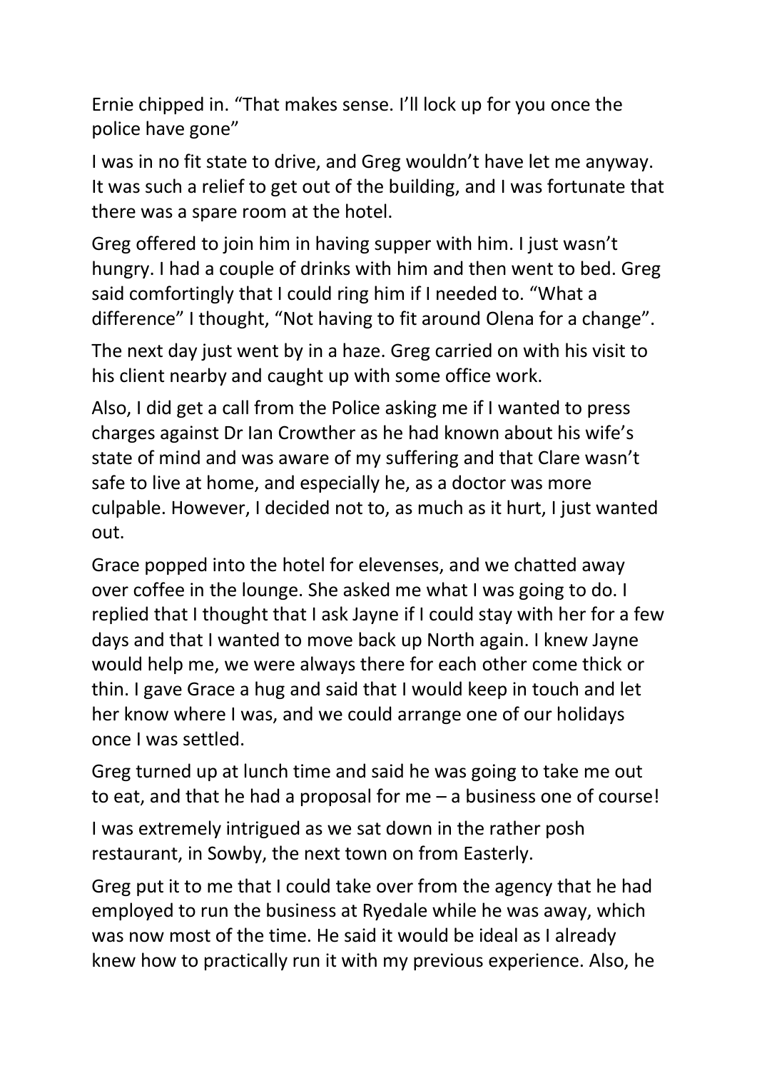Ernie chipped in. “That makes sense. I’ll lock up for you once the police have gone”

I was in no fit state to drive, and Greg wouldn’t have let me anyway. It was such a relief to get out of the building, and I was fortunate that there was a spare room at the hotel.

Greg offered to join him in having supper with him. I just wasn’t hungry. I had a couple of drinks with him and then went to bed. Greg said comfortingly that I could ring him if I needed to. “What a difference” I thought, “Not having to fit around Olena for a change”.

The next day just went by in a haze. Greg carried on with his visit to his client nearby and caught up with some office work.

Also, I did get a call from the Police asking me if I wanted to press charges against Dr Ian Crowther as he had known about his wife’s state of mind and was aware of my suffering and that Clare wasn’t safe to live at home, and especially he, as a doctor was more culpable. However, I decided not to, as much as it hurt, I just wanted out.

Grace popped into the hotel for elevenses, and we chatted away over coffee in the lounge. She asked me what I was going to do. I replied that I thought that I ask Jayne if I could stay with her for a few days and that I wanted to move back up North again. I knew Jayne would help me, we were always there for each other come thick or thin. I gave Grace a hug and said that I would keep in touch and let her know where I was, and we could arrange one of our holidays once I was settled.

Greg turned up at lunch time and said he was going to take me out to eat, and that he had a proposal for me – a business one of course!

I was extremely intrigued as we sat down in the rather posh restaurant, in Sowby, the next town on from Easterly.

Greg put it to me that I could take over from the agency that he had employed to run the business at Ryedale while he was away, which was now most of the time. He said it would be ideal as I already knew how to practically run it with my previous experience. Also, he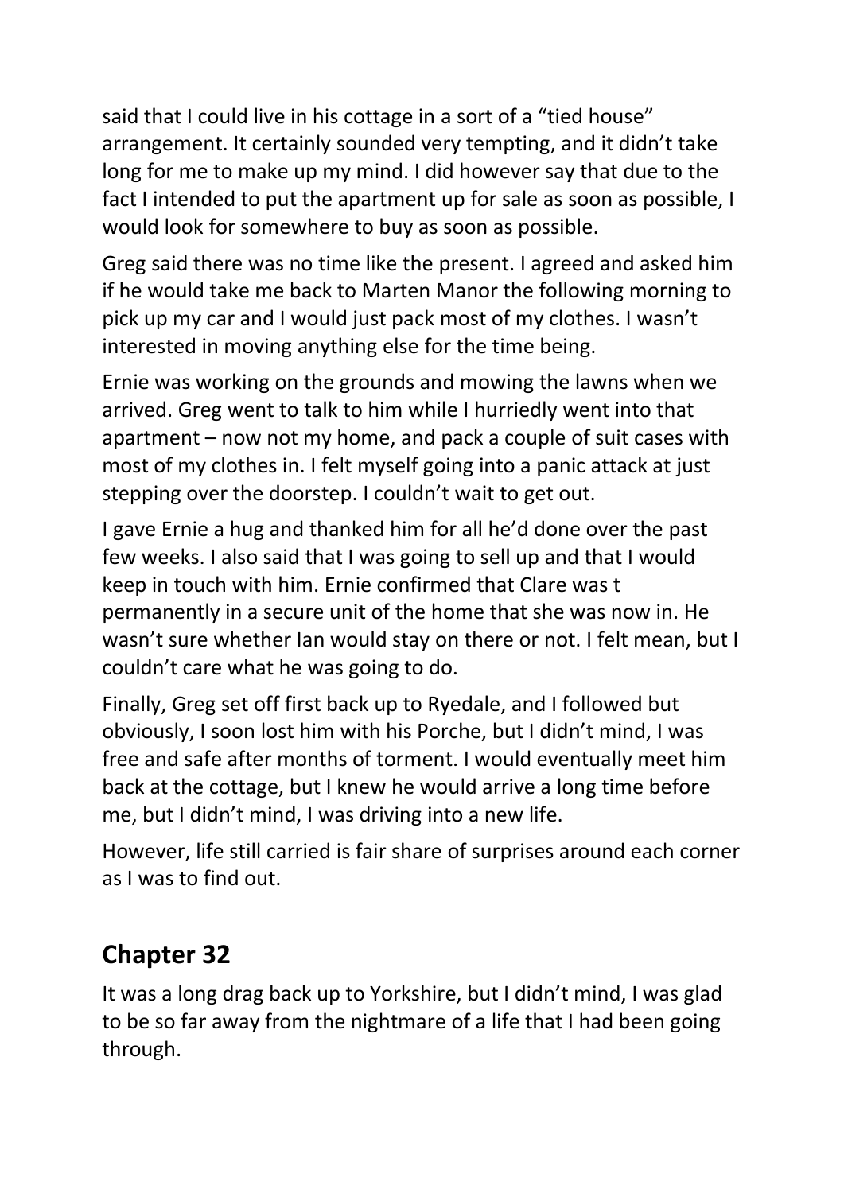said that I could live in his cottage in a sort of a "tied house" arrangement. It certainly sounded very tempting, and it didn't take long for me to make up my mind. I did however say that due to the fact I intended to put the apartment up for sale as soon as possible, I would look for somewhere to buy as soon as possible.

Greg said there was no time like the present. I agreed and asked him if he would take me back to Marten Manor the following morning to pick up my car and I would just pack most of my clothes. I wasn't interested in moving anything else for the time being.

Ernie was working on the grounds and mowing the lawns when we arrived. Greg went to talk to him while I hurriedly went into that apartment – now not my home, and pack a couple of suit cases with most of my clothes in. I felt myself going into a panic attack at just stepping over the doorstep. I couldn't wait to get out.

I gave Ernie a hug and thanked him for all he'd done over the past few weeks. I also said that I was going to sell up and that I would keep in touch with him. Ernie confirmed that Clare was t permanently in a secure unit of the home that she was now in. He wasn't sure whether Ian would stay on there or not. I felt mean, but I couldn't care what he was going to do.

Finally, Greg set off first back up to Ryedale, and I followed but obviously, I soon lost him with his Porche, but I didn't mind, I was free and safe after months of torment. I would eventually meet him back at the cottage, but I knew he would arrive a long time before me, but I didn't mind, I was driving into a new life.

However, life still carried is fair share of surprises around each corner as I was to find out.

## Chapter 32

It was a long drag back up to Yorkshire, but I didn't mind, I was glad to be so far away from the nightmare of a life that I had been going through.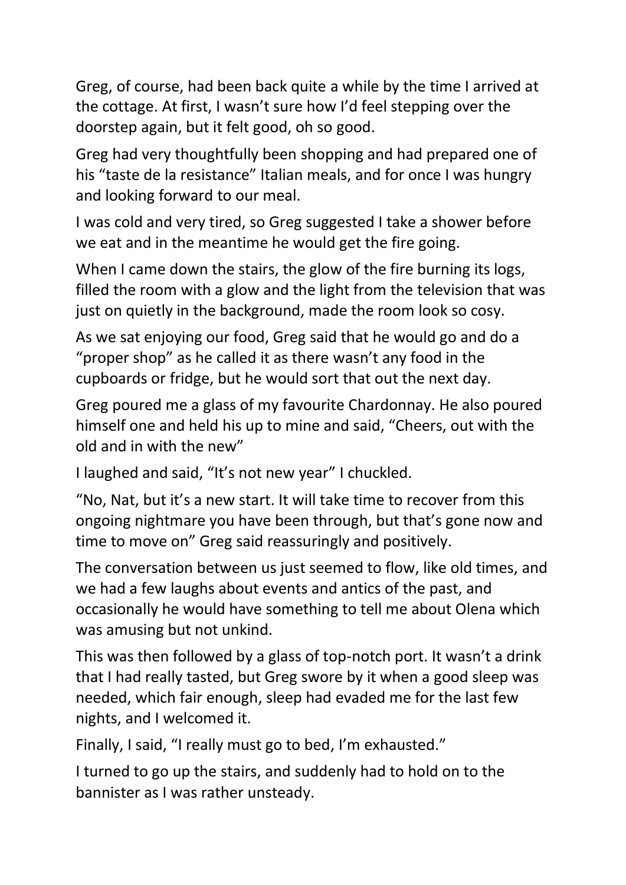Greg, of course, had been back quite a while by the time I arrived at the cottage. At first, I wasn't sure how I'd feel stepping over the doorstep again, but it felt good, oh so good.

Greg had very thoughtfully been shopping and had prepared one of his "taste de la resistance" Italian meals, and for once I was hungry and looking forward to our meal.

I was cold and very tired, so Greg suggested I take a shower before we eat and in the meantime he would get the fire going.

When I came down the stairs, the glow of the fire burning its logs, filled the room with a glow and the light from the television that was just on quietly in the background, made the room look so cosy.

As we sat enjoying our food, Greg said that he would go and do a "proper shop" as he called it as there wasn't any food in the cupboards or fridge, but he would sort that out the next day.

Greg poured me a glass of my favourite Chardonnay. He also poured himself one and held his up to mine and said, "Cheers, out with the old and in with the new"

I laughed and said, "It's not new year" I chuckled.

"No, Nat, but it's a new start. It will take time to recover from this ongoing nightmare you have been through, but that's gone now and time to move on" Greg said reassuringly and positively.

The conversation between us just seemed to flow, like old times, and we had a few laughs about events and antics of the past, and occasionally he would have something to tell me about Olena which was amusing but not unkind.

This was then followed by a glass of top-notch port. It wasn't a drink that I had really tasted, but Greg swore by it when a good sleep was needed, which fair enough, sleep had evaded me for the last few nights, and I welcomed it.

Finally, I said, "I really must go to bed, I'm exhausted."

I turned to go up the stairs, and suddenly had to hold on to the bannister as I was rather unsteady.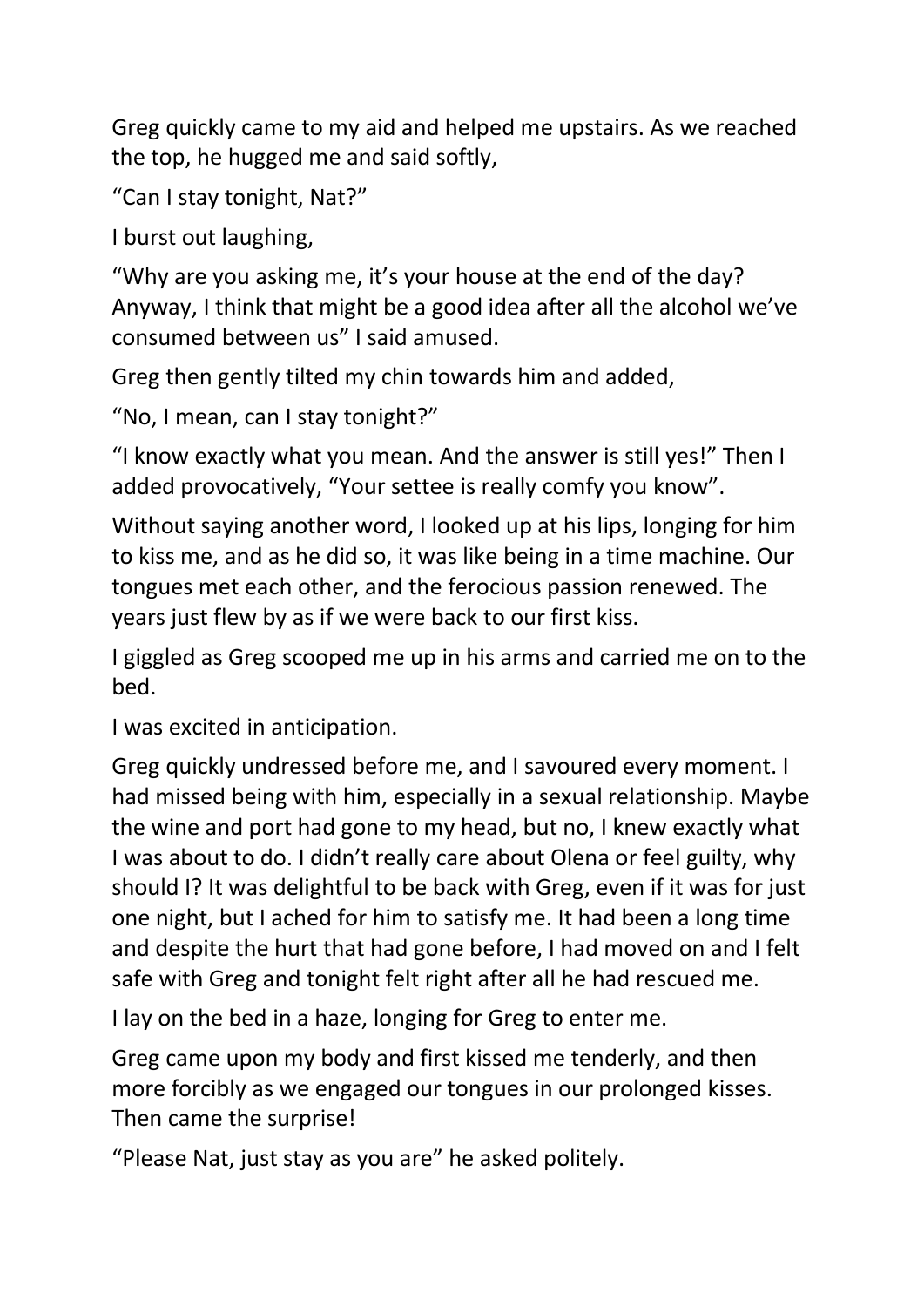Greg quickly came to my aid and helped me upstairs. As we reached the top, he hugged me and said softly,

“Can I stay tonight, Nat?”

I burst out laughing,

“Why are you asking me, it’s your house at the end of the day? Anyway, I think that might be a good idea after all the alcohol we’ve consumed between us” I said amused.

Greg then gently tilted my chin towards him and added,

“No, I mean, can I stay tonight?”

“I know exactly what you mean. And the answer is still yes!” Then I added provocatively, “Your settee is really comfy you know”.

Without saying another word, I looked up at his lips, longing for him to kiss me, and as he did so, it was like being in a time machine. Our tongues met each other, and the ferocious passion renewed. The years just flew by as if we were back to our first kiss.

I giggled as Greg scooped me up in his arms and carried me on to the bed.

I was excited in anticipation.

Greg quickly undressed before me, and I savoured every moment. I had missed being with him, especially in a sexual relationship. Maybe the wine and port had gone to my head, but no, I knew exactly what I was about to do. I didn’t really care about Olena or feel guilty, why should I? It was delightful to be back with Greg, even if it was for just one night, but I ached for him to satisfy me. It had been a long time and despite the hurt that had gone before, I had moved on and I felt safe with Greg and tonight felt right after all he had rescued me.

I lay on the bed in a haze, longing for Greg to enter me.

Greg came upon my body and first kissed me tenderly, and then more forcibly as we engaged our tongues in our prolonged kisses. Then came the surprise!

“Please Nat, just stay as you are” he asked politely.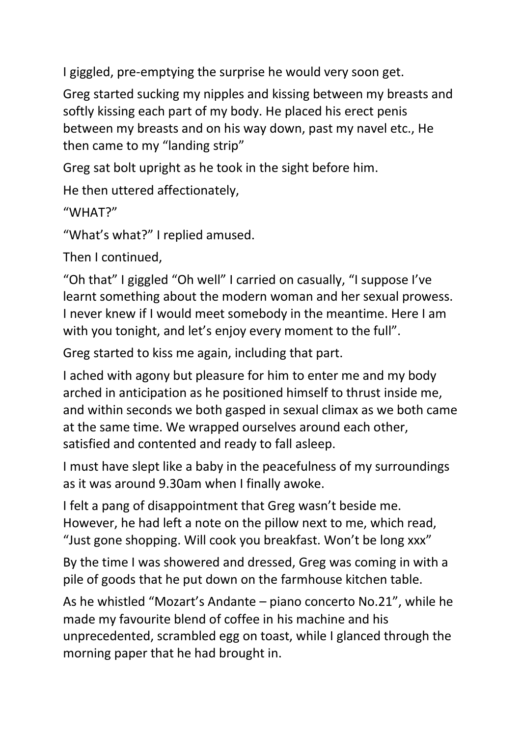I giggled, pre-emptying the surprise he would very soon get.

Greg started sucking my nipples and kissing between my breasts and softly kissing each part of my body. He placed his erect penis between my breasts and on his way down, past my navel etc., He then came to my "landing strip"

Greg sat bolt upright as he took in the sight before him.

He then uttered affectionately,

"WHAT?"

"What's what?" I replied amused.

Then I continued,

"Oh that" I giggled "Oh well" I carried on casually, "I suppose I've learnt something about the modern woman and her sexual prowess. I never knew if I would meet somebody in the meantime. Here I am with you tonight, and let's enjoy every moment to the full".

Greg started to kiss me again, including that part.

I ached with agony but pleasure for him to enter me and my body arched in anticipation as he positioned himself to thrust inside me, and within seconds we both gasped in sexual climax as we both came at the same time. We wrapped ourselves around each other, satisfied and contented and ready to fall asleep.

I must have slept like a baby in the peacefulness of my surroundings as it was around 9.30am when I finally awoke.

I felt a pang of disappointment that Greg wasn't beside me. However, he had left a note on the pillow next to me, which read, "Just gone shopping. Will cook you breakfast. Won't be long xxx"

By the time I was showered and dressed, Greg was coming in with a pile of goods that he put down on the farmhouse kitchen table.

As he whistled "Mozart's Andante – piano concerto No.21", while he made my favourite blend of coffee in his machine and his unprecedented, scrambled egg on toast, while I glanced through the morning paper that he had brought in.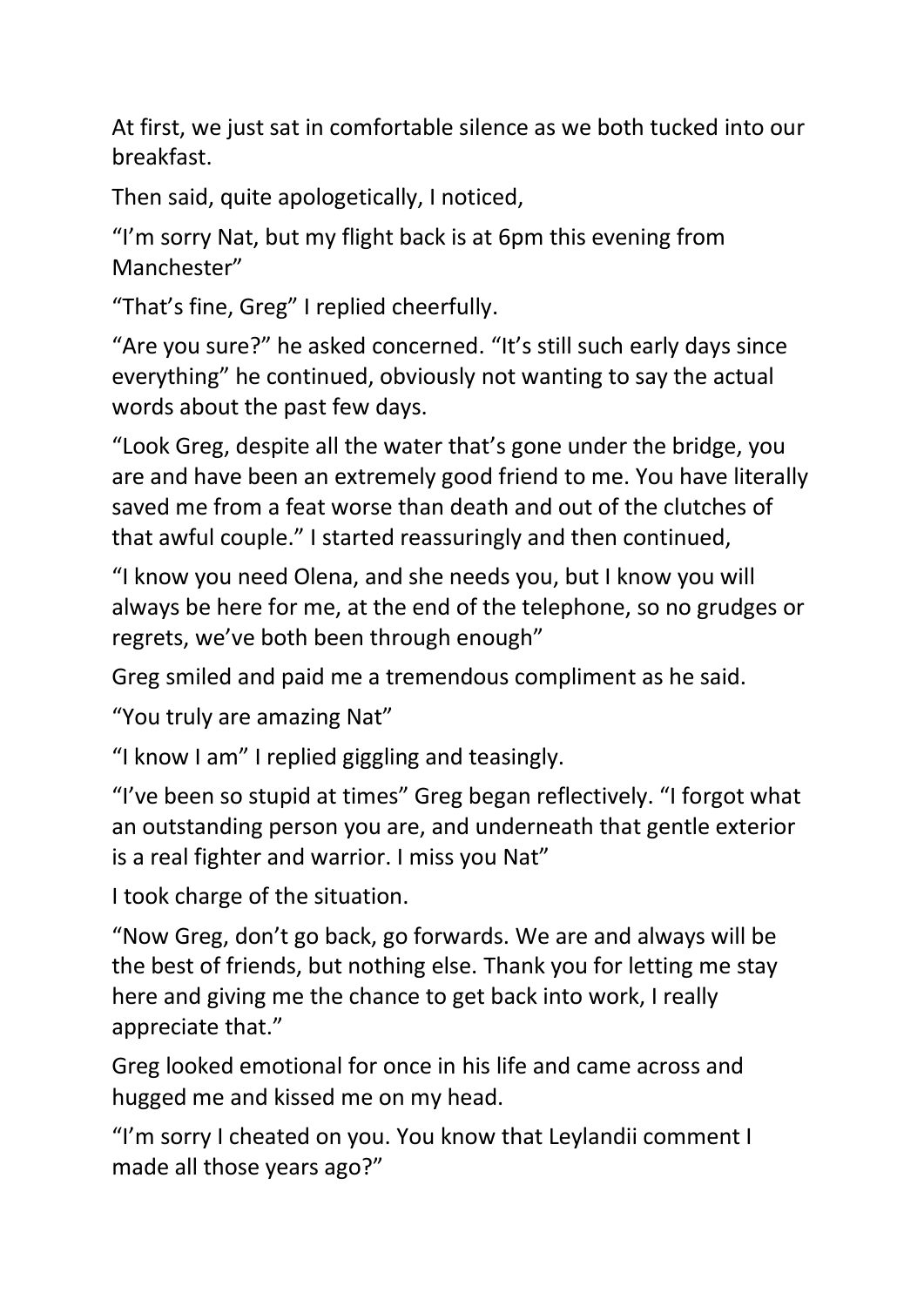At first, we just sat in comfortable silence as we both tucked into our breakfast.

Then said, quite apologetically, I noticed,

“I’m sorry Nat, but my flight back is at 6pm this evening from Manchester”

“That’s fine, Greg” I replied cheerfully.

“Are you sure?” he asked concerned. “It’s still such early days since everything” he continued, obviously not wanting to say the actual words about the past few days.

“Look Greg, despite all the water that’s gone under the bridge, you are and have been an extremely good friend to me. You have literally saved me from a feat worse than death and out of the clutches of that awful couple.” I started reassuringly and then continued,

“I know you need Olena, and she needs you, but I know you will always be here for me, at the end of the telephone, so no grudges or regrets, we’ve both been through enough”

Greg smiled and paid me a tremendous compliment as he said.

“You truly are amazing Nat”

“I know I am” I replied giggling and teasingly.

“I’ve been so stupid at times” Greg began reflectively. “I forgot what an outstanding person you are, and underneath that gentle exterior is a real fighter and warrior. I miss you Nat”

I took charge of the situation.

“Now Greg, don’t go back, go forwards. We are and always will be the best of friends, but nothing else. Thank you for letting me stay here and giving me the chance to get back into work, I really appreciate that.”

Greg looked emotional for once in his life and came across and hugged me and kissed me on my head.

“I’m sorry I cheated on you. You know that Leylandii comment I made all those years ago?”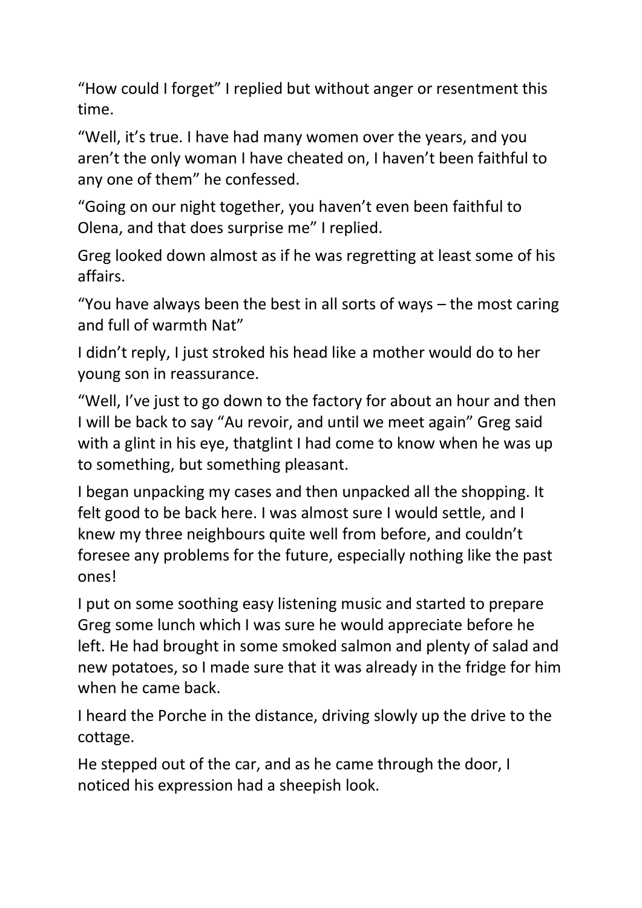“How could I forget” I replied but without anger or resentment this time.

“Well, it’s true. I have had many women over the years, and you aren’t the only woman I have cheated on, I haven’t been faithful to any one of them” he confessed.

“Going on our night together, you haven’t even been faithful to Olena, and that does surprise me” I replied.

Greg looked down almost as if he was regretting at least some of his affairs.

“You have always been the best in all sorts of ways – the most caring and full of warmth Nat”

I didn’t reply, I just stroked his head like a mother would do to her young son in reassurance.

“Well, I’ve just to go down to the factory for about an hour and then I will be back to say “Au revoir, and until we meet again” Greg said with a glint in his eye, thatglint I had come to know when he was up to something, but something pleasant.

I began unpacking my cases and then unpacked all the shopping. It felt good to be back here. I was almost sure I would settle, and I knew my three neighbours quite well from before, and couldn’t foresee any problems for the future, especially nothing like the past ones!

I put on some soothing easy listening music and started to prepare Greg some lunch which I was sure he would appreciate before he left. He had brought in some smoked salmon and plenty of salad and new potatoes, so I made sure that it was already in the fridge for him when he came back.

I heard the Porche in the distance, driving slowly up the drive to the cottage.

He stepped out of the car, and as he came through the door, I noticed his expression had a sheepish look.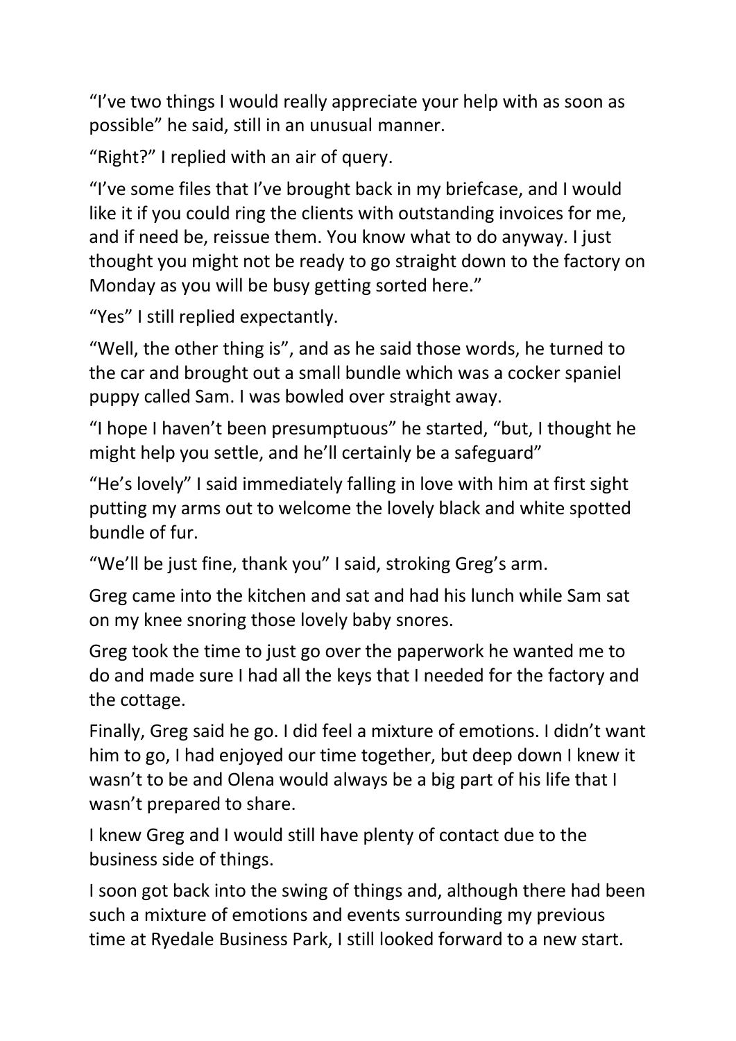“I’ve two things I would really appreciate your help with as soon as possible” he said, still in an unusual manner.

“Right?” I replied with an air of query.

“I’ve some files that I’ve brought back in my briefcase, and I would like it if you could ring the clients with outstanding invoices for me, and if need be, reissue them. You know what to do anyway. I just thought you might not be ready to go straight down to the factory on Monday as you will be busy getting sorted here.”

“Yes” I still replied expectantly.

“Well, the other thing is”, and as he said those words, he turned to the car and brought out a small bundle which was a cocker spaniel puppy called Sam. I was bowled over straight away.

“I hope I haven’t been presumptuous” he started, “but, I thought he might help you settle, and he’ll certainly be a safeguard”

“He’s lovely” I said immediately falling in love with him at first sight putting my arms out to welcome the lovely black and white spotted bundle of fur.

“We’ll be just fine, thank you” I said, stroking Greg’s arm.

Greg came into the kitchen and sat and had his lunch while Sam sat on my knee snoring those lovely baby snores.

Greg took the time to just go over the paperwork he wanted me to do and made sure I had all the keys that I needed for the factory and the cottage.

Finally, Greg said he go. I did feel a mixture of emotions. I didn’t want him to go, I had enjoyed our time together, but deep down I knew it wasn’t to be and Olena would always be a big part of his life that I wasn’t prepared to share.

I knew Greg and I would still have plenty of contact due to the business side of things.

I soon got back into the swing of things and, although there had been such a mixture of emotions and events surrounding my previous time at Ryedale Business Park, I still looked forward to a new start.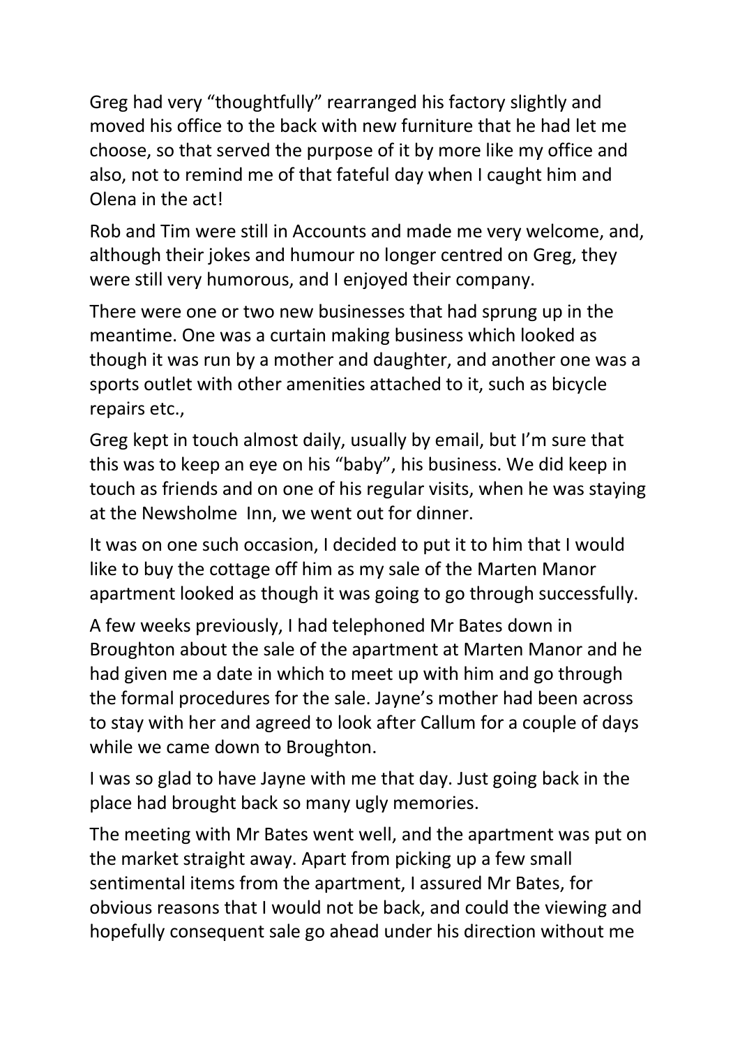Greg had very "thoughtfully" rearranged his factory slightly and moved his office to the back with new furniture that he had let me choose, so that served the purpose of it by more like my office and also, not to remind me of that fateful day when I caught him and Olena in the act!

Rob and Tim were still in Accounts and made me very welcome, and, although their jokes and humour no longer centred on Greg, they were still very humorous, and I enjoyed their company.

There were one or two new businesses that had sprung up in the meantime. One was a curtain making business which looked as though it was run by a mother and daughter, and another one was a sports outlet with other amenities attached to it, such as bicycle repairs etc.,

Greg kept in touch almost daily, usually by email, but I'm sure that this was to keep an eye on his "baby", his business. We did keep in touch as friends and on one of his regular visits, when he was staying at the Newsholme Inn, we went out for dinner.

It was on one such occasion, I decided to put it to him that I would like to buy the cottage off him as my sale of the Marten Manor apartment looked as though it was going to go through successfully.

A few weeks previously, I had telephoned Mr Bates down in Broughton about the sale of the apartment at Marten Manor and he had given me a date in which to meet up with him and go through the formal procedures for the sale. Jayne's mother had been across to stay with her and agreed to look after Callum for a couple of days while we came down to Broughton.

I was so glad to have Jayne with me that day. Just going back in the place had brought back so many ugly memories.

The meeting with Mr Bates went well, and the apartment was put on the market straight away. Apart from picking up a few small sentimental items from the apartment, I assured Mr Bates, for obvious reasons that I would not be back, and could the viewing and hopefully consequent sale go ahead under his direction without me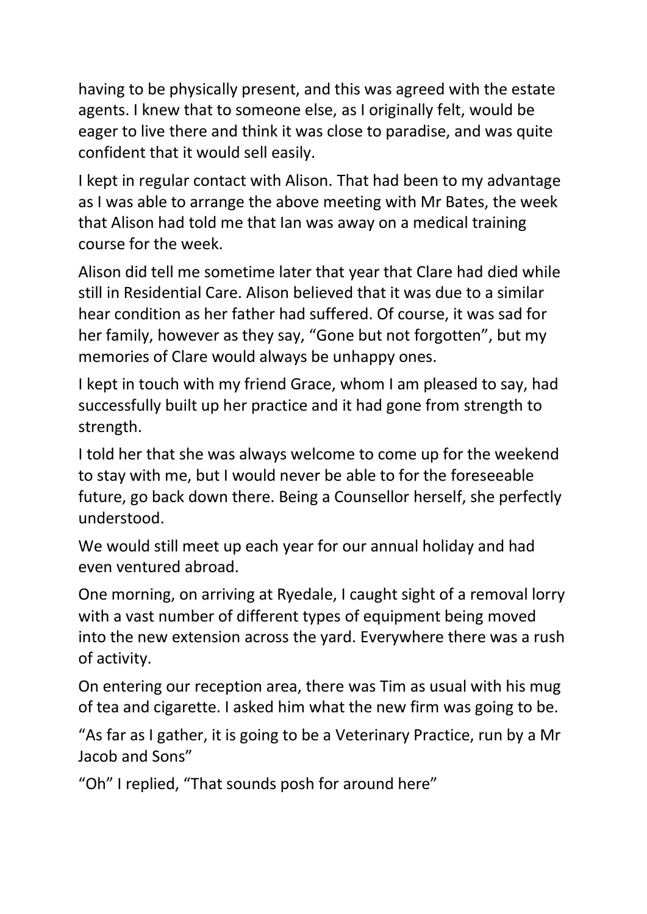having to be physically present, and this was agreed with the estate agents. I knew that to someone else, as I originally felt, would be eager to live there and think it was close to paradise, and was quite confident that it would sell easily.

I kept in regular contact with Alison. That had been to my advantage as I was able to arrange the above meeting with Mr Bates, the week that Alison had told me that Ian was away on a medical training course for the week.

Alison did tell me sometime later that year that Clare had died while still in Residential Care. Alison believed that it was due to a similar hear condition as her father had suffered. Of course, it was sad for her family, however as they say, "Gone but not forgotten", but my memories of Clare would always be unhappy ones.

I kept in touch with my friend Grace, whom I am pleased to say, had successfully built up her practice and it had gone from strength to strength.

I told her that she was always welcome to come up for the weekend to stay with me, but I would never be able to for the foreseeable future, go back down there. Being a Counsellor herself, she perfectly understood.

We would still meet up each year for our annual holiday and had even ventured abroad.

One morning, on arriving at Ryedale, I caught sight of a removal lorry with a vast number of different types of equipment being moved into the new extension across the yard. Everywhere there was a rush of activity.

On entering our reception area, there was Tim as usual with his mug of tea and cigarette. I asked him what the new firm was going to be.

"As far as I gather, it is going to be a Veterinary Practice, run by a Mr Jacob and Sons"

"Oh" I replied, "That sounds posh for around here"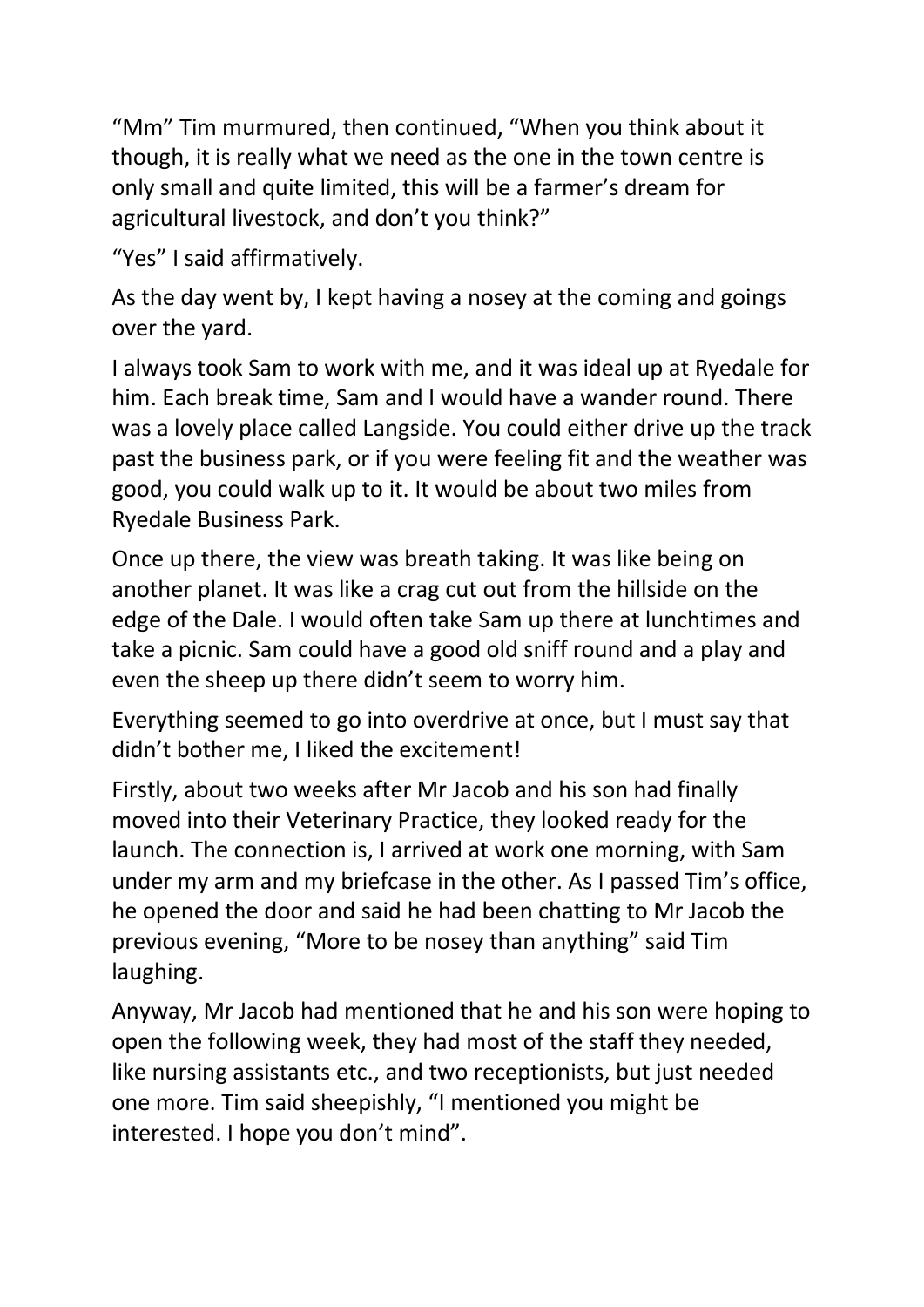“Mm” Tim murmured, then continued, “When you think about it though, it is really what we need as the one in the town centre is only small and quite limited, this will be a farmer’s dream for agricultural livestock, and don’t you think?”

“Yes” I said affirmatively.

As the day went by, I kept having a nosey at the coming and goings over the yard.

I always took Sam to work with me, and it was ideal up at Ryedale for him. Each break time, Sam and I would have a wander round. There was a lovely place called Langside. You could either drive up the track past the business park, or if you were feeling fit and the weather was good, you could walk up to it. It would be about two miles from Ryedale Business Park.

Once up there, the view was breath taking. It was like being on another planet. It was like a crag cut out from the hillside on the edge of the Dale. I would often take Sam up there at lunchtimes and take a picnic. Sam could have a good old sniff round and a play and even the sheep up there didn’t seem to worry him.

Everything seemed to go into overdrive at once, but I must say that didn’t bother me, I liked the excitement!

Firstly, about two weeks after Mr Jacob and his son had finally moved into their Veterinary Practice, they looked ready for the launch. The connection is, I arrived at work one morning, with Sam under my arm and my briefcase in the other. As I passed Tim’s office, he opened the door and said he had been chatting to Mr Jacob the previous evening, “More to be nosey than anything” said Tim laughing.

Anyway, Mr Jacob had mentioned that he and his son were hoping to open the following week, they had most of the staff they needed, like nursing assistants etc., and two receptionists, but just needed one more. Tim said sheepishly, “I mentioned you might be interested. I hope you don’t mind”.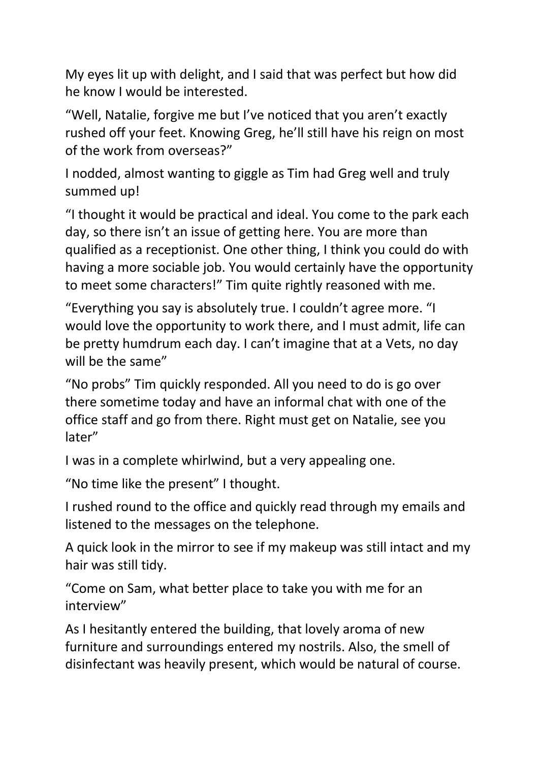My eyes lit up with delight, and I said that was perfect but how did he know I would be interested.

“Well, Natalie, forgive me but I’ve noticed that you aren’t exactly rushed off your feet. Knowing Greg, he’ll still have his reign on most of the work from overseas?”

I nodded, almost wanting to giggle as Tim had Greg well and truly summed up!

“I thought it would be practical and ideal. You come to the park each day, so there isn’t an issue of getting here. You are more than qualified as a receptionist. One other thing, I think you could do with having a more sociable job. You would certainly have the opportunity to meet some characters!” Tim quite rightly reasoned with me.

“Everything you say is absolutely true. I couldn’t agree more. “I would love the opportunity to work there, and I must admit, life can be pretty humdrum each day. I can’t imagine that at a Vets, no day will be the same”

“No probs” Tim quickly responded. All you need to do is go over there sometime today and have an informal chat with one of the office staff and go from there. Right must get on Natalie, see you later”

I was in a complete whirlwind, but a very appealing one.

“No time like the present” I thought.

I rushed round to the office and quickly read through my emails and listened to the messages on the telephone.

A quick look in the mirror to see if my makeup was still intact and my hair was still tidy.

“Come on Sam, what better place to take you with me for an interview”

As I hesitantly entered the building, that lovely aroma of new furniture and surroundings entered my nostrils. Also, the smell of disinfectant was heavily present, which would be natural of course.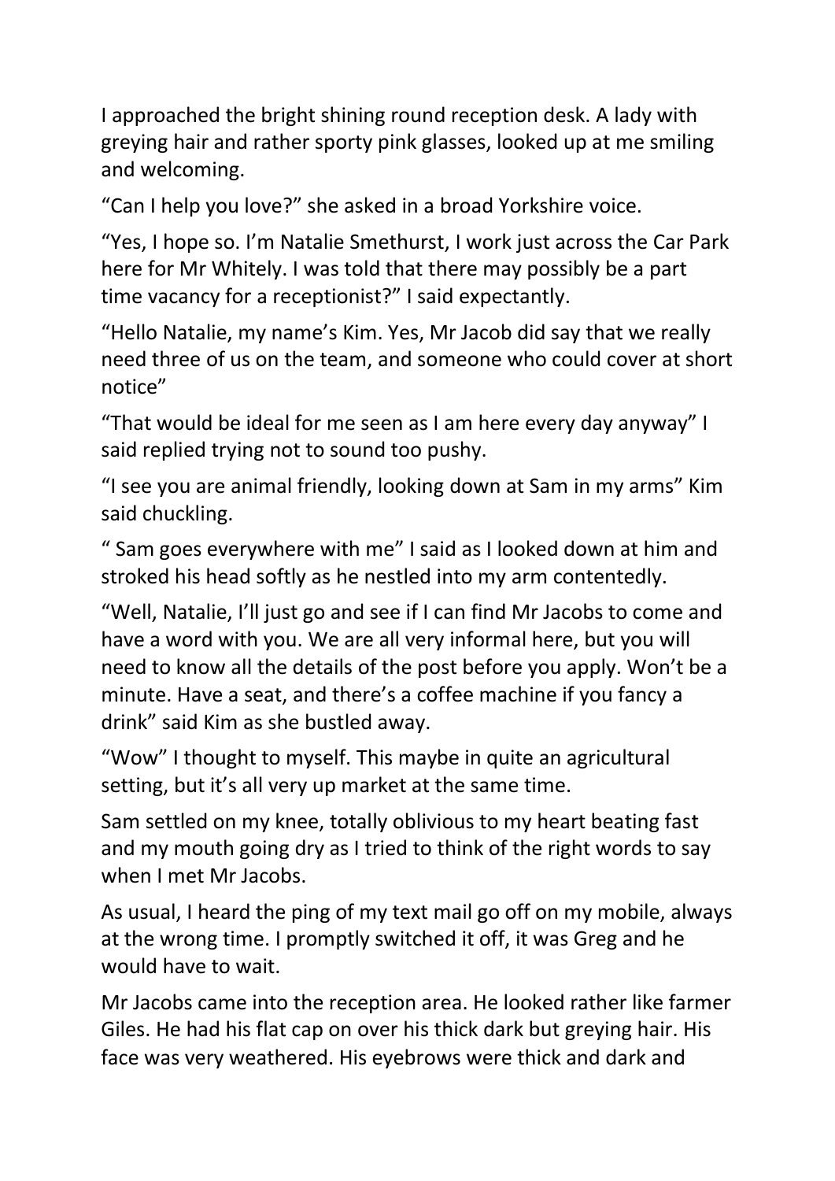I approached the bright shining round reception desk. A lady with greying hair and rather sporty pink glasses, looked up at me smiling and welcoming.

"Can I help you love?" she asked in a broad Yorkshire voice.

"Yes, I hope so. I'm Natalie Smethurst, I work just across the Car Park here for Mr Whitely. I was told that there may possibly be a part time vacancy for a receptionist?" I said expectantly.

"Hello Natalie, my name's Kim. Yes, Mr Jacob did say that we really need three of us on the team, and someone who could cover at short notice"

"That would be ideal for me seen as I am here every day anyway" I said replied trying not to sound too pushy.

"I see you are animal friendly, looking down at Sam in my arms" Kim said chuckling.

" Sam goes everywhere with me" I said as I looked down at him and stroked his head softly as he nestled into my arm contentedly.

"Well, Natalie, I'll just go and see if I can find Mr Jacobs to come and have a word with you. We are all very informal here, but you will need to know all the details of the post before you apply. Won't be a minute. Have a seat, and there's a coffee machine if you fancy a drink" said Kim as she bustled away.

"Wow" I thought to myself. This maybe in quite an agricultural setting, but it's all very up market at the same time.

Sam settled on my knee, totally oblivious to my heart beating fast and my mouth going dry as I tried to think of the right words to say when I met Mr Jacobs.

As usual, I heard the ping of my text mail go off on my mobile, always at the wrong time. I promptly switched it off, it was Greg and he would have to wait.

Mr Jacobs came into the reception area. He looked rather like farmer Giles. He had his flat cap on over his thick dark but greying hair. His face was very weathered. His eyebrows were thick and dark and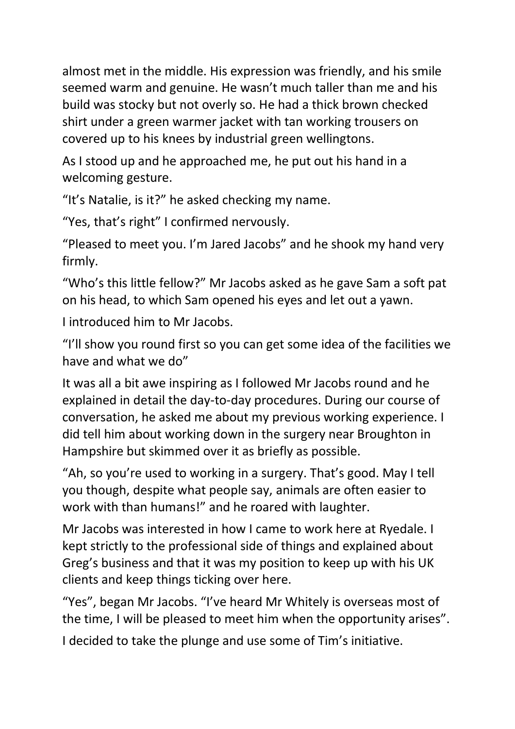almost met in the middle. His expression was friendly, and his smile seemed warm and genuine. He wasn't much taller than me and his build was stocky but not overly so. He had a thick brown checked shirt under a green warmer jacket with tan working trousers on covered up to his knees by industrial green wellingtons.

As I stood up and he approached me, he put out his hand in a welcoming gesture.

"It's Natalie, is it?" he asked checking my name.

"Yes, that's right" I confirmed nervously.

"Pleased to meet you. I'm Jared Jacobs" and he shook my hand very firmly.

"Who's this little fellow?" Mr Jacobs asked as he gave Sam a soft pat on his head, to which Sam opened his eyes and let out a yawn.

I introduced him to Mr Jacobs.

"I'll show you round first so you can get some idea of the facilities we have and what we do"

It was all a bit awe inspiring as I followed Mr Jacobs round and he explained in detail the day-to-day procedures. During our course of conversation, he asked me about my previous working experience. I did tell him about working down in the surgery near Broughton in Hampshire but skimmed over it as briefly as possible.

"Ah, so you're used to working in a surgery. That's good. May I tell you though, despite what people say, animals are often easier to work with than humans!" and he roared with laughter.

Mr Jacobs was interested in how I came to work here at Ryedale. I kept strictly to the professional side of things and explained about Greg's business and that it was my position to keep up with his UK clients and keep things ticking over here.

"Yes", began Mr Jacobs. "I've heard Mr Whitely is overseas most of the time, I will be pleased to meet him when the opportunity arises".

I decided to take the plunge and use some of Tim's initiative.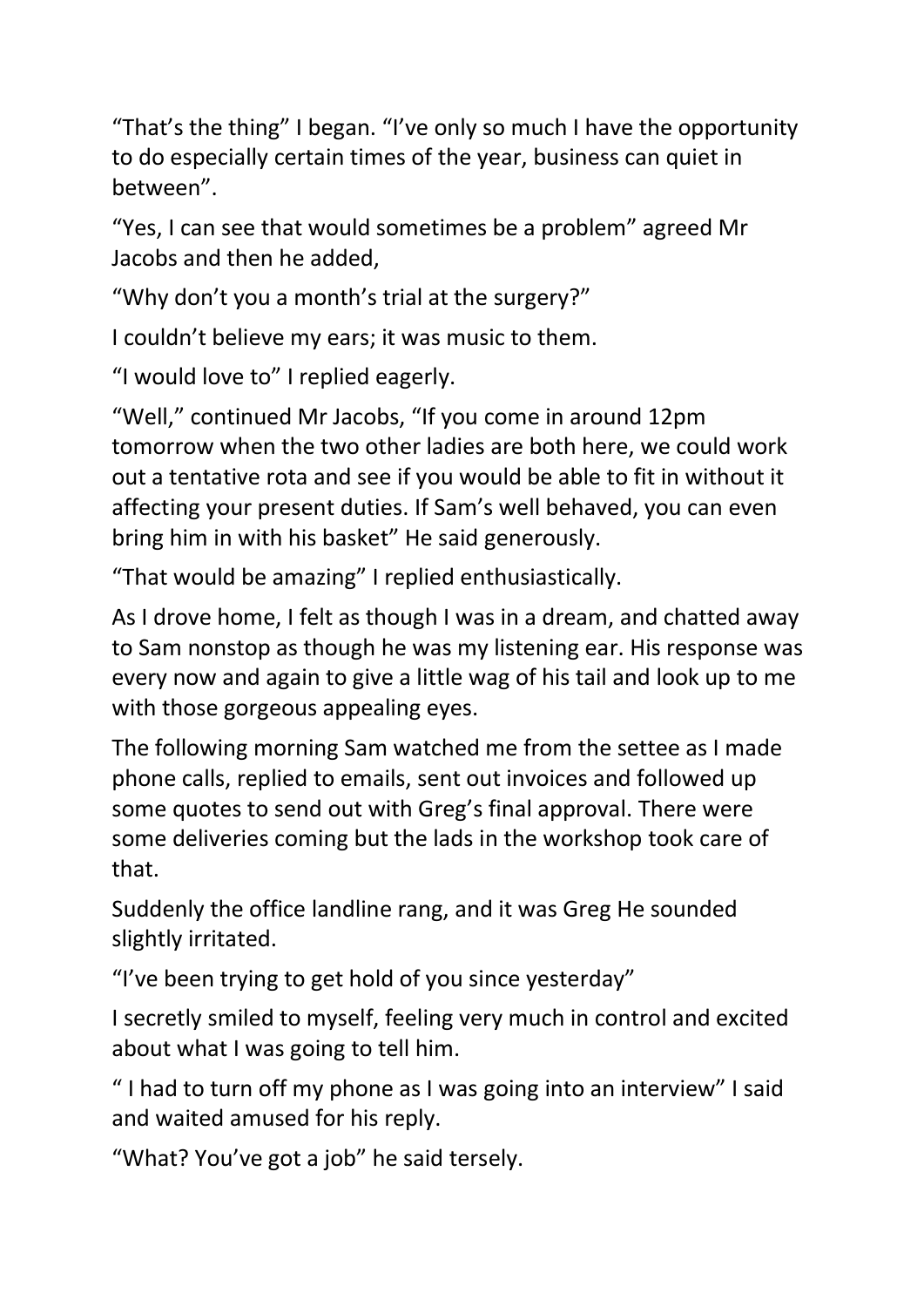“That’s the thing” I began. “I’ve only so much I have the opportunity to do especially certain times of the year, business can quiet in between”.

“Yes, I can see that would sometimes be a problem” agreed Mr Jacobs and then he added,

“Why don’t you a month’s trial at the surgery?”

I couldn’t believe my ears; it was music to them.

“I would love to” I replied eagerly.

“Well,” continued Mr Jacobs, “If you come in around 12pm tomorrow when the two other ladies are both here, we could work out a tentative rota and see if you would be able to fit in without it affecting your present duties. If Sam’s well behaved, you can even bring him in with his basket” He said generously.

“That would be amazing” I replied enthusiastically.

As I drove home, I felt as though I was in a dream, and chatted away to Sam nonstop as though he was my listening ear. His response was every now and again to give a little wag of his tail and look up to me with those gorgeous appealing eyes.

The following morning Sam watched me from the settee as I made phone calls, replied to emails, sent out invoices and followed up some quotes to send out with Greg’s final approval. There were some deliveries coming but the lads in the workshop took care of that.

Suddenly the office landline rang, and it was Greg He sounded slightly irritated.

“I’ve been trying to get hold of you since yesterday”

I secretly smiled to myself, feeling very much in control and excited about what I was going to tell him.

“ I had to turn off my phone as I was going into an interview” I said and waited amused for his reply.

“What? You’ve got a job” he said tersely.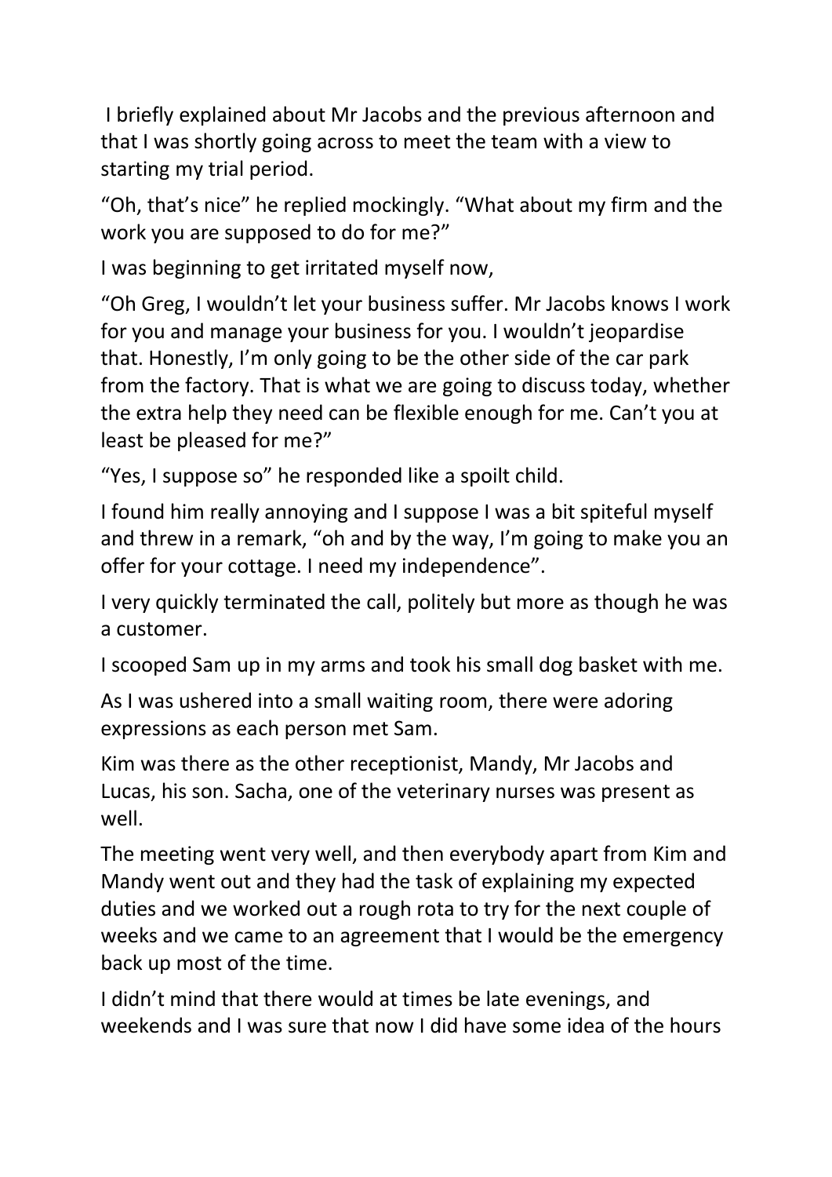I briefly explained about Mr Jacobs and the previous afternoon and that I was shortly going across to meet the team with a view to starting my trial period.

“Oh, that’s nice” he replied mockingly. “What about my firm and the work you are supposed to do for me?”

I was beginning to get irritated myself now,

“Oh Greg, I wouldn’t let your business suffer. Mr Jacobs knows I work for you and manage your business for you. I wouldn’t jeopardise that. Honestly, I’m only going to be the other side of the car park from the factory. That is what we are going to discuss today, whether the extra help they need can be flexible enough for me. Can’t you at least be pleased for me?”

“Yes, I suppose so” he responded like a spoilt child.

I found him really annoying and I suppose I was a bit spiteful myself and threw in a remark, “oh and by the way, I’m going to make you an offer for your cottage. I need my independence”.

I very quickly terminated the call, politely but more as though he was a customer.

I scooped Sam up in my arms and took his small dog basket with me.

As I was ushered into a small waiting room, there were adoring expressions as each person met Sam.

Kim was there as the other receptionist, Mandy, Mr Jacobs and Lucas, his son. Sacha, one of the veterinary nurses was present as well.

The meeting went very well, and then everybody apart from Kim and Mandy went out and they had the task of explaining my expected duties and we worked out a rough rota to try for the next couple of weeks and we came to an agreement that I would be the emergency back up most of the time.

I didn’t mind that there would at times be late evenings, and weekends and I was sure that now I did have some idea of the hours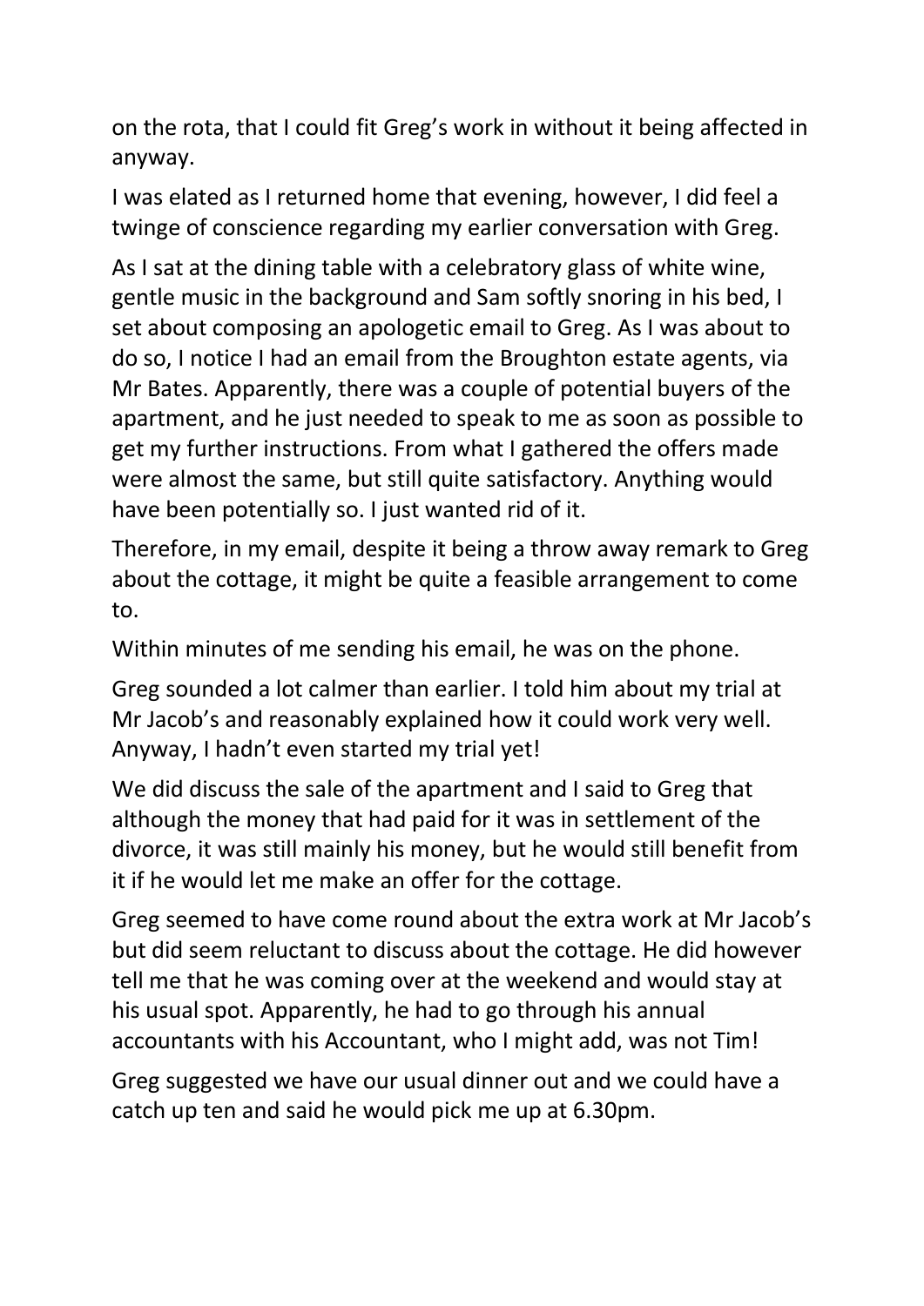on the rota, that I could fit Greg's work in without it being affected in anyway.

I was elated as I returned home that evening, however, I did feel a twinge of conscience regarding my earlier conversation with Greg.

As I sat at the dining table with a celebratory glass of white wine, gentle music in the background and Sam softly snoring in his bed, I set about composing an apologetic email to Greg. As I was about to do so, I notice I had an email from the Broughton estate agents, via Mr Bates. Apparently, there was a couple of potential buyers of the apartment, and he just needed to speak to me as soon as possible to get my further instructions. From what I gathered the offers made were almost the same, but still quite satisfactory. Anything would have been potentially so. I just wanted rid of it.

Therefore, in my email, despite it being a throw away remark to Greg about the cottage, it might be quite a feasible arrangement to come to.

Within minutes of me sending his email, he was on the phone.

Greg sounded a lot calmer than earlier. I told him about my trial at Mr Jacob's and reasonably explained how it could work very well. Anyway, I hadn't even started my trial yet!

We did discuss the sale of the apartment and I said to Greg that although the money that had paid for it was in settlement of the divorce, it was still mainly his money, but he would still benefit from it if he would let me make an offer for the cottage.

Greg seemed to have come round about the extra work at Mr Jacob's but did seem reluctant to discuss about the cottage. He did however tell me that he was coming over at the weekend and would stay at his usual spot. Apparently, he had to go through his annual accountants with his Accountant, who I might add, was not Tim!

Greg suggested we have our usual dinner out and we could have a catch up ten and said he would pick me up at 6.30pm.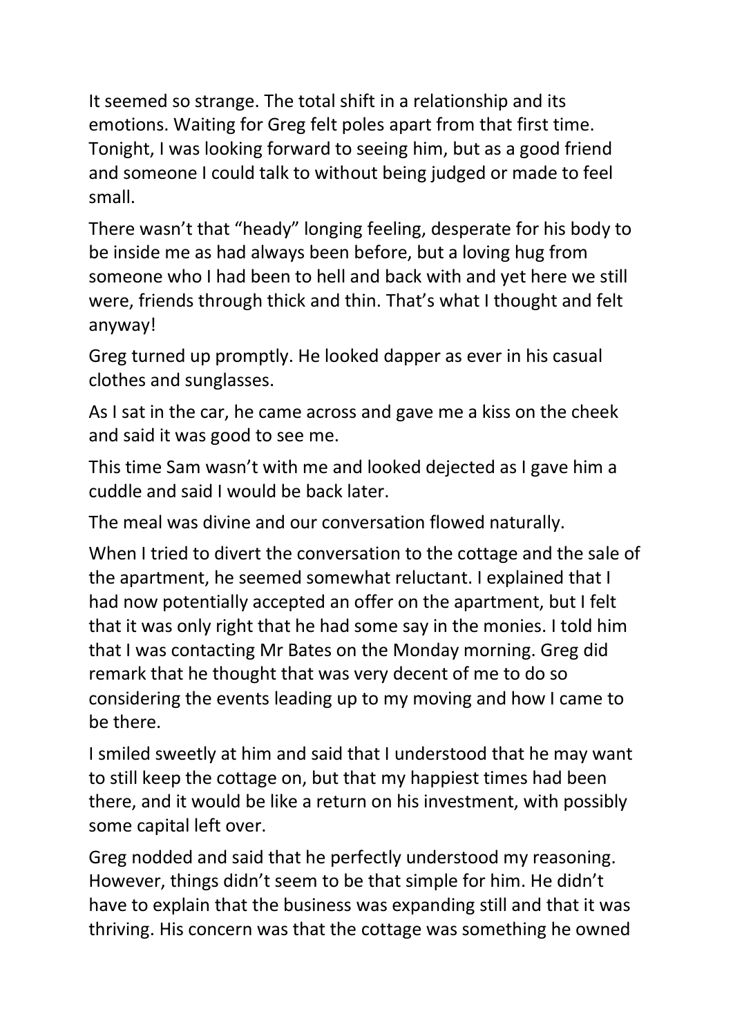It seemed so strange. The total shift in a relationship and its emotions. Waiting for Greg felt poles apart from that first time. Tonight, I was looking forward to seeing him, but as a good friend and someone I could talk to without being judged or made to feel small.

There wasn't that "heady" longing feeling, desperate for his body to be inside me as had always been before, but a loving hug from someone who I had been to hell and back with and yet here we still were, friends through thick and thin. That's what I thought and felt anyway!

Greg turned up promptly. He looked dapper as ever in his casual clothes and sunglasses.

As I sat in the car, he came across and gave me a kiss on the cheek and said it was good to see me.

This time Sam wasn't with me and looked dejected as I gave him a cuddle and said I would be back later.

The meal was divine and our conversation flowed naturally.

When I tried to divert the conversation to the cottage and the sale of the apartment, he seemed somewhat reluctant. I explained that I had now potentially accepted an offer on the apartment, but I felt that it was only right that he had some say in the monies. I told him that I was contacting Mr Bates on the Monday morning. Greg did remark that he thought that was very decent of me to do so considering the events leading up to my moving and how I came to be there.

I smiled sweetly at him and said that I understood that he may want to still keep the cottage on, but that my happiest times had been there, and it would be like a return on his investment, with possibly some capital left over.

Greg nodded and said that he perfectly understood my reasoning. However, things didn't seem to be that simple for him. He didn't have to explain that the business was expanding still and that it was thriving. His concern was that the cottage was something he owned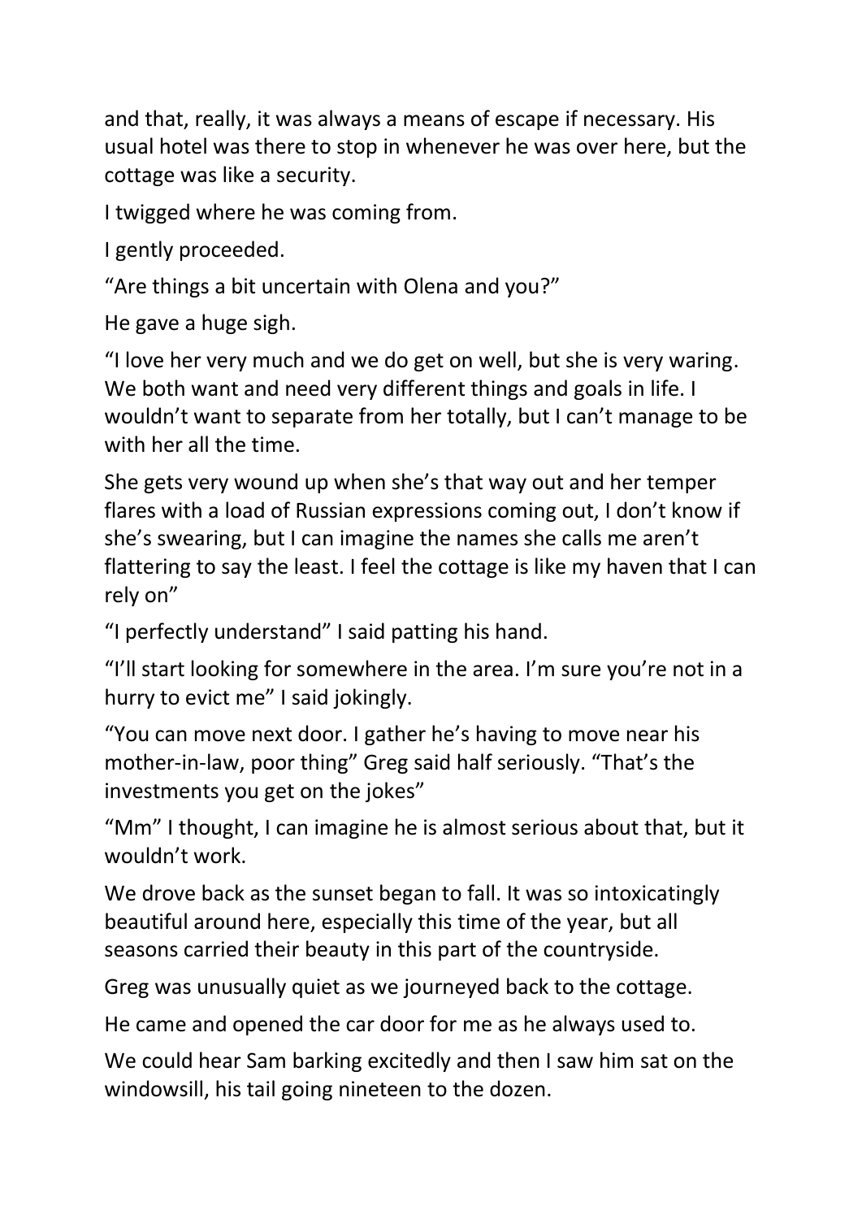and that, really, it was always a means of escape if necessary. His usual hotel was there to stop in whenever he was over here, but the cottage was like a security.

I twigged where he was coming from.

I gently proceeded.

“Are things a bit uncertain with Olena and you?”

He gave a huge sigh.

“I love her very much and we do get on well, but she is very waring. We both want and need very different things and goals in life. I wouldn’t want to separate from her totally, but I can’t manage to be with her all the time.

She gets very wound up when she’s that way out and her temper flares with a load of Russian expressions coming out, I don’t know if she’s swearing, but I can imagine the names she calls me aren’t flattering to say the least. I feel the cottage is like my haven that I can rely on”

“I perfectly understand” I said patting his hand.

“I’ll start looking for somewhere in the area. I’m sure you’re not in a hurry to evict me” I said jokingly.

“You can move next door. I gather he’s having to move near his mother-in-law, poor thing” Greg said half seriously. “That’s the investments you get on the jokes”

“Mm” I thought, I can imagine he is almost serious about that, but it wouldn’t work.

We drove back as the sunset began to fall. It was so intoxicatingly beautiful around here, especially this time of the year, but all seasons carried their beauty in this part of the countryside.

Greg was unusually quiet as we journeyed back to the cottage.

He came and opened the car door for me as he always used to.

We could hear Sam barking excitedly and then I saw him sat on the windowsill, his tail going nineteen to the dozen.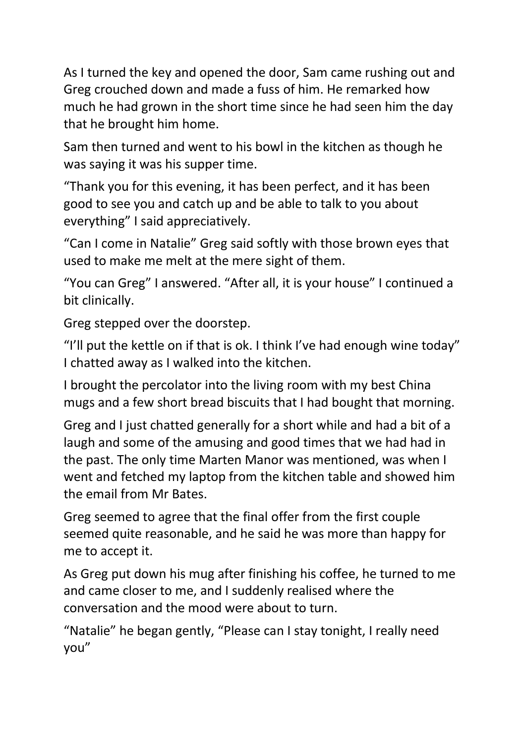As I turned the key and opened the door, Sam came rushing out and Greg crouched down and made a fuss of him. He remarked how much he had grown in the short time since he had seen him the day that he brought him home.

Sam then turned and went to his bowl in the kitchen as though he was saying it was his supper time.

"Thank you for this evening, it has been perfect, and it has been good to see you and catch up and be able to talk to you about everything" I said appreciatively.

"Can I come in Natalie" Greg said softly with those brown eyes that used to make me melt at the mere sight of them.

"You can Greg" I answered. "After all, it is your house" I continued a bit clinically.

Greg stepped over the doorstep.

"I'll put the kettle on if that is ok. I think I've had enough wine today" I chatted away as I walked into the kitchen.

I brought the percolator into the living room with my best China mugs and a few short bread biscuits that I had bought that morning.

Greg and I just chatted generally for a short while and had a bit of a laugh and some of the amusing and good times that we had had in the past. The only time Marten Manor was mentioned, was when I went and fetched my laptop from the kitchen table and showed him the email from Mr Bates.

Greg seemed to agree that the final offer from the first couple seemed quite reasonable, and he said he was more than happy for me to accept it.

As Greg put down his mug after finishing his coffee, he turned to me and came closer to me, and I suddenly realised where the conversation and the mood were about to turn.

"Natalie" he began gently, "Please can I stay tonight, I really need you"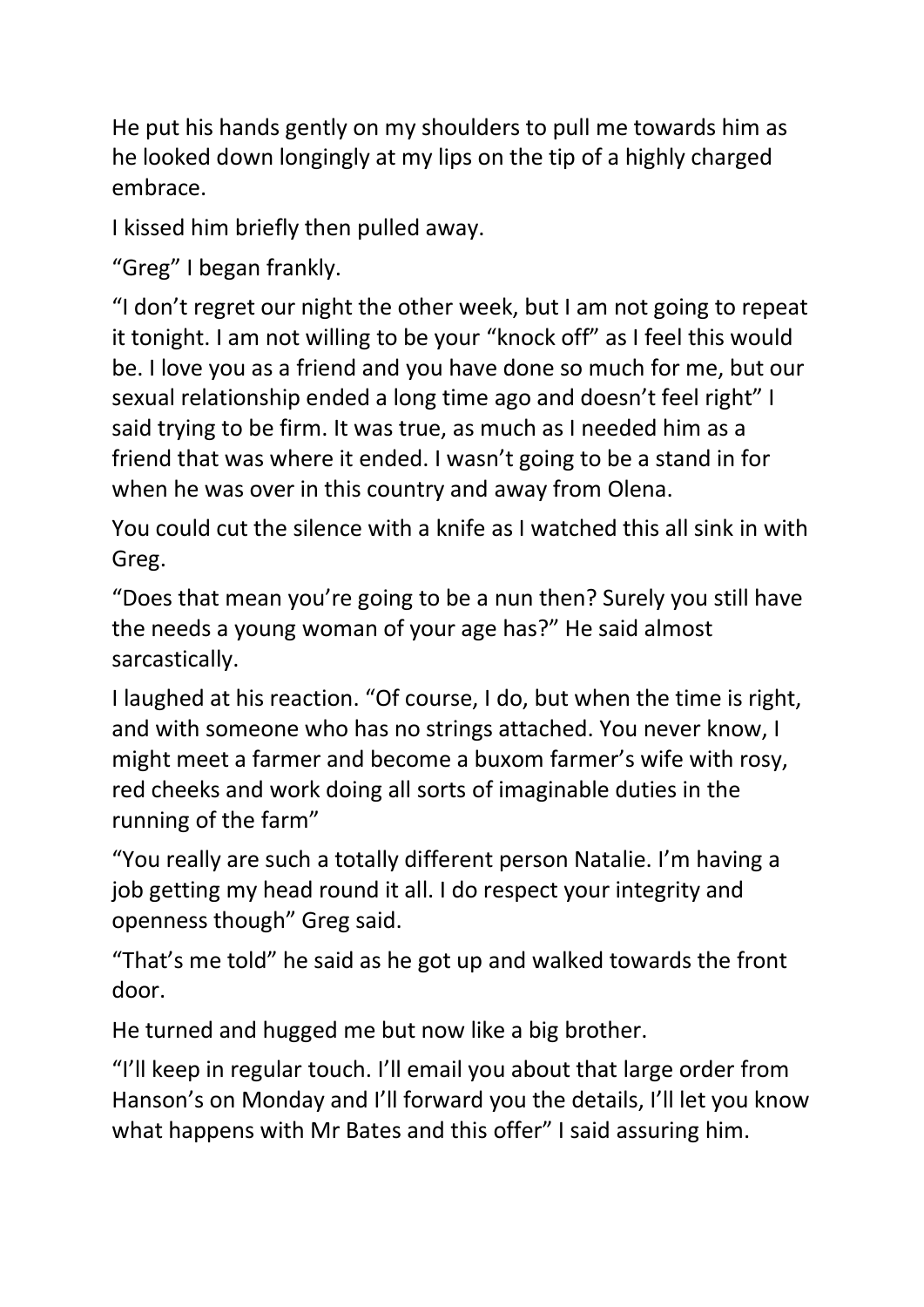He put his hands gently on my shoulders to pull me towards him as he looked down longingly at my lips on the tip of a highly charged embrace.

I kissed him briefly then pulled away.

"Greg" I began frankly.

"I don't regret our night the other week, but I am not going to repeat it tonight. I am not willing to be your "knock off" as I feel this would be. I love you as a friend and you have done so much for me, but our sexual relationship ended a long time ago and doesn't feel right" I said trying to be firm. It was true, as much as I needed him as a friend that was where it ended. I wasn't going to be a stand in for when he was over in this country and away from Olena.

You could cut the silence with a knife as I watched this all sink in with Greg.

"Does that mean you're going to be a nun then? Surely you still have the needs a young woman of your age has?" He said almost sarcastically.

I laughed at his reaction. "Of course, I do, but when the time is right, and with someone who has no strings attached. You never know, I might meet a farmer and become a buxom farmer's wife with rosy, red cheeks and work doing all sorts of imaginable duties in the running of the farm"

"You really are such a totally different person Natalie. I'm having a job getting my head round it all. I do respect your integrity and openness though" Greg said.

"That's me told" he said as he got up and walked towards the front door.

He turned and hugged me but now like a big brother.

"I'll keep in regular touch. I'll email you about that large order from Hanson's on Monday and I'll forward you the details, I'll let you know what happens with Mr Bates and this offer" I said assuring him.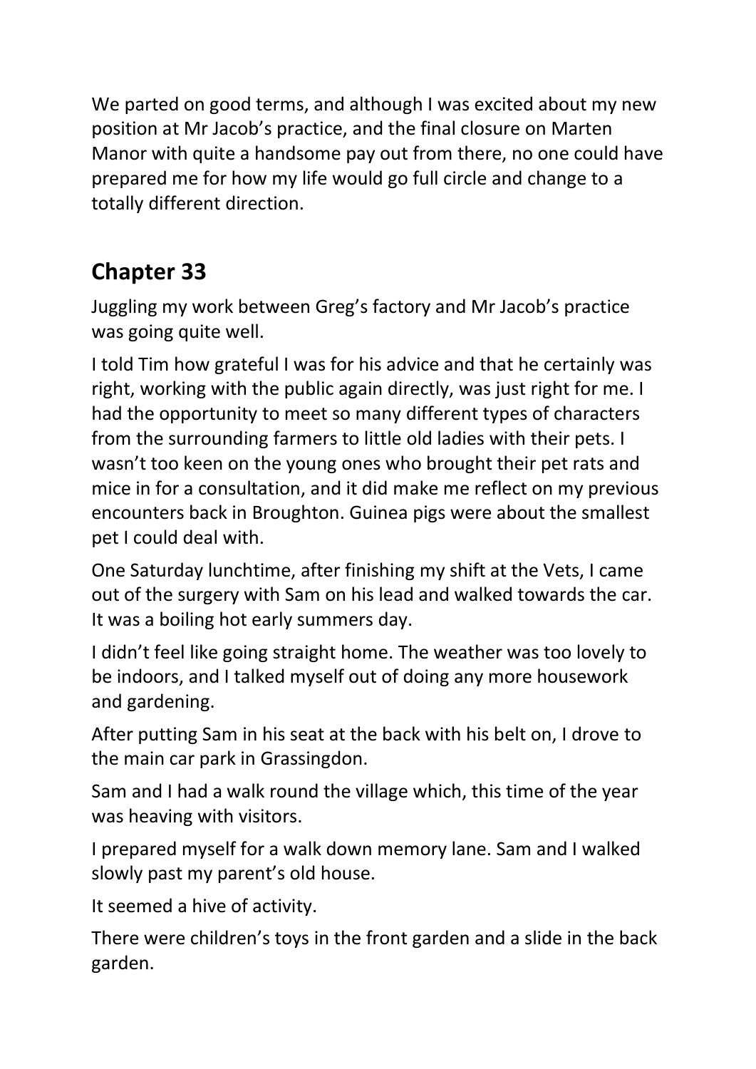We parted on good terms, and although I was excited about my new position at Mr Jacob's practice, and the final closure on Marten Manor with quite a handsome pay out from there, no one could have prepared me for how my life would go full circle and change to a totally different direction.

## Chapter 33

Juggling my work between Greg's factory and Mr Jacob's practice was going quite well.

I told Tim how grateful I was for his advice and that he certainly was right, working with the public again directly, was just right for me. I had the opportunity to meet so many different types of characters from the surrounding farmers to little old ladies with their pets. I wasn't too keen on the young ones who brought their pet rats and mice in for a consultation, and it did make me reflect on my previous encounters back in Broughton. Guinea pigs were about the smallest pet I could deal with.

One Saturday lunchtime, after finishing my shift at the Vets, I came out of the surgery with Sam on his lead and walked towards the car. It was a boiling hot early summers day.

I didn't feel like going straight home. The weather was too lovely to be indoors, and I talked myself out of doing any more housework and gardening.

After putting Sam in his seat at the back with his belt on, I drove to the main car park in Grassingdon.

Sam and I had a walk round the village which, this time of the year was heaving with visitors.

I prepared myself for a walk down memory lane. Sam and I walked slowly past my parent's old house.

It seemed a hive of activity.

There were children's toys in the front garden and a slide in the back garden.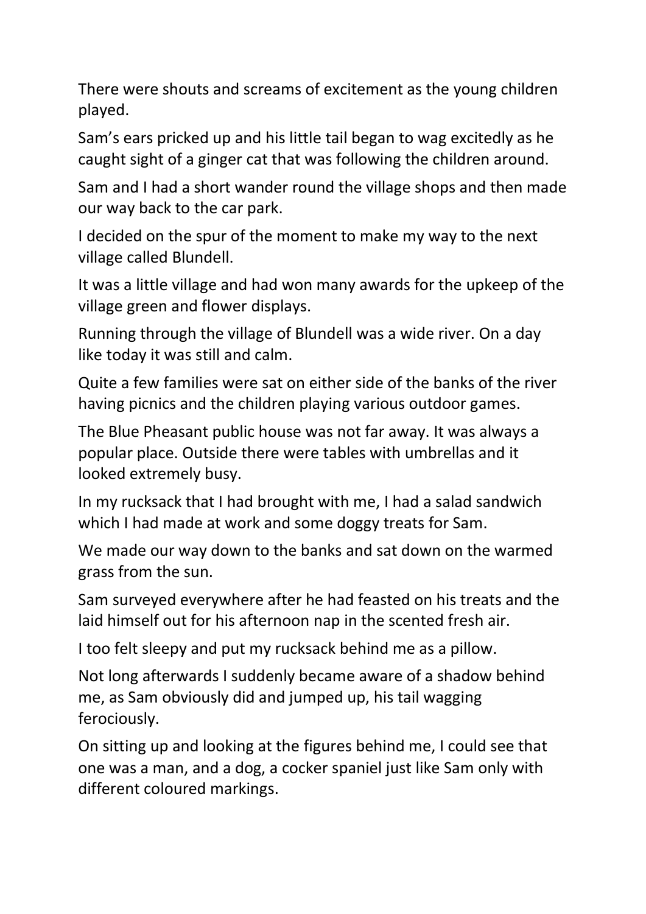There were shouts and screams of excitement as the young children played.

Sam's ears pricked up and his little tail began to wag excitedly as he caught sight of a ginger cat that was following the children around.

Sam and I had a short wander round the village shops and then made our way back to the car park.

I decided on the spur of the moment to make my way to the next village called Blundell.

It was a little village and had won many awards for the upkeep of the village green and flower displays.

Running through the village of Blundell was a wide river. On a day like today it was still and calm.

Quite a few families were sat on either side of the banks of the river having picnics and the children playing various outdoor games.

The Blue Pheasant public house was not far away. It was always a popular place. Outside there were tables with umbrellas and it looked extremely busy.

In my rucksack that I had brought with me, I had a salad sandwich which I had made at work and some doggy treats for Sam.

We made our way down to the banks and sat down on the warmed grass from the sun.

Sam surveyed everywhere after he had feasted on his treats and the laid himself out for his afternoon nap in the scented fresh air.

I too felt sleepy and put my rucksack behind me as a pillow.

Not long afterwards I suddenly became aware of a shadow behind me, as Sam obviously did and jumped up, his tail wagging ferociously.

On sitting up and looking at the figures behind me, I could see that one was a man, and a dog, a cocker spaniel just like Sam only with different coloured markings.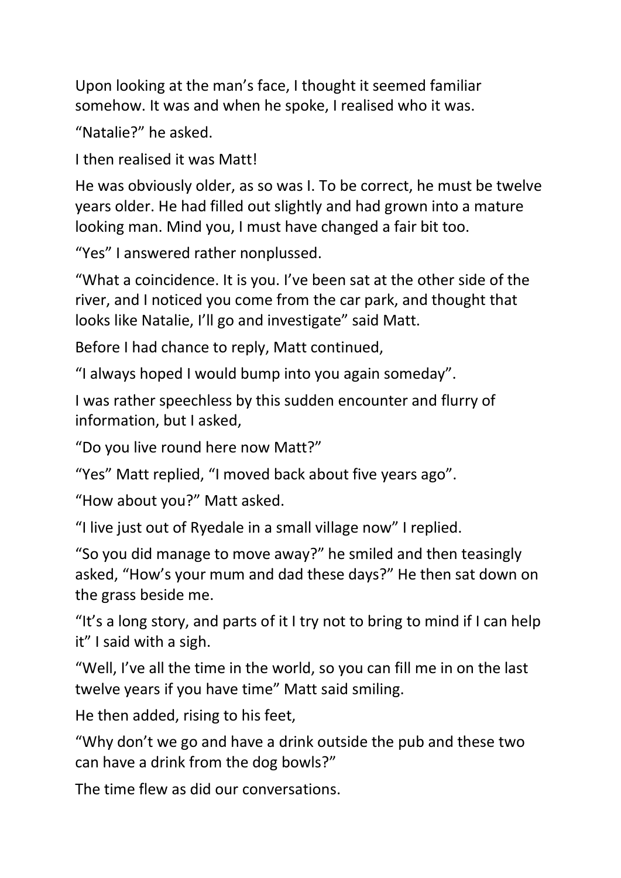Upon looking at the man's face, I thought it seemed familiar somehow. It was and when he spoke, I realised who it was.

"Natalie?" he asked.

I then realised it was Matt!

He was obviously older, as so was I. To be correct, he must be twelve years older. He had filled out slightly and had grown into a mature looking man. Mind you, I must have changed a fair bit too.

"Yes" I answered rather nonplussed.

"What a coincidence. It is you. I've been sat at the other side of the river, and I noticed you come from the car park, and thought that looks like Natalie, I'll go and investigate" said Matt.

Before I had chance to reply, Matt continued,

"I always hoped I would bump into you again someday".

I was rather speechless by this sudden encounter and flurry of information, but I asked,

"Do you live round here now Matt?"

"Yes" Matt replied, "I moved back about five years ago".

"How about you?" Matt asked.

"I live just out of Ryedale in a small village now" I replied.

"So you did manage to move away?" he smiled and then teasingly asked, "How's your mum and dad these days?" He then sat down on the grass beside me.

"It's a long story, and parts of it I try not to bring to mind if I can help it" I said with a sigh.

"Well, I've all the time in the world, so you can fill me in on the last twelve years if you have time" Matt said smiling.

He then added, rising to his feet,

"Why don't we go and have a drink outside the pub and these two can have a drink from the dog bowls?"

The time flew as did our conversations.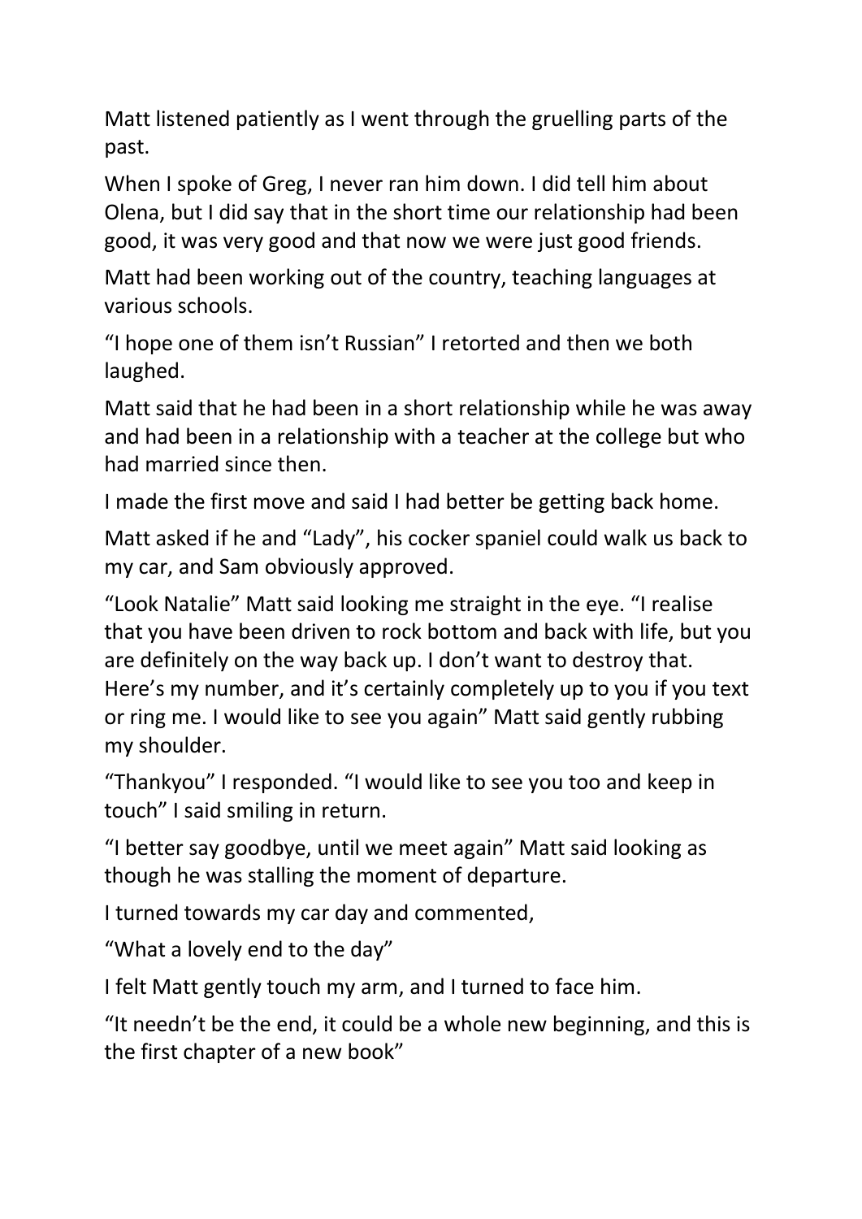Matt listened patiently as I went through the gruelling parts of the past.

When I spoke of Greg, I never ran him down. I did tell him about Olena, but I did say that in the short time our relationship had been good, it was very good and that now we were just good friends.

Matt had been working out of the country, teaching languages at various schools.

"I hope one of them isn't Russian" I retorted and then we both laughed.

Matt said that he had been in a short relationship while he was away and had been in a relationship with a teacher at the college but who had married since then.

I made the first move and said I had better be getting back home.

Matt asked if he and "Lady", his cocker spaniel could walk us back to my car, and Sam obviously approved.

"Look Natalie" Matt said looking me straight in the eye. "I realise that you have been driven to rock bottom and back with life, but you are definitely on the way back up. I don't want to destroy that. Here's my number, and it's certainly completely up to you if you text or ring me. I would like to see you again" Matt said gently rubbing my shoulder.

"Thankyou" I responded. "I would like to see you too and keep in touch" I said smiling in return.

"I better say goodbye, until we meet again" Matt said looking as though he was stalling the moment of departure.

I turned towards my car day and commented,

"What a lovely end to the day"

I felt Matt gently touch my arm, and I turned to face him.

"It needn't be the end, it could be a whole new beginning, and this is the first chapter of a new book"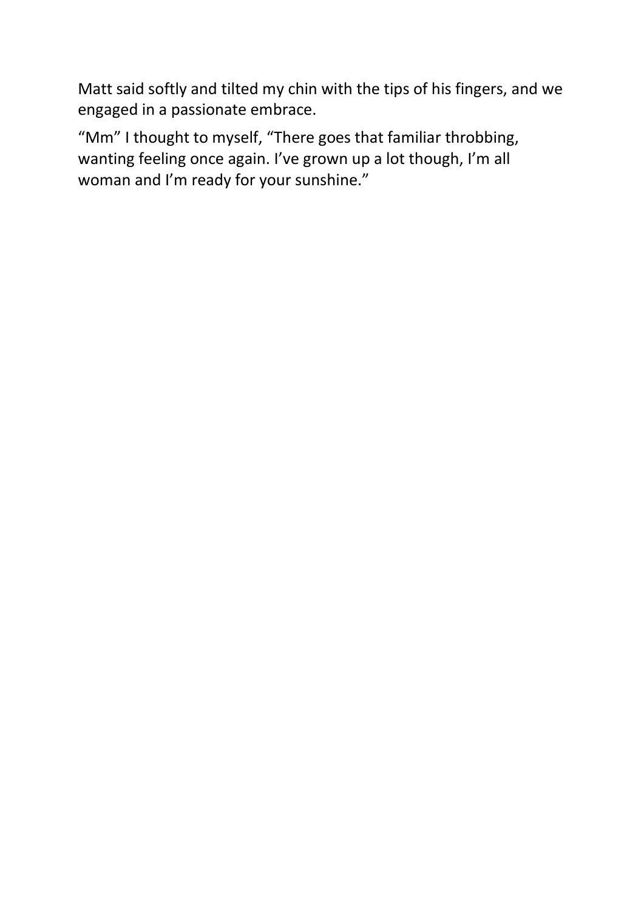Matt said softly and tilted my chin with the tips of his fingers, and we engaged in a passionate embrace.

“Mm” I thought to myself, “There goes that familiar throbbing, wanting feeling once again. I’ve grown up a lot though, I’m all woman and I’m ready for your sunshine.”